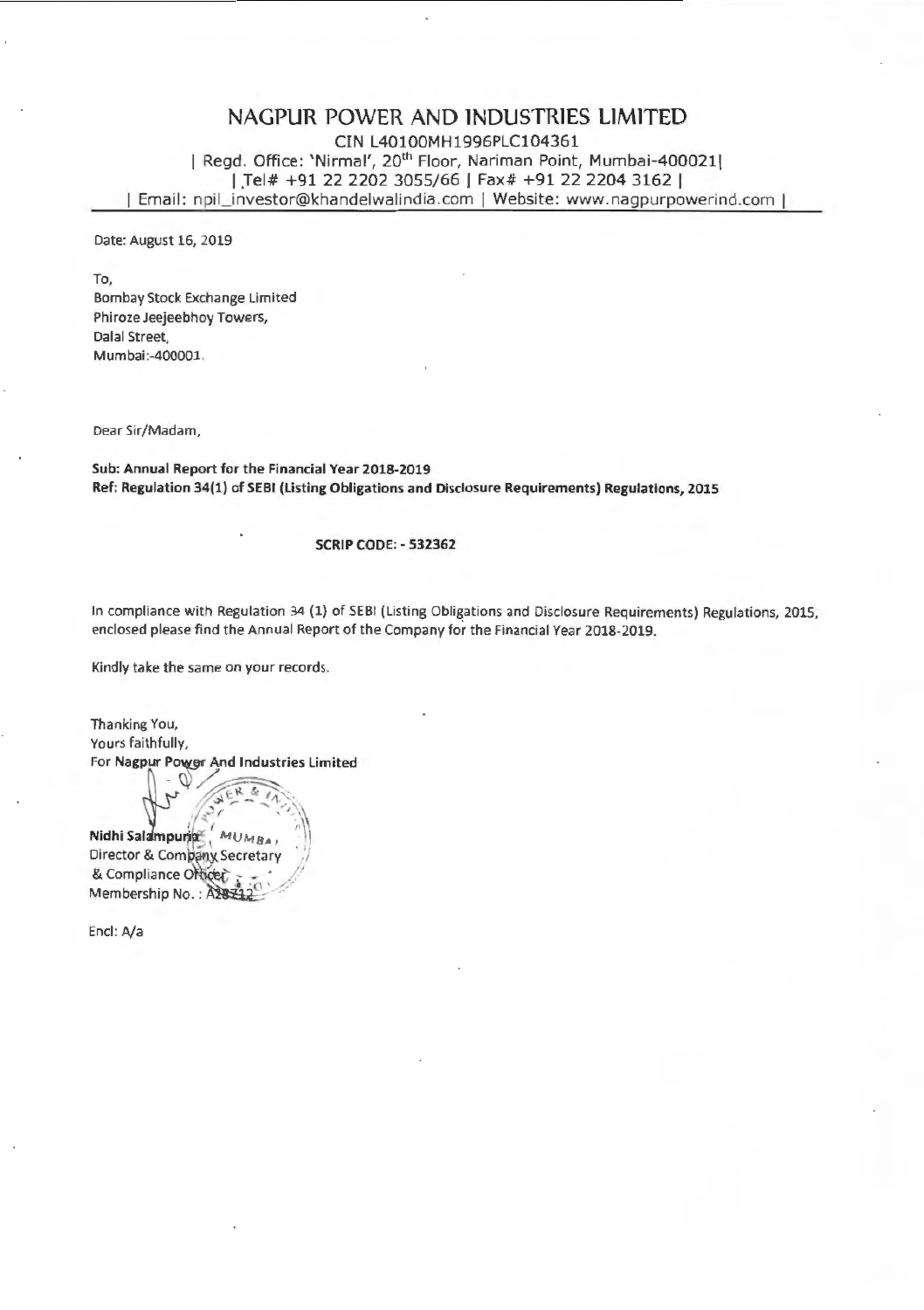# NAGPUR POWER AND INDUSTRIES LIMITED

CIN L40100MH1996PLC104361

| Regd. Office: 'Nirmal', 20th Floor, Nariman Point, Mumbai-400021|

| Tel# +91 22 2202 3055/66 | Fax# +91 22 2204 3162 |

| Email: npil_investor@khandelwalindia.com | Website: www.nagpurpowerind.com |

Date: August 16, 2019

To,
Bombay Stock Exchange Limited
Phiroze Jeejeebhoy Towers,
Dalal Street,
Mumbai:-400001.

Dear Sir/Madam,

**Sub: Annual Report for the Financial Year 2018-2019**
**Ref: Regulation 34(1) of SEBI (Listing Obligations and Disclosure Requirements) Regulations, 2015**

**SCRIP CODE: - 532362**

In compliance with Regulation 34 (1) of SEBI (Listing Obligations and Disclosure Requirements) Regulations, 2015, enclosed please find the Annual Report of the Company for the Financial Year 2018-2019.

Kindly take the same on your records.

Thanking You,
Yours faithfully,
For Nagpur Power And Industries Limited

**Nidhi Salampuria**
Director & Company Secretary
& Compliance Officer
Membership No.: A28712

Encl: A/a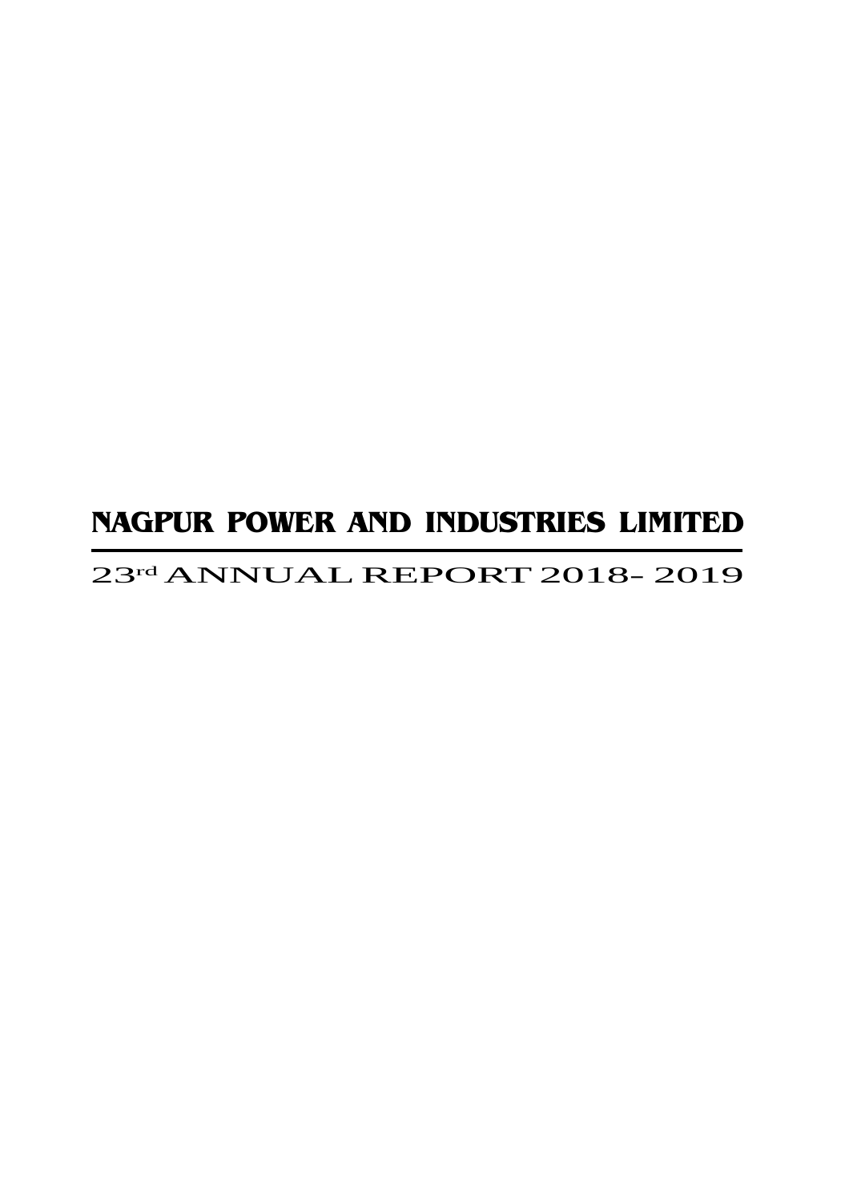# NAGPUR POWER AND INDUSTRIES LIMITED

## 23rd ANNUAL REPORT 2018- 2019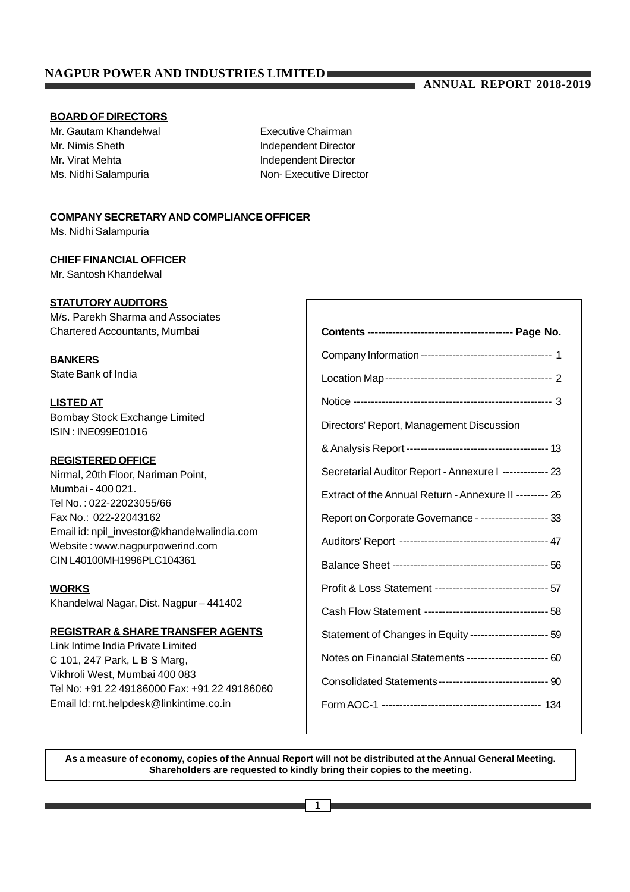## BOARD OF DIRECTORS

| | |
|---|---|
| Mr. Gautam Khandelwal | Executive Chairman |
| Mr. Nimis Sheth | Independent Director |
| Mr. Virat Mehta | Independent Director |
| Ms. Nidhi Salampuria | Non- Executive Director |

## COMPANY SECRETARY AND COMPLIANCE OFFICER

Ms. Nidhi Salampuria

## CHIEF FINANCIAL OFFICER

Mr. Santosh Khandelwal

## STATUTORY AUDITORS

M/s. Parekh Sharma and Associates
Chartered Accountants, Mumbai

## BANKERS

State Bank of India

## LISTED AT

Bombay Stock Exchange Limited
ISIN : INE099E01016

## REGISTERED OFFICE

Nirmal, 20th Floor, Nariman Point,
Mumbai - 400 021.
Tel No. : 022-22023055/66
Fax No.: 022-22043162
Email id: npil_investor@khandelwalindia.com
Website : www.nagpurpowerind.com
CIN L40100MH1996PLC104361

## WORKS

Khandelwal Nagar, Dist. Nagpur – 441402

## REGISTRAR & SHARE TRANSFER AGENTS

Link Intime India Private Limited
C 101, 247 Park, L B S Marg,
Vikhroli West, Mumbai 400 083
Tel No: +91 22 49186000 Fax: +91 22 49186060
Email Id: rnt.helpdesk@linkintime.co.in

| Contents | Page No. |
|---|---|
| Company Information | 1 |
| Location Map | 2 |
| Notice | 3 |
| Directors' Report, Management Discussion & Analysis Report | 13 |
| Secretarial Auditor Report - Annexure I | 23 |
| Extract of the Annual Return - Annexure II | 26 |
| Report on Corporate Governance - | 33 |
| Auditors' Report | 47 |
| Balance Sheet | 56 |
| Profit & Loss Statement | 57 |
| Cash Flow Statement | 58 |
| Statement of Changes in Equity | 59 |
| Notes on Financial Statements | 60 |
| Consolidated Statements | 90 |
| Form AOC-1 | 134 |

**As a measure of economy, copies of the Annual Report will not be distributed at the Annual General Meeting. Shareholders are requested to kindly bring their copies to the meeting.**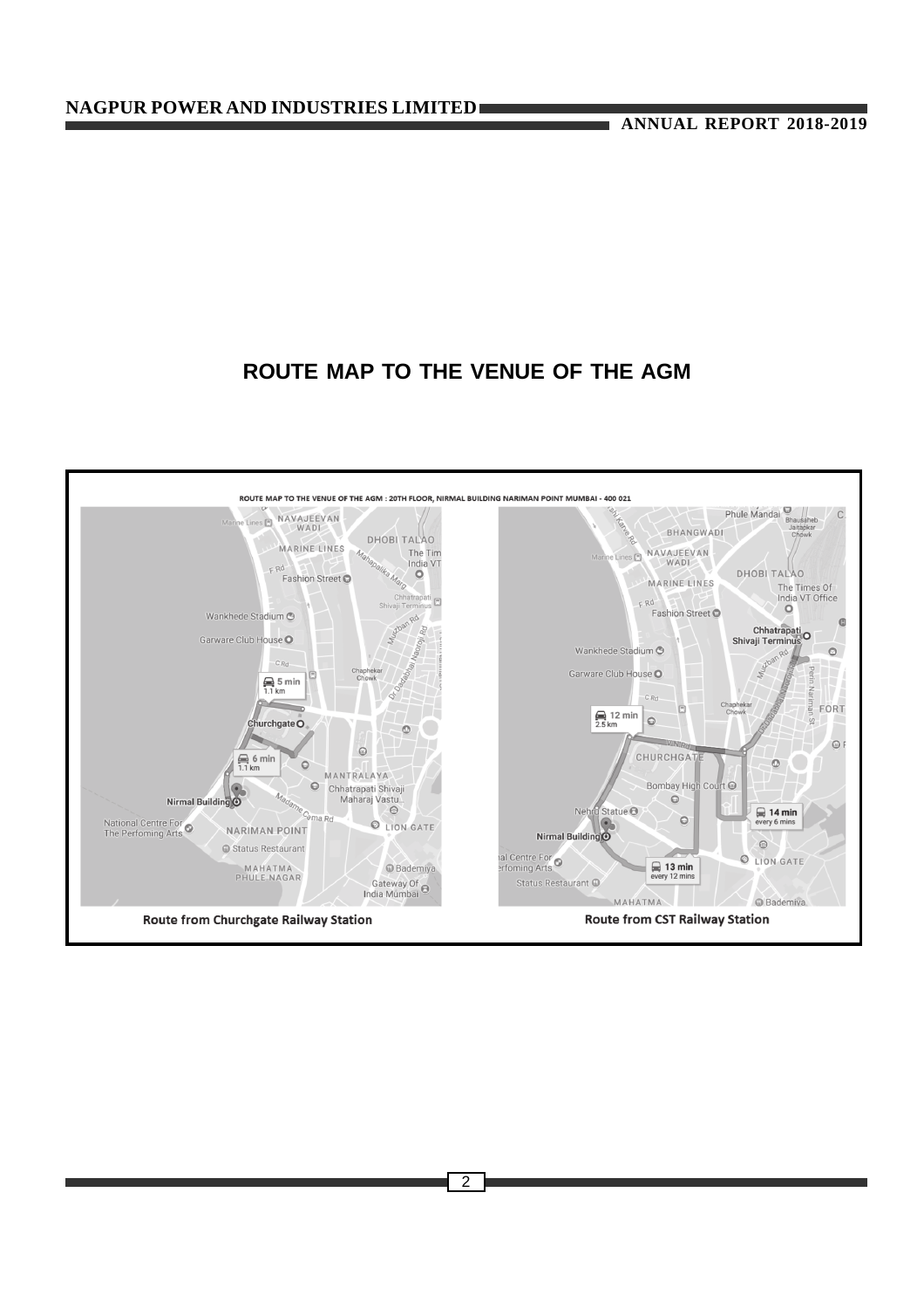# ROUTE MAP TO THE VENUE OF THE AGM

ROUTE MAP TO THE VENUE OF THE AGM : 20TH FLOOR, NIRMAL BUILDING NARIMAN POINT MUMBAI - 400 021

Route from Churchgate Railway Station

Route from CST Railway Station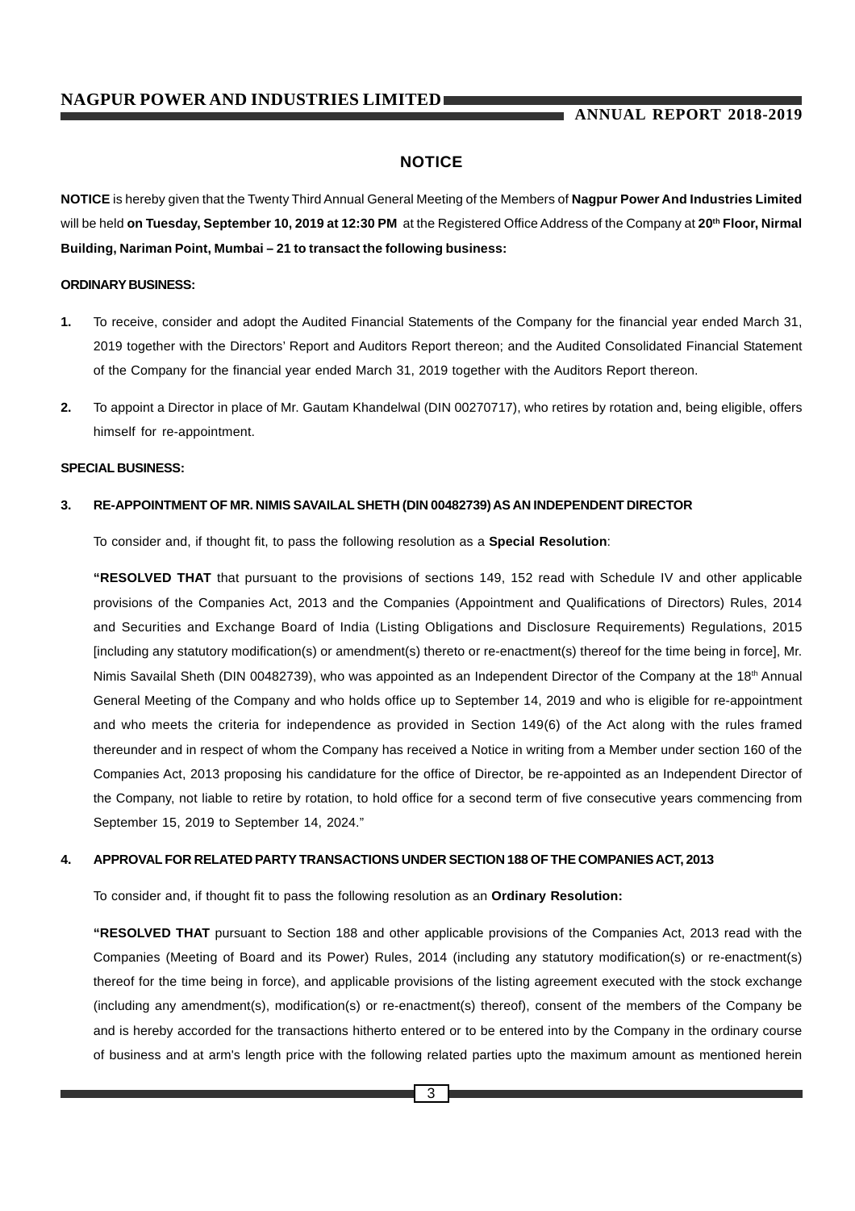# NOTICE

**NOTICE** is hereby given that the Twenty Third Annual General Meeting of the Members of **Nagpur Power And Industries Limited** will be held **on Tuesday, September 10, 2019 at 12:30 PM** at the Registered Office Address of the Company at **20th Floor, Nirmal Building, Nariman Point, Mumbai – 21 to transact the following business:**

**ORDINARY BUSINESS:**

1. To receive, consider and adopt the Audited Financial Statements of the Company for the financial year ended March 31, 2019 together with the Directors' Report and Auditors Report thereon; and the Audited Consolidated Financial Statement of the Company for the financial year ended March 31, 2019 together with the Auditors Report thereon.

2. To appoint a Director in place of Mr. Gautam Khandelwal (DIN 00270717), who retires by rotation and, being eligible, offers himself for re-appointment.

**SPECIAL BUSINESS:**

**3. RE-APPOINTMENT OF MR. NIMIS SAVAILAL SHETH (DIN 00482739) AS AN INDEPENDENT DIRECTOR**

To consider and, if thought fit, to pass the following resolution as a **Special Resolution**:

**"RESOLVED THAT** that pursuant to the provisions of sections 149, 152 read with Schedule IV and other applicable provisions of the Companies Act, 2013 and the Companies (Appointment and Qualifications of Directors) Rules, 2014 and Securities and Exchange Board of India (Listing Obligations and Disclosure Requirements) Regulations, 2015 [including any statutory modification(s) or amendment(s) thereto or re-enactment(s) thereof for the time being in force], Mr. Nimis Savailal Sheth (DIN 00482739), who was appointed as an Independent Director of the Company at the 18th Annual General Meeting of the Company and who holds office up to September 14, 2019 and who is eligible for re-appointment and who meets the criteria for independence as provided in Section 149(6) of the Act along with the rules framed thereunder and in respect of whom the Company has received a Notice in writing from a Member under section 160 of the Companies Act, 2013 proposing his candidature for the office of Director, be re-appointed as an Independent Director of the Company, not liable to retire by rotation, to hold office for a second term of five consecutive years commencing from September 15, 2019 to September 14, 2024."

**4. APPROVAL FOR RELATED PARTY TRANSACTIONS UNDER SECTION 188 OF THE COMPANIES ACT, 2013**

To consider and, if thought fit to pass the following resolution as an **Ordinary Resolution:**

**"RESOLVED THAT** pursuant to Section 188 and other applicable provisions of the Companies Act, 2013 read with the Companies (Meeting of Board and its Power) Rules, 2014 (including any statutory modification(s) or re-enactment(s) thereof for the time being in force), and applicable provisions of the listing agreement executed with the stock exchange (including any amendment(s), modification(s) or re-enactment(s) thereof), consent of the members of the Company be and is hereby accorded for the transactions hitherto entered or to be entered into by the Company in the ordinary course of business and at arm's length price with the following related parties upto the maximum amount as mentioned herein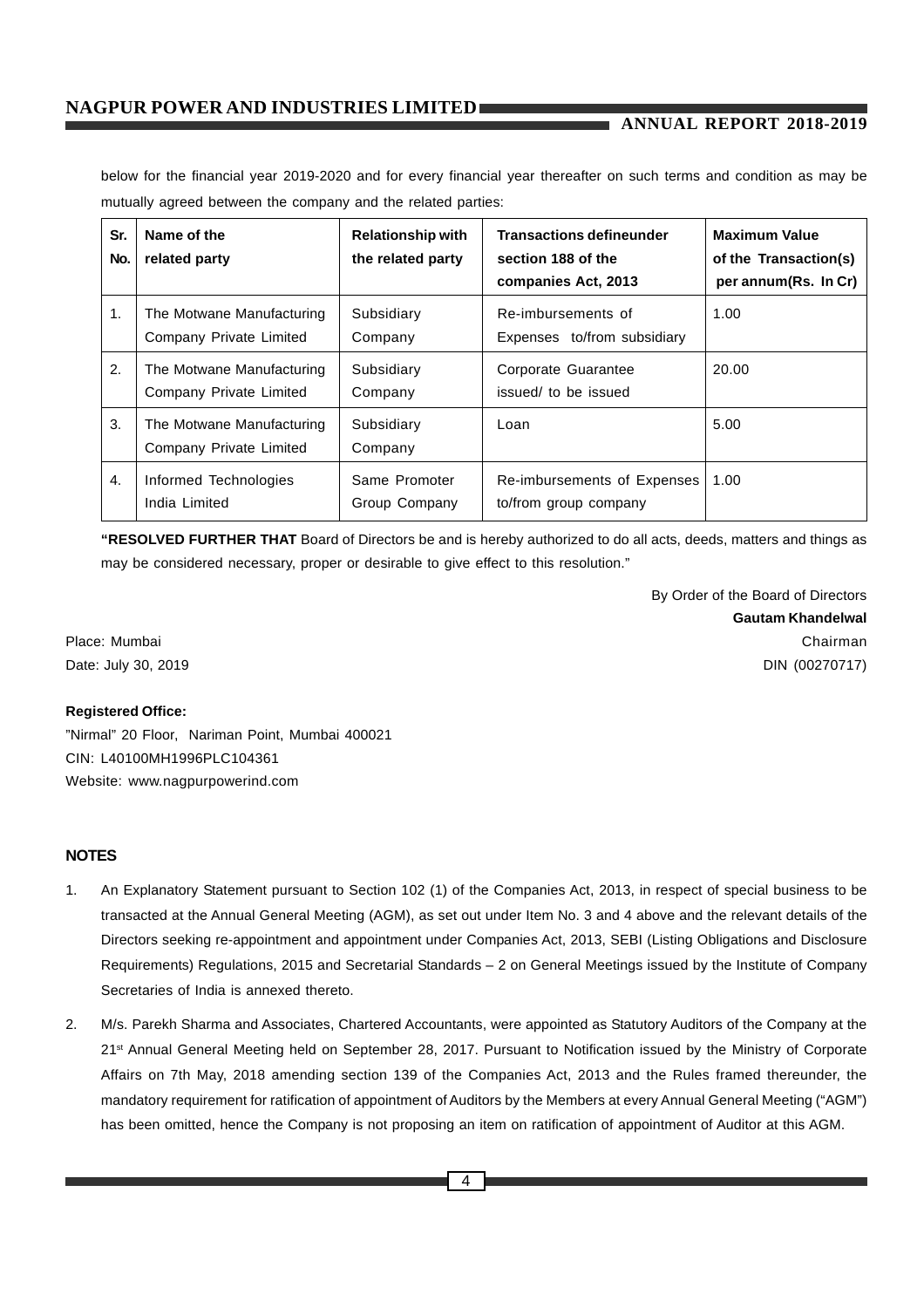below for the financial year 2019-2020 and for every financial year thereafter on such terms and condition as may be mutually agreed between the company and the related parties:

| Sr. No. | Name of the related party | Relationship with the related party | Transactions defineunder section 188 of the companies Act, 2013 | Maximum Value of the Transaction(s) per annum(Rs. In Cr) |
|---|---|---|---|---|
| 1. | The Motwane Manufacturing Company Private Limited | Subsidiary Company | Re-imbursements of Expenses to/from subsidiary | 1.00 |
| 2. | The Motwane Manufacturing Company Private Limited | Subsidiary Company | Corporate Guarantee issued/ to be issued | 20.00 |
| 3. | The Motwane Manufacturing Company Private Limited | Subsidiary Company | Loan | 5.00 |
| 4. | Informed Technologies India Limited | Same Promoter Group Company | Re-imbursements of Expenses to/from group company | 1.00 |

**"RESOLVED FURTHER THAT** Board of Directors be and is hereby authorized to do all acts, deeds, matters and things as may be considered necessary, proper or desirable to give effect to this resolution."

By Order of the Board of Directors
**Gautam Khandelwal**
Chairman
DIN (00270717)

Place: Mumbai
Date: July 30, 2019

**Registered Office:**
"Nirmal" 20 Floor, Nariman Point, Mumbai 400021
CIN: L40100MH1996PLC104361
Website: www.nagpurpowerind.com

## NOTES

1. An Explanatory Statement pursuant to Section 102 (1) of the Companies Act, 2013, in respect of special business to be transacted at the Annual General Meeting (AGM), as set out under Item No. 3 and 4 above and the relevant details of the Directors seeking re-appointment and appointment under Companies Act, 2013, SEBI (Listing Obligations and Disclosure Requirements) Regulations, 2015 and Secretarial Standards – 2 on General Meetings issued by the Institute of Company Secretaries of India is annexed thereto.

2. M/s. Parekh Sharma and Associates, Chartered Accountants, were appointed as Statutory Auditors of the Company at the 21st Annual General Meeting held on September 28, 2017. Pursuant to Notification issued by the Ministry of Corporate Affairs on 7th May, 2018 amending section 139 of the Companies Act, 2013 and the Rules framed thereunder, the mandatory requirement for ratification of appointment of Auditors by the Members at every Annual General Meeting ("AGM") has been omitted, hence the Company is not proposing an item on ratification of appointment of Auditor at this AGM.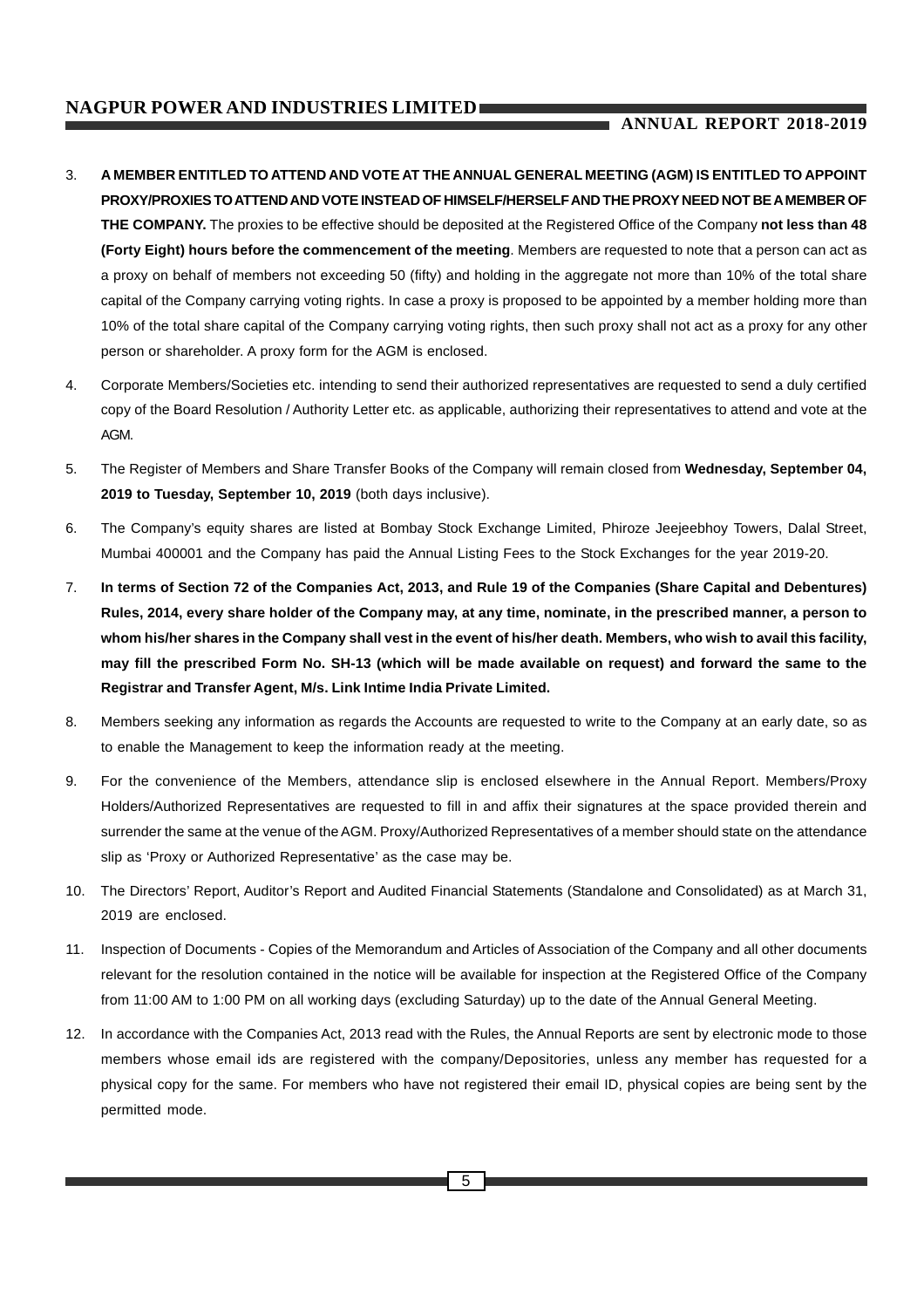3. **A MEMBER ENTITLED TO ATTEND AND VOTE AT THE ANNUAL GENERAL MEETING (AGM) IS ENTITLED TO APPOINT PROXY/PROXIES TO ATTEND AND VOTE INSTEAD OF HIMSELF/HERSELF AND THE PROXY NEED NOT BE A MEMBER OF THE COMPANY.** The proxies to be effective should be deposited at the Registered Office of the Company **not less than 48 (Forty Eight) hours before the commencement of the meeting**. Members are requested to note that a person can act as a proxy on behalf of members not exceeding 50 (fifty) and holding in the aggregate not more than 10% of the total share capital of the Company carrying voting rights. In case a proxy is proposed to be appointed by a member holding more than 10% of the total share capital of the Company carrying voting rights, then such proxy shall not act as a proxy for any other person or shareholder. A proxy form for the AGM is enclosed.

4. Corporate Members/Societies etc. intending to send their authorized representatives are requested to send a duly certified copy of the Board Resolution / Authority Letter etc. as applicable, authorizing their representatives to attend and vote at the AGM.

5. The Register of Members and Share Transfer Books of the Company will remain closed from **Wednesday, September 04, 2019 to Tuesday, September 10, 2019** (both days inclusive).

6. The Company's equity shares are listed at Bombay Stock Exchange Limited, Phiroze Jeejeebhoy Towers, Dalal Street, Mumbai 400001 and the Company has paid the Annual Listing Fees to the Stock Exchanges for the year 2019-20.

7. **In terms of Section 72 of the Companies Act, 2013, and Rule 19 of the Companies (Share Capital and Debentures) Rules, 2014, every share holder of the Company may, at any time, nominate, in the prescribed manner, a person to whom his/her shares in the Company shall vest in the event of his/her death. Members, who wish to avail this facility, may fill the prescribed Form No. SH-13 (which will be made available on request) and forward the same to the Registrar and Transfer Agent, M/s. Link Intime India Private Limited.**

8. Members seeking any information as regards the Accounts are requested to write to the Company at an early date, so as to enable the Management to keep the information ready at the meeting.

9. For the convenience of the Members, attendance slip is enclosed elsewhere in the Annual Report. Members/Proxy Holders/Authorized Representatives are requested to fill in and affix their signatures at the space provided therein and surrender the same at the venue of the AGM. Proxy/Authorized Representatives of a member should state on the attendance slip as 'Proxy or Authorized Representative' as the case may be.

10. The Directors' Report, Auditor's Report and Audited Financial Statements (Standalone and Consolidated) as at March 31, 2019 are enclosed.

11. Inspection of Documents - Copies of the Memorandum and Articles of Association of the Company and all other documents relevant for the resolution contained in the notice will be available for inspection at the Registered Office of the Company from 11:00 AM to 1:00 PM on all working days (excluding Saturday) up to the date of the Annual General Meeting.

12. In accordance with the Companies Act, 2013 read with the Rules, the Annual Reports are sent by electronic mode to those members whose email ids are registered with the company/Depositories, unless any member has requested for a physical copy for the same. For members who have not registered their email ID, physical copies are being sent by the permitted mode.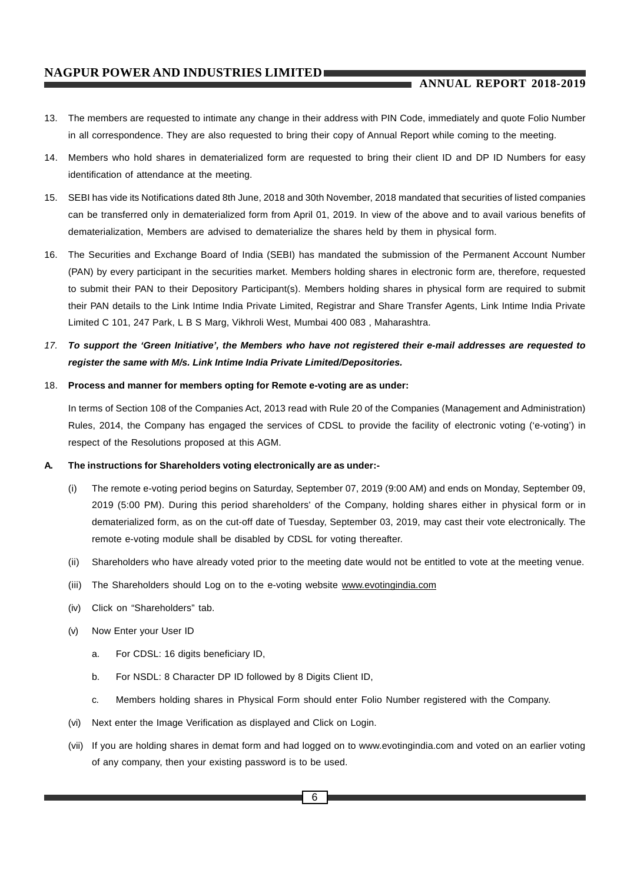13. The members are requested to intimate any change in their address with PIN Code, immediately and quote Folio Number in all correspondence. They are also requested to bring their copy of Annual Report while coming to the meeting.

14. Members who hold shares in dematerialized form are requested to bring their client ID and DP ID Numbers for easy identification of attendance at the meeting.

15. SEBI has vide its Notifications dated 8th June, 2018 and 30th November, 2018 mandated that securities of listed companies can be transferred only in dematerialized form from April 01, 2019. In view of the above and to avail various benefits of dematerialization, Members are advised to dematerialize the shares held by them in physical form.

16. The Securities and Exchange Board of India (SEBI) has mandated the submission of the Permanent Account Number (PAN) by every participant in the securities market. Members holding shares in electronic form are, therefore, requested to submit their PAN to their Depository Participant(s). Members holding shares in physical form are required to submit their PAN details to the Link Intime India Private Limited, Registrar and Share Transfer Agents, Link Intime India Private Limited C 101, 247 Park, L B S Marg, Vikhroli West, Mumbai 400 083 , Maharashtra.

17. ***To support the 'Green Initiative', the Members who have not registered their e-mail addresses are requested to register the same with M/s. Link Intime India Private Limited/Depositories.***

18. **Process and manner for members opting for Remote e-voting are as under:**

    In terms of Section 108 of the Companies Act, 2013 read with Rule 20 of the Companies (Management and Administration) Rules, 2014, the Company has engaged the services of CDSL to provide the facility of electronic voting ('e-voting') in respect of the Resolutions proposed at this AGM.

**A. The instructions for Shareholders voting electronically are as under:-**

(i) The remote e-voting period begins on Saturday, September 07, 2019 (9:00 AM) and ends on Monday, September 09, 2019 (5:00 PM). During this period shareholders' of the Company, holding shares either in physical form or in dematerialized form, as on the cut-off date of Tuesday, September 03, 2019, may cast their vote electronically. The remote e-voting module shall be disabled by CDSL for voting thereafter.

(ii) Shareholders who have already voted prior to the meeting date would not be entitled to vote at the meeting venue.

(iii) The Shareholders should Log on to the e-voting website www.evotingindia.com

(iv) Click on "Shareholders" tab.

(v) Now Enter your User ID

   a. For CDSL: 16 digits beneficiary ID,

   b. For NSDL: 8 Character DP ID followed by 8 Digits Client ID,

   c. Members holding shares in Physical Form should enter Folio Number registered with the Company.

(vi) Next enter the Image Verification as displayed and Click on Login.

(vii) If you are holding shares in demat form and had logged on to www.evotingindia.com and voted on an earlier voting of any company, then your existing password is to be used.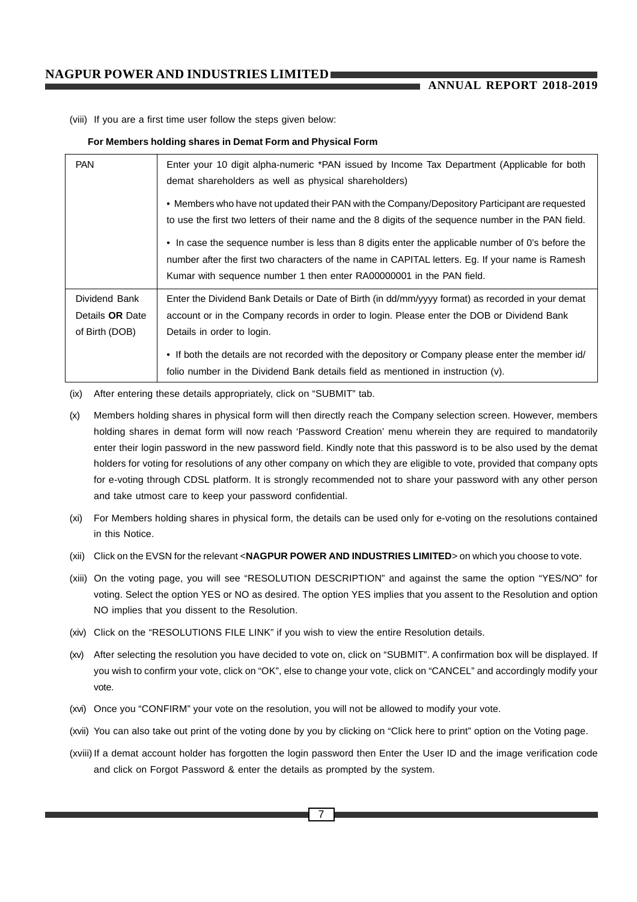(viii) If you are a first time user follow the steps given below:

**For Members holding shares in Demat Form and Physical Form**

| | |
|---|---|
| PAN | Enter your 10 digit alpha-numeric *PAN issued by Income Tax Department (Applicable for both demat shareholders as well as physical shareholders)<br><br>• Members who have not updated their PAN with the Company/Depository Participant are requested to use the first two letters of their name and the 8 digits of the sequence number in the PAN field.<br><br>• In case the sequence number is less than 8 digits enter the applicable number of 0's before the number after the first two characters of the name in CAPITAL letters. Eg. If your name is Ramesh Kumar with sequence number 1 then enter RA00000001 in the PAN field. |
| Dividend Bank Details **OR** Date of Birth (DOB) | Enter the Dividend Bank Details or Date of Birth (in dd/mm/yyyy format) as recorded in your demat account or in the Company records in order to login. Please enter the DOB or Dividend Bank Details in order to login.<br><br>• If both the details are not recorded with the depository or Company please enter the member id/ folio number in the Dividend Bank details field as mentioned in instruction (v). |

(ix) After entering these details appropriately, click on "SUBMIT" tab.

(x) Members holding shares in physical form will then directly reach the Company selection screen. However, members holding shares in demat form will now reach 'Password Creation' menu wherein they are required to mandatorily enter their login password in the new password field. Kindly note that this password is to be also used by the demat holders for voting for resolutions of any other company on which they are eligible to vote, provided that company opts for e-voting through CDSL platform. It is strongly recommended not to share your password with any other person and take utmost care to keep your password confidential.

(xi) For Members holding shares in physical form, the details can be used only for e-voting on the resolutions contained in this Notice.

(xii) Click on the EVSN for the relevant <**NAGPUR POWER AND INDUSTRIES LIMITED**> on which you choose to vote.

(xiii) On the voting page, you will see "RESOLUTION DESCRIPTION" and against the same the option "YES/NO" for voting. Select the option YES or NO as desired. The option YES implies that you assent to the Resolution and option NO implies that you dissent to the Resolution.

(xiv) Click on the "RESOLUTIONS FILE LINK" if you wish to view the entire Resolution details.

(xv) After selecting the resolution you have decided to vote on, click on "SUBMIT". A confirmation box will be displayed. If you wish to confirm your vote, click on "OK", else to change your vote, click on "CANCEL" and accordingly modify your vote.

(xvi) Once you "CONFIRM" your vote on the resolution, you will not be allowed to modify your vote.

(xvii) You can also take out print of the voting done by you by clicking on "Click here to print" option on the Voting page.

(xviii) If a demat account holder has forgotten the login password then Enter the User ID and the image verification code and click on Forgot Password & enter the details as prompted by the system.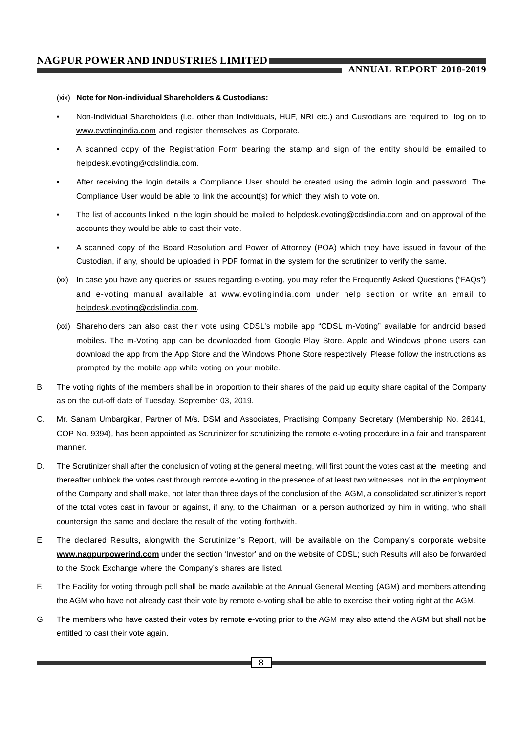(xix) **Note for Non-individual Shareholders & Custodians:**

- Non-Individual Shareholders (i.e. other than Individuals, HUF, NRI etc.) and Custodians are required to log on to www.evotingindia.com and register themselves as Corporate.
- A scanned copy of the Registration Form bearing the stamp and sign of the entity should be emailed to helpdesk.evoting@cdslindia.com.
- After receiving the login details a Compliance User should be created using the admin login and password. The Compliance User would be able to link the account(s) for which they wish to vote on.
- The list of accounts linked in the login should be mailed to helpdesk.evoting@cdslindia.com and on approval of the accounts they would be able to cast their vote.
- A scanned copy of the Board Resolution and Power of Attorney (POA) which they have issued in favour of the Custodian, if any, should be uploaded in PDF format in the system for the scrutinizer to verify the same.

(xx) In case you have any queries or issues regarding e-voting, you may refer the Frequently Asked Questions ("FAQs") and e-voting manual available at www.evotingindia.com under help section or write an email to helpdesk.evoting@cdslindia.com.

(xxi) Shareholders can also cast their vote using CDSL's mobile app "CDSL m-Voting" available for android based mobiles. The m-Voting app can be downloaded from Google Play Store. Apple and Windows phone users can download the app from the App Store and the Windows Phone Store respectively. Please follow the instructions as prompted by the mobile app while voting on your mobile.

B. The voting rights of the members shall be in proportion to their shares of the paid up equity share capital of the Company as on the cut-off date of Tuesday, September 03, 2019.

C. Mr. Sanam Umbargikar, Partner of M/s. DSM and Associates, Practising Company Secretary (Membership No. 26141, COP No. 9394), has been appointed as Scrutinizer for scrutinizing the remote e-voting procedure in a fair and transparent manner.

D. The Scrutinizer shall after the conclusion of voting at the general meeting, will first count the votes cast at the meeting and thereafter unblock the votes cast through remote e-voting in the presence of at least two witnesses not in the employment of the Company and shall make, not later than three days of the conclusion of the AGM, a consolidated scrutinizer's report of the total votes cast in favour or against, if any, to the Chairman or a person authorized by him in writing, who shall countersign the same and declare the result of the voting forthwith.

E. The declared Results, alongwith the Scrutinizer's Report, will be available on the Company's corporate website **www.nagpurpowerind.com** under the section 'Investor' and on the website of CDSL; such Results will also be forwarded to the Stock Exchange where the Company's shares are listed.

F. The Facility for voting through poll shall be made available at the Annual General Meeting (AGM) and members attending the AGM who have not already cast their vote by remote e-voting shall be able to exercise their voting right at the AGM.

G. The members who have casted their votes by remote e-voting prior to the AGM may also attend the AGM but shall not be entitled to cast their vote again.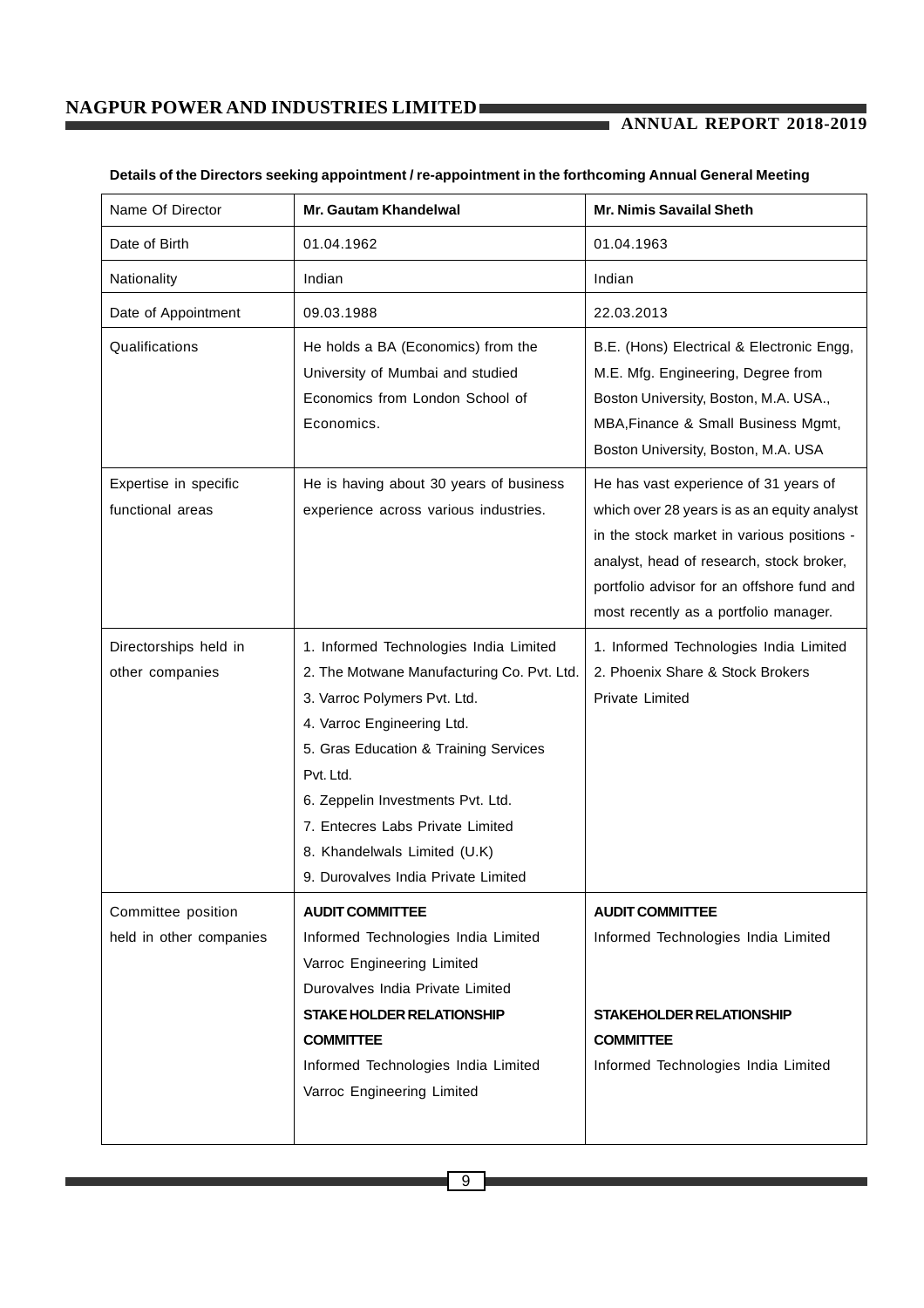**Details of the Directors seeking appointment / re-appointment in the forthcoming Annual General Meeting**

| Name Of Director | **Mr. Gautam Khandelwal** | **Mr. Nimis Savailal Sheth** |
|---|---|---|
| Date of Birth | 01.04.1962 | 01.04.1963 |
| Nationality | Indian | Indian |
| Date of Appointment | 09.03.1988 | 22.03.2013 |
| Qualifications | He holds a BA (Economics) from the University of Mumbai and studied Economics from London School of Economics. | B.E. (Hons) Electrical & Electronic Engg, M.E. Mfg. Engineering, Degree from Boston University, Boston, M.A. USA., MBA,Finance & Small Business Mgmt, Boston University, Boston, M.A. USA |
| Expertise in specific functional areas | He is having about 30 years of business experience across various industries. | He has vast experience of 31 years of which over 28 years is as an equity analyst in the stock market in various positions - analyst, head of research, stock broker, portfolio advisor for an offshore fund and most recently as a portfolio manager. |
| Directorships held in other companies | 1. Informed Technologies India Limited<br>2. The Motwane Manufacturing Co. Pvt. Ltd.<br>3. Varroc Polymers Pvt. Ltd.<br>4. Varroc Engineering Ltd.<br>5. Gras Education & Training Services Pvt. Ltd.<br>6. Zeppelin Investments Pvt. Ltd.<br>7. Entecres Labs Private Limited<br>8. Khandelwals Limited (U.K)<br>9. Durovalves India Private Limited | 1. Informed Technologies India Limited<br>2. Phoenix Share & Stock Brokers Private Limited |
| Committee position held in other companies | **AUDIT COMMITTEE**<br>Informed Technologies India Limited<br>Varroc Engineering Limited<br>Durovalves India Private Limited<br>**STAKE HOLDER RELATIONSHIP COMMITTEE**<br>Informed Technologies India Limited<br>Varroc Engineering Limited | **AUDIT COMMITTEE**<br>Informed Technologies India Limited<br>**STAKEHOLDER RELATIONSHIP COMMITTEE**<br>Informed Technologies India Limited |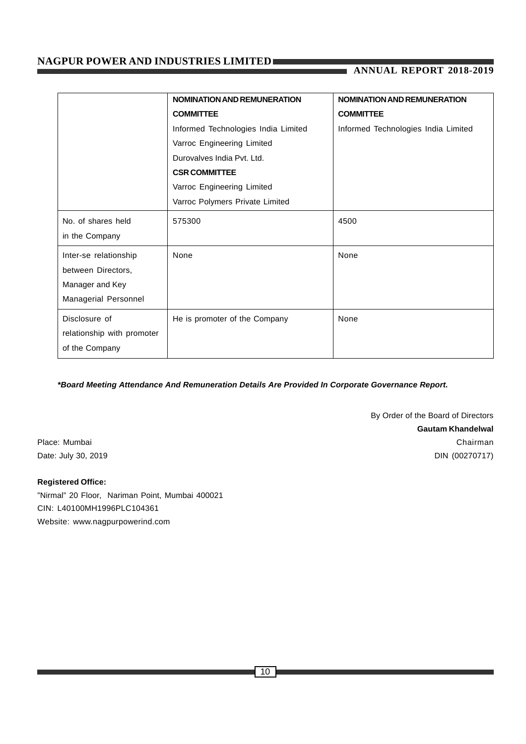|  | **NOMINATION AND REMUNERATION COMMITTEE**<br>Informed Technologies India Limited<br>Varroc Engineering Limited<br>Durovalves India Pvt. Ltd.<br>**CSR COMMITTEE**<br>Varroc Engineering Limited<br>Varroc Polymers Private Limited | **NOMINATION AND REMUNERATION COMMITTEE**<br>Informed Technologies India Limited |
|---|---|---|
| No. of shares held in the Company | 575300 | 4500 |
| Inter-se relationship between Directors, Manager and Key Managerial Personnel | None | None |
| Disclosure of relationship with promoter of the Company | He is promoter of the Company | None |

***Board Meeting Attendance And Remuneration Details Are Provided In Corporate Governance Report.**

By Order of the Board of Directors

**Gautam Khandelwal**

Chairman

DIN (00270717)

Place: Mumbai

Date: July 30, 2019

**Registered Office:**

"Nirmal" 20 Floor, Nariman Point, Mumbai 400021

CIN: L40100MH1996PLC104361

Website: www.nagpurpowerind.com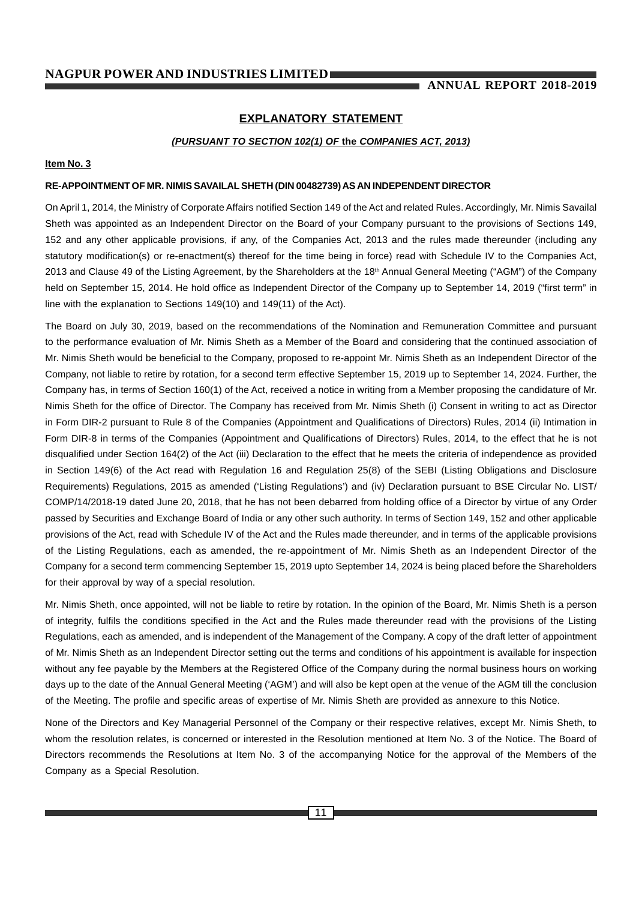## EXPLANATORY STATEMENT

***(PURSUANT TO SECTION 102(1) OF* the *COMPANIES ACT, 2013)***

**Item No. 3**

**RE-APPOINTMENT OF MR. NIMIS SAVAILAL SHETH (DIN 00482739) AS AN INDEPENDENT DIRECTOR**

On April 1, 2014, the Ministry of Corporate Affairs notified Section 149 of the Act and related Rules. Accordingly, Mr. Nimis Savailal Sheth was appointed as an Independent Director on the Board of your Company pursuant to the provisions of Sections 149, 152 and any other applicable provisions, if any, of the Companies Act, 2013 and the rules made thereunder (including any statutory modification(s) or re-enactment(s) thereof for the time being in force) read with Schedule IV to the Companies Act, 2013 and Clause 49 of the Listing Agreement, by the Shareholders at the 18th Annual General Meeting ("AGM") of the Company held on September 15, 2014. He hold office as Independent Director of the Company up to September 14, 2019 ("first term" in line with the explanation to Sections 149(10) and 149(11) of the Act).

The Board on July 30, 2019, based on the recommendations of the Nomination and Remuneration Committee and pursuant to the performance evaluation of Mr. Nimis Sheth as a Member of the Board and considering that the continued association of Mr. Nimis Sheth would be beneficial to the Company, proposed to re-appoint Mr. Nimis Sheth as an Independent Director of the Company, not liable to retire by rotation, for a second term effective September 15, 2019 up to September 14, 2024. Further, the Company has, in terms of Section 160(1) of the Act, received a notice in writing from a Member proposing the candidature of Mr. Nimis Sheth for the office of Director. The Company has received from Mr. Nimis Sheth (i) Consent in writing to act as Director in Form DIR-2 pursuant to Rule 8 of the Companies (Appointment and Qualifications of Directors) Rules, 2014 (ii) Intimation in Form DIR-8 in terms of the Companies (Appointment and Qualifications of Directors) Rules, 2014, to the effect that he is not disqualified under Section 164(2) of the Act (iii) Declaration to the effect that he meets the criteria of independence as provided in Section 149(6) of the Act read with Regulation 16 and Regulation 25(8) of the SEBI (Listing Obligations and Disclosure Requirements) Regulations, 2015 as amended ('Listing Regulations') and (iv) Declaration pursuant to BSE Circular No. LIST/ COMP/14/2018-19 dated June 20, 2018, that he has not been debarred from holding office of a Director by virtue of any Order passed by Securities and Exchange Board of India or any other such authority. In terms of Section 149, 152 and other applicable provisions of the Act, read with Schedule IV of the Act and the Rules made thereunder, and in terms of the applicable provisions of the Listing Regulations, each as amended, the re-appointment of Mr. Nimis Sheth as an Independent Director of the Company for a second term commencing September 15, 2019 upto September 14, 2024 is being placed before the Shareholders for their approval by way of a special resolution.

Mr. Nimis Sheth, once appointed, will not be liable to retire by rotation. In the opinion of the Board, Mr. Nimis Sheth is a person of integrity, fulfils the conditions specified in the Act and the Rules made thereunder read with the provisions of the Listing Regulations, each as amended, and is independent of the Management of the Company. A copy of the draft letter of appointment of Mr. Nimis Sheth as an Independent Director setting out the terms and conditions of his appointment is available for inspection without any fee payable by the Members at the Registered Office of the Company during the normal business hours on working days up to the date of the Annual General Meeting ('AGM') and will also be kept open at the venue of the AGM till the conclusion of the Meeting. The profile and specific areas of expertise of Mr. Nimis Sheth are provided as annexure to this Notice.

None of the Directors and Key Managerial Personnel of the Company or their respective relatives, except Mr. Nimis Sheth, to whom the resolution relates, is concerned or interested in the Resolution mentioned at Item No. 3 of the Notice. The Board of Directors recommends the Resolutions at Item No. 3 of the accompanying Notice for the approval of the Members of the Company as a Special Resolution.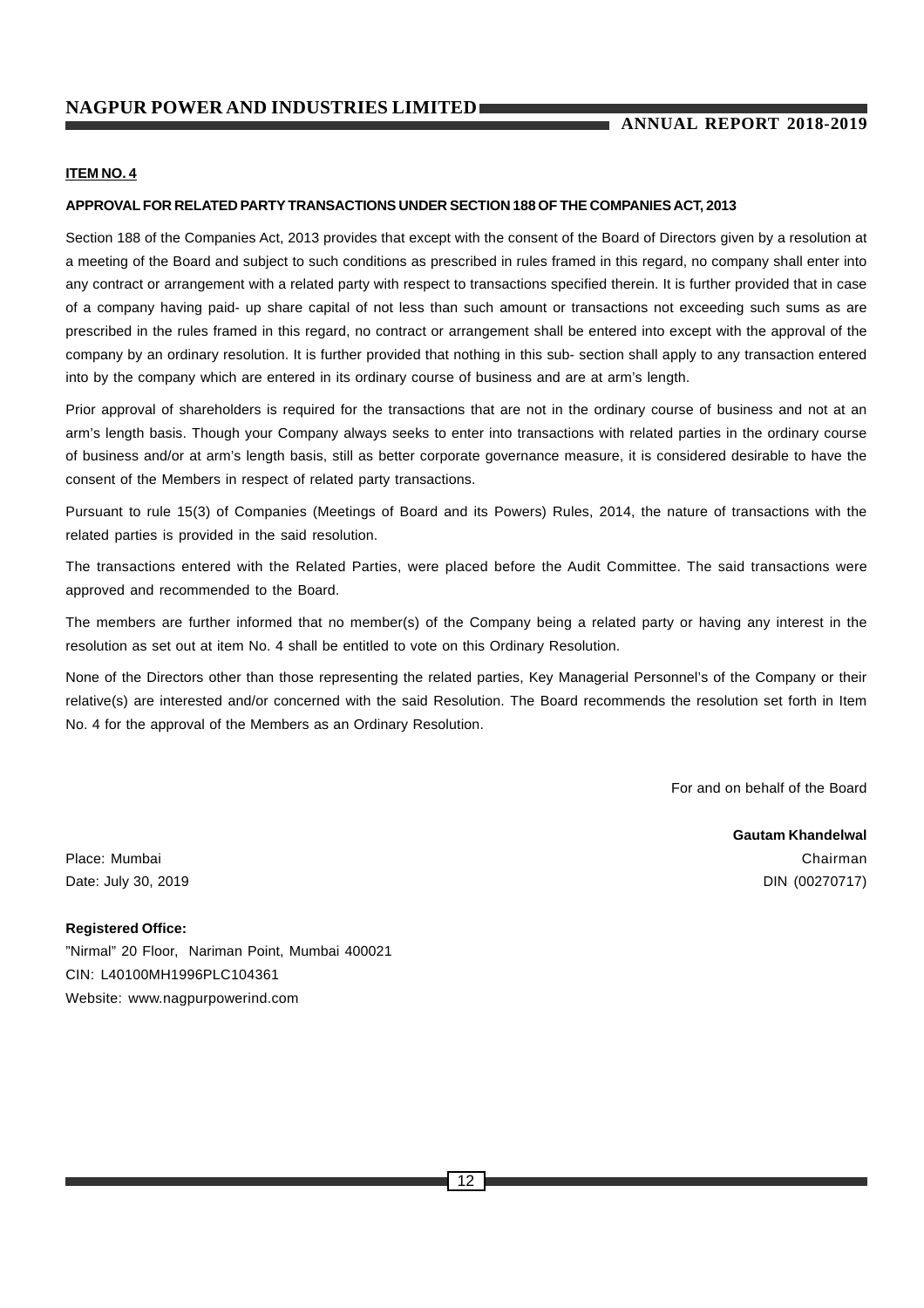**ITEM NO. 4**

**APPROVAL FOR RELATED PARTY TRANSACTIONS UNDER SECTION 188 OF THE COMPANIES ACT, 2013**

Section 188 of the Companies Act, 2013 provides that except with the consent of the Board of Directors given by a resolution at a meeting of the Board and subject to such conditions as prescribed in rules framed in this regard, no company shall enter into any contract or arrangement with a related party with respect to transactions specified therein. It is further provided that in case of a company having paid- up share capital of not less than such amount or transactions not exceeding such sums as are prescribed in the rules framed in this regard, no contract or arrangement shall be entered into except with the approval of the company by an ordinary resolution. It is further provided that nothing in this sub- section shall apply to any transaction entered into by the company which are entered in its ordinary course of business and are at arm's length.

Prior approval of shareholders is required for the transactions that are not in the ordinary course of business and not at an arm's length basis. Though your Company always seeks to enter into transactions with related parties in the ordinary course of business and/or at arm's length basis, still as better corporate governance measure, it is considered desirable to have the consent of the Members in respect of related party transactions.

Pursuant to rule 15(3) of Companies (Meetings of Board and its Powers) Rules, 2014, the nature of transactions with the related parties is provided in the said resolution.

The transactions entered with the Related Parties, were placed before the Audit Committee. The said transactions were approved and recommended to the Board.

The members are further informed that no member(s) of the Company being a related party or having any interest in the resolution as set out at item No. 4 shall be entitled to vote on this Ordinary Resolution.

None of the Directors other than those representing the related parties, Key Managerial Personnel's of the Company or their relative(s) are interested and/or concerned with the said Resolution. The Board recommends the resolution set forth in Item No. 4 for the approval of the Members as an Ordinary Resolution.

For and on behalf of the Board

**Gautam Khandelwal**
Chairman
DIN (00270717)

Place: Mumbai
Date: July 30, 2019

**Registered Office:**
"Nirmal" 20 Floor, Nariman Point, Mumbai 400021
CIN: L40100MH1996PLC104361
Website: www.nagpurpowerind.com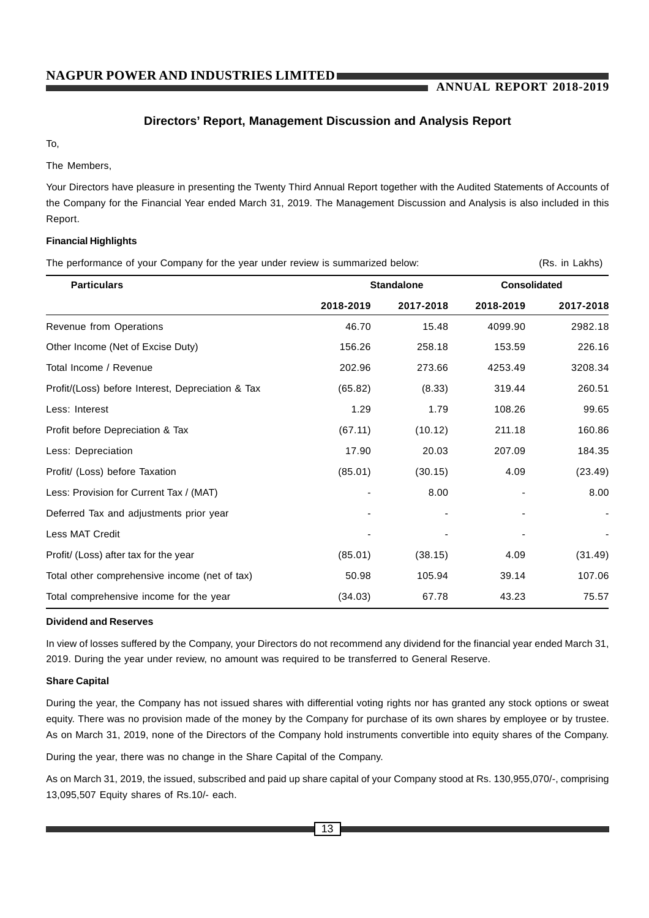## Directors' Report, Management Discussion and Analysis Report

To,

The Members,

Your Directors have pleasure in presenting the Twenty Third Annual Report together with the Audited Statements of Accounts of the Company for the Financial Year ended March 31, 2019. The Management Discussion and Analysis is also included in this Report.

**Financial Highlights**

The performance of your Company for the year under review is summarized below: (Rs. in Lakhs)

| Particulars | Standalone | | Consolidated | |
|---|---|---|---|---|
| | 2018-2019 | 2017-2018 | 2018-2019 | 2017-2018 |
| Revenue from Operations | 46.70 | 15.48 | 4099.90 | 2982.18 |
| Other Income (Net of Excise Duty) | 156.26 | 258.18 | 153.59 | 226.16 |
| Total Income / Revenue | 202.96 | 273.66 | 4253.49 | 3208.34 |
| Profit/(Loss) before Interest, Depreciation & Tax | (65.82) | (8.33) | 319.44 | 260.51 |
| Less: Interest | 1.29 | 1.79 | 108.26 | 99.65 |
| Profit before Depreciation & Tax | (67.11) | (10.12) | 211.18 | 160.86 |
| Less: Depreciation | 17.90 | 20.03 | 207.09 | 184.35 |
| Profit/ (Loss) before Taxation | (85.01) | (30.15) | 4.09 | (23.49) |
| Less: Provision for Current Tax / (MAT) | - | 8.00 | - | 8.00 |
| Deferred Tax and adjustments prior year | - | - | - | - |
| Less MAT Credit | - | - | - | - |
| Profit/ (Loss) after tax for the year | (85.01) | (38.15) | 4.09 | (31.49) |
| Total other comprehensive income (net of tax) | 50.98 | 105.94 | 39.14 | 107.06 |
| Total comprehensive income for the year | (34.03) | 67.78 | 43.23 | 75.57 |

**Dividend and Reserves**

In view of losses suffered by the Company, your Directors do not recommend any dividend for the financial year ended March 31, 2019. During the year under review, no amount was required to be transferred to General Reserve.

**Share Capital**

During the year, the Company has not issued shares with differential voting rights nor has granted any stock options or sweat equity. There was no provision made of the money by the Company for purchase of its own shares by employee or by trustee. As on March 31, 2019, none of the Directors of the Company hold instruments convertible into equity shares of the Company.

During the year, there was no change in the Share Capital of the Company.

As on March 31, 2019, the issued, subscribed and paid up share capital of your Company stood at Rs. 130,955,070/-, comprising 13,095,507 Equity shares of Rs.10/- each.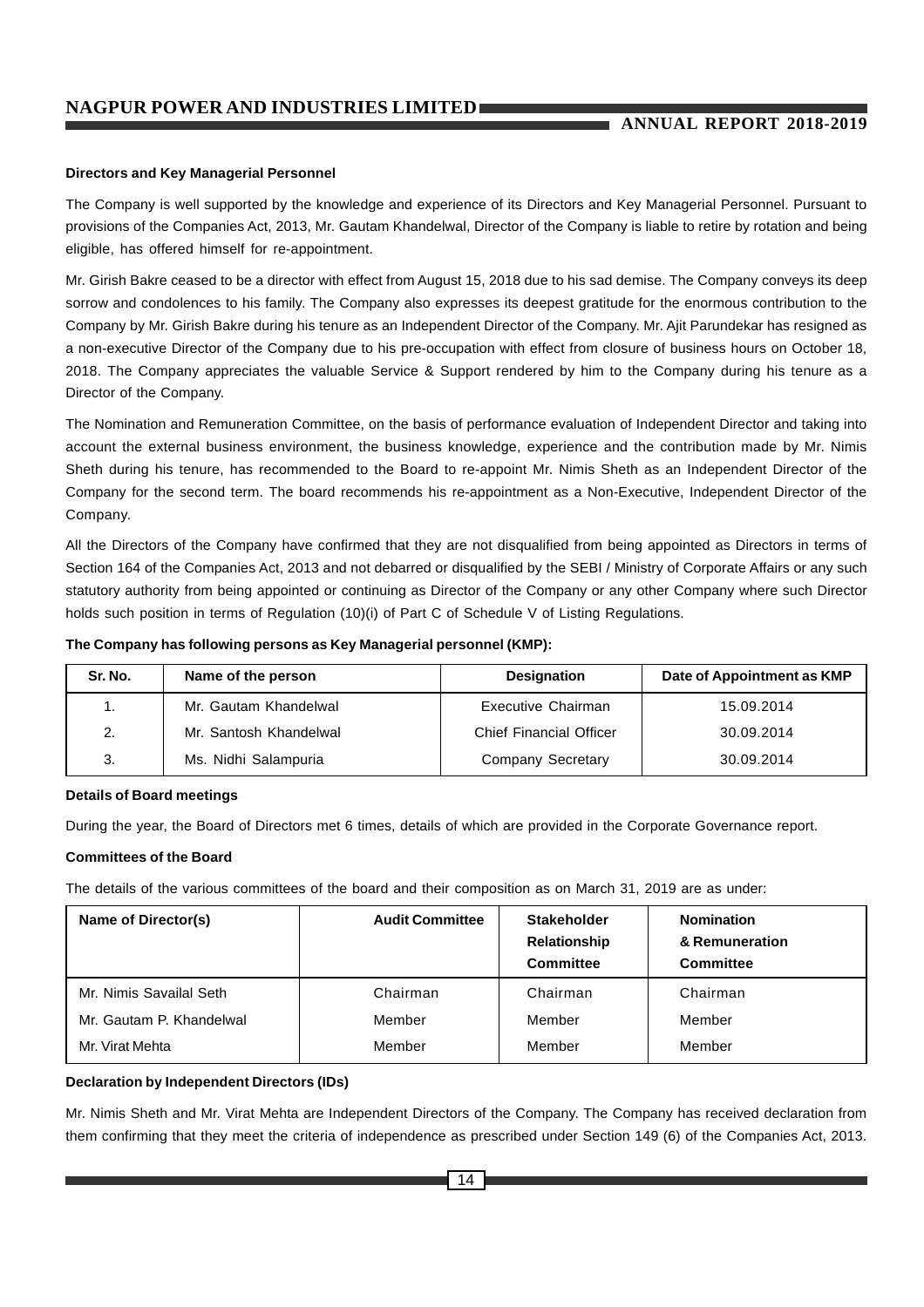**Directors and Key Managerial Personnel**

The Company is well supported by the knowledge and experience of its Directors and Key Managerial Personnel. Pursuant to provisions of the Companies Act, 2013, Mr. Gautam Khandelwal, Director of the Company is liable to retire by rotation and being eligible, has offered himself for re-appointment.

Mr. Girish Bakre ceased to be a director with effect from August 15, 2018 due to his sad demise. The Company conveys its deep sorrow and condolences to his family. The Company also expresses its deepest gratitude for the enormous contribution to the Company by Mr. Girish Bakre during his tenure as an Independent Director of the Company. Mr. Ajit Parundekar has resigned as a non-executive Director of the Company due to his pre-occupation with effect from closure of business hours on October 18, 2018. The Company appreciates the valuable Service & Support rendered by him to the Company during his tenure as a Director of the Company.

The Nomination and Remuneration Committee, on the basis of performance evaluation of Independent Director and taking into account the external business environment, the business knowledge, experience and the contribution made by Mr. Nimis Sheth during his tenure, has recommended to the Board to re-appoint Mr. Nimis Sheth as an Independent Director of the Company for the second term. The board recommends his re-appointment as a Non-Executive, Independent Director of the Company.

All the Directors of the Company have confirmed that they are not disqualified from being appointed as Directors in terms of Section 164 of the Companies Act, 2013 and not debarred or disqualified by the SEBI / Ministry of Corporate Affairs or any such statutory authority from being appointed or continuing as Director of the Company or any other Company where such Director holds such position in terms of Regulation (10)(i) of Part C of Schedule V of Listing Regulations.

**The Company has following persons as Key Managerial personnel (KMP):**

| Sr. No. | Name of the person | Designation | Date of Appointment as KMP |
|---|---|---|---|
| 1. | Mr. Gautam Khandelwal | Executive Chairman | 15.09.2014 |
| 2. | Mr. Santosh Khandelwal | Chief Financial Officer | 30.09.2014 |
| 3. | Ms. Nidhi Salampuria | Company Secretary | 30.09.2014 |

**Details of Board meetings**

During the year, the Board of Directors met 6 times, details of which are provided in the Corporate Governance report.

**Committees of the Board**

The details of the various committees of the board and their composition as on March 31, 2019 are as under:

| Name of Director(s) | Audit Committee | Stakeholder Relationship Committee | Nomination & Remuneration Committee |
|---|---|---|---|
| Mr. Nimis Savailal Seth | Chairman | Chairman | Chairman |
| Mr. Gautam P. Khandelwal | Member | Member | Member |
| Mr. Virat Mehta | Member | Member | Member |

**Declaration by Independent Directors (IDs)**

Mr. Nimis Sheth and Mr. Virat Mehta are Independent Directors of the Company. The Company has received declaration from them confirming that they meet the criteria of independence as prescribed under Section 149 (6) of the Companies Act, 2013.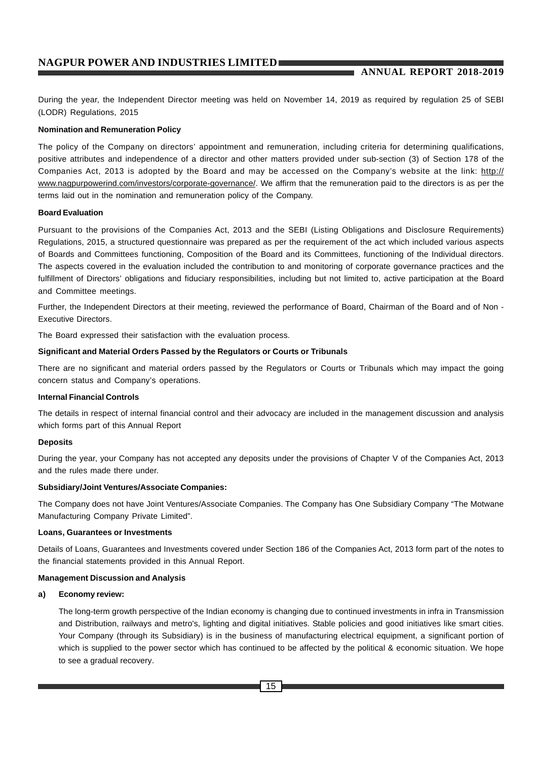During the year, the Independent Director meeting was held on November 14, 2019 as required by regulation 25 of SEBI (LODR) Regulations, 2015

**Nomination and Remuneration Policy**

The policy of the Company on directors' appointment and remuneration, including criteria for determining qualifications, positive attributes and independence of a director and other matters provided under sub-section (3) of Section 178 of the Companies Act, 2013 is adopted by the Board and may be accessed on the Company's website at the link: http://www.nagpurpowerind.com/investors/corporate-governance/. We affirm that the remuneration paid to the directors is as per the terms laid out in the nomination and remuneration policy of the Company.

**Board Evaluation**

Pursuant to the provisions of the Companies Act, 2013 and the SEBI (Listing Obligations and Disclosure Requirements) Regulations, 2015, a structured questionnaire was prepared as per the requirement of the act which included various aspects of Boards and Committees functioning, Composition of the Board and its Committees, functioning of the Individual directors. The aspects covered in the evaluation included the contribution to and monitoring of corporate governance practices and the fulfillment of Directors' obligations and fiduciary responsibilities, including but not limited to, active participation at the Board and Committee meetings.

Further, the Independent Directors at their meeting, reviewed the performance of Board, Chairman of the Board and of Non - Executive Directors.

The Board expressed their satisfaction with the evaluation process.

**Significant and Material Orders Passed by the Regulators or Courts or Tribunals**

There are no significant and material orders passed by the Regulators or Courts or Tribunals which may impact the going concern status and Company's operations.

**Internal Financial Controls**

The details in respect of internal financial control and their advocacy are included in the management discussion and analysis which forms part of this Annual Report

**Deposits**

During the year, your Company has not accepted any deposits under the provisions of Chapter V of the Companies Act, 2013 and the rules made there under.

**Subsidiary/Joint Ventures/Associate Companies:**

The Company does not have Joint Ventures/Associate Companies. The Company has One Subsidiary Company "The Motwane Manufacturing Company Private Limited".

**Loans, Guarantees or Investments**

Details of Loans, Guarantees and Investments covered under Section 186 of the Companies Act, 2013 form part of the notes to the financial statements provided in this Annual Report.

**Management Discussion and Analysis**

**a) Economy review:**

The long-term growth perspective of the Indian economy is changing due to continued investments in infra in Transmission and Distribution, railways and metro's, lighting and digital initiatives. Stable policies and good initiatives like smart cities. Your Company (through its Subsidiary) is in the business of manufacturing electrical equipment, a significant portion of which is supplied to the power sector which has continued to be affected by the political & economic situation. We hope to see a gradual recovery.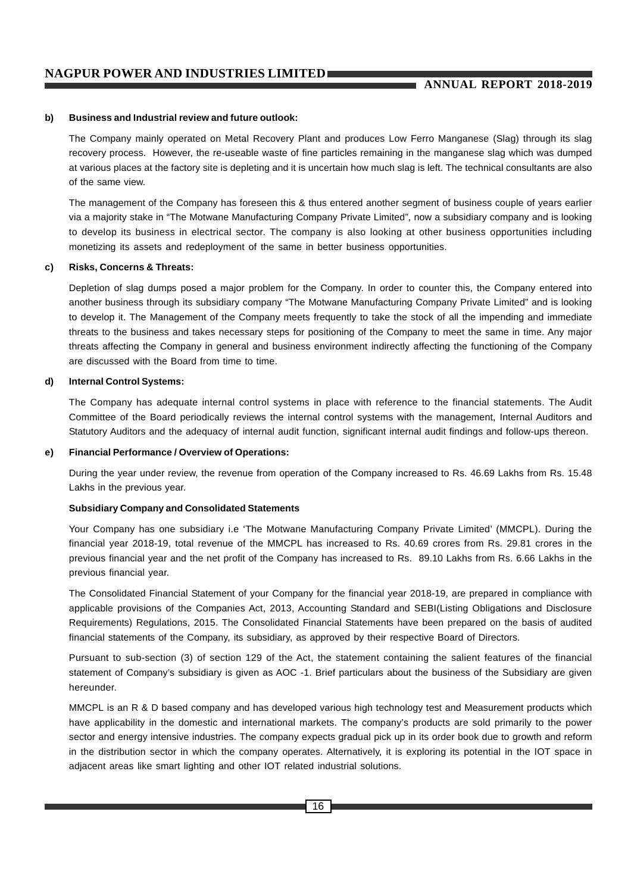**b) Business and Industrial review and future outlook:**

The Company mainly operated on Metal Recovery Plant and produces Low Ferro Manganese (Slag) through its slag recovery process. However, the re-useable waste of fine particles remaining in the manganese slag which was dumped at various places at the factory site is depleting and it is uncertain how much slag is left. The technical consultants are also of the same view.

The management of the Company has foreseen this & thus entered another segment of business couple of years earlier via a majority stake in "The Motwane Manufacturing Company Private Limited", now a subsidiary company and is looking to develop its business in electrical sector. The company is also looking at other business opportunities including monetizing its assets and redeployment of the same in better business opportunities.

**c) Risks, Concerns & Threats:**

Depletion of slag dumps posed a major problem for the Company. In order to counter this, the Company entered into another business through its subsidiary company "The Motwane Manufacturing Company Private Limited" and is looking to develop it. The Management of the Company meets frequently to take the stock of all the impending and immediate threats to the business and takes necessary steps for positioning of the Company to meet the same in time. Any major threats affecting the Company in general and business environment indirectly affecting the functioning of the Company are discussed with the Board from time to time.

**d) Internal Control Systems:**

The Company has adequate internal control systems in place with reference to the financial statements. The Audit Committee of the Board periodically reviews the internal control systems with the management, Internal Auditors and Statutory Auditors and the adequacy of internal audit function, significant internal audit findings and follow-ups thereon.

**e) Financial Performance / Overview of Operations:**

During the year under review, the revenue from operation of the Company increased to Rs. 46.69 Lakhs from Rs. 15.48 Lakhs in the previous year.

**Subsidiary Company and Consolidated Statements**

Your Company has one subsidiary i.e 'The Motwane Manufacturing Company Private Limited' (MMCPL). During the financial year 2018-19, total revenue of the MMCPL has increased to Rs. 40.69 crores from Rs. 29.81 crores in the previous financial year and the net profit of the Company has increased to Rs. 89.10 Lakhs from Rs. 6.66 Lakhs in the previous financial year.

The Consolidated Financial Statement of your Company for the financial year 2018-19, are prepared in compliance with applicable provisions of the Companies Act, 2013, Accounting Standard and SEBI(Listing Obligations and Disclosure Requirements) Regulations, 2015. The Consolidated Financial Statements have been prepared on the basis of audited financial statements of the Company, its subsidiary, as approved by their respective Board of Directors.

Pursuant to sub-section (3) of section 129 of the Act, the statement containing the salient features of the financial statement of Company's subsidiary is given as AOC -1. Brief particulars about the business of the Subsidiary are given hereunder.

MMCPL is an R & D based company and has developed various high technology test and Measurement products which have applicability in the domestic and international markets. The company's products are sold primarily to the power sector and energy intensive industries. The company expects gradual pick up in its order book due to growth and reform in the distribution sector in which the company operates. Alternatively, it is exploring its potential in the IOT space in adjacent areas like smart lighting and other IOT related industrial solutions.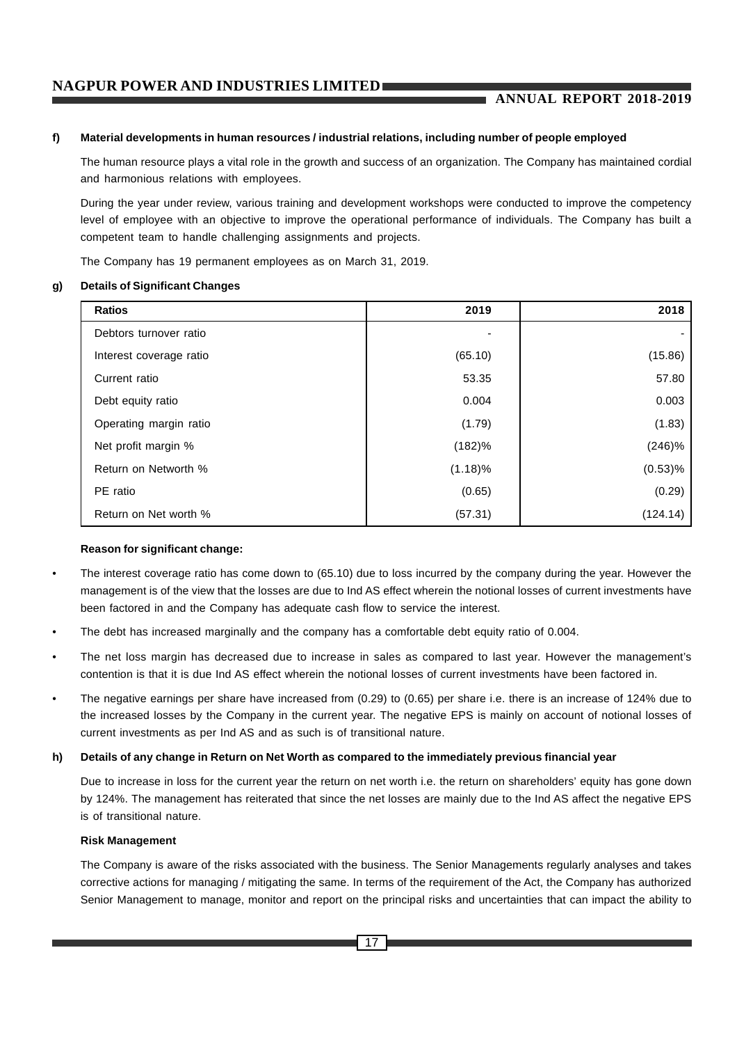**f) Material developments in human resources / industrial relations, including number of people employed**

The human resource plays a vital role in the growth and success of an organization. The Company has maintained cordial and harmonious relations with employees.

During the year under review, various training and development workshops were conducted to improve the competency level of employee with an objective to improve the operational performance of individuals. The Company has built a competent team to handle challenging assignments and projects.

The Company has 19 permanent employees as on March 31, 2019.

**g) Details of Significant Changes**

| Ratios | 2019 | 2018 |
|---|---|---|
| Debtors turnover ratio | - | - |
| Interest coverage ratio | (65.10) | (15.86) |
| Current ratio | 53.35 | 57.80 |
| Debt equity ratio | 0.004 | 0.003 |
| Operating margin ratio | (1.79) | (1.83) |
| Net profit margin % | (182)% | (246)% |
| Return on Networth % | (1.18)% | (0.53)% |
| PE ratio | (0.65) | (0.29) |
| Return on Net worth % | (57.31) | (124.14) |

**Reason for significant change:**

- The interest coverage ratio has come down to (65.10) due to loss incurred by the company during the year. However the management is of the view that the losses are due to Ind AS effect wherein the notional losses of current investments have been factored in and the Company has adequate cash flow to service the interest.
- The debt has increased marginally and the company has a comfortable debt equity ratio of 0.004.
- The net loss margin has decreased due to increase in sales as compared to last year. However the management's contention is that it is due Ind AS effect wherein the notional losses of current investments have been factored in.
- The negative earnings per share have increased from (0.29) to (0.65) per share i.e. there is an increase of 124% due to the increased losses by the Company in the current year. The negative EPS is mainly on account of notional losses of current investments as per Ind AS and as such is of transitional nature.

**h) Details of any change in Return on Net Worth as compared to the immediately previous financial year**

Due to increase in loss for the current year the return on net worth i.e. the return on shareholders' equity has gone down by 124%. The management has reiterated that since the net losses are mainly due to the Ind AS affect the negative EPS is of transitional nature.

**Risk Management**

The Company is aware of the risks associated with the business. The Senior Managements regularly analyses and takes corrective actions for managing / mitigating the same. In terms of the requirement of the Act, the Company has authorized Senior Management to manage, monitor and report on the principal risks and uncertainties that can impact the ability to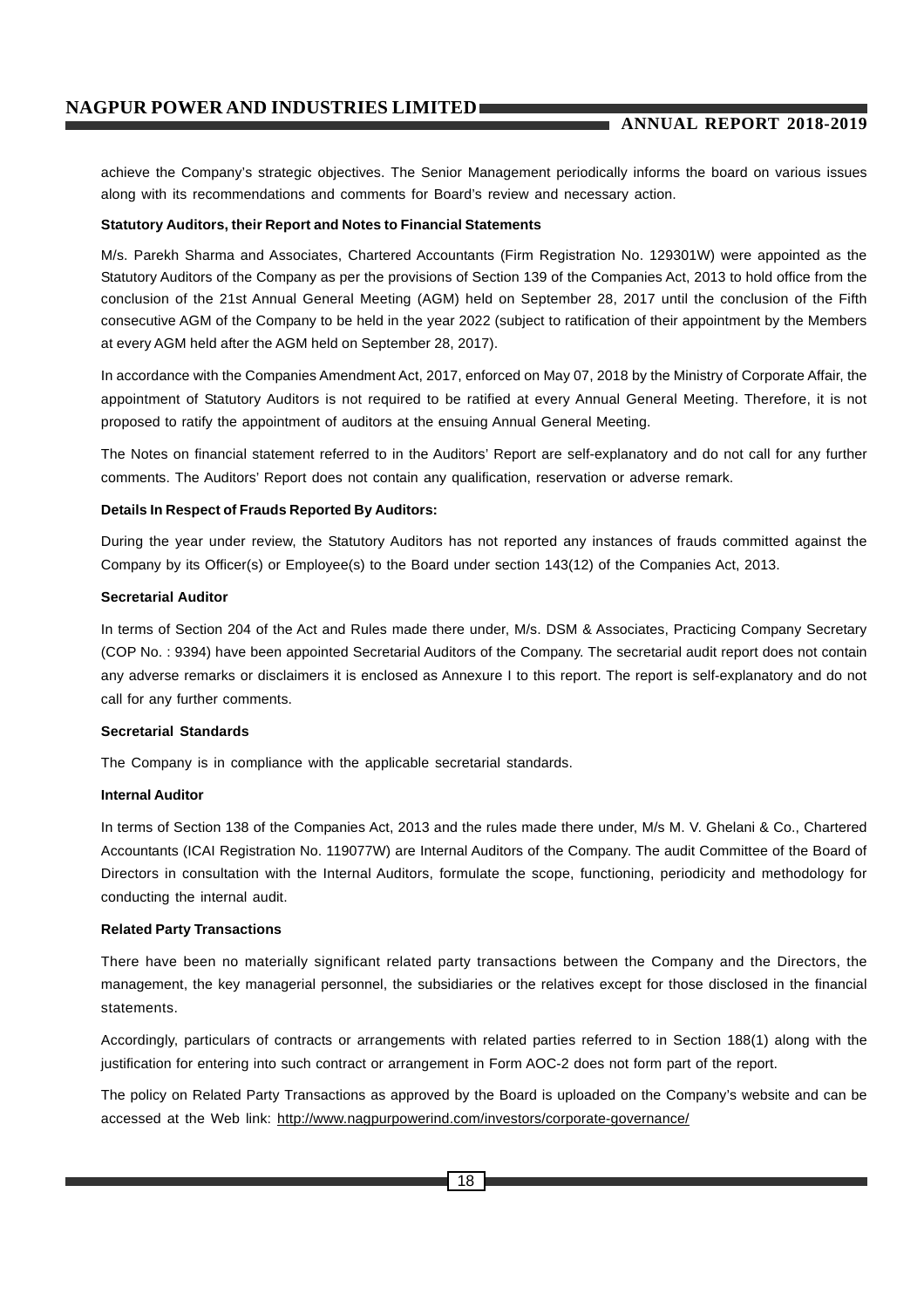achieve the Company's strategic objectives. The Senior Management periodically informs the board on various issues along with its recommendations and comments for Board's review and necessary action.

**Statutory Auditors, their Report and Notes to Financial Statements**

M/s. Parekh Sharma and Associates, Chartered Accountants (Firm Registration No. 129301W) were appointed as the Statutory Auditors of the Company as per the provisions of Section 139 of the Companies Act, 2013 to hold office from the conclusion of the 21st Annual General Meeting (AGM) held on September 28, 2017 until the conclusion of the Fifth consecutive AGM of the Company to be held in the year 2022 (subject to ratification of their appointment by the Members at every AGM held after the AGM held on September 28, 2017).

In accordance with the Companies Amendment Act, 2017, enforced on May 07, 2018 by the Ministry of Corporate Affair, the appointment of Statutory Auditors is not required to be ratified at every Annual General Meeting. Therefore, it is not proposed to ratify the appointment of auditors at the ensuing Annual General Meeting.

The Notes on financial statement referred to in the Auditors' Report are self-explanatory and do not call for any further comments. The Auditors' Report does not contain any qualification, reservation or adverse remark.

**Details In Respect of Frauds Reported By Auditors:**

During the year under review, the Statutory Auditors has not reported any instances of frauds committed against the Company by its Officer(s) or Employee(s) to the Board under section 143(12) of the Companies Act, 2013.

**Secretarial Auditor**

In terms of Section 204 of the Act and Rules made there under, M/s. DSM & Associates, Practicing Company Secretary (COP No. : 9394) have been appointed Secretarial Auditors of the Company. The secretarial audit report does not contain any adverse remarks or disclaimers it is enclosed as Annexure I to this report. The report is self-explanatory and do not call for any further comments.

**Secretarial Standards**

The Company is in compliance with the applicable secretarial standards.

**Internal Auditor**

In terms of Section 138 of the Companies Act, 2013 and the rules made there under, M/s M. V. Ghelani & Co., Chartered Accountants (ICAI Registration No. 119077W) are Internal Auditors of the Company. The audit Committee of the Board of Directors in consultation with the Internal Auditors, formulate the scope, functioning, periodicity and methodology for conducting the internal audit.

**Related Party Transactions**

There have been no materially significant related party transactions between the Company and the Directors, the management, the key managerial personnel, the subsidiaries or the relatives except for those disclosed in the financial statements.

Accordingly, particulars of contracts or arrangements with related parties referred to in Section 188(1) along with the justification for entering into such contract or arrangement in Form AOC-2 does not form part of the report.

The policy on Related Party Transactions as approved by the Board is uploaded on the Company's website and can be accessed at the Web link: http://www.nagpurpowerind.com/investors/corporate-governance/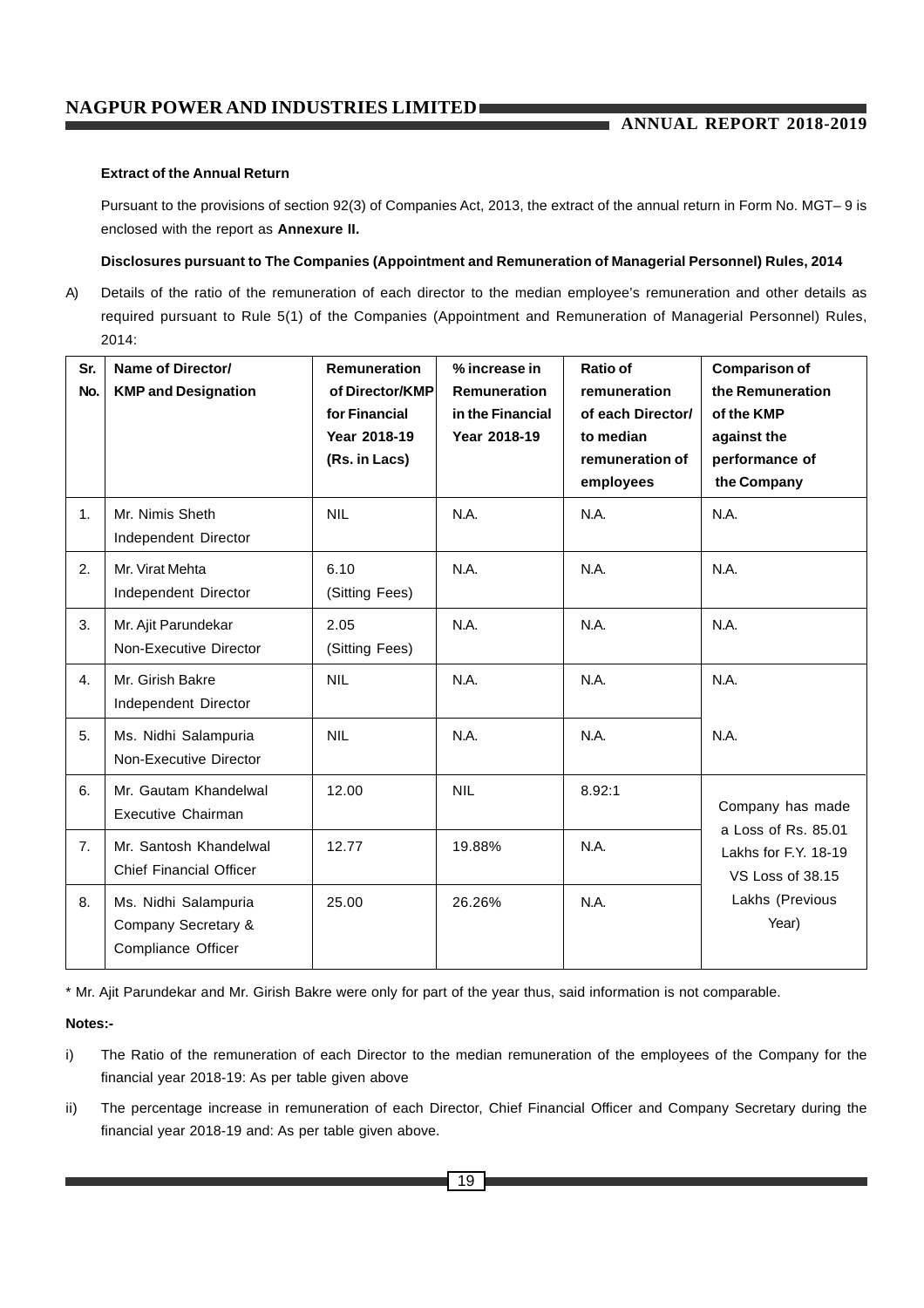**Extract of the Annual Return**

Pursuant to the provisions of section 92(3) of Companies Act, 2013, the extract of the annual return in Form No. MGT– 9 is enclosed with the report as **Annexure II.**

**Disclosures pursuant to The Companies (Appointment and Remuneration of Managerial Personnel) Rules, 2014**

A) Details of the ratio of the remuneration of each director to the median employee's remuneration and other details as required pursuant to Rule 5(1) of the Companies (Appointment and Remuneration of Managerial Personnel) Rules, 2014:

| Sr. No. | Name of Director/ KMP and Designation | Remuneration of Director/KMP for Financial Year 2018-19 (Rs. in Lacs) | % increase in Remuneration in the Financial Year 2018-19 | Ratio of remuneration of each Director/ to median remuneration of employees | Comparison of the Remuneration of the KMP against the performance of the Company |
|---|---|---|---|---|---|
| 1. | Mr. Nimis Sheth Independent Director | NIL | N.A. | N.A. | N.A. |
| 2. | Mr. Virat Mehta Independent Director | 6.10 (Sitting Fees) | N.A. | N.A. | N.A. |
| 3. | Mr. Ajit Parundekar Non-Executive Director | 2.05 (Sitting Fees) | N.A. | N.A. | N.A. |
| 4. | Mr. Girish Bakre Independent Director | NIL | N.A. | N.A. | N.A. |
| 5. | Ms. Nidhi Salampuria Non-Executive Director | NIL | N.A. | N.A. | N.A. |
| 6. | Mr. Gautam Khandelwal Executive Chairman | 12.00 | NIL | 8.92:1 | Company has made a Loss of Rs. 85.01 Lakhs for F.Y. 18-19 VS Loss of 38.15 Lakhs (Previous Year) |
| 7. | Mr. Santosh Khandelwal Chief Financial Officer | 12.77 | 19.88% | N.A. | |
| 8. | Ms. Nidhi Salampuria Company Secretary & Compliance Officer | 25.00 | 26.26% | N.A. | |

* Mr. Ajit Parundekar and Mr. Girish Bakre were only for part of the year thus, said information is not comparable.

**Notes:-**

i) The Ratio of the remuneration of each Director to the median remuneration of the employees of the Company for the financial year 2018-19: As per table given above

ii) The percentage increase in remuneration of each Director, Chief Financial Officer and Company Secretary during the financial year 2018-19 and: As per table given above.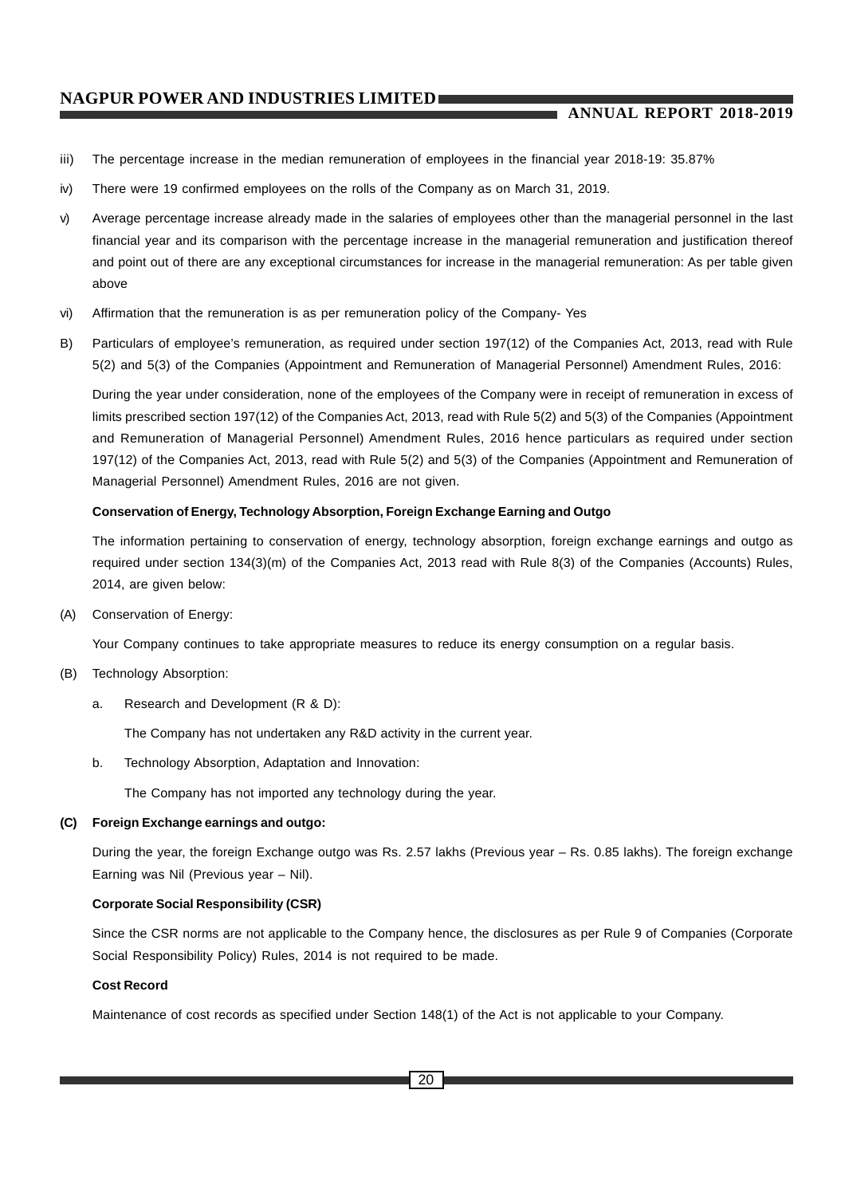iii) The percentage increase in the median remuneration of employees in the financial year 2018-19: 35.87%

iv) There were 19 confirmed employees on the rolls of the Company as on March 31, 2019.

v) Average percentage increase already made in the salaries of employees other than the managerial personnel in the last financial year and its comparison with the percentage increase in the managerial remuneration and justification thereof and point out of there are any exceptional circumstances for increase in the managerial remuneration: As per table given above

vi) Affirmation that the remuneration is as per remuneration policy of the Company- Yes

B) Particulars of employee's remuneration, as required under section 197(12) of the Companies Act, 2013, read with Rule 5(2) and 5(3) of the Companies (Appointment and Remuneration of Managerial Personnel) Amendment Rules, 2016:

During the year under consideration, none of the employees of the Company were in receipt of remuneration in excess of limits prescribed section 197(12) of the Companies Act, 2013, read with Rule 5(2) and 5(3) of the Companies (Appointment and Remuneration of Managerial Personnel) Amendment Rules, 2016 hence particulars as required under section 197(12) of the Companies Act, 2013, read with Rule 5(2) and 5(3) of the Companies (Appointment and Remuneration of Managerial Personnel) Amendment Rules, 2016 are not given.

**Conservation of Energy, Technology Absorption, Foreign Exchange Earning and Outgo**

The information pertaining to conservation of energy, technology absorption, foreign exchange earnings and outgo as required under section 134(3)(m) of the Companies Act, 2013 read with Rule 8(3) of the Companies (Accounts) Rules, 2014, are given below:

(A) Conservation of Energy:

Your Company continues to take appropriate measures to reduce its energy consumption on a regular basis.

(B) Technology Absorption:

a. Research and Development (R & D):

The Company has not undertaken any R&D activity in the current year.

b. Technology Absorption, Adaptation and Innovation:

The Company has not imported any technology during the year.

**(C) Foreign Exchange earnings and outgo:**

During the year, the foreign Exchange outgo was Rs. 2.57 lakhs (Previous year – Rs. 0.85 lakhs). The foreign exchange Earning was Nil (Previous year – Nil).

**Corporate Social Responsibility (CSR)**

Since the CSR norms are not applicable to the Company hence, the disclosures as per Rule 9 of Companies (Corporate Social Responsibility Policy) Rules, 2014 is not required to be made.

**Cost Record**

Maintenance of cost records as specified under Section 148(1) of the Act is not applicable to your Company.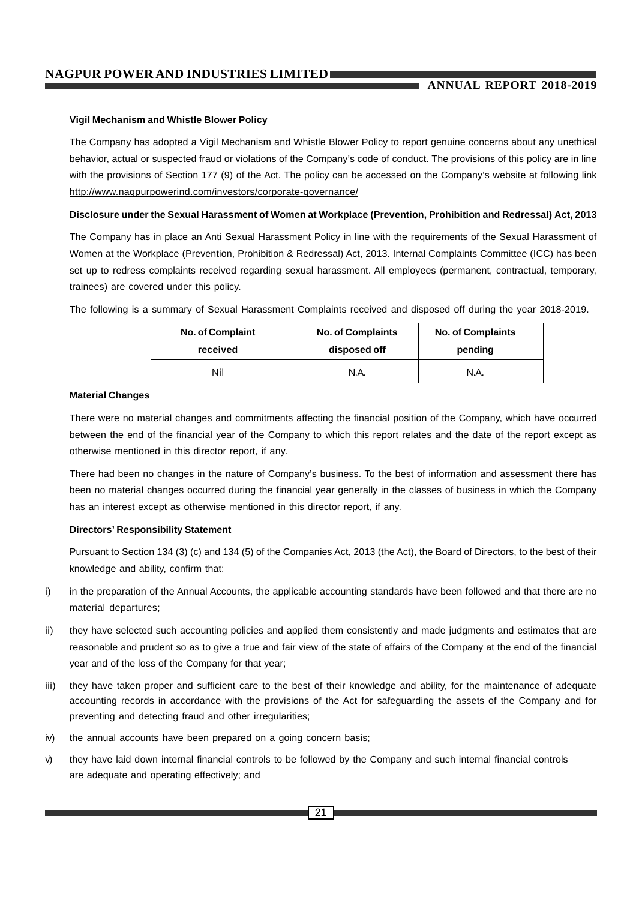#### Vigil Mechanism and Whistle Blower Policy

The Company has adopted a Vigil Mechanism and Whistle Blower Policy to report genuine concerns about any unethical behavior, actual or suspected fraud or violations of the Company's code of conduct. The provisions of this policy are in line with the provisions of Section 177 (9) of the Act. The policy can be accessed on the Company's website at following link http://www.nagpurpowerind.com/investors/corporate-governance/

#### Disclosure under the Sexual Harassment of Women at Workplace (Prevention, Prohibition and Redressal) Act, 2013

The Company has in place an Anti Sexual Harassment Policy in line with the requirements of the Sexual Harassment of Women at the Workplace (Prevention, Prohibition & Redressal) Act, 2013. Internal Complaints Committee (ICC) has been set up to redress complaints received regarding sexual harassment. All employees (permanent, contractual, temporary, trainees) are covered under this policy.

The following is a summary of Sexual Harassment Complaints received and disposed off during the year 2018-2019.

| No. of Complaint received | No. of Complaints disposed off | No. of Complaints pending |
|---|---|---|
| Nil | N.A. | N.A. |

#### Material Changes

There were no material changes and commitments affecting the financial position of the Company, which have occurred between the end of the financial year of the Company to which this report relates and the date of the report except as otherwise mentioned in this director report, if any.

There had been no changes in the nature of Company's business. To the best of information and assessment there has been no material changes occurred during the financial year generally in the classes of business in which the Company has an interest except as otherwise mentioned in this director report, if any.

#### Directors' Responsibility Statement

Pursuant to Section 134 (3) (c) and 134 (5) of the Companies Act, 2013 (the Act), the Board of Directors, to the best of their knowledge and ability, confirm that:

i) in the preparation of the Annual Accounts, the applicable accounting standards have been followed and that there are no material departures;

ii) they have selected such accounting policies and applied them consistently and made judgments and estimates that are reasonable and prudent so as to give a true and fair view of the state of affairs of the Company at the end of the financial year and of the loss of the Company for that year;

iii) they have taken proper and sufficient care to the best of their knowledge and ability, for the maintenance of adequate accounting records in accordance with the provisions of the Act for safeguarding the assets of the Company and for preventing and detecting fraud and other irregularities;

iv) the annual accounts have been prepared on a going concern basis;

v) they have laid down internal financial controls to be followed by the Company and such internal financial controls are adequate and operating effectively; and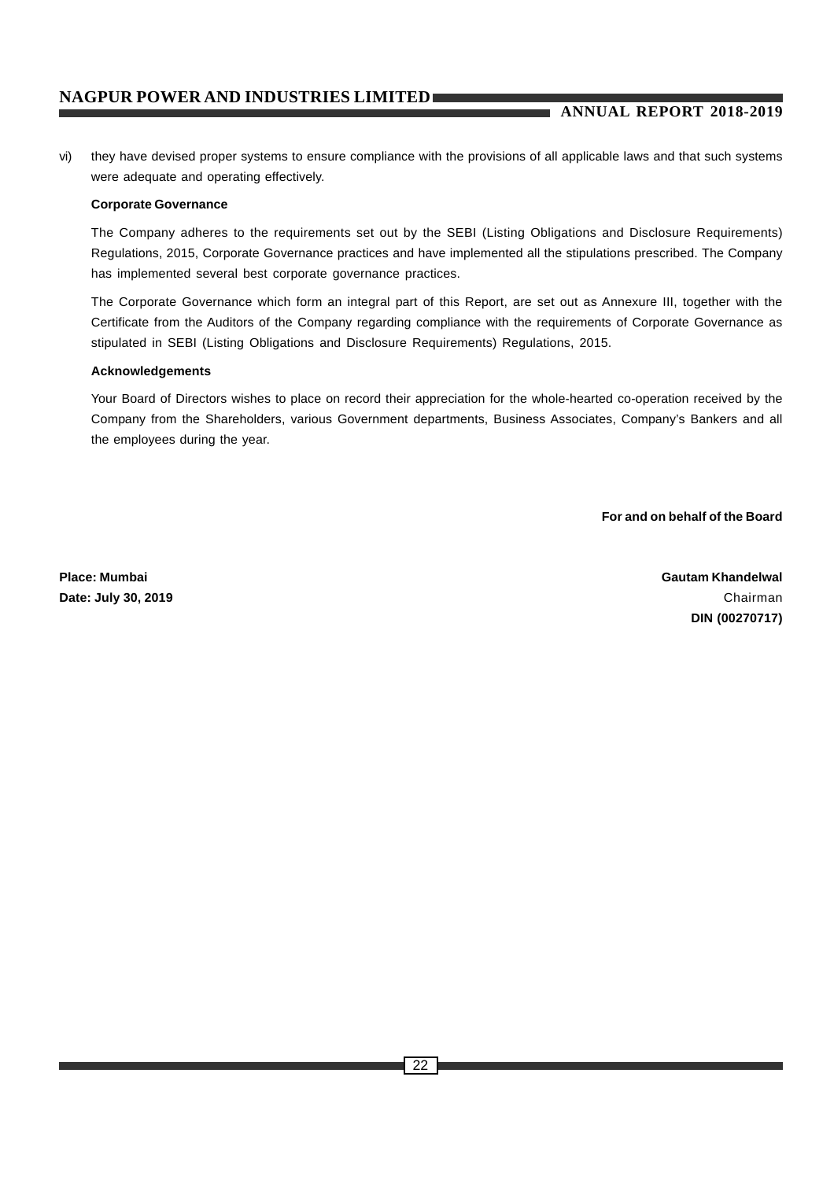vi) they have devised proper systems to ensure compliance with the provisions of all applicable laws and that such systems were adequate and operating effectively.

**Corporate Governance**

The Company adheres to the requirements set out by the SEBI (Listing Obligations and Disclosure Requirements) Regulations, 2015, Corporate Governance practices and have implemented all the stipulations prescribed. The Company has implemented several best corporate governance practices.

The Corporate Governance which form an integral part of this Report, are set out as Annexure III, together with the Certificate from the Auditors of the Company regarding compliance with the requirements of Corporate Governance as stipulated in SEBI (Listing Obligations and Disclosure Requirements) Regulations, 2015.

**Acknowledgements**

Your Board of Directors wishes to place on record their appreciation for the whole-hearted co-operation received by the Company from the Shareholders, various Government departments, Business Associates, Company's Bankers and all the employees during the year.

**For and on behalf of the Board**

**Place: Mumbai**
**Date: July 30, 2019**

**Gautam Khandelwal**
Chairman
**DIN (00270717)**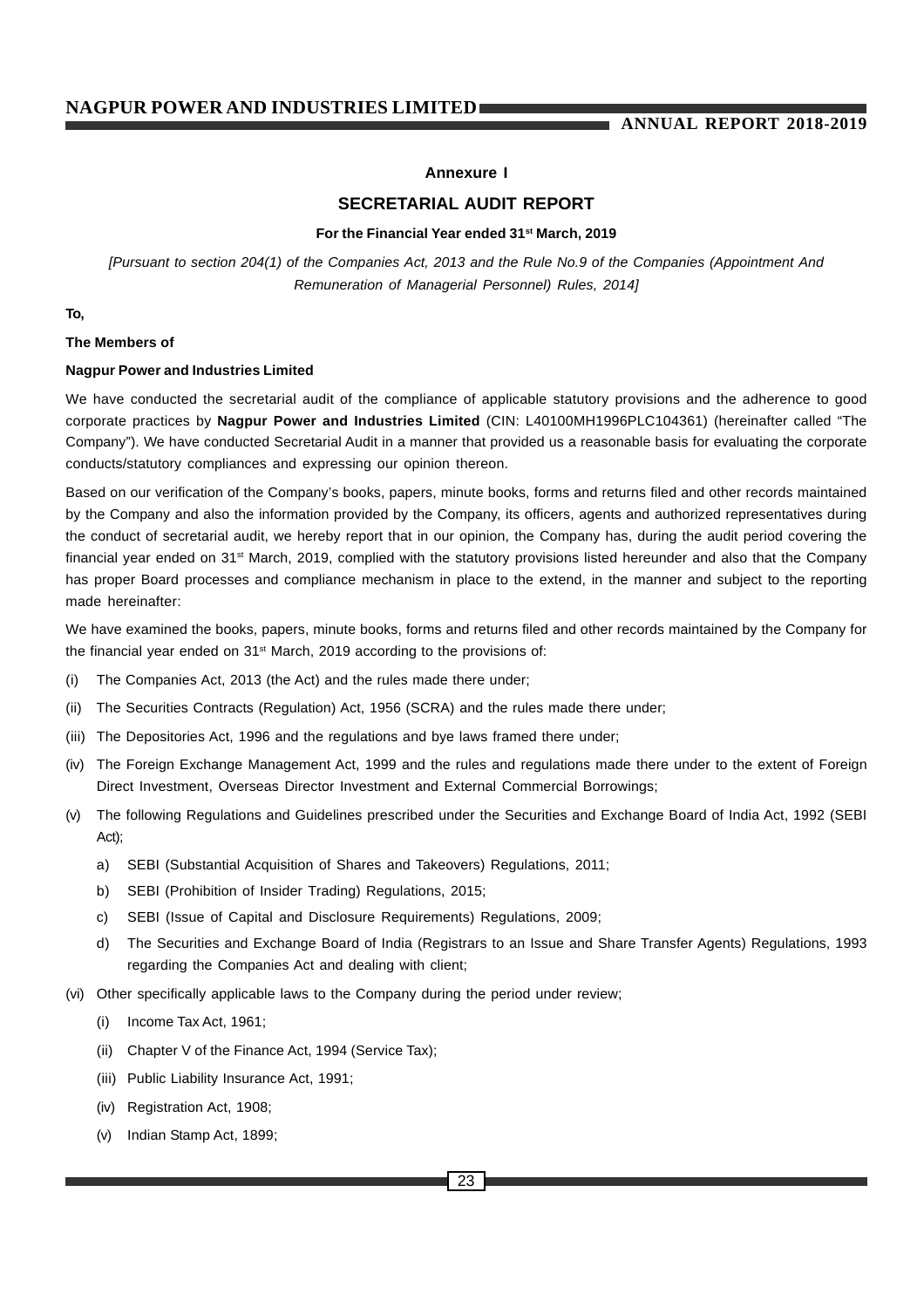## Annexure I

## SECRETARIAL AUDIT REPORT

**For the Financial Year ended 31st March, 2019**

*[Pursuant to section 204(1) of the Companies Act, 2013 and the Rule No.9 of the Companies (Appointment And Remuneration of Managerial Personnel) Rules, 2014]*

**To,**

**The Members of**

**Nagpur Power and Industries Limited**

We have conducted the secretarial audit of the compliance of applicable statutory provisions and the adherence to good corporate practices by **Nagpur Power and Industries Limited** (CIN: L40100MH1996PLC104361) (hereinafter called "The Company"). We have conducted Secretarial Audit in a manner that provided us a reasonable basis for evaluating the corporate conducts/statutory compliances and expressing our opinion thereon.

Based on our verification of the Company's books, papers, minute books, forms and returns filed and other records maintained by the Company and also the information provided by the Company, its officers, agents and authorized representatives during the conduct of secretarial audit, we hereby report that in our opinion, the Company has, during the audit period covering the financial year ended on 31st March, 2019, complied with the statutory provisions listed hereunder and also that the Company has proper Board processes and compliance mechanism in place to the extend, in the manner and subject to the reporting made hereinafter:

We have examined the books, papers, minute books, forms and returns filed and other records maintained by the Company for the financial year ended on 31st March, 2019 according to the provisions of:

(i) The Companies Act, 2013 (the Act) and the rules made there under;

(ii) The Securities Contracts (Regulation) Act, 1956 (SCRA) and the rules made there under;

(iii) The Depositories Act, 1996 and the regulations and bye laws framed there under;

(iv) The Foreign Exchange Management Act, 1999 and the rules and regulations made there under to the extent of Foreign Direct Investment, Overseas Director Investment and External Commercial Borrowings;

(v) The following Regulations and Guidelines prescribed under the Securities and Exchange Board of India Act, 1992 (SEBI Act);

   a) SEBI (Substantial Acquisition of Shares and Takeovers) Regulations, 2011;

   b) SEBI (Prohibition of Insider Trading) Regulations, 2015;

   c) SEBI (Issue of Capital and Disclosure Requirements) Regulations, 2009;

   d) The Securities and Exchange Board of India (Registrars to an Issue and Share Transfer Agents) Regulations, 1993 regarding the Companies Act and dealing with client;

(vi) Other specifically applicable laws to the Company during the period under review;

   (i) Income Tax Act, 1961;

   (ii) Chapter V of the Finance Act, 1994 (Service Tax);

   (iii) Public Liability Insurance Act, 1991;

   (iv) Registration Act, 1908;

   (v) Indian Stamp Act, 1899;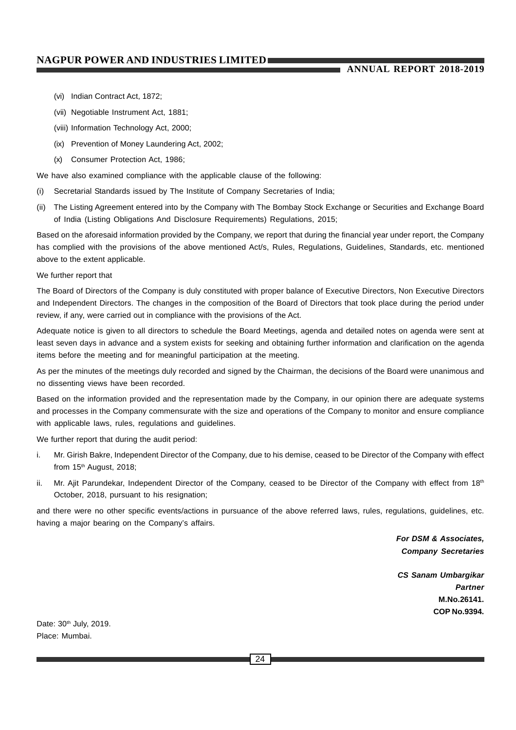(vi) Indian Contract Act, 1872;

(vii) Negotiable Instrument Act, 1881;

(viii) Information Technology Act, 2000;

(ix) Prevention of Money Laundering Act, 2002;

(x) Consumer Protection Act, 1986;

We have also examined compliance with the applicable clause of the following:

(i) Secretarial Standards issued by The Institute of Company Secretaries of India;

(ii) The Listing Agreement entered into by the Company with The Bombay Stock Exchange or Securities and Exchange Board of India (Listing Obligations And Disclosure Requirements) Regulations, 2015;

Based on the aforesaid information provided by the Company, we report that during the financial year under report, the Company has complied with the provisions of the above mentioned Act/s, Rules, Regulations, Guidelines, Standards, etc. mentioned above to the extent applicable.

We further report that

The Board of Directors of the Company is duly constituted with proper balance of Executive Directors, Non Executive Directors and Independent Directors. The changes in the composition of the Board of Directors that took place during the period under review, if any, were carried out in compliance with the provisions of the Act.

Adequate notice is given to all directors to schedule the Board Meetings, agenda and detailed notes on agenda were sent at least seven days in advance and a system exists for seeking and obtaining further information and clarification on the agenda items before the meeting and for meaningful participation at the meeting.

As per the minutes of the meetings duly recorded and signed by the Chairman, the decisions of the Board were unanimous and no dissenting views have been recorded.

Based on the information provided and the representation made by the Company, in our opinion there are adequate systems and processes in the Company commensurate with the size and operations of the Company to monitor and ensure compliance with applicable laws, rules, regulations and guidelines.

We further report that during the audit period:

i. Mr. Girish Bakre, Independent Director of the Company, due to his demise, ceased to be Director of the Company with effect from 15th August, 2018;

ii. Mr. Ajit Parundekar, Independent Director of the Company, ceased to be Director of the Company with effect from 18th October, 2018, pursuant to his resignation;

and there were no other specific events/actions in pursuance of the above referred laws, rules, regulations, guidelines, etc. having a major bearing on the Company's affairs.

***For DSM & Associates,***
***Company Secretaries***

***CS Sanam Umbargikar***
***Partner***
**M.No.26141.**
**COP No.9394.**

Date: 30th July, 2019.
Place: Mumbai.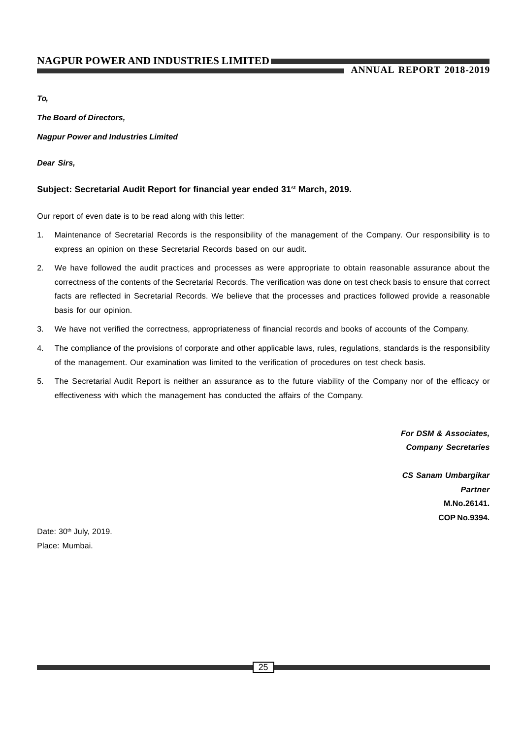***To,***

***The Board of Directors,***

***Nagpur Power and Industries Limited***

***Dear Sirs,***

**Subject: Secretarial Audit Report for financial year ended 31st March, 2019.**

Our report of even date is to be read along with this letter:

1. Maintenance of Secretarial Records is the responsibility of the management of the Company. Our responsibility is to express an opinion on these Secretarial Records based on our audit.
2. We have followed the audit practices and processes as were appropriate to obtain reasonable assurance about the correctness of the contents of the Secretarial Records. The verification was done on test check basis to ensure that correct facts are reflected in Secretarial Records. We believe that the processes and practices followed provide a reasonable basis for our opinion.
3. We have not verified the correctness, appropriateness of financial records and books of accounts of the Company.
4. The compliance of the provisions of corporate and other applicable laws, rules, regulations, standards is the responsibility of the management. Our examination was limited to the verification of procedures on test check basis.
5. The Secretarial Audit Report is neither an assurance as to the future viability of the Company nor of the efficacy or effectiveness with which the management has conducted the affairs of the Company.

***For DSM & Associates,***
***Company Secretaries***

***CS Sanam Umbargikar***
***Partner***
**M.No.26141.**
**COP No.9394.**

Date: 30th July, 2019.
Place: Mumbai.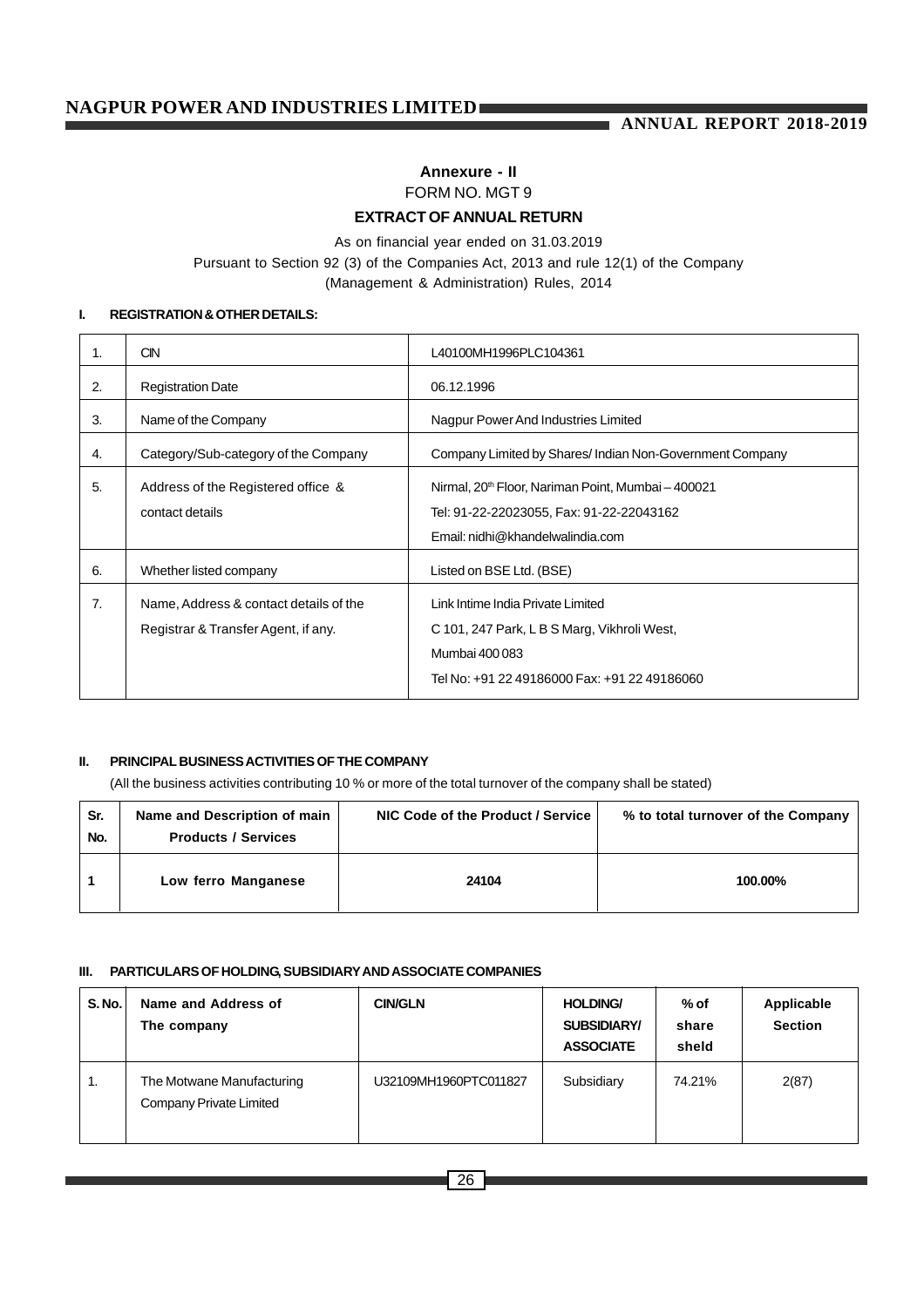## Annexure - II

FORM NO. MGT 9

### EXTRACT OF ANNUAL RETURN

As on financial year ended on 31.03.2019

Pursuant to Section 92 (3) of the Companies Act, 2013 and rule 12(1) of the Company (Management & Administration) Rules, 2014

**I. REGISTRATION & OTHER DETAILS:**

| | | |
|---|---|---|
| 1. | CIN | L40100MH1996PLC104361 |
| 2. | Registration Date | 06.12.1996 |
| 3. | Name of the Company | Nagpur Power And Industries Limited |
| 4. | Category/Sub-category of the Company | Company Limited by Shares/ Indian Non-Government Company |
| 5. | Address of the Registered office & contact details | Nirmal, 20th Floor, Nariman Point, Mumbai – 400021<br>Tel: 91-22-22023055, Fax: 91-22-22043162<br>Email: nidhi@khandelwalindia.com |
| 6. | Whether listed company | Listed on BSE Ltd. (BSE) |
| 7. | Name, Address & contact details of the Registrar & Transfer Agent, if any. | Link Intime India Private Limited<br>C 101, 247 Park, L B S Marg, Vikhroli West,<br>Mumbai 400 083<br>Tel No: +91 22 49186000 Fax: +91 22 49186060 |

**II. PRINCIPAL BUSINESS ACTIVITIES OF THE COMPANY**

(All the business activities contributing 10 % or more of the total turnover of the company shall be stated)

| Sr. No. | Name and Description of main Products / Services | NIC Code of the Product / Service | % to total turnover of the Company |
|---|---|---|---|
| 1 | Low ferro Manganese | 24104 | 100.00% |

**III. PARTICULARS OF HOLDING, SUBSIDIARY AND ASSOCIATE COMPANIES**

| S. No. | Name and Address of The company | CIN/GLN | HOLDING/ SUBSIDIARY/ ASSOCIATE | % of share sheld | Applicable Section |
|---|---|---|---|---|---|
| 1. | The Motwane Manufacturing Company Private Limited | U32109MH1960PTC011827 | Subsidiary | 74.21% | 2(87) |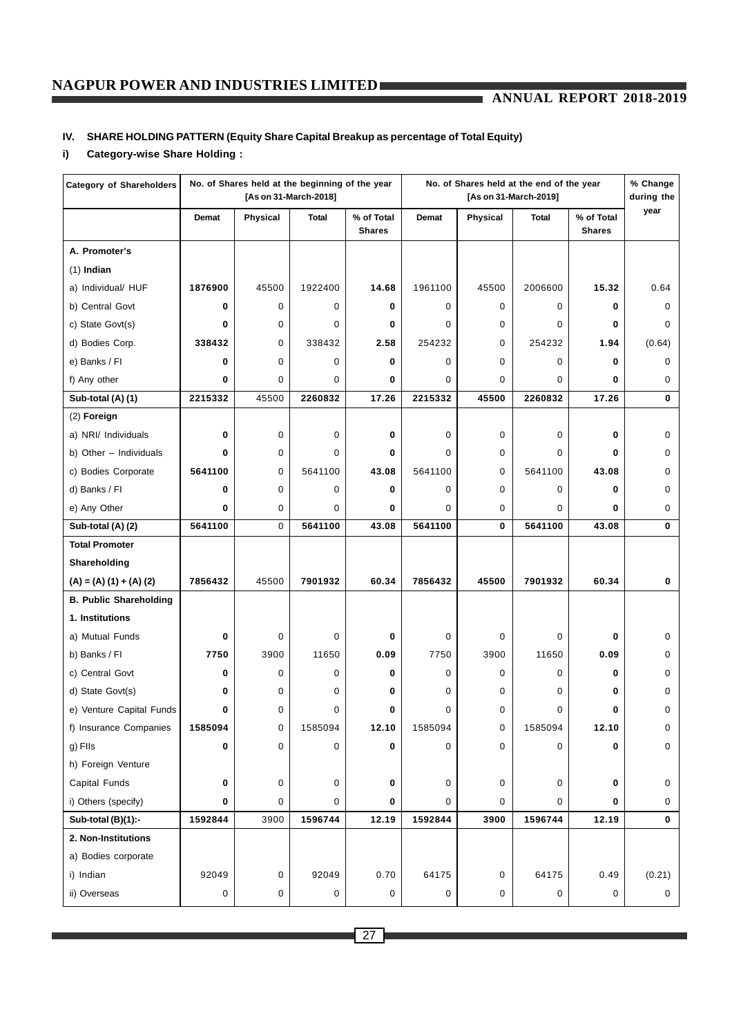### IV. SHARE HOLDING PATTERN (Equity Share Capital Breakup as percentage of Total Equity)

#### i) Category-wise Share Holding :

| Category of Shareholders | No. of Shares held at the beginning of the year [As on 31-March-2018] | | | | No. of Shares held at the end of the year [As on 31-March-2019] | | | | % Change during the year |
|---|---|---|---|---|---|---|---|---|---|
| | Demat | Physical | Total | % of Total Shares | Demat | Physical | Total | % of Total Shares | |
| **A. Promoter's** | | | | | | | | | |
| (1) **Indian** | | | | | | | | | |
| a) Individual/ HUF | **1876900** | 45500 | 1922400 | **14.68** | 1961100 | 45500 | 2006600 | **15.32** | 0.64 |
| b) Central Govt | **0** | 0 | 0 | **0** | 0 | 0 | 0 | **0** | 0 |
| c) State Govt(s) | **0** | 0 | 0 | **0** | 0 | 0 | 0 | **0** | 0 |
| d) Bodies Corp. | **338432** | 0 | 338432 | **2.58** | 254232 | 0 | 254232 | **1.94** | (0.64) |
| e) Banks / FI | **0** | 0 | 0 | **0** | 0 | 0 | 0 | **0** | 0 |
| f) Any other | **0** | 0 | 0 | **0** | 0 | 0 | 0 | **0** | 0 |
| **Sub-total (A) (1)** | **2215332** | 45500 | **2260832** | **17.26** | **2215332** | **45500** | **2260832** | **17.26** | **0** |
| (2) **Foreign** | | | | | | | | | |
| a) NRI/ Individuals | **0** | 0 | 0 | **0** | 0 | 0 | 0 | **0** | 0 |
| b) Other – Individuals | **0** | 0 | 0 | **0** | 0 | 0 | 0 | **0** | 0 |
| c) Bodies Corporate | **5641100** | 0 | 5641100 | **43.08** | 5641100 | 0 | 5641100 | **43.08** | 0 |
| d) Banks / FI | **0** | 0 | 0 | **0** | 0 | 0 | 0 | **0** | 0 |
| e) Any Other | **0** | 0 | 0 | **0** | 0 | 0 | 0 | **0** | 0 |
| **Sub-total (A) (2)** | **5641100** | 0 | **5641100** | **43.08** | **5641100** | **0** | **5641100** | **43.08** | **0** |
| **Total Promoter Shareholding (A) = (A) (1) + (A) (2)** | **7856432** | 45500 | **7901932** | **60.34** | **7856432** | **45500** | **7901932** | **60.34** | **0** |
| **B. Public Shareholding** | | | | | | | | | |
| **1. Institutions** | | | | | | | | | |
| a) Mutual Funds | **0** | 0 | 0 | **0** | 0 | 0 | 0 | **0** | 0 |
| b) Banks / FI | **7750** | 3900 | 11650 | **0.09** | 7750 | 3900 | 11650 | **0.09** | 0 |
| c) Central Govt | **0** | 0 | 0 | **0** | 0 | 0 | 0 | **0** | 0 |
| d) State Govt(s) | **0** | 0 | 0 | **0** | 0 | 0 | 0 | **0** | 0 |
| e) Venture Capital Funds | **0** | 0 | 0 | **0** | 0 | 0 | 0 | **0** | 0 |
| f) Insurance Companies | **1585094** | 0 | 1585094 | **12.10** | 1585094 | 0 | 1585094 | **12.10** | 0 |
| g) FIIs | **0** | 0 | 0 | **0** | 0 | 0 | 0 | **0** | 0 |
| h) Foreign Venture Capital Funds | **0** | 0 | 0 | **0** | 0 | 0 | 0 | **0** | 0 |
| i) Others (specify) | **0** | 0 | 0 | **0** | 0 | 0 | 0 | **0** | 0 |
| **Sub-total (B)(1):-** | **1592844** | 3900 | **1596744** | **12.19** | **1592844** | **3900** | **1596744** | **12.19** | **0** |
| **2. Non-Institutions** | | | | | | | | | |
| a) Bodies corporate | | | | | | | | | |
| i) Indian | 92049 | 0 | 92049 | 0.70 | 64175 | 0 | 64175 | 0.49 | (0.21) |
| ii) Overseas | 0 | 0 | 0 | 0 | 0 | 0 | 0 | 0 | 0 |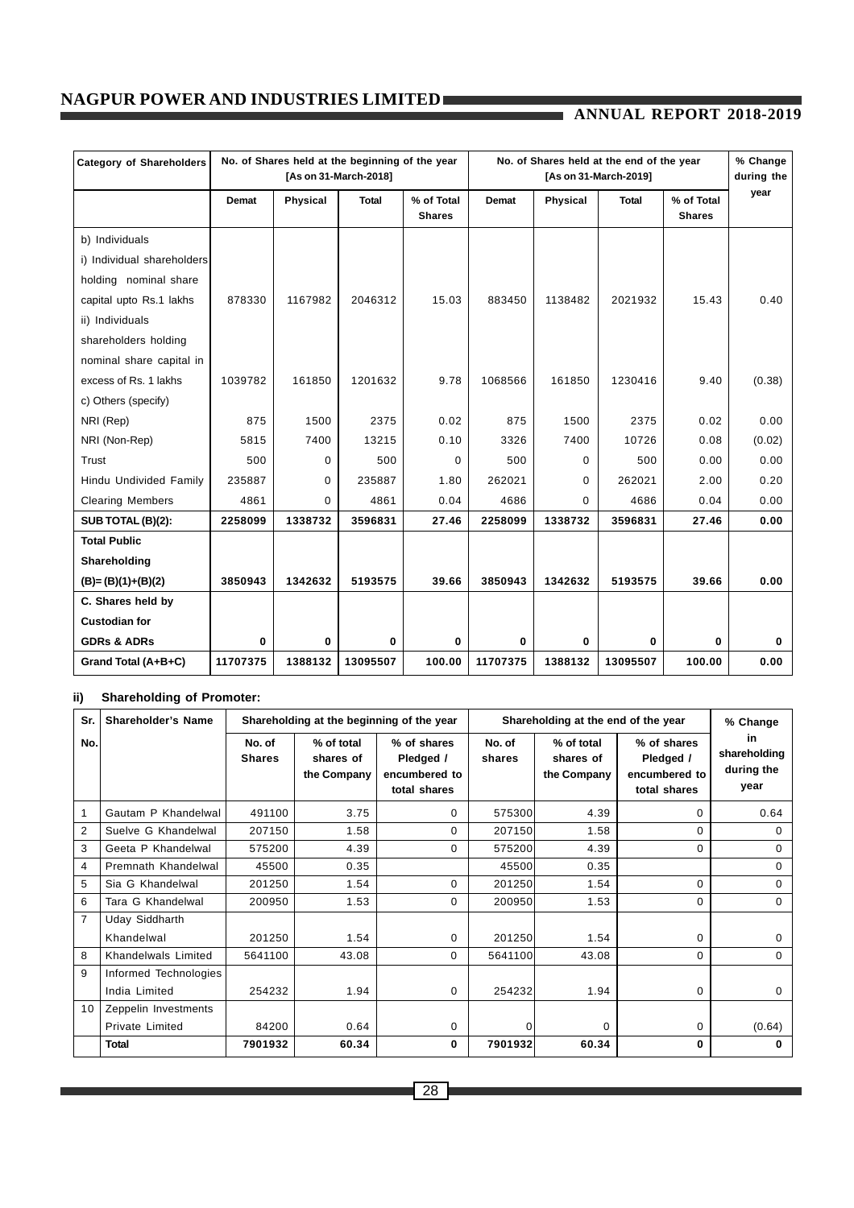| Category of Shareholders | No. of Shares held at the beginning of the year [As on 31-March-2018] | | | | No. of Shares held at the end of the year [As on 31-March-2019] | | | | % Change during the year |
|---|---|---|---|---|---|---|---|---|---|
| | Demat | Physical | Total | % of Total Shares | Demat | Physical | Total | % of Total Shares | |
| b) Individuals | | | | | | | | | |
| i) Individual shareholders holding nominal share capital upto Rs.1 lakhs | 878330 | 1167982 | 2046312 | 15.03 | 883450 | 1138482 | 2021932 | 15.43 | 0.40 |
| ii) Individuals shareholders holding nominal share capital in excess of Rs. 1 lakhs | 1039782 | 161850 | 1201632 | 9.78 | 1068566 | 161850 | 1230416 | 9.40 | (0.38) |
| c) Others (specify) | | | | | | | | | |
| NRI (Rep) | 875 | 1500 | 2375 | 0.02 | 875 | 1500 | 2375 | 0.02 | 0.00 |
| NRI (Non-Rep) | 5815 | 7400 | 13215 | 0.10 | 3326 | 7400 | 10726 | 0.08 | (0.02) |
| Trust | 500 | 0 | 500 | 0 | 500 | 0 | 500 | 0.00 | 0.00 |
| Hindu Undivided Family | 235887 | 0 | 235887 | 1.80 | 262021 | 0 | 262021 | 2.00 | 0.20 |
| Clearing Members | 4861 | 0 | 4861 | 0.04 | 4686 | 0 | 4686 | 0.04 | 0.00 |
| **SUB TOTAL (B)(2):** | **2258099** | **1338732** | **3596831** | **27.46** | **2258099** | **1338732** | **3596831** | **27.46** | **0.00** |
| **Total Public Shareholding (B)=(B)(1)+(B)(2)** | **3850943** | **1342632** | **5193575** | **39.66** | **3850943** | **1342632** | **5193575** | **39.66** | **0.00** |
| **C. Shares held by Custodian for GDRs & ADRs** | **0** | **0** | **0** | **0** | **0** | **0** | **0** | **0** | **0** |
| **Grand Total (A+B+C)** | **11707375** | **1388132** | **13095507** | **100.00** | **11707375** | **1388132** | **13095507** | **100.00** | **0.00** |

**ii) Shareholding of Promoter:**

| Sr. No. | Shareholder's Name | Shareholding at the beginning of the year | | | Shareholding at the end of the year | | | % Change in shareholding during the year |
|---|---|---|---|---|---|---|---|---|
| | | No. of Shares | % of total shares of the Company | % of shares Pledged / encumbered to total shares | No. of shares | % of total shares of the Company | % of shares Pledged / encumbered to total shares | |
| 1 | Gautam P Khandelwal | 491100 | 3.75 | 0 | 575300 | 4.39 | 0 | 0.64 |
| 2 | Suelve G Khandelwal | 207150 | 1.58 | 0 | 207150 | 1.58 | 0 | 0 |
| 3 | Geeta P Khandelwal | 575200 | 4.39 | 0 | 575200 | 4.39 | 0 | 0 |
| 4 | Premnath Khandelwal | 45500 | 0.35 | | 45500 | 0.35 | | 0 |
| 5 | Sia G Khandelwal | 201250 | 1.54 | 0 | 201250 | 1.54 | 0 | 0 |
| 6 | Tara G Khandelwal | 200950 | 1.53 | 0 | 200950 | 1.53 | 0 | 0 |
| 7 | Uday Siddharth Khandelwal | 201250 | 1.54 | 0 | 201250 | 1.54 | 0 | 0 |
| 8 | Khandelwals Limited | 5641100 | 43.08 | 0 | 5641100 | 43.08 | 0 | 0 |
| 9 | Informed Technologies India Limited | 254232 | 1.94 | 0 | 254232 | 1.94 | 0 | 0 |
| 10 | Zeppelin Investments Private Limited | 84200 | 0.64 | 0 | 0 | 0 | 0 | (0.64) |
| | **Total** | **7901932** | **60.34** | **0** | **7901932** | **60.34** | **0** | **0** |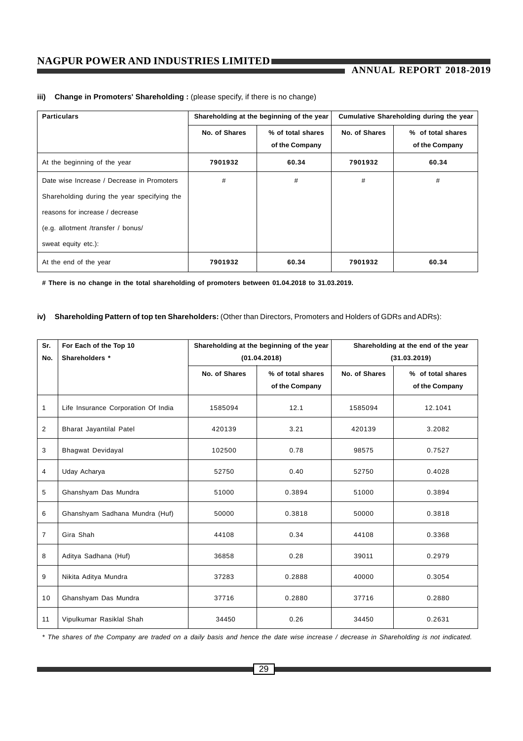**iii) Change in Promoters' Shareholding :** (please specify, if there is no change)

| Particulars | Shareholding at the beginning of the year | | Cumulative Shareholding during the year | |
|---|---|---|---|---|
| | No. of Shares | % of total shares of the Company | No. of Shares | % of total shares of the Company |
| At the beginning of the year | **7901932** | **60.34** | **7901932** | **60.34** |
| Date wise Increase / Decrease in Promoters Shareholding during the year specifying the reasons for increase / decrease (e.g. allotment /transfer / bonus/ sweat equity etc.): | # | # | # | # |
| At the end of the year | **7901932** | **60.34** | **7901932** | **60.34** |

**# There is no change in the total shareholding of promoters between 01.04.2018 to 31.03.2019.**

**iv) Shareholding Pattern of top ten Shareholders:** (Other than Directors, Promoters and Holders of GDRs and ADRs):

| Sr. No. | For Each of the Top 10 Shareholders * | Shareholding at the beginning of the year (01.04.2018) | | Shareholding at the end of the year (31.03.2019) | |
|---|---|---|---|---|---|
| | | No. of Shares | % of total shares of the Company | No. of Shares | % of total shares of the Company |
| 1 | Life Insurance Corporation Of India | 1585094 | 12.1 | 1585094 | 12.1041 |
| 2 | Bharat Jayantilal Patel | 420139 | 3.21 | 420139 | 3.2082 |
| 3 | Bhagwat Devidayal | 102500 | 0.78 | 98575 | 0.7527 |
| 4 | Uday Acharya | 52750 | 0.40 | 52750 | 0.4028 |
| 5 | Ghanshyam Das Mundra | 51000 | 0.3894 | 51000 | 0.3894 |
| 6 | Ghanshyam Sadhana Mundra (Huf) | 50000 | 0.3818 | 50000 | 0.3818 |
| 7 | Gira Shah | 44108 | 0.34 | 44108 | 0.3368 |
| 8 | Aditya Sadhana (Huf) | 36858 | 0.28 | 39011 | 0.2979 |
| 9 | Nikita Aditya Mundra | 37283 | 0.2888 | 40000 | 0.3054 |
| 10 | Ghanshyam Das Mundra | 37716 | 0.2880 | 37716 | 0.2880 |
| 11 | Vipulkumar Rasiklal Shah | 34450 | 0.26 | 34450 | 0.2631 |

*\* The shares of the Company are traded on a daily basis and hence the date wise increase / decrease in Shareholding is not indicated.*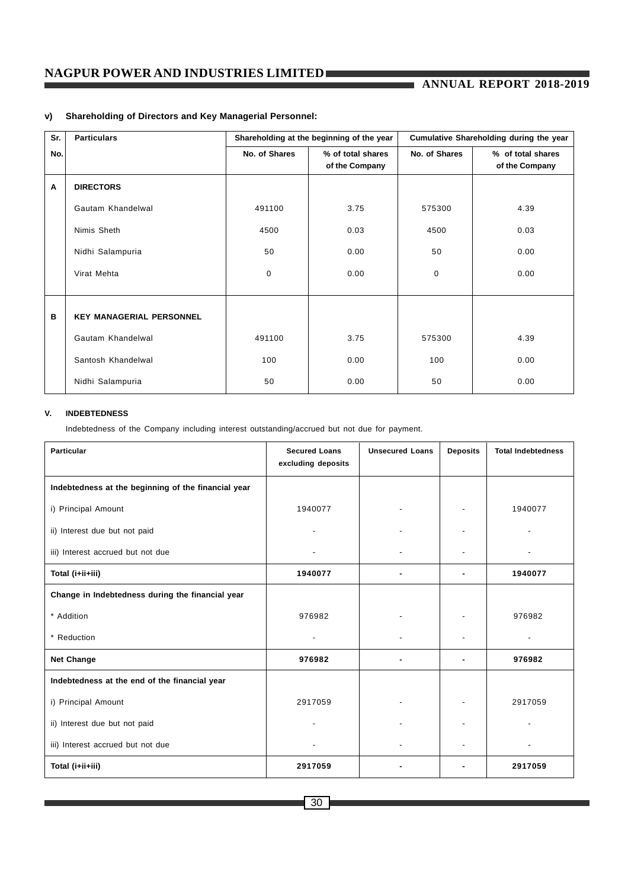### v) Shareholding of Directors and Key Managerial Personnel:

| Sr. No. | Particulars | Shareholding at the beginning of the year | | Cumulative Shareholding during the year | |
|---|---|---|---|---|---|
| | | No. of Shares | % of total shares of the Company | No. of Shares | % of total shares of the Company |
| A | **DIRECTORS** | | | | |
| | Gautam Khandelwal | 491100 | 3.75 | 575300 | 4.39 |
| | Nimis Sheth | 4500 | 0.03 | 4500 | 0.03 |
| | Nidhi Salampuria | 50 | 0.00 | 50 | 0.00 |
| | Virat Mehta | 0 | 0.00 | 0 | 0.00 |
| B | **KEY MANAGERIAL PERSONNEL** | | | | |
| | Gautam Khandelwal | 491100 | 3.75 | 575300 | 4.39 |
| | Santosh Khandelwal | 100 | 0.00 | 100 | 0.00 |
| | Nidhi Salampuria | 50 | 0.00 | 50 | 0.00 |

### V. INDEBTEDNESS

Indebtedness of the Company including interest outstanding/accrued but not due for payment.

| Particular | Secured Loans excluding deposits | Unsecured Loans | Deposits | Total Indebtedness |
|---|---|---|---|---|
| **Indebtedness at the beginning of the financial year** | | | | |
| i) Principal Amount | 1940077 | - | - | 1940077 |
| ii) Interest due but not paid | - | - | - | - |
| iii) Interest accrued but not due | - | - | - | - |
| **Total (i+ii+iii)** | **1940077** | **-** | **-** | **1940077** |
| **Change in Indebtedness during the financial year** | | | | |
| * Addition | 976982 | - | - | 976982 |
| * Reduction | - | - | - | - |
| **Net Change** | **976982** | **-** | **-** | **976982** |
| **Indebtedness at the end of the financial year** | | | | |
| i) Principal Amount | 2917059 | - | - | 2917059 |
| ii) Interest due but not paid | - | - | - | - |
| iii) Interest accrued but not due | - | - | - | - |
| **Total (i+ii+iii)** | **2917059** | **-** | **-** | **2917059** |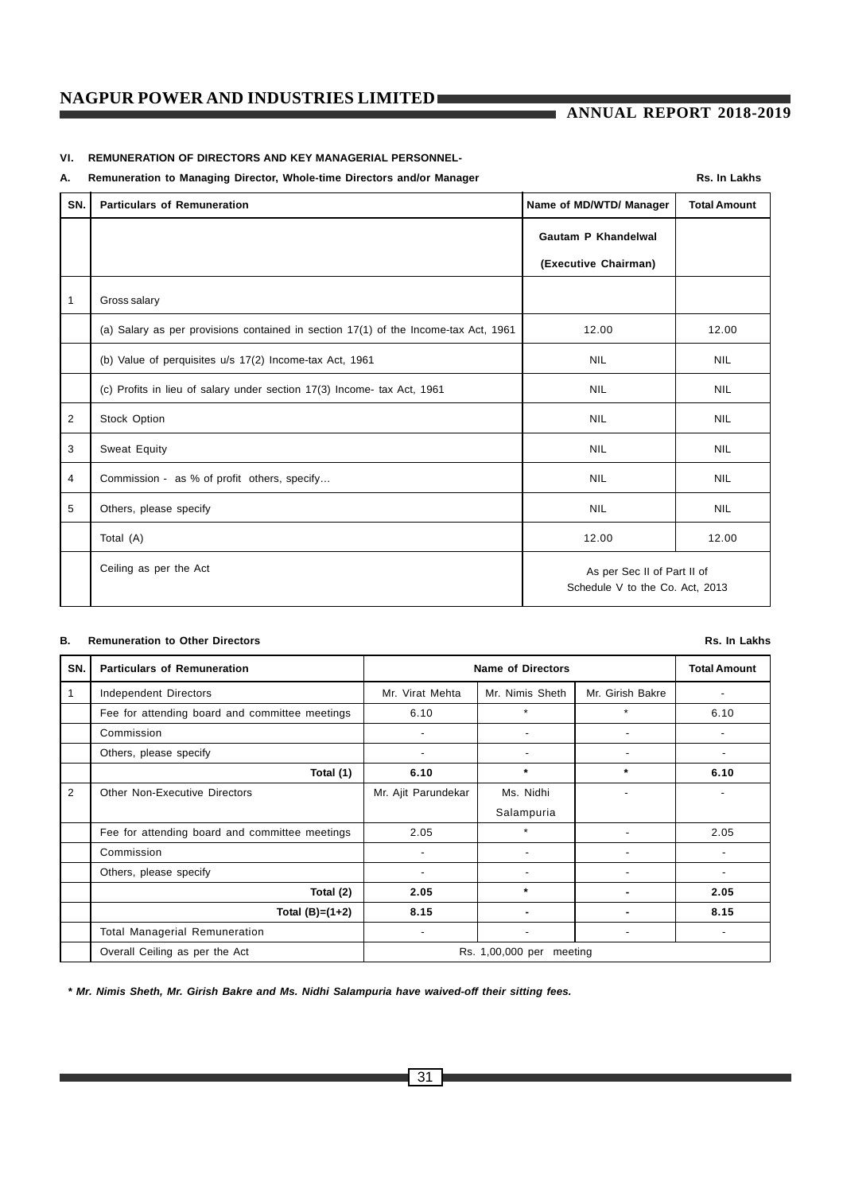### VI. REMUNERATION OF DIRECTORS AND KEY MANAGERIAL PERSONNEL-

**A. Remuneration to Managing Director, Whole-time Directors and/or Manager** **Rs. In Lakhs**

| SN. | Particulars of Remuneration | Name of MD/WTD/ Manager | Total Amount |
|---|---|---|---|
| | | **Gautam P Khandelwal** **(Executive Chairman)** | |
| 1 | Gross salary | | |
| | (a) Salary as per provisions contained in section 17(1) of the Income-tax Act, 1961 | 12.00 | 12.00 |
| | (b) Value of perquisites u/s 17(2) Income-tax Act, 1961 | NIL | NIL |
| | (c) Profits in lieu of salary under section 17(3) Income- tax Act, 1961 | NIL | NIL |
| 2 | Stock Option | NIL | NIL |
| 3 | Sweat Equity | NIL | NIL |
| 4 | Commission - as % of profit others, specify... | NIL | NIL |
| 5 | Others, please specify | NIL | NIL |
| | Total (A) | 12.00 | 12.00 |
| | Ceiling as per the Act | As per Sec II of Part II of Schedule V to the Co. Act, 2013 | |

**B. Remuneration to Other Directors** **Rs. In Lakhs**

| SN. | Particulars of Remuneration | Name of Directors | | | Total Amount |
|---|---|---|---|---|---|
| 1 | Independent Directors | Mr. Virat Mehta | Mr. Nimis Sheth | Mr. Girish Bakre | - |
| | Fee for attending board and committee meetings | 6.10 | * | * | 6.10 |
| | Commission | - | - | - | - |
| | Others, please specify | - | - | - | - |
| | **Total (1)** | **6.10** | ***** | ***** | **6.10** |
| 2 | Other Non-Executive Directors | Mr. Ajit Parundekar | Ms. Nidhi Salampuria | - | - |
| | Fee for attending board and committee meetings | 2.05 | * | - | 2.05 |
| | Commission | - | - | - | - |
| | Others, please specify | - | - | - | - |
| | **Total (2)** | **2.05** | ***** | **-** | **2.05** |
| | **Total (B)=(1+2)** | **8.15** | **-** | **-** | **8.15** |
| | Total Managerial Remuneration | - | - | - | - |
| | Overall Ceiling as per the Act | Rs. 1,00,000 per meeting | | | |

***\* Mr. Nimis Sheth, Mr. Girish Bakre and Ms. Nidhi Salampuria have waived-off their sitting fees.***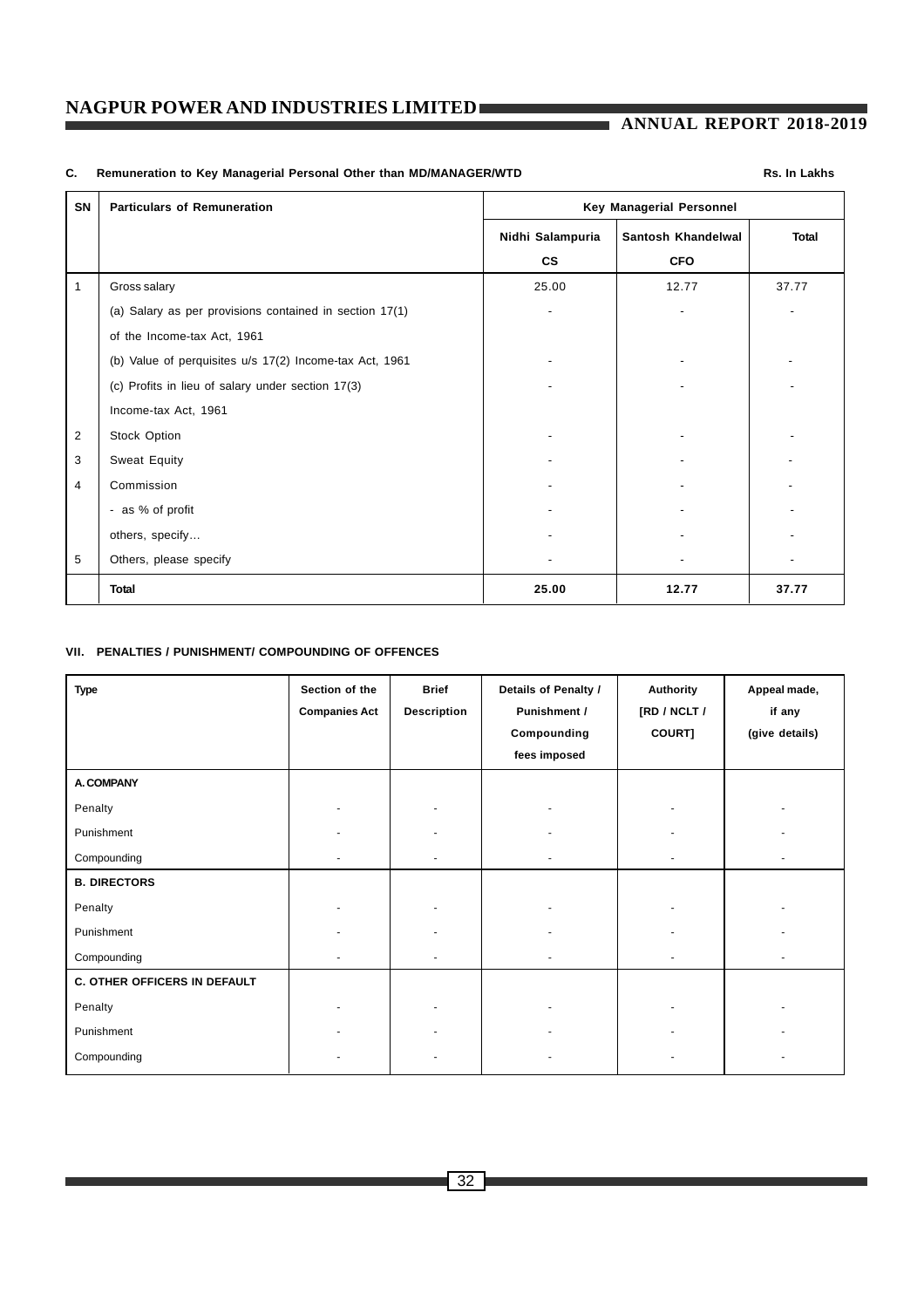**C. Remuneration to Key Managerial Personal Other than MD/MANAGER/WTD**

Rs. In Lakhs

| SN | Particulars of Remuneration | Key Managerial Personnel | | |
|---|---|---|---|---|
| | | Nidhi Salampuria CS | Santosh Khandelwal CFO | Total |
| 1 | Gross salary | 25.00 | 12.77 | 37.77 |
| | (a) Salary as per provisions contained in section 17(1) of the Income-tax Act, 1961 | - | - | - |
| | (b) Value of perquisites u/s 17(2) Income-tax Act, 1961 | - | - | - |
| | (c) Profits in lieu of salary under section 17(3) Income-tax Act, 1961 | - | - | - |
| 2 | Stock Option | - | - | - |
| 3 | Sweat Equity | - | - | - |
| 4 | Commission | - | - | - |
| | - as % of profit | - | - | - |
| | others, specify… | - | - | - |
| 5 | Others, please specify | - | - | - |
| | **Total** | **25.00** | **12.77** | **37.77** |

**VII. PENALTIES / PUNISHMENT/ COMPOUNDING OF OFFENCES**

| Type | Section of the Companies Act | Brief Description | Details of Penalty / Punishment / Compounding fees imposed | Authority [RD / NCLT / COURT] | Appeal made, if any (give details) |
|---|---|---|---|---|---|
| **A. COMPANY** | | | | | |
| Penalty | - | - | - | - | - |
| Punishment | - | - | - | - | - |
| Compounding | - | - | - | - | - |
| **B. DIRECTORS** | | | | | |
| Penalty | - | - | - | - | - |
| Punishment | - | - | - | - | - |
| Compounding | - | - | - | - | - |
| **C. OTHER OFFICERS IN DEFAULT** | | | | | |
| Penalty | - | - | - | - | - |
| Punishment | - | - | - | - | - |
| Compounding | - | - | - | - | - |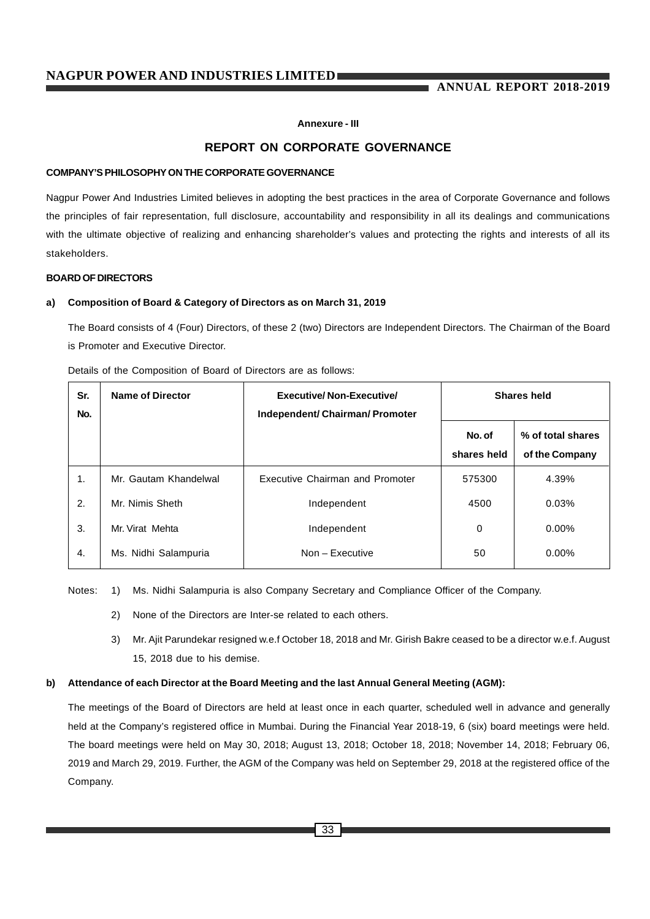Annexure - III

## REPORT ON CORPORATE GOVERNANCE

### COMPANY'S PHILOSOPHY ON THE CORPORATE GOVERNANCE

Nagpur Power And Industries Limited believes in adopting the best practices in the area of Corporate Governance and follows the principles of fair representation, full disclosure, accountability and responsibility in all its dealings and communications with the ultimate objective of realizing and enhancing shareholder's values and protecting the rights and interests of all its stakeholders.

### BOARD OF DIRECTORS

**a) Composition of Board & Category of Directors as on March 31, 2019**

The Board consists of 4 (Four) Directors, of these 2 (two) Directors are Independent Directors. The Chairman of the Board is Promoter and Executive Director.

Details of the Composition of Board of Directors are as follows:

| Sr. No. | Name of Director | Executive/ Non-Executive/ Independent/ Chairman/ Promoter | Shares held | |
|---|---|---|---|---|
| | | | No. of shares held | % of total shares of the Company |
| 1. | Mr. Gautam Khandelwal | Executive Chairman and Promoter | 575300 | 4.39% |
| 2. | Mr. Nimis Sheth | Independent | 4500 | 0.03% |
| 3. | Mr. Virat Mehta | Independent | 0 | 0.00% |
| 4. | Ms. Nidhi Salampuria | Non – Executive | 50 | 0.00% |

Notes:
1) Ms. Nidhi Salampuria is also Company Secretary and Compliance Officer of the Company.
2) None of the Directors are Inter-se related to each others.
3) Mr. Ajit Parundekar resigned w.e.f October 18, 2018 and Mr. Girish Bakre ceased to be a director w.e.f. August 15, 2018 due to his demise.

**b) Attendance of each Director at the Board Meeting and the last Annual General Meeting (AGM):**

The meetings of the Board of Directors are held at least once in each quarter, scheduled well in advance and generally held at the Company's registered office in Mumbai. During the Financial Year 2018-19, 6 (six) board meetings were held. The board meetings were held on May 30, 2018; August 13, 2018; October 18, 2018; November 14, 2018; February 06, 2019 and March 29, 2019. Further, the AGM of the Company was held on September 29, 2018 at the registered office of the Company.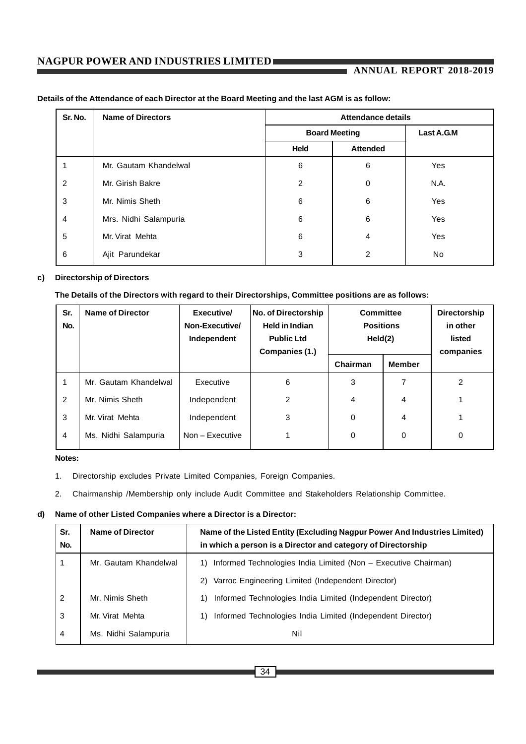**Details of the Attendance of each Director at the Board Meeting and the last AGM is as follow:**

| Sr. No. | Name of Directors | Attendance details | | |
|---|---|---|---|---|
| | | Board Meeting | | Last A.G.M |
| | | Held | Attended | |
| 1 | Mr. Gautam Khandelwal | 6 | 6 | Yes |
| 2 | Mr. Girish Bakre | 2 | 0 | N.A. |
| 3 | Mr. Nimis Sheth | 6 | 6 | Yes |
| 4 | Mrs. Nidhi Salampuria | 6 | 6 | Yes |
| 5 | Mr. Virat Mehta | 6 | 4 | Yes |
| 6 | Ajit Parundekar | 3 | 2 | No |

**c) Directorship of Directors**

**The Details of the Directors with regard to their Directorships, Committee positions are as follows:**

| Sr. No. | Name of Director | Executive/ Non-Executive/ Independent | No. of Directorship Held in Indian Public Ltd Companies (1.) | Committee Positions Held(2) | | Directorship in other listed companies |
|---|---|---|---|---|---|---|
| | | | | Chairman | Member | |
| 1 | Mr. Gautam Khandelwal | Executive | 6 | 3 | 7 | 2 |
| 2 | Mr. Nimis Sheth | Independent | 2 | 4 | 4 | 1 |
| 3 | Mr. Virat Mehta | Independent | 3 | 0 | 4 | 1 |
| 4 | Ms. Nidhi Salampuria | Non – Executive | 1 | 0 | 0 | 0 |

**Notes:**

1. Directorship excludes Private Limited Companies, Foreign Companies.
2. Chairmanship /Membership only include Audit Committee and Stakeholders Relationship Committee.

**d) Name of other Listed Companies where a Director is a Director:**

| Sr. No. | Name of Director | Name of the Listed Entity (Excluding Nagpur Power And Industries Limited) in which a person is a Director and category of Directorship |
|---|---|---|
| 1 | Mr. Gautam Khandelwal | 1) Informed Technologies India Limited (Non – Executive Chairman) |
| | | 2) Varroc Engineering Limited (Independent Director) |
| 2 | Mr. Nimis Sheth | 1) Informed Technologies India Limited (Independent Director) |
| 3 | Mr. Virat Mehta | 1) Informed Technologies India Limited (Independent Director) |
| 4 | Ms. Nidhi Salampuria | Nil |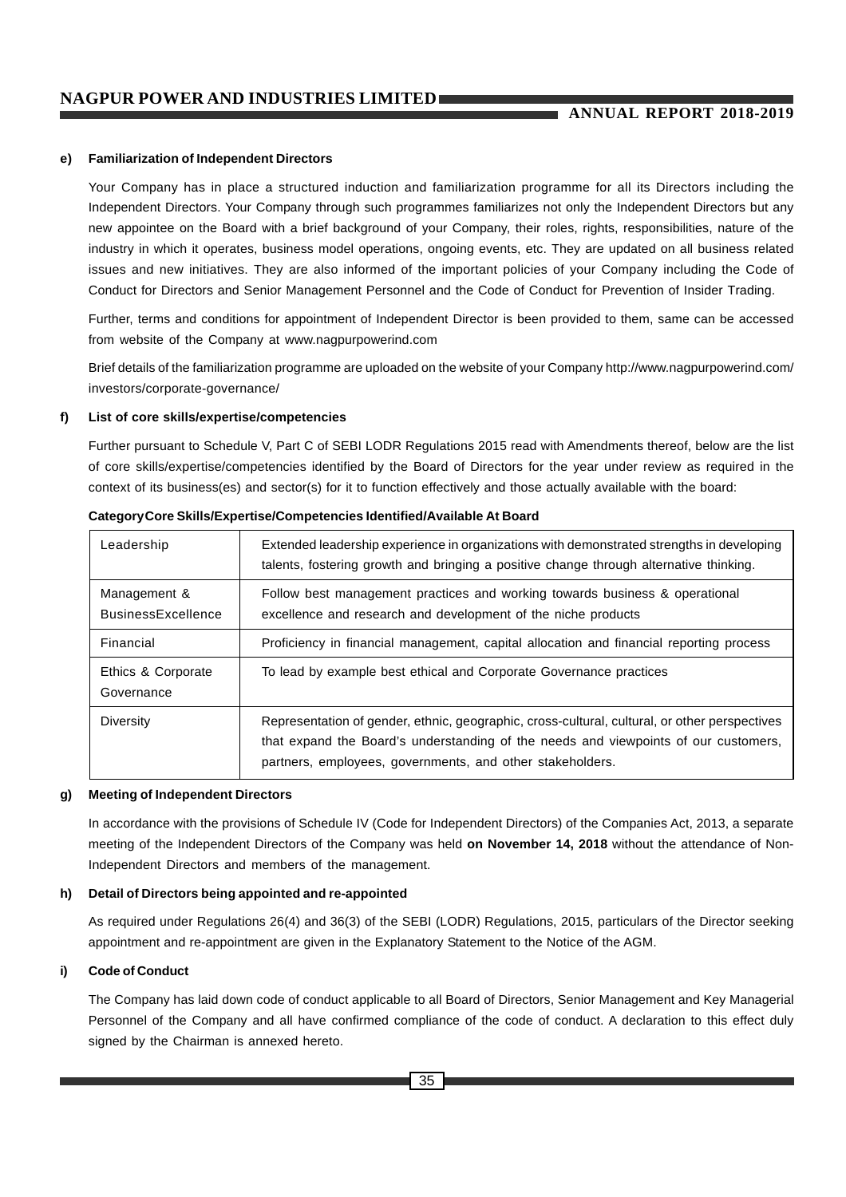**e) Familiarization of Independent Directors**

Your Company has in place a structured induction and familiarization programme for all its Directors including the Independent Directors. Your Company through such programmes familiarizes not only the Independent Directors but any new appointee on the Board with a brief background of your Company, their roles, rights, responsibilities, nature of the industry in which it operates, business model operations, ongoing events, etc. They are updated on all business related issues and new initiatives. They are also informed of the important policies of your Company including the Code of Conduct for Directors and Senior Management Personnel and the Code of Conduct for Prevention of Insider Trading.

Further, terms and conditions for appointment of Independent Director is been provided to them, same can be accessed from website of the Company at www.nagpurpowerind.com

Brief details of the familiarization programme are uploaded on the website of your Company http://www.nagpurpowerind.com/investors/corporate-governance/

**f) List of core skills/expertise/competencies**

Further pursuant to Schedule V, Part C of SEBI LODR Regulations 2015 read with Amendments thereof, below are the list of core skills/expertise/competencies identified by the Board of Directors for the year under review as required in the context of its business(es) and sector(s) for it to function effectively and those actually available with the board:

| Category | Core Skills/Expertise/Competencies Identified/Available At Board |
|---|---|
| Leadership | Extended leadership experience in organizations with demonstrated strengths in developing talents, fostering growth and bringing a positive change through alternative thinking. |
| Management & BusinessExcellence | Follow best management practices and working towards business & operational excellence and research and development of the niche products |
| Financial | Proficiency in financial management, capital allocation and financial reporting process |
| Ethics & Corporate Governance | To lead by example best ethical and Corporate Governance practices |
| Diversity | Representation of gender, ethnic, geographic, cross-cultural, cultural, or other perspectives that expand the Board's understanding of the needs and viewpoints of our customers, partners, employees, governments, and other stakeholders. |

**g) Meeting of Independent Directors**

In accordance with the provisions of Schedule IV (Code for Independent Directors) of the Companies Act, 2013, a separate meeting of the Independent Directors of the Company was held **on November 14, 2018** without the attendance of Non-Independent Directors and members of the management.

**h) Detail of Directors being appointed and re-appointed**

As required under Regulations 26(4) and 36(3) of the SEBI (LODR) Regulations, 2015, particulars of the Director seeking appointment and re-appointment are given in the Explanatory Statement to the Notice of the AGM.

**i) Code of Conduct**

The Company has laid down code of conduct applicable to all Board of Directors, Senior Management and Key Managerial Personnel of the Company and all have confirmed compliance of the code of conduct. A declaration to this effect duly signed by the Chairman is annexed hereto.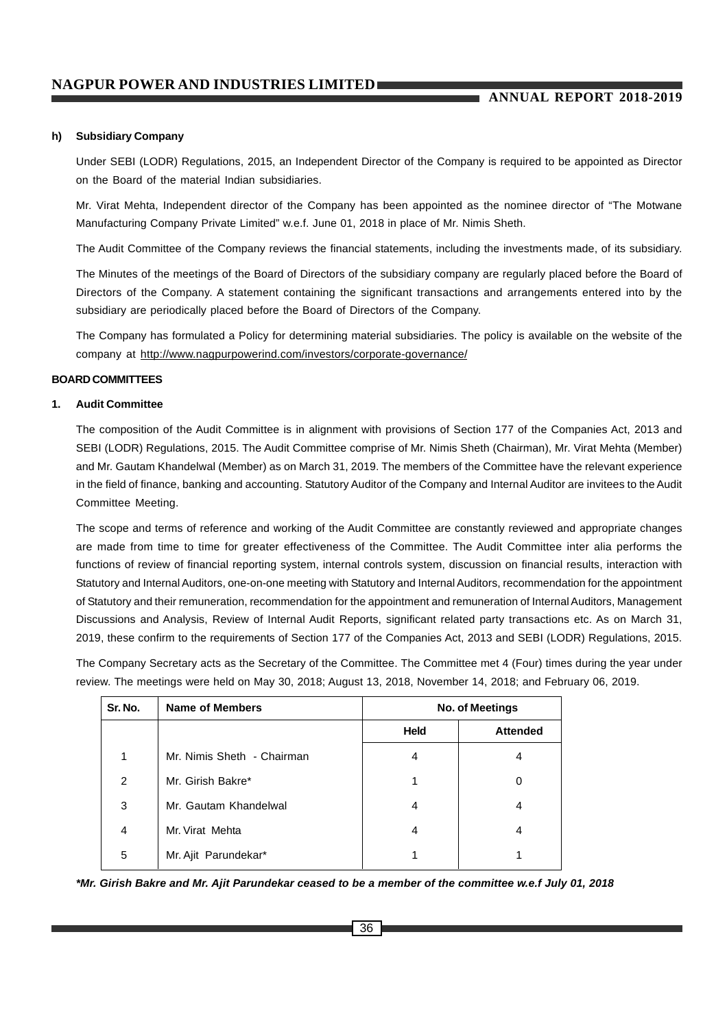**h) Subsidiary Company**

Under SEBI (LODR) Regulations, 2015, an Independent Director of the Company is required to be appointed as Director on the Board of the material Indian subsidiaries.

Mr. Virat Mehta, Independent director of the Company has been appointed as the nominee director of "The Motwane Manufacturing Company Private Limited" w.e.f. June 01, 2018 in place of Mr. Nimis Sheth.

The Audit Committee of the Company reviews the financial statements, including the investments made, of its subsidiary.

The Minutes of the meetings of the Board of Directors of the subsidiary company are regularly placed before the Board of Directors of the Company. A statement containing the significant transactions and arrangements entered into by the subsidiary are periodically placed before the Board of Directors of the Company.

The Company has formulated a Policy for determining material subsidiaries. The policy is available on the website of the company at http://www.nagpurpowerind.com/investors/corporate-governance/

**BOARD COMMITTEES**

**1. Audit Committee**

The composition of the Audit Committee is in alignment with provisions of Section 177 of the Companies Act, 2013 and SEBI (LODR) Regulations, 2015. The Audit Committee comprise of Mr. Nimis Sheth (Chairman), Mr. Virat Mehta (Member) and Mr. Gautam Khandelwal (Member) as on March 31, 2019. The members of the Committee have the relevant experience in the field of finance, banking and accounting. Statutory Auditor of the Company and Internal Auditor are invitees to the Audit Committee Meeting.

The scope and terms of reference and working of the Audit Committee are constantly reviewed and appropriate changes are made from time to time for greater effectiveness of the Committee. The Audit Committee inter alia performs the functions of review of financial reporting system, internal controls system, discussion on financial results, interaction with Statutory and Internal Auditors, one-on-one meeting with Statutory and Internal Auditors, recommendation for the appointment of Statutory and their remuneration, recommendation for the appointment and remuneration of Internal Auditors, Management Discussions and Analysis, Review of Internal Audit Reports, significant related party transactions etc. As on March 31, 2019, these confirm to the requirements of Section 177 of the Companies Act, 2013 and SEBI (LODR) Regulations, 2015.

The Company Secretary acts as the Secretary of the Committee. The Committee met 4 (Four) times during the year under review. The meetings were held on May 30, 2018; August 13, 2018, November 14, 2018; and February 06, 2019.

| Sr. No. | Name of Members | No. of Meetings | |
|---|---|---|---|
| | | Held | Attended |
| 1 | Mr. Nimis Sheth - Chairman | 4 | 4 |
| 2 | Mr. Girish Bakre* | 1 | 0 |
| 3 | Mr. Gautam Khandelwal | 4 | 4 |
| 4 | Mr. Virat Mehta | 4 | 4 |
| 5 | Mr. Ajit Parundekar* | 1 | 1 |

***Mr. Girish Bakre and Mr. Ajit Parundekar ceased to be a member of the committee w.e.f July 01, 2018***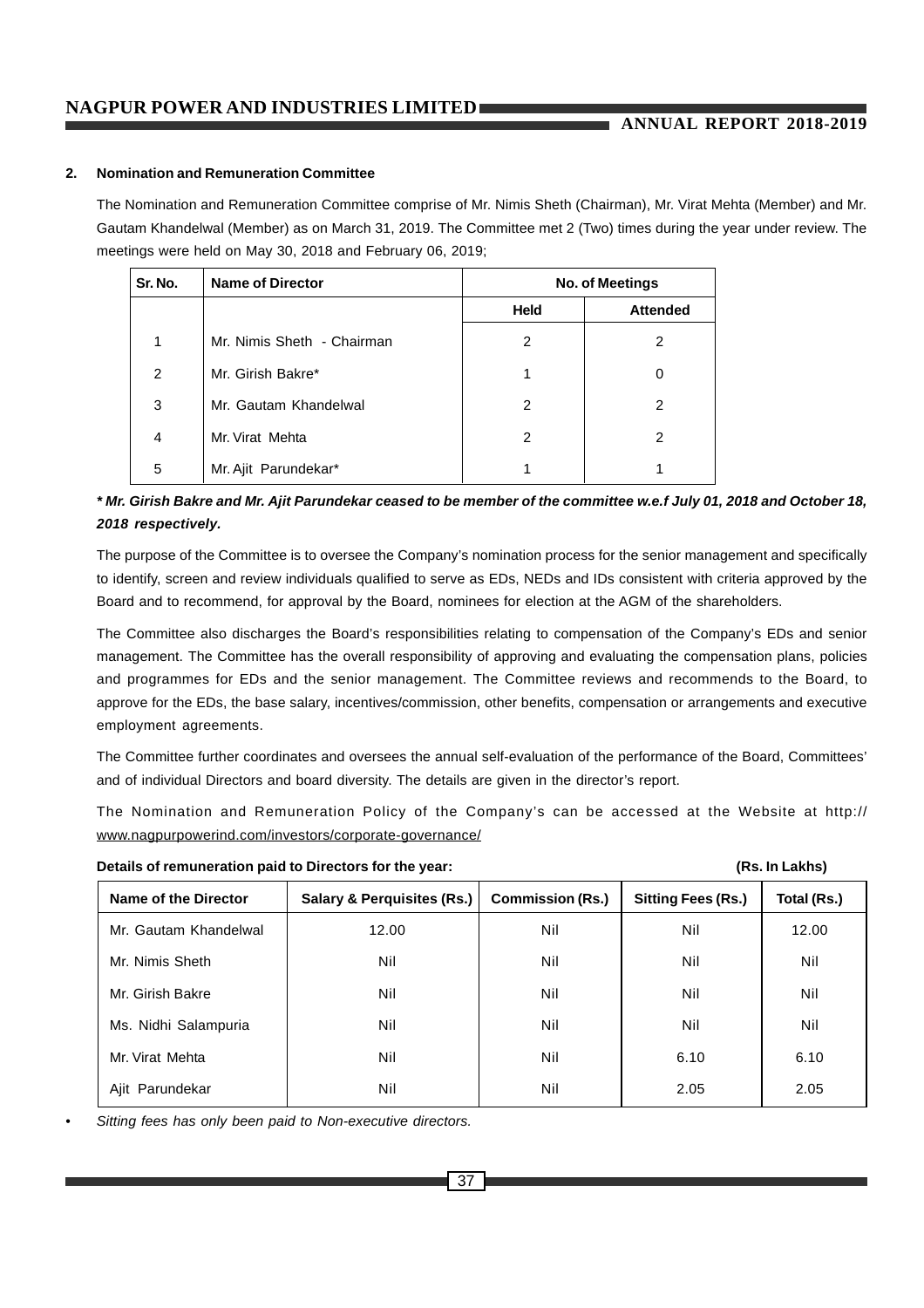**2. Nomination and Remuneration Committee**

The Nomination and Remuneration Committee comprise of Mr. Nimis Sheth (Chairman), Mr. Virat Mehta (Member) and Mr. Gautam Khandelwal (Member) as on March 31, 2019. The Committee met 2 (Two) times during the year under review. The meetings were held on May 30, 2018 and February 06, 2019;

| Sr. No. | Name of Director | No. of Meetings | |
|---|---|---|---|
| | | Held | Attended |
| 1 | Mr. Nimis Sheth - Chairman | 2 | 2 |
| 2 | Mr. Girish Bakre* | 1 | 0 |
| 3 | Mr. Gautam Khandelwal | 2 | 2 |
| 4 | Mr. Virat Mehta | 2 | 2 |
| 5 | Mr. Ajit Parundekar* | 1 | 1 |

***\* Mr. Girish Bakre and Mr. Ajit Parundekar ceased to be member of the committee w.e.f July 01, 2018 and October 18, 2018 respectively.***

The purpose of the Committee is to oversee the Company's nomination process for the senior management and specifically to identify, screen and review individuals qualified to serve as EDs, NEDs and IDs consistent with criteria approved by the Board and to recommend, for approval by the Board, nominees for election at the AGM of the shareholders.

The Committee also discharges the Board's responsibilities relating to compensation of the Company's EDs and senior management. The Committee has the overall responsibility of approving and evaluating the compensation plans, policies and programmes for EDs and the senior management. The Committee reviews and recommends to the Board, to approve for the EDs, the base salary, incentives/commission, other benefits, compensation or arrangements and executive employment agreements.

The Committee further coordinates and oversees the annual self-evaluation of the performance of the Board, Committees' and of individual Directors and board diversity. The details are given in the director's report.

The Nomination and Remuneration Policy of the Company's can be accessed at the Website at http://www.nagpurpowerind.com/investors/corporate-governance/

**Details of remuneration paid to Directors for the year:** **(Rs. In Lakhs)**

| Name of the Director | Salary & Perquisites (Rs.) | Commission (Rs.) | Sitting Fees (Rs.) | Total (Rs.) |
|---|---|---|---|---|
| Mr. Gautam Khandelwal | 12.00 | Nil | Nil | 12.00 |
| Mr. Nimis Sheth | Nil | Nil | Nil | Nil |
| Mr. Girish Bakre | Nil | Nil | Nil | Nil |
| Ms. Nidhi Salampuria | Nil | Nil | Nil | Nil |
| Mr. Virat Mehta | Nil | Nil | 6.10 | 6.10 |
| Ajit Parundekar | Nil | Nil | 2.05 | 2.05 |

- *Sitting fees has only been paid to Non-executive directors.*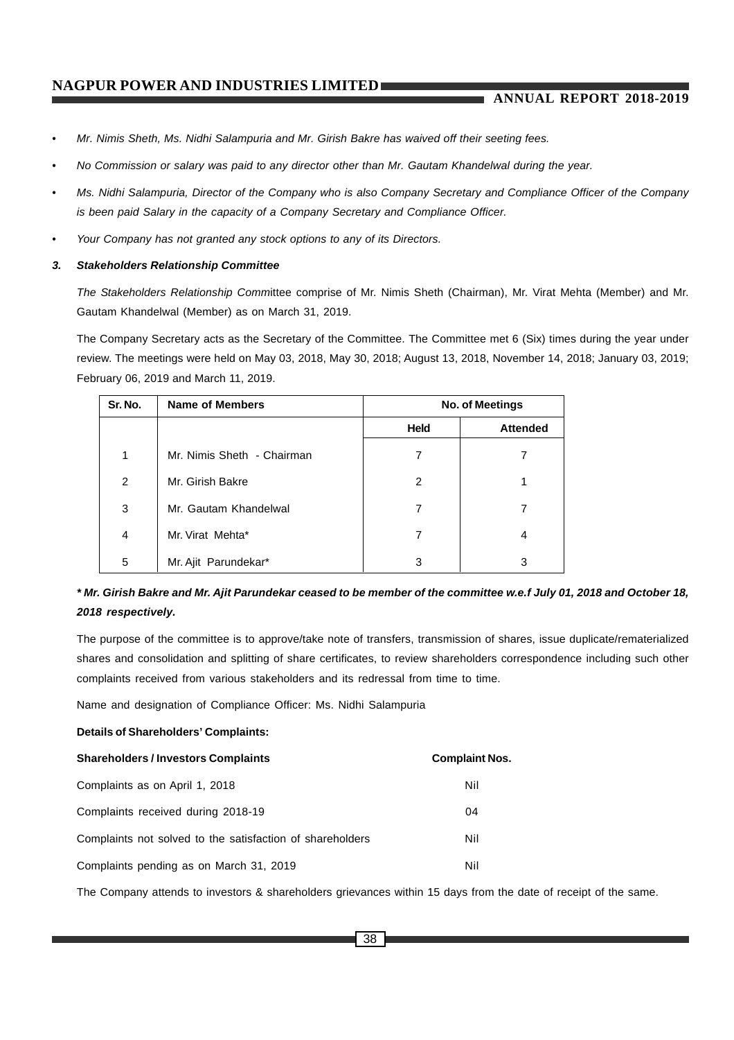- *Mr. Nimis Sheth, Ms. Nidhi Salampuria and Mr. Girish Bakre has waived off their seeting fees.*
- *No Commission or salary was paid to any director other than Mr. Gautam Khandelwal during the year.*
- *Ms. Nidhi Salampuria, Director of the Company who is also Company Secretary and Compliance Officer of the Company is been paid Salary in the capacity of a Company Secretary and Compliance Officer.*
- *Your Company has not granted any stock options to any of its Directors.*

### *3. Stakeholders Relationship Committee*

*The Stakeholders Relationship Comm*ittee comprise of Mr. Nimis Sheth (Chairman), Mr. Virat Mehta (Member) and Mr. Gautam Khandelwal (Member) as on March 31, 2019.

The Company Secretary acts as the Secretary of the Committee. The Committee met 6 (Six) times during the year under review. The meetings were held on May 03, 2018, May 30, 2018; August 13, 2018, November 14, 2018; January 03, 2019; February 06, 2019 and March 11, 2019.

| Sr. No. | Name of Members | No. of Meetings | |
|---|---|---|---|
| | | Held | Attended |
| 1 | Mr. Nimis Sheth - Chairman | 7 | 7 |
| 2 | Mr. Girish Bakre | 2 | 1 |
| 3 | Mr. Gautam Khandelwal | 7 | 7 |
| 4 | Mr. Virat Mehta* | 7 | 4 |
| 5 | Mr. Ajit Parundekar* | 3 | 3 |

***\* Mr. Girish Bakre and Mr. Ajit Parundekar ceased to be member of the committee w.e.f July 01, 2018 and October 18, 2018 respectively.***

The purpose of the committee is to approve/take note of transfers, transmission of shares, issue duplicate/rematerialized shares and consolidation and splitting of share certificates, to review shareholders correspondence including such other complaints received from various stakeholders and its redressal from time to time.

Name and designation of Compliance Officer: Ms. Nidhi Salampuria

**Details of Shareholders' Complaints:**

| Shareholders / Investors Complaints | Complaint Nos. |
|---|---|
| Complaints as on April 1, 2018 | Nil |
| Complaints received during 2018-19 | 04 |
| Complaints not solved to the satisfaction of shareholders | Nil |
| Complaints pending as on March 31, 2019 | Nil |

The Company attends to investors & shareholders grievances within 15 days from the date of receipt of the same.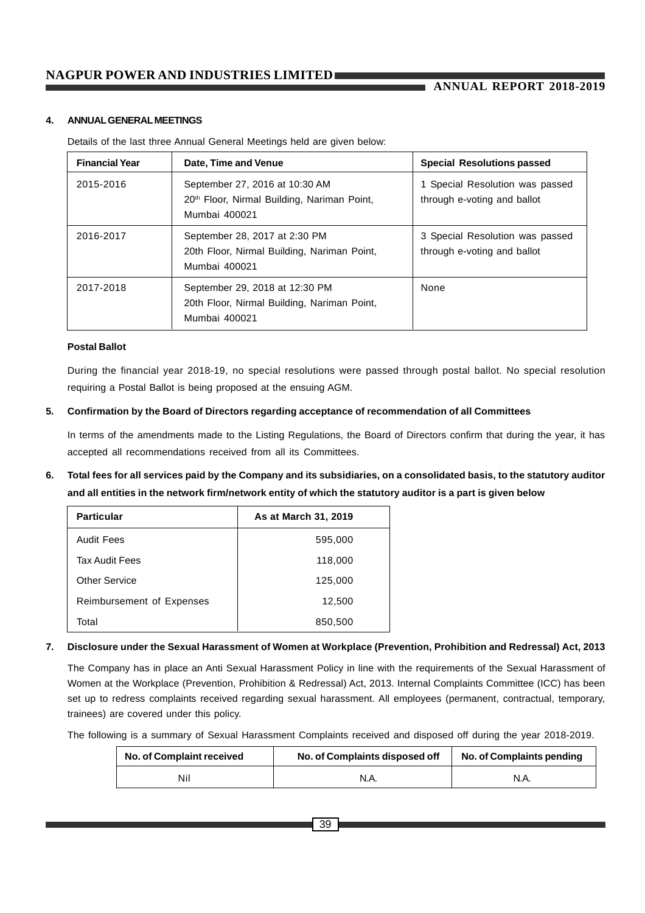## 4. ANNUAL GENERAL MEETINGS

Details of the last three Annual General Meetings held are given below:

| Financial Year | Date, Time and Venue | Special Resolutions passed |
|---|---|---|
| 2015-2016 | September 27, 2016 at 10:30 AM 20th Floor, Nirmal Building, Nariman Point, Mumbai 400021 | 1 Special Resolution was passed through e-voting and ballot |
| 2016-2017 | September 28, 2017 at 2:30 PM 20th Floor, Nirmal Building, Nariman Point, Mumbai 400021 | 3 Special Resolution was passed through e-voting and ballot |
| 2017-2018 | September 29, 2018 at 12:30 PM 20th Floor, Nirmal Building, Nariman Point, Mumbai 400021 | None |

**Postal Ballot**

During the financial year 2018-19, no special resolutions were passed through postal ballot. No special resolution requiring a Postal Ballot is being proposed at the ensuing AGM.

## 5. Confirmation by the Board of Directors regarding acceptance of recommendation of all Committees

In terms of the amendments made to the Listing Regulations, the Board of Directors confirm that during the year, it has accepted all recommendations received from all its Committees.

## 6. Total fees for all services paid by the Company and its subsidiaries, on a consolidated basis, to the statutory auditor and all entities in the network firm/network entity of which the statutory auditor is a part is given below

| Particular | As at March 31, 2019 |
|---|---|
| Audit Fees | 595,000 |
| Tax Audit Fees | 118,000 |
| Other Service | 125,000 |
| Reimbursement of Expenses | 12,500 |
| Total | 850,500 |

## 7. Disclosure under the Sexual Harassment of Women at Workplace (Prevention, Prohibition and Redressal) Act, 2013

The Company has in place an Anti Sexual Harassment Policy in line with the requirements of the Sexual Harassment of Women at the Workplace (Prevention, Prohibition & Redressal) Act, 2013. Internal Complaints Committee (ICC) has been set up to redress complaints received regarding sexual harassment. All employees (permanent, contractual, temporary, trainees) are covered under this policy.

The following is a summary of Sexual Harassment Complaints received and disposed off during the year 2018-2019.

| No. of Complaint received | No. of Complaints disposed off | No. of Complaints pending |
|---|---|---|
| Nil | N.A. | N.A. |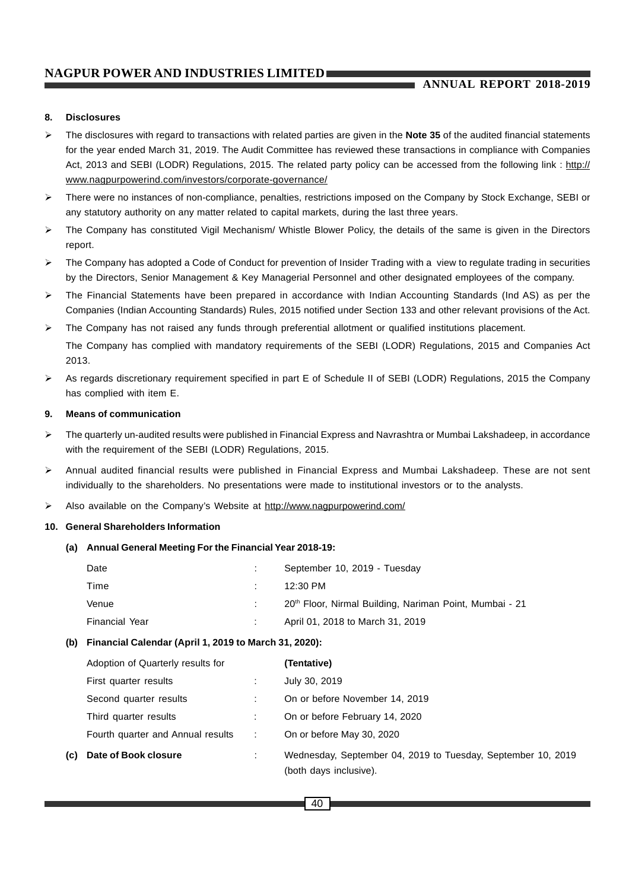**8. Disclosures**

- The disclosures with regard to transactions with related parties are given in the **Note 35** of the audited financial statements for the year ended March 31, 2019. The Audit Committee has reviewed these transactions in compliance with Companies Act, 2013 and SEBI (LODR) Regulations, 2015. The related party policy can be accessed from the following link : http://www.nagpurpowerind.com/investors/corporate-governance/
- There were no instances of non-compliance, penalties, restrictions imposed on the Company by Stock Exchange, SEBI or any statutory authority on any matter related to capital markets, during the last three years.
- The Company has constituted Vigil Mechanism/ Whistle Blower Policy, the details of the same is given in the Directors report.
- The Company has adopted a Code of Conduct for prevention of Insider Trading with a view to regulate trading in securities by the Directors, Senior Management & Key Managerial Personnel and other designated employees of the company.
- The Financial Statements have been prepared in accordance with Indian Accounting Standards (Ind AS) as per the Companies (Indian Accounting Standards) Rules, 2015 notified under Section 133 and other relevant provisions of the Act.
- The Company has not raised any funds through preferential allotment or qualified institutions placement.

  The Company has complied with mandatory requirements of the SEBI (LODR) Regulations, 2015 and Companies Act 2013.
- As regards discretionary requirement specified in part E of Schedule II of SEBI (LODR) Regulations, 2015 the Company has complied with item E.

**9. Means of communication**

- The quarterly un-audited results were published in Financial Express and Navrashtra or Mumbai Lakshadeep, in accordance with the requirement of the SEBI (LODR) Regulations, 2015.
- Annual audited financial results were published in Financial Express and Mumbai Lakshadeep. These are not sent individually to the shareholders. No presentations were made to institutional investors or to the analysts.
- Also available on the Company's Website at http://www.nagpurpowerind.com/

**10. General Shareholders Information**

**(a) Annual General Meeting For the Financial Year 2018-19:**

| | | |
|---|---|---|
| Date | : | September 10, 2019 - Tuesday |
| Time | : | 12:30 PM |
| Venue | : | 20th Floor, Nirmal Building, Nariman Point, Mumbai - 21 |
| Financial Year | : | April 01, 2018 to March 31, 2019 |

**(b) Financial Calendar (April 1, 2019 to March 31, 2020):**

| Adoption of Quarterly results for | | **(Tentative)** |
|---|---|---|
| First quarter results | : | July 30, 2019 |
| Second quarter results | : | On or before November 14, 2019 |
| Third quarter results | : | On or before February 14, 2020 |
| Fourth quarter and Annual results | : | On or before May 30, 2020 |

**(c) Date of Book closure** : Wednesday, September 04, 2019 to Tuesday, September 10, 2019 (both days inclusive).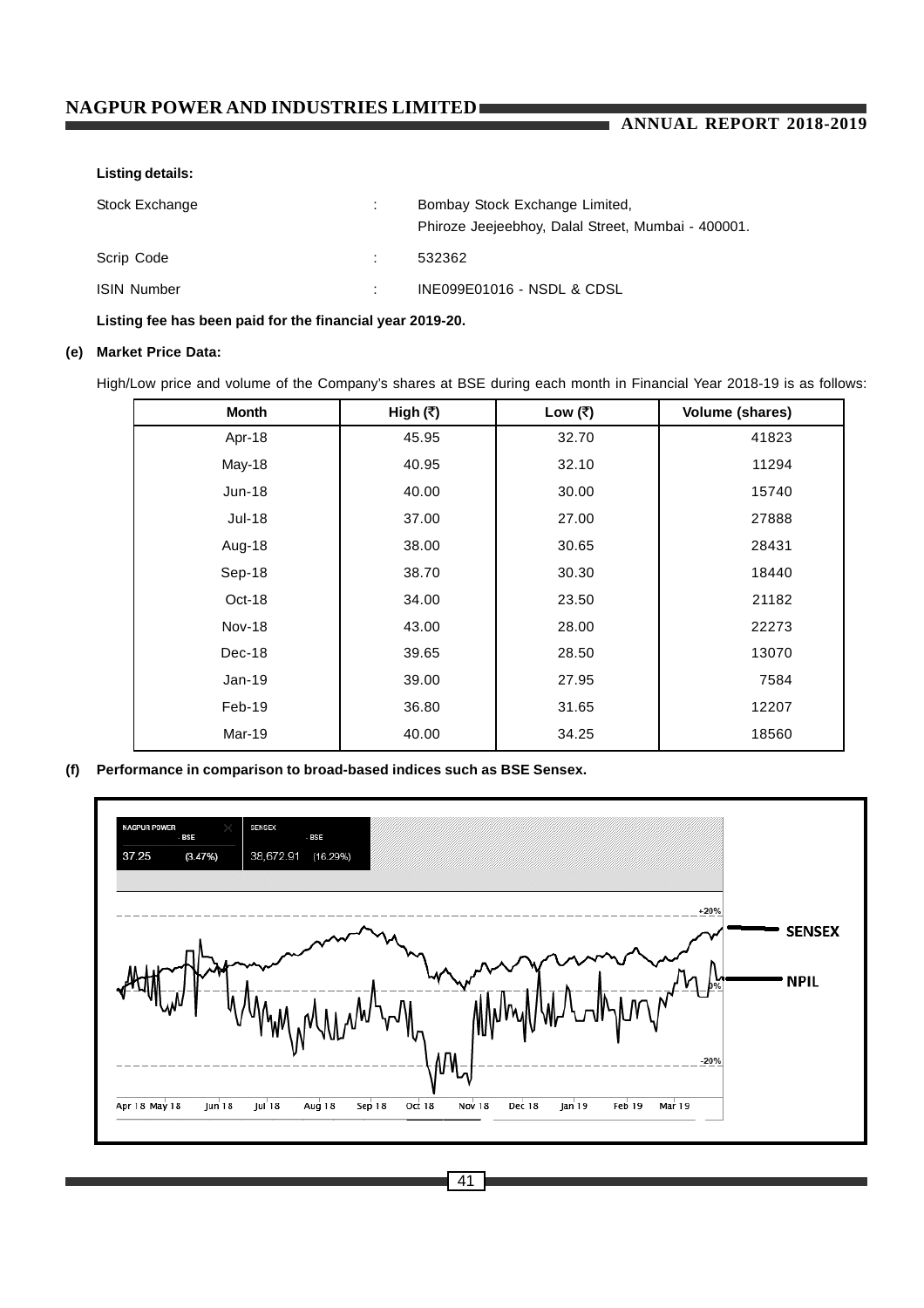**Listing details:**

| | | |
|---|---|---|
| Stock Exchange | : | Bombay Stock Exchange Limited, Phiroze Jeejeebhoy, Dalal Street, Mumbai - 400001. |
| Scrip Code | : | 532362 |
| ISIN Number | : | INE099E01016 - NSDL & CDSL |

**Listing fee has been paid for the financial year 2019-20.**

**(e) Market Price Data:**

High/Low price and volume of the Company's shares at BSE during each month in Financial Year 2018-19 is as follows:

| Month | High (₹) | Low (₹) | Volume (shares) |
|---|---|---|---|
| Apr-18 | 45.95 | 32.70 | 41823 |
| May-18 | 40.95 | 32.10 | 11294 |
| Jun-18 | 40.00 | 30.00 | 15740 |
| Jul-18 | 37.00 | 27.00 | 27888 |
| Aug-18 | 38.00 | 30.65 | 28431 |
| Sep-18 | 38.70 | 30.30 | 18440 |
| Oct-18 | 34.00 | 23.50 | 21182 |
| Nov-18 | 43.00 | 28.00 | 22273 |
| Dec-18 | 39.65 | 28.50 | 13070 |
| Jan-19 | 39.00 | 27.95 | 7584 |
| Feb-19 | 36.80 | 31.65 | 12207 |
| Mar-19 | 40.00 | 34.25 | 18560 |

**(f) Performance in comparison to broad-based indices such as BSE Sensex.**

NAGPUR POWER - BSE 37.25 (3.47%) | SENSEX - BSE 38,672.91 (16.29%)

+20% | 0% | -20%

SENSEX | NPIL

Apr 18 May 18 Jun 18 Jul 18 Aug 18 Sep 18 Oct 18 Nov 18 Dec 18 Jan 19 Feb 19 Mar 19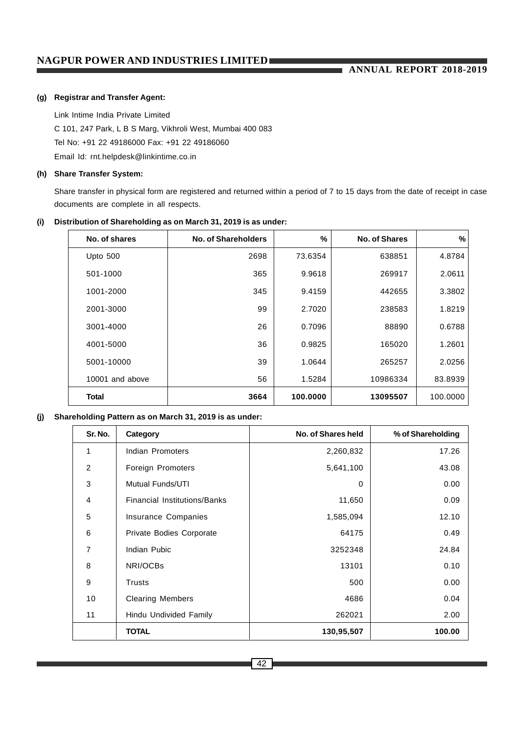**(g) Registrar and Transfer Agent:**

Link Intime India Private Limited

C 101, 247 Park, L B S Marg, Vikhroli West, Mumbai 400 083

Tel No: +91 22 49186000 Fax: +91 22 49186060

Email Id: rnt.helpdesk@linkintime.co.in

**(h) Share Transfer System:**

Share transfer in physical form are registered and returned within a period of 7 to 15 days from the date of receipt in case documents are complete in all respects.

**(i) Distribution of Shareholding as on March 31, 2019 is as under:**

| No. of shares | No. of Shareholders | % | No. of Shares | % |
|---|---|---|---|---|
| Upto 500 | 2698 | 73.6354 | 638851 | 4.8784 |
| 501-1000 | 365 | 9.9618 | 269917 | 2.0611 |
| 1001-2000 | 345 | 9.4159 | 442655 | 3.3802 |
| 2001-3000 | 99 | 2.7020 | 238583 | 1.8219 |
| 3001-4000 | 26 | 0.7096 | 88890 | 0.6788 |
| 4001-5000 | 36 | 0.9825 | 165020 | 1.2601 |
| 5001-10000 | 39 | 1.0644 | 265257 | 2.0256 |
| 10001 and above | 56 | 1.5284 | 10986334 | 83.8939 |
| **Total** | **3664** | **100.0000** | **13095507** | 100.0000 |

**(j) Shareholding Pattern as on March 31, 2019 is as under:**

| Sr. No. | Category | No. of Shares held | % of Shareholding |
|---|---|---|---|
| 1 | Indian Promoters | 2,260,832 | 17.26 |
| 2 | Foreign Promoters | 5,641,100 | 43.08 |
| 3 | Mutual Funds/UTI | 0 | 0.00 |
| 4 | Financial Institutions/Banks | 11,650 | 0.09 |
| 5 | Insurance Companies | 1,585,094 | 12.10 |
| 6 | Private Bodies Corporate | 64175 | 0.49 |
| 7 | Indian Pubic | 3252348 | 24.84 |
| 8 | NRI/OCBs | 13101 | 0.10 |
| 9 | Trusts | 500 | 0.00 |
| 10 | Clearing Members | 4686 | 0.04 |
| 11 | Hindu Undivided Family | 262021 | 2.00 |
| | **TOTAL** | **130,95,507** | **100.00** |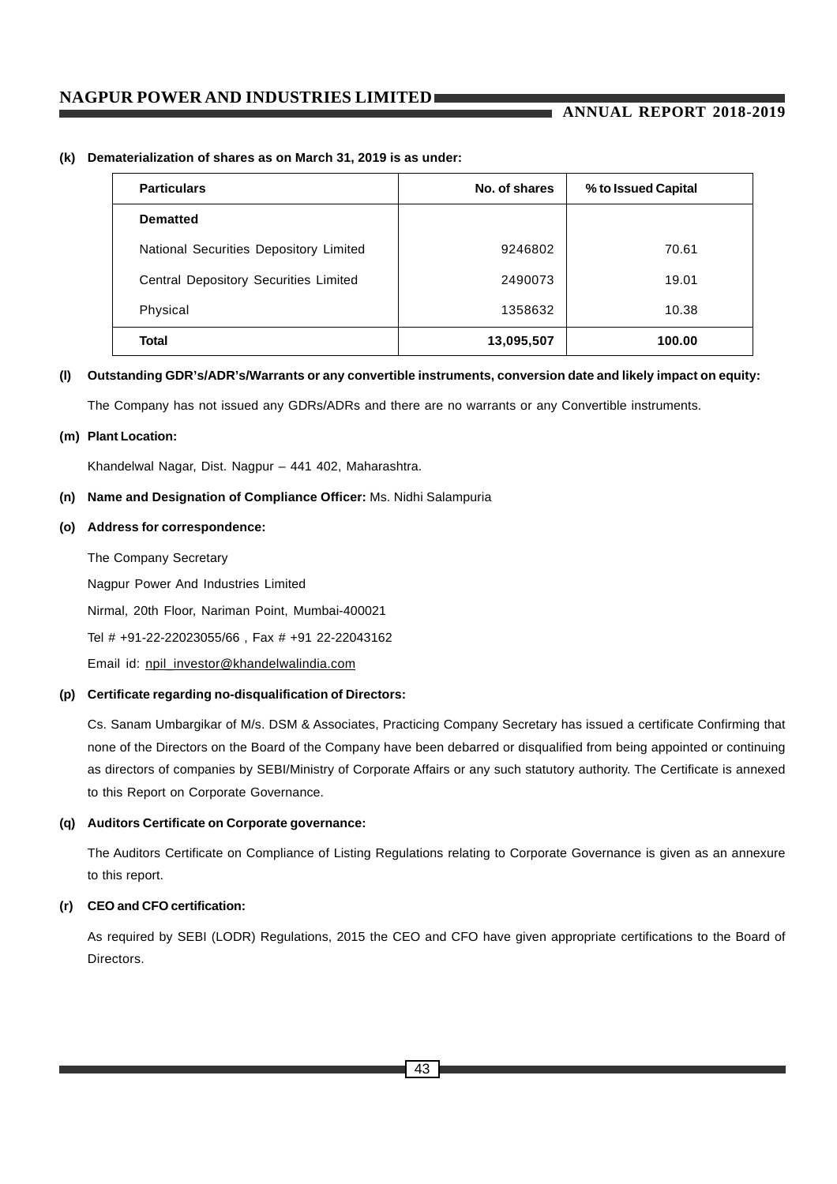**(k) Dematerialization of shares as on March 31, 2019 is as under:**

| Particulars | No. of shares | % to Issued Capital |
|---|---|---|
| **Dematted** | | |
| National Securities Depository Limited | 9246802 | 70.61 |
| Central Depository Securities Limited | 2490073 | 19.01 |
| Physical | 1358632 | 10.38 |
| **Total** | **13,095,507** | **100.00** |

**(l) Outstanding GDR's/ADR's/Warrants or any convertible instruments, conversion date and likely impact on equity:**

The Company has not issued any GDRs/ADRs and there are no warrants or any Convertible instruments.

**(m) Plant Location:**

Khandelwal Nagar, Dist. Nagpur – 441 402, Maharashtra.

**(n) Name and Designation of Compliance Officer:** Ms. Nidhi Salampuria

**(o) Address for correspondence:**

The Company Secretary

Nagpur Power And Industries Limited

Nirmal, 20th Floor, Nariman Point, Mumbai-400021

Tel # +91-22-22023055/66 , Fax # +91 22-22043162

Email id: npil_investor@khandelwalindia.com

**(p) Certificate regarding no-disqualification of Directors:**

Cs. Sanam Umbargikar of M/s. DSM & Associates, Practicing Company Secretary has issued a certificate Confirming that none of the Directors on the Board of the Company have been debarred or disqualified from being appointed or continuing as directors of companies by SEBI/Ministry of Corporate Affairs or any such statutory authority. The Certificate is annexed to this Report on Corporate Governance.

**(q) Auditors Certificate on Corporate governance:**

The Auditors Certificate on Compliance of Listing Regulations relating to Corporate Governance is given as an annexure to this report.

**(r) CEO and CFO certification:**

As required by SEBI (LODR) Regulations, 2015 the CEO and CFO have given appropriate certifications to the Board of Directors.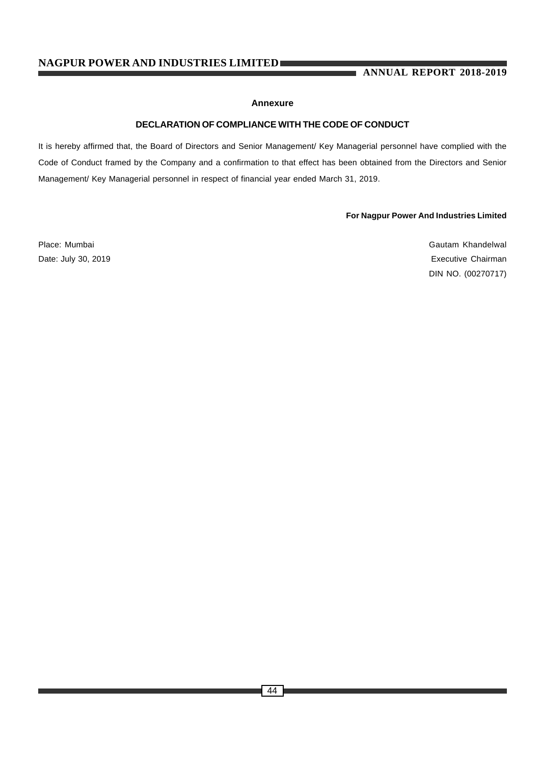## Annexure

### DECLARATION OF COMPLIANCE WITH THE CODE OF CONDUCT

It is hereby affirmed that, the Board of Directors and Senior Management/ Key Managerial personnel have complied with the Code of Conduct framed by the Company and a confirmation to that effect has been obtained from the Directors and Senior Management/ Key Managerial personnel in respect of financial year ended March 31, 2019.

**For Nagpur Power And Industries Limited**

Place: Mumbai
Date: July 30, 2019

Gautam Khandelwal
Executive Chairman
DIN NO. (00270717)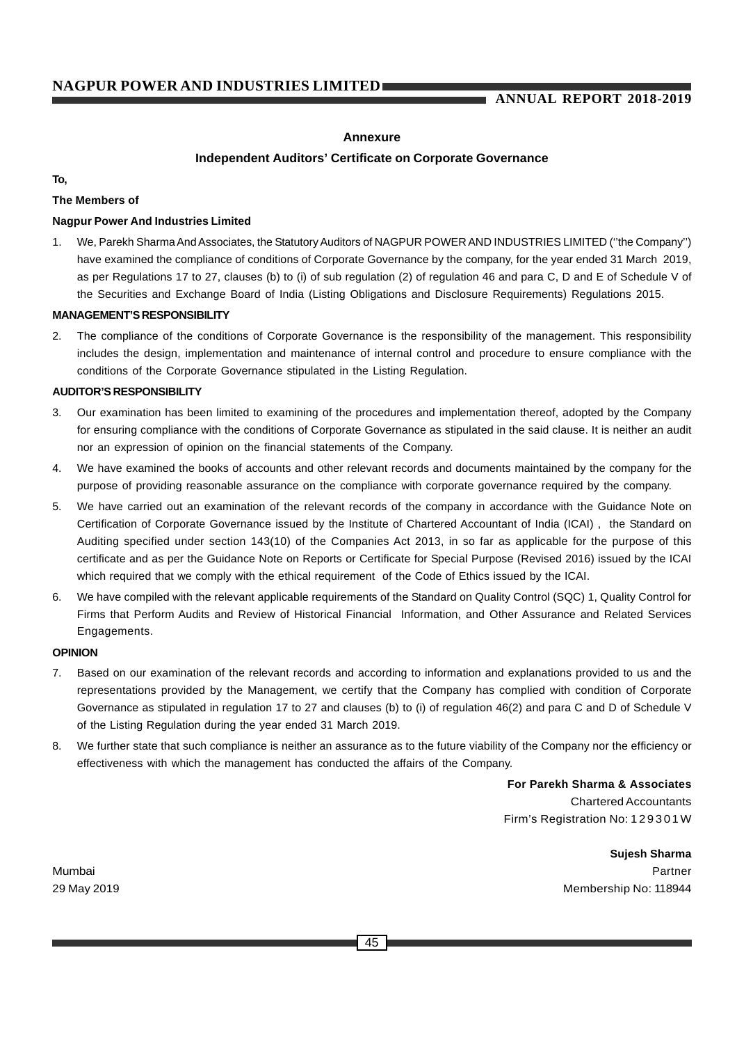## Annexure

## Independent Auditors' Certificate on Corporate Governance

**To,**

**The Members of**

**Nagpur Power And Industries Limited**

1. We, Parekh Sharma And Associates, the Statutory Auditors of NAGPUR POWER AND INDUSTRIES LIMITED (''the Company'') have examined the compliance of conditions of Corporate Governance by the company, for the year ended 31 March 2019, as per Regulations 17 to 27, clauses (b) to (i) of sub regulation (2) of regulation 46 and para C, D and E of Schedule V of the Securities and Exchange Board of India (Listing Obligations and Disclosure Requirements) Regulations 2015.

**MANAGEMENT'S RESPONSIBILITY**

2. The compliance of the conditions of Corporate Governance is the responsibility of the management. This responsibility includes the design, implementation and maintenance of internal control and procedure to ensure compliance with the conditions of the Corporate Governance stipulated in the Listing Regulation.

**AUDITOR'S RESPONSIBILITY**

3. Our examination has been limited to examining of the procedures and implementation thereof, adopted by the Company for ensuring compliance with the conditions of Corporate Governance as stipulated in the said clause. It is neither an audit nor an expression of opinion on the financial statements of the Company.

4. We have examined the books of accounts and other relevant records and documents maintained by the company for the purpose of providing reasonable assurance on the compliance with corporate governance required by the company.

5. We have carried out an examination of the relevant records of the company in accordance with the Guidance Note on Certification of Corporate Governance issued by the Institute of Chartered Accountant of India (ICAI) , the Standard on Auditing specified under section 143(10) of the Companies Act 2013, in so far as applicable for the purpose of this certificate and as per the Guidance Note on Reports or Certificate for Special Purpose (Revised 2016) issued by the ICAI which required that we comply with the ethical requirement of the Code of Ethics issued by the ICAI.

6. We have compiled with the relevant applicable requirements of the Standard on Quality Control (SQC) 1, Quality Control for Firms that Perform Audits and Review of Historical Financial Information, and Other Assurance and Related Services Engagements.

**OPINION**

7. Based on our examination of the relevant records and according to information and explanations provided to us and the representations provided by the Management, we certify that the Company has complied with condition of Corporate Governance as stipulated in regulation 17 to 27 and clauses (b) to (i) of regulation 46(2) and para C and D of Schedule V of the Listing Regulation during the year ended 31 March 2019.

8. We further state that such compliance is neither an assurance as to the future viability of the Company nor the efficiency or effectiveness with which the management has conducted the affairs of the Company.

**For Parekh Sharma & Associates**
Chartered Accountants
Firm's Registration No: 129301W

**Sujesh Sharma**
Partner
Membership No: 118944

Mumbai
29 May 2019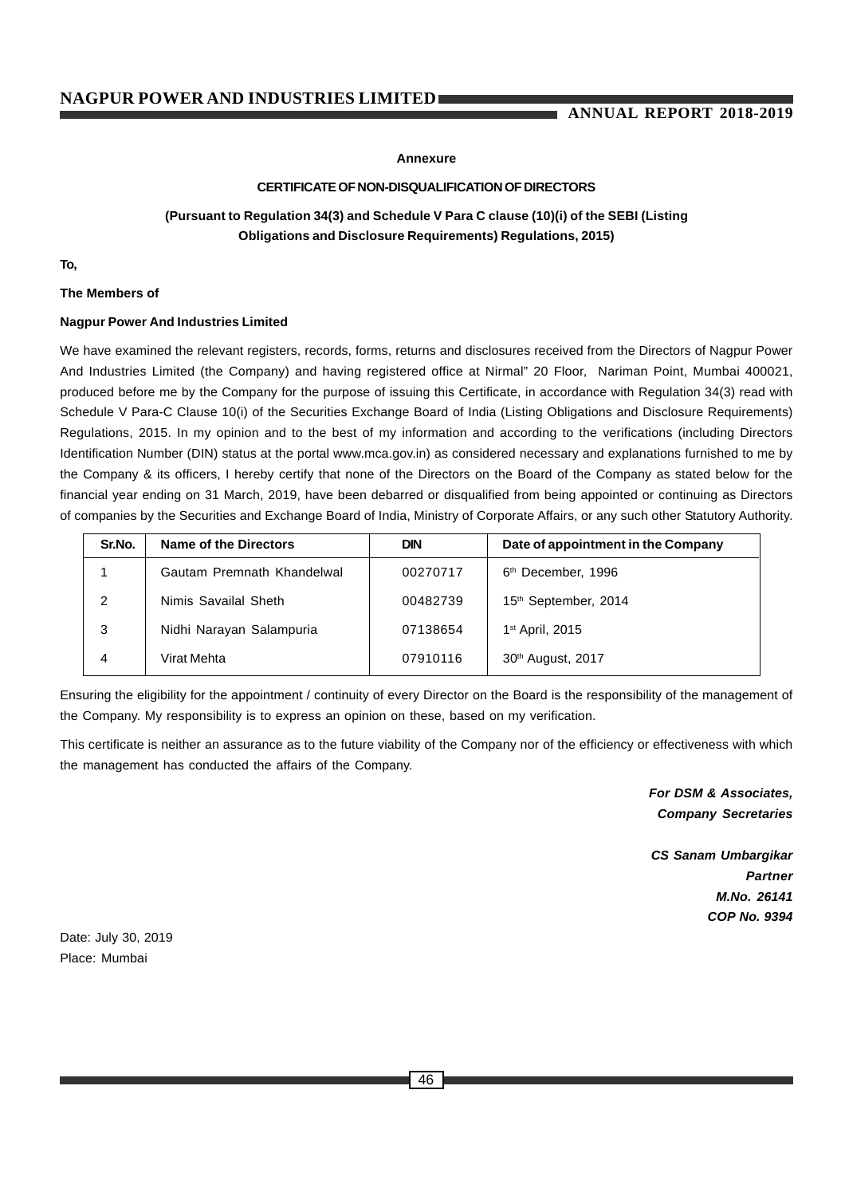### Annexure

### CERTIFICATE OF NON-DISQUALIFICATION OF DIRECTORS

**(Pursuant to Regulation 34(3) and Schedule V Para C clause (10)(i) of the SEBI (Listing Obligations and Disclosure Requirements) Regulations, 2015)**

**To,**

**The Members of**

**Nagpur Power And Industries Limited**

We have examined the relevant registers, records, forms, returns and disclosures received from the Directors of Nagpur Power And Industries Limited (the Company) and having registered office at Nirmal" 20 Floor, Nariman Point, Mumbai 400021, produced before me by the Company for the purpose of issuing this Certificate, in accordance with Regulation 34(3) read with Schedule V Para-C Clause 10(i) of the Securities Exchange Board of India (Listing Obligations and Disclosure Requirements) Regulations, 2015. In my opinion and to the best of my information and according to the verifications (including Directors Identification Number (DIN) status at the portal www.mca.gov.in) as considered necessary and explanations furnished to me by the Company & its officers, I hereby certify that none of the Directors on the Board of the Company as stated below for the financial year ending on 31 March, 2019, have been debarred or disqualified from being appointed or continuing as Directors of companies by the Securities and Exchange Board of India, Ministry of Corporate Affairs, or any such other Statutory Authority.

| Sr.No. | Name of the Directors | DIN | Date of appointment in the Company |
|---|---|---|---|
| 1 | Gautam Premnath Khandelwal | 00270717 | 6th December, 1996 |
| 2 | Nimis Savailal Sheth | 00482739 | 15th September, 2014 |
| 3 | Nidhi Narayan Salampuria | 07138654 | 1st April, 2015 |
| 4 | Virat Mehta | 07910116 | 30th August, 2017 |

Ensuring the eligibility for the appointment / continuity of every Director on the Board is the responsibility of the management of the Company. My responsibility is to express an opinion on these, based on my verification.

This certificate is neither an assurance as to the future viability of the Company nor of the efficiency or effectiveness with which the management has conducted the affairs of the Company.

***For DSM & Associates,***
***Company Secretaries***

***CS Sanam Umbargikar***
***Partner***
***M.No. 26141***
***COP No. 9394***

Date: July 30, 2019
Place: Mumbai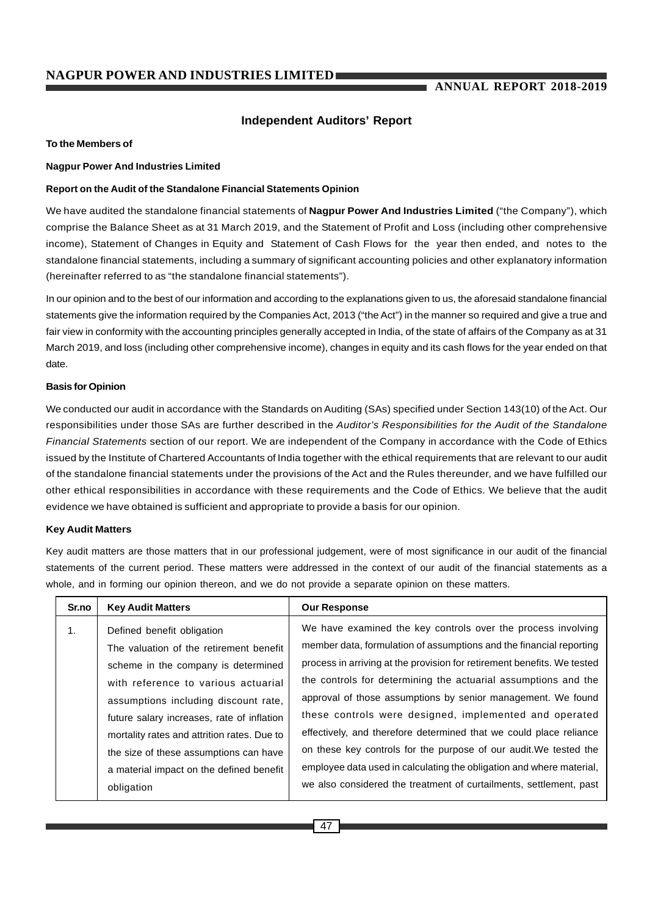## Independent Auditors' Report

**To the Members of**

**Nagpur Power And Industries Limited**

**Report on the Audit of the Standalone Financial Statements Opinion**

We have audited the standalone financial statements of **Nagpur Power And Industries Limited** ("the Company"), which comprise the Balance Sheet as at 31 March 2019, and the Statement of Profit and Loss (including other comprehensive income), Statement of Changes in Equity and Statement of Cash Flows for the year then ended, and notes to the standalone financial statements, including a summary of significant accounting policies and other explanatory information (hereinafter referred to as "the standalone financial statements").

In our opinion and to the best of our information and according to the explanations given to us, the aforesaid standalone financial statements give the information required by the Companies Act, 2013 ("the Act") in the manner so required and give a true and fair view in conformity with the accounting principles generally accepted in India, of the state of affairs of the Company as at 31 March 2019, and loss (including other comprehensive income), changes in equity and its cash flows for the year ended on that date.

**Basis for Opinion**

We conducted our audit in accordance with the Standards on Auditing (SAs) specified under Section 143(10) of the Act. Our responsibilities under those SAs are further described in the *Auditor's Responsibilities for the Audit of the Standalone Financial Statements* section of our report. We are independent of the Company in accordance with the Code of Ethics issued by the Institute of Chartered Accountants of India together with the ethical requirements that are relevant to our audit of the standalone financial statements under the provisions of the Act and the Rules thereunder, and we have fulfilled our other ethical responsibilities in accordance with these requirements and the Code of Ethics. We believe that the audit evidence we have obtained is sufficient and appropriate to provide a basis for our opinion.

**Key Audit Matters**

Key audit matters are those matters that in our professional judgement, were of most significance in our audit of the financial statements of the current period. These matters were addressed in the context of our audit of the financial statements as a whole, and in forming our opinion thereon, and we do not provide a separate opinion on these matters.

| Sr.no | Key Audit Matters | Our Response |
|---|---|---|
| 1. | Defined benefit obligation<br>The valuation of the retirement benefit scheme in the company is determined with reference to various actuarial assumptions including discount rate, future salary increases, rate of inflation mortality rates and attrition rates. Due to the size of these assumptions can have a material impact on the defined benefit obligation | We have examined the key controls over the process involving member data, formulation of assumptions and the financial reporting process in arriving at the provision for retirement benefits. We tested the controls for determining the actuarial assumptions and the approval of those assumptions by senior management. We found these controls were designed, implemented and operated effectively, and therefore determined that we could place reliance on these key controls for the purpose of our audit.We tested the employee data used in calculating the obligation and where material, we also considered the treatment of curtailments, settlement, past |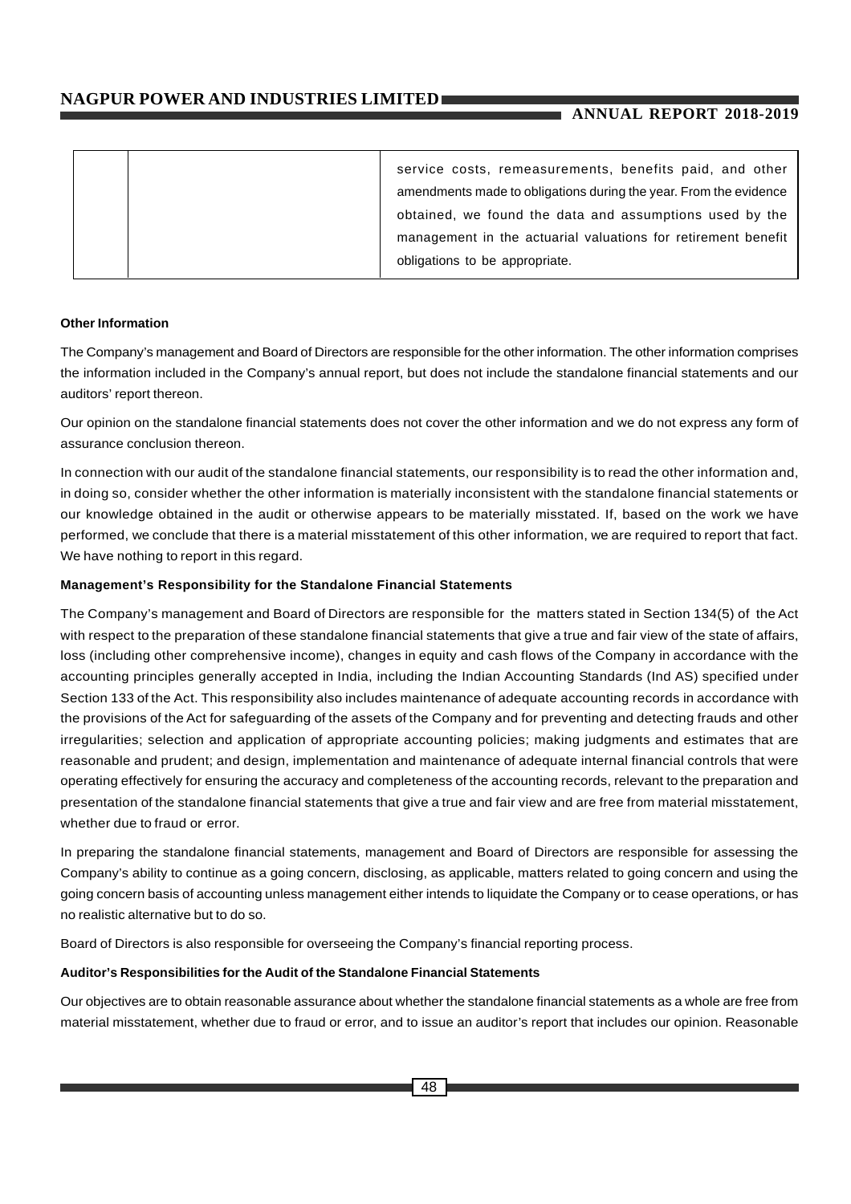| | | service costs, remeasurements, benefits paid, and other amendments made to obligations during the year. From the evidence obtained, we found the data and assumptions used by the management in the actuarial valuations for retirement benefit obligations to be appropriate. |
|---|---|---|

**Other Information**

The Company's management and Board of Directors are responsible for the other information. The other information comprises the information included in the Company's annual report, but does not include the standalone financial statements and our auditors' report thereon.

Our opinion on the standalone financial statements does not cover the other information and we do not express any form of assurance conclusion thereon.

In connection with our audit of the standalone financial statements, our responsibility is to read the other information and, in doing so, consider whether the other information is materially inconsistent with the standalone financial statements or our knowledge obtained in the audit or otherwise appears to be materially misstated. If, based on the work we have performed, we conclude that there is a material misstatement of this other information, we are required to report that fact. We have nothing to report in this regard.

**Management's Responsibility for the Standalone Financial Statements**

The Company's management and Board of Directors are responsible for the matters stated in Section 134(5) of the Act with respect to the preparation of these standalone financial statements that give a true and fair view of the state of affairs, loss (including other comprehensive income), changes in equity and cash flows of the Company in accordance with the accounting principles generally accepted in India, including the Indian Accounting Standards (Ind AS) specified under Section 133 of the Act. This responsibility also includes maintenance of adequate accounting records in accordance with the provisions of the Act for safeguarding of the assets of the Company and for preventing and detecting frauds and other irregularities; selection and application of appropriate accounting policies; making judgments and estimates that are reasonable and prudent; and design, implementation and maintenance of adequate internal financial controls that were operating effectively for ensuring the accuracy and completeness of the accounting records, relevant to the preparation and presentation of the standalone financial statements that give a true and fair view and are free from material misstatement, whether due to fraud or error.

In preparing the standalone financial statements, management and Board of Directors are responsible for assessing the Company's ability to continue as a going concern, disclosing, as applicable, matters related to going concern and using the going concern basis of accounting unless management either intends to liquidate the Company or to cease operations, or has no realistic alternative but to do so.

Board of Directors is also responsible for overseeing the Company's financial reporting process.

**Auditor's Responsibilities for the Audit of the Standalone Financial Statements**

Our objectives are to obtain reasonable assurance about whether the standalone financial statements as a whole are free from material misstatement, whether due to fraud or error, and to issue an auditor's report that includes our opinion. Reasonable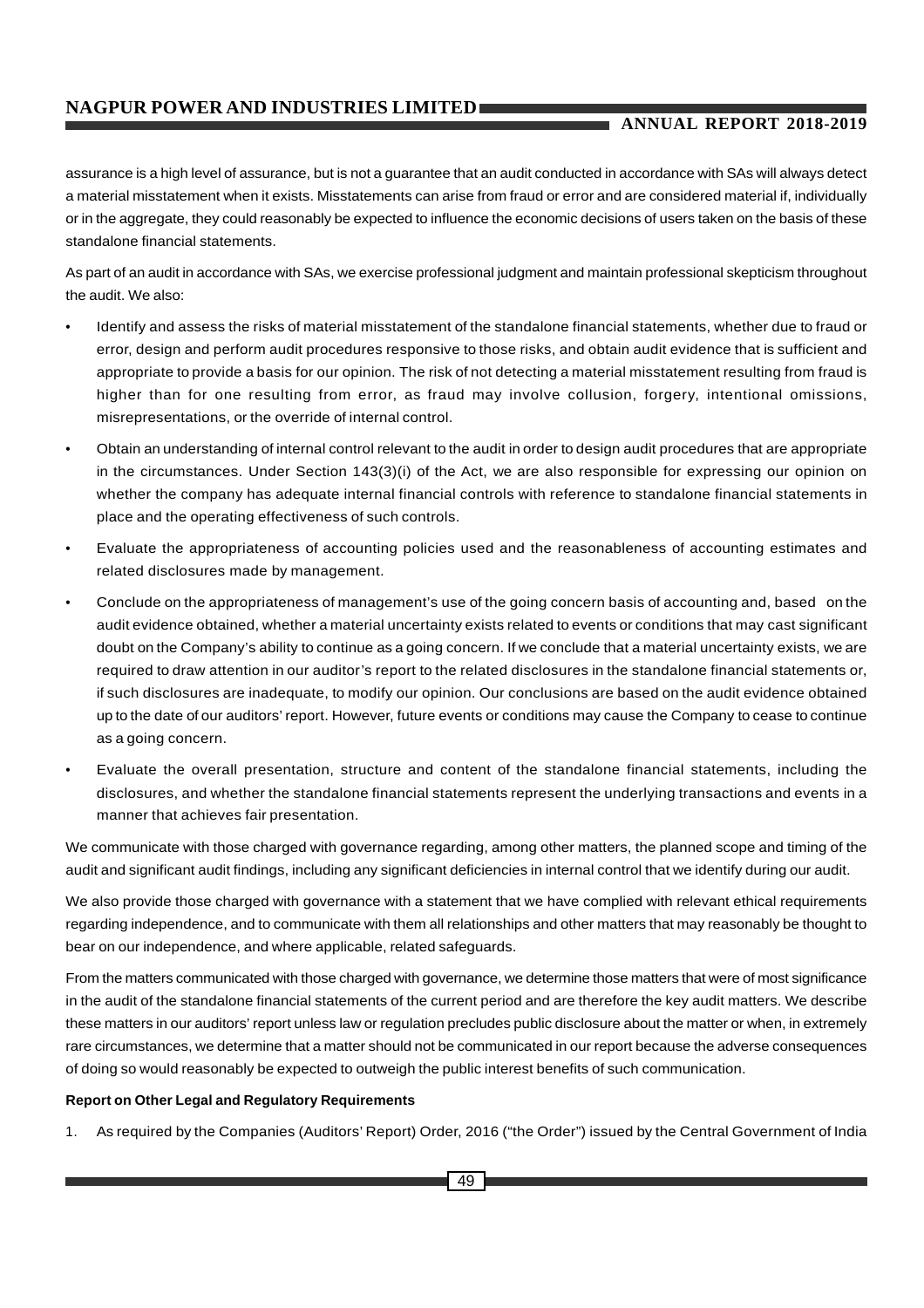assurance is a high level of assurance, but is not a guarantee that an audit conducted in accordance with SAs will always detect a material misstatement when it exists. Misstatements can arise from fraud or error and are considered material if, individually or in the aggregate, they could reasonably be expected to influence the economic decisions of users taken on the basis of these standalone financial statements.

As part of an audit in accordance with SAs, we exercise professional judgment and maintain professional skepticism throughout the audit. We also:

- Identify and assess the risks of material misstatement of the standalone financial statements, whether due to fraud or error, design and perform audit procedures responsive to those risks, and obtain audit evidence that is sufficient and appropriate to provide a basis for our opinion. The risk of not detecting a material misstatement resulting from fraud is higher than for one resulting from error, as fraud may involve collusion, forgery, intentional omissions, misrepresentations, or the override of internal control.
- Obtain an understanding of internal control relevant to the audit in order to design audit procedures that are appropriate in the circumstances. Under Section 143(3)(i) of the Act, we are also responsible for expressing our opinion on whether the company has adequate internal financial controls with reference to standalone financial statements in place and the operating effectiveness of such controls.
- Evaluate the appropriateness of accounting policies used and the reasonableness of accounting estimates and related disclosures made by management.
- Conclude on the appropriateness of management's use of the going concern basis of accounting and, based on the audit evidence obtained, whether a material uncertainty exists related to events or conditions that may cast significant doubt on the Company's ability to continue as a going concern. If we conclude that a material uncertainty exists, we are required to draw attention in our auditor's report to the related disclosures in the standalone financial statements or, if such disclosures are inadequate, to modify our opinion. Our conclusions are based on the audit evidence obtained up to the date of our auditors' report. However, future events or conditions may cause the Company to cease to continue as a going concern.
- Evaluate the overall presentation, structure and content of the standalone financial statements, including the disclosures, and whether the standalone financial statements represent the underlying transactions and events in a manner that achieves fair presentation.

We communicate with those charged with governance regarding, among other matters, the planned scope and timing of the audit and significant audit findings, including any significant deficiencies in internal control that we identify during our audit.

We also provide those charged with governance with a statement that we have complied with relevant ethical requirements regarding independence, and to communicate with them all relationships and other matters that may reasonably be thought to bear on our independence, and where applicable, related safeguards.

From the matters communicated with those charged with governance, we determine those matters that were of most significance in the audit of the standalone financial statements of the current period and are therefore the key audit matters. We describe these matters in our auditors' report unless law or regulation precludes public disclosure about the matter or when, in extremely rare circumstances, we determine that a matter should not be communicated in our report because the adverse consequences of doing so would reasonably be expected to outweigh the public interest benefits of such communication.

**Report on Other Legal and Regulatory Requirements**

1. As required by the Companies (Auditors' Report) Order, 2016 ("the Order") issued by the Central Government of India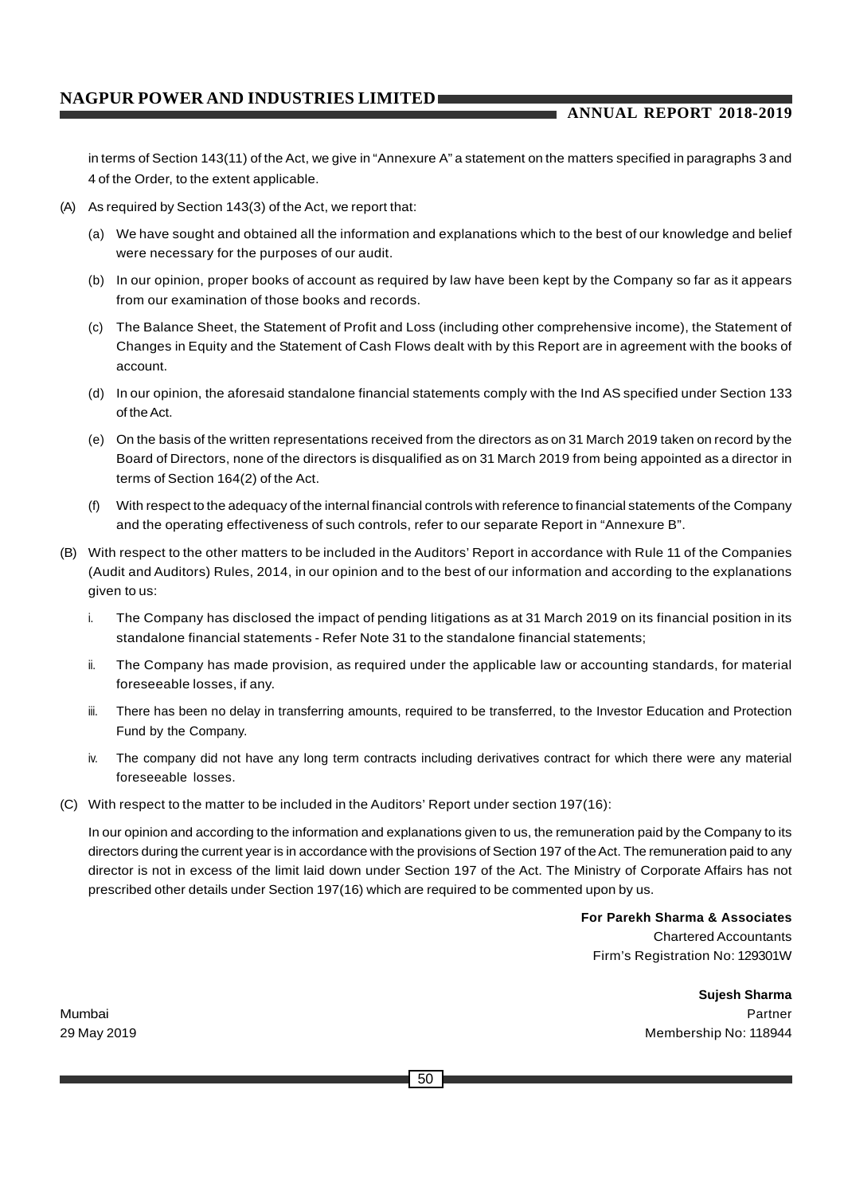in terms of Section 143(11) of the Act, we give in "Annexure A" a statement on the matters specified in paragraphs 3 and 4 of the Order, to the extent applicable.

(A) As required by Section 143(3) of the Act, we report that:

(a) We have sought and obtained all the information and explanations which to the best of our knowledge and belief were necessary for the purposes of our audit.

(b) In our opinion, proper books of account as required by law have been kept by the Company so far as it appears from our examination of those books and records.

(c) The Balance Sheet, the Statement of Profit and Loss (including other comprehensive income), the Statement of Changes in Equity and the Statement of Cash Flows dealt with by this Report are in agreement with the books of account.

(d) In our opinion, the aforesaid standalone financial statements comply with the Ind AS specified under Section 133 of the Act.

(e) On the basis of the written representations received from the directors as on 31 March 2019 taken on record by the Board of Directors, none of the directors is disqualified as on 31 March 2019 from being appointed as a director in terms of Section 164(2) of the Act.

(f) With respect to the adequacy of the internal financial controls with reference to financial statements of the Company and the operating effectiveness of such controls, refer to our separate Report in "Annexure B".

(B) With respect to the other matters to be included in the Auditors' Report in accordance with Rule 11 of the Companies (Audit and Auditors) Rules, 2014, in our opinion and to the best of our information and according to the explanations given to us:

i. The Company has disclosed the impact of pending litigations as at 31 March 2019 on its financial position in its standalone financial statements - Refer Note 31 to the standalone financial statements;

ii. The Company has made provision, as required under the applicable law or accounting standards, for material foreseeable losses, if any.

iii. There has been no delay in transferring amounts, required to be transferred, to the Investor Education and Protection Fund by the Company.

iv. The company did not have any long term contracts including derivatives contract for which there were any material foreseeable losses.

(C) With respect to the matter to be included in the Auditors' Report under section 197(16):

In our opinion and according to the information and explanations given to us, the remuneration paid by the Company to its directors during the current year is in accordance with the provisions of Section 197 of the Act. The remuneration paid to any director is not in excess of the limit laid down under Section 197 of the Act. The Ministry of Corporate Affairs has not prescribed other details under Section 197(16) which are required to be commented upon by us.

**For Parekh Sharma & Associates**
Chartered Accountants
Firm's Registration No: 129301W

**Sujesh Sharma**
Partner
Membership No: 118944

Mumbai
29 May 2019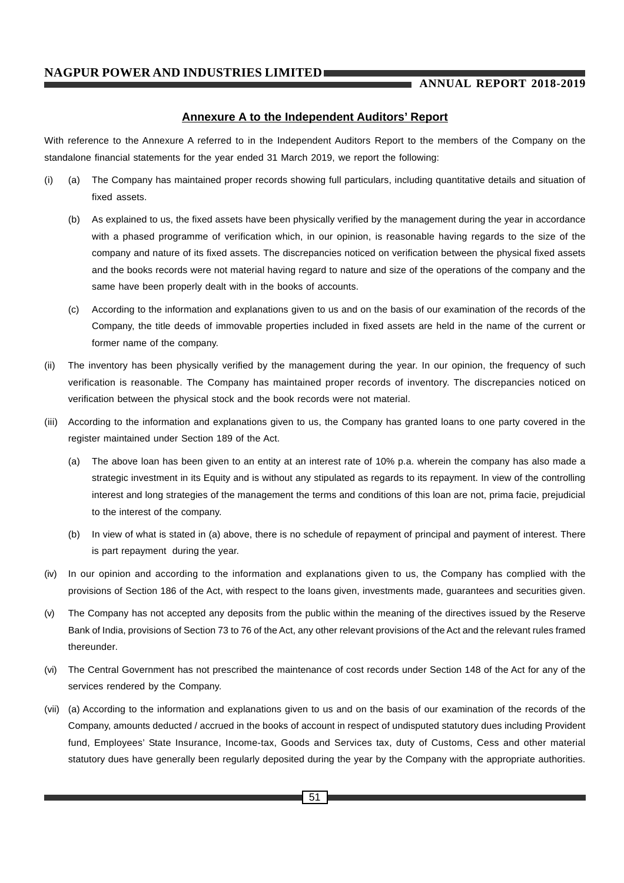## Annexure A to the Independent Auditors' Report

With reference to the Annexure A referred to in the Independent Auditors Report to the members of the Company on the standalone financial statements for the year ended 31 March 2019, we report the following:

(i) (a) The Company has maintained proper records showing full particulars, including quantitative details and situation of fixed assets.

(b) As explained to us, the fixed assets have been physically verified by the management during the year in accordance with a phased programme of verification which, in our opinion, is reasonable having regards to the size of the company and nature of its fixed assets. The discrepancies noticed on verification between the physical fixed assets and the books records were not material having regard to nature and size of the operations of the company and the same have been properly dealt with in the books of accounts.

(c) According to the information and explanations given to us and on the basis of our examination of the records of the Company, the title deeds of immovable properties included in fixed assets are held in the name of the current or former name of the company.

(ii) The inventory has been physically verified by the management during the year. In our opinion, the frequency of such verification is reasonable. The Company has maintained proper records of inventory. The discrepancies noticed on verification between the physical stock and the book records were not material.

(iii) According to the information and explanations given to us, the Company has granted loans to one party covered in the register maintained under Section 189 of the Act.

(a) The above loan has been given to an entity at an interest rate of 10% p.a. wherein the company has also made a strategic investment in its Equity and is without any stipulated as regards to its repayment. In view of the controlling interest and long strategies of the management the terms and conditions of this loan are not, prima facie, prejudicial to the interest of the company.

(b) In view of what is stated in (a) above, there is no schedule of repayment of principal and payment of interest. There is part repayment during the year.

(iv) In our opinion and according to the information and explanations given to us, the Company has complied with the provisions of Section 186 of the Act, with respect to the loans given, investments made, guarantees and securities given.

(v) The Company has not accepted any deposits from the public within the meaning of the directives issued by the Reserve Bank of India, provisions of Section 73 to 76 of the Act, any other relevant provisions of the Act and the relevant rules framed thereunder.

(vi) The Central Government has not prescribed the maintenance of cost records under Section 148 of the Act for any of the services rendered by the Company.

(vii) (a) According to the information and explanations given to us and on the basis of our examination of the records of the Company, amounts deducted / accrued in the books of account in respect of undisputed statutory dues including Provident fund, Employees' State Insurance, Income-tax, Goods and Services tax, duty of Customs, Cess and other material statutory dues have generally been regularly deposited during the year by the Company with the appropriate authorities.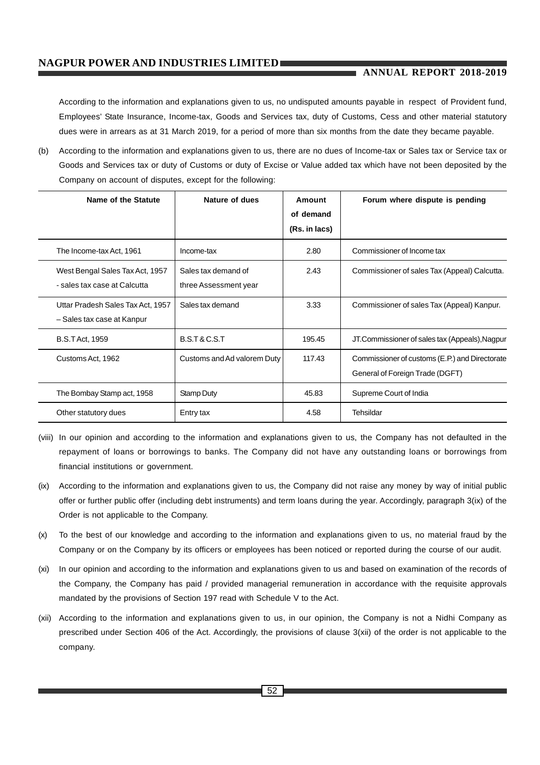According to the information and explanations given to us, no undisputed amounts payable in respect of Provident fund, Employees' State Insurance, Income-tax, Goods and Services tax, duty of Customs, Cess and other material statutory dues were in arrears as at 31 March 2019, for a period of more than six months from the date they became payable.

(b) According to the information and explanations given to us, there are no dues of Income-tax or Sales tax or Service tax or Goods and Services tax or duty of Customs or duty of Excise or Value added tax which have not been deposited by the Company on account of disputes, except for the following:

| Name of the Statute | Nature of dues | Amount of demand (Rs. in lacs) | Forum where dispute is pending |
|---|---|---|---|
| The Income-tax Act, 1961 | Income-tax | 2.80 | Commissioner of Income tax |
| West Bengal Sales Tax Act, 1957 - sales tax case at Calcutta | Sales tax demand of three Assessment year | 2.43 | Commissioner of sales Tax (Appeal) Calcutta. |
| Uttar Pradesh Sales Tax Act, 1957 – Sales tax case at Kanpur | Sales tax demand | 3.33 | Commissioner of sales Tax (Appeal) Kanpur. |
| B.S.T Act, 1959 | B.S.T & C.S.T | 195.45 | JT.Commissioner of sales tax (Appeals),Nagpur |
| Customs Act, 1962 | Customs and Ad valorem Duty | 117.43 | Commissioner of customs (E.P.) and Directorate General of Foreign Trade (DGFT) |
| The Bombay Stamp act, 1958 | Stamp Duty | 45.83 | Supreme Court of India |
| Other statutory dues | Entry tax | 4.58 | Tehsildar |

(viii) In our opinion and according to the information and explanations given to us, the Company has not defaulted in the repayment of loans or borrowings to banks. The Company did not have any outstanding loans or borrowings from financial institutions or government.

(ix) According to the information and explanations given to us, the Company did not raise any money by way of initial public offer or further public offer (including debt instruments) and term loans during the year. Accordingly, paragraph 3(ix) of the Order is not applicable to the Company.

(x) To the best of our knowledge and according to the information and explanations given to us, no material fraud by the Company or on the Company by its officers or employees has been noticed or reported during the course of our audit.

(xi) In our opinion and according to the information and explanations given to us and based on examination of the records of the Company, the Company has paid / provided managerial remuneration in accordance with the requisite approvals mandated by the provisions of Section 197 read with Schedule V to the Act.

(xii) According to the information and explanations given to us, in our opinion, the Company is not a Nidhi Company as prescribed under Section 406 of the Act. Accordingly, the provisions of clause 3(xii) of the order is not applicable to the company.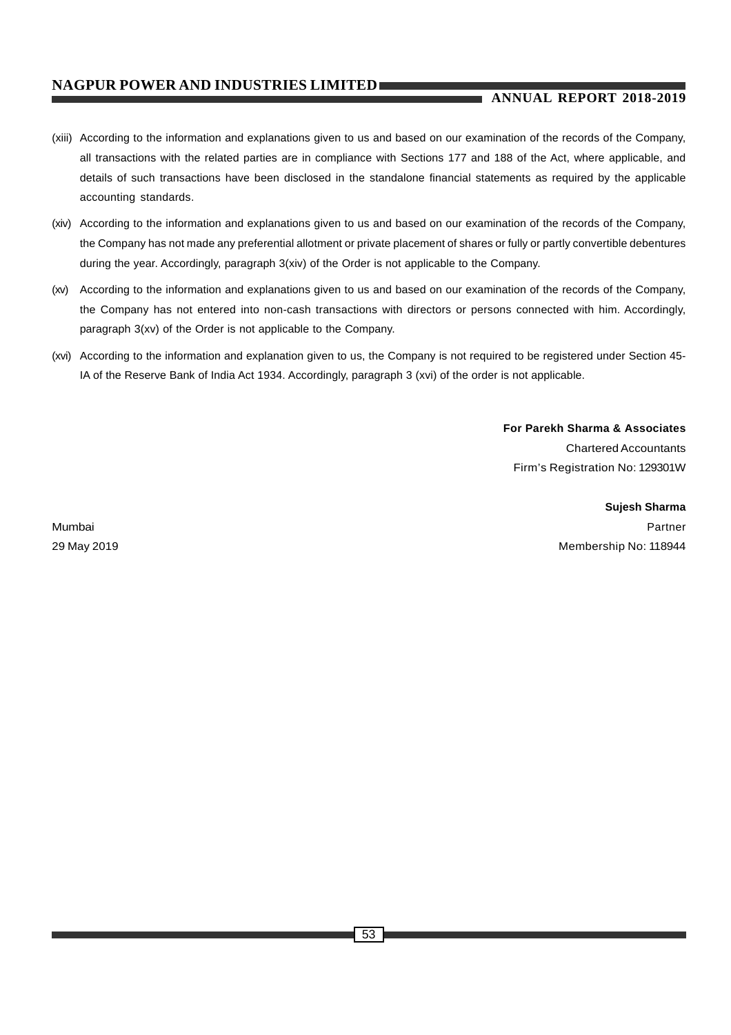(xiii) According to the information and explanations given to us and based on our examination of the records of the Company, all transactions with the related parties are in compliance with Sections 177 and 188 of the Act, where applicable, and details of such transactions have been disclosed in the standalone financial statements as required by the applicable accounting standards.

(xiv) According to the information and explanations given to us and based on our examination of the records of the Company, the Company has not made any preferential allotment or private placement of shares or fully or partly convertible debentures during the year. Accordingly, paragraph 3(xiv) of the Order is not applicable to the Company.

(xv) According to the information and explanations given to us and based on our examination of the records of the Company, the Company has not entered into non-cash transactions with directors or persons connected with him. Accordingly, paragraph 3(xv) of the Order is not applicable to the Company.

(xvi) According to the information and explanation given to us, the Company is not required to be registered under Section 45-IA of the Reserve Bank of India Act 1934. Accordingly, paragraph 3 (xvi) of the order is not applicable.

**For Parekh Sharma & Associates**
Chartered Accountants
Firm's Registration No: 129301W

**Sujesh Sharma**
Partner
Membership No: 118944

Mumbai
29 May 2019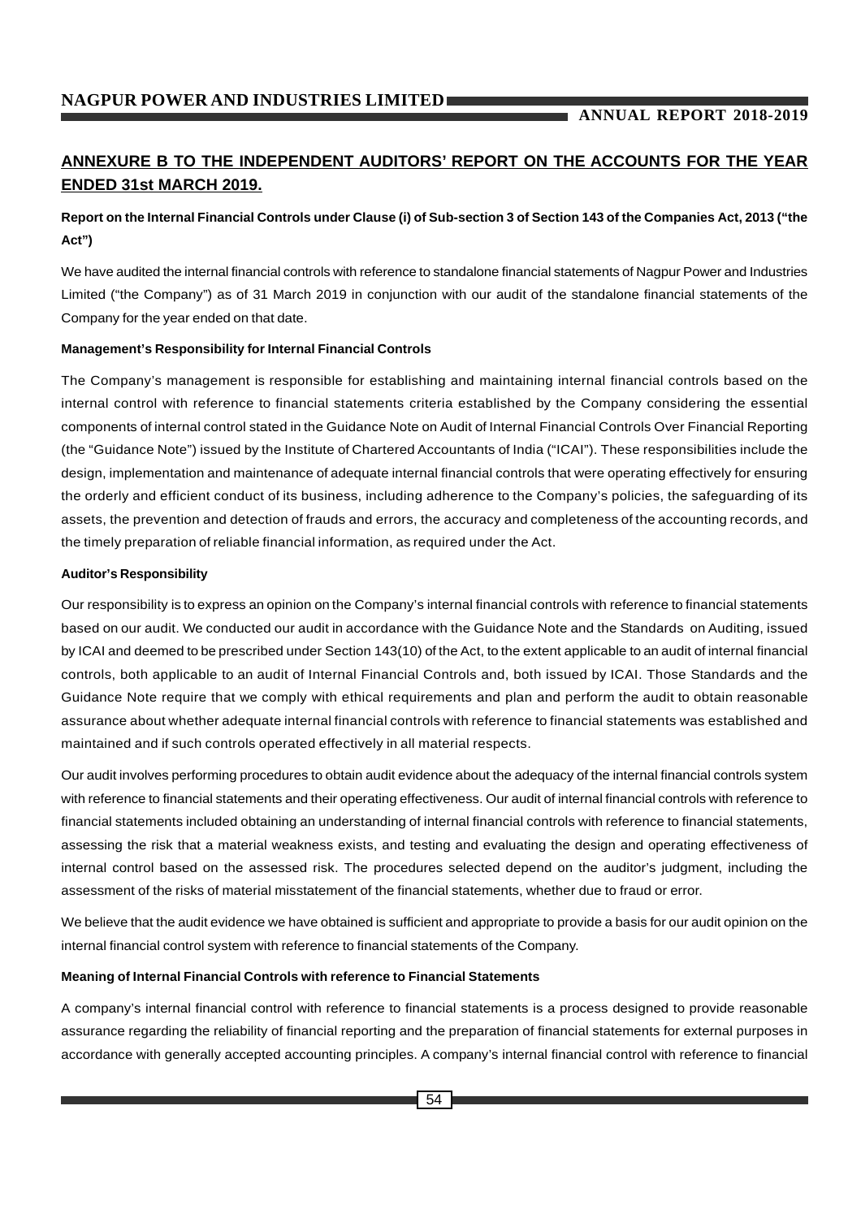## ANNEXURE B TO THE INDEPENDENT AUDITORS' REPORT ON THE ACCOUNTS FOR THE YEAR ENDED 31st MARCH 2019.

**Report on the Internal Financial Controls under Clause (i) of Sub-section 3 of Section 143 of the Companies Act, 2013 ("the Act")**

We have audited the internal financial controls with reference to standalone financial statements of Nagpur Power and Industries Limited ("the Company") as of 31 March 2019 in conjunction with our audit of the standalone financial statements of the Company for the year ended on that date.

**Management's Responsibility for Internal Financial Controls**

The Company's management is responsible for establishing and maintaining internal financial controls based on the internal control with reference to financial statements criteria established by the Company considering the essential components of internal control stated in the Guidance Note on Audit of Internal Financial Controls Over Financial Reporting (the "Guidance Note") issued by the Institute of Chartered Accountants of India ("ICAI"). These responsibilities include the design, implementation and maintenance of adequate internal financial controls that were operating effectively for ensuring the orderly and efficient conduct of its business, including adherence to the Company's policies, the safeguarding of its assets, the prevention and detection of frauds and errors, the accuracy and completeness of the accounting records, and the timely preparation of reliable financial information, as required under the Act.

**Auditor's Responsibility**

Our responsibility is to express an opinion on the Company's internal financial controls with reference to financial statements based on our audit. We conducted our audit in accordance with the Guidance Note and the Standards on Auditing, issued by ICAI and deemed to be prescribed under Section 143(10) of the Act, to the extent applicable to an audit of internal financial controls, both applicable to an audit of Internal Financial Controls and, both issued by ICAI. Those Standards and the Guidance Note require that we comply with ethical requirements and plan and perform the audit to obtain reasonable assurance about whether adequate internal financial controls with reference to financial statements was established and maintained and if such controls operated effectively in all material respects.

Our audit involves performing procedures to obtain audit evidence about the adequacy of the internal financial controls system with reference to financial statements and their operating effectiveness. Our audit of internal financial controls with reference to financial statements included obtaining an understanding of internal financial controls with reference to financial statements, assessing the risk that a material weakness exists, and testing and evaluating the design and operating effectiveness of internal control based on the assessed risk. The procedures selected depend on the auditor's judgment, including the assessment of the risks of material misstatement of the financial statements, whether due to fraud or error.

We believe that the audit evidence we have obtained is sufficient and appropriate to provide a basis for our audit opinion on the internal financial control system with reference to financial statements of the Company.

**Meaning of Internal Financial Controls with reference to Financial Statements**

A company's internal financial control with reference to financial statements is a process designed to provide reasonable assurance regarding the reliability of financial reporting and the preparation of financial statements for external purposes in accordance with generally accepted accounting principles. A company's internal financial control with reference to financial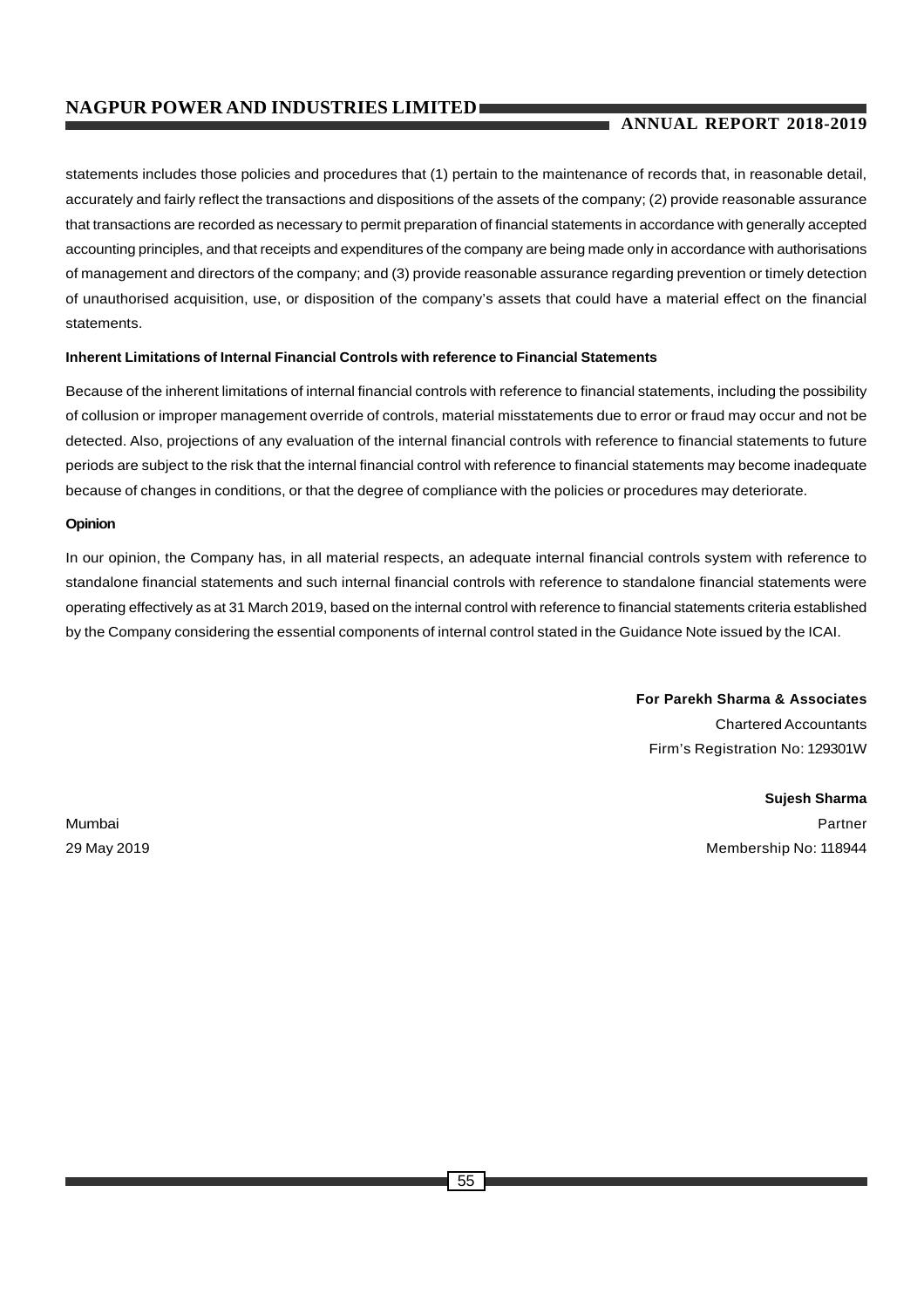statements includes those policies and procedures that (1) pertain to the maintenance of records that, in reasonable detail, accurately and fairly reflect the transactions and dispositions of the assets of the company; (2) provide reasonable assurance that transactions are recorded as necessary to permit preparation of financial statements in accordance with generally accepted accounting principles, and that receipts and expenditures of the company are being made only in accordance with authorisations of management and directors of the company; and (3) provide reasonable assurance regarding prevention or timely detection of unauthorised acquisition, use, or disposition of the company's assets that could have a material effect on the financial statements.

**Inherent Limitations of Internal Financial Controls with reference to Financial Statements**

Because of the inherent limitations of internal financial controls with reference to financial statements, including the possibility of collusion or improper management override of controls, material misstatements due to error or fraud may occur and not be detected. Also, projections of any evaluation of the internal financial controls with reference to financial statements to future periods are subject to the risk that the internal financial control with reference to financial statements may become inadequate because of changes in conditions, or that the degree of compliance with the policies or procedures may deteriorate.

**Opinion**

In our opinion, the Company has, in all material respects, an adequate internal financial controls system with reference to standalone financial statements and such internal financial controls with reference to standalone financial statements were operating effectively as at 31 March 2019, based on the internal control with reference to financial statements criteria established by the Company considering the essential components of internal control stated in the Guidance Note issued by the ICAI.

**For Parekh Sharma & Associates**
Chartered Accountants
Firm's Registration No: 129301W

**Sujesh Sharma**
Partner
Membership No: 118944

Mumbai
29 May 2019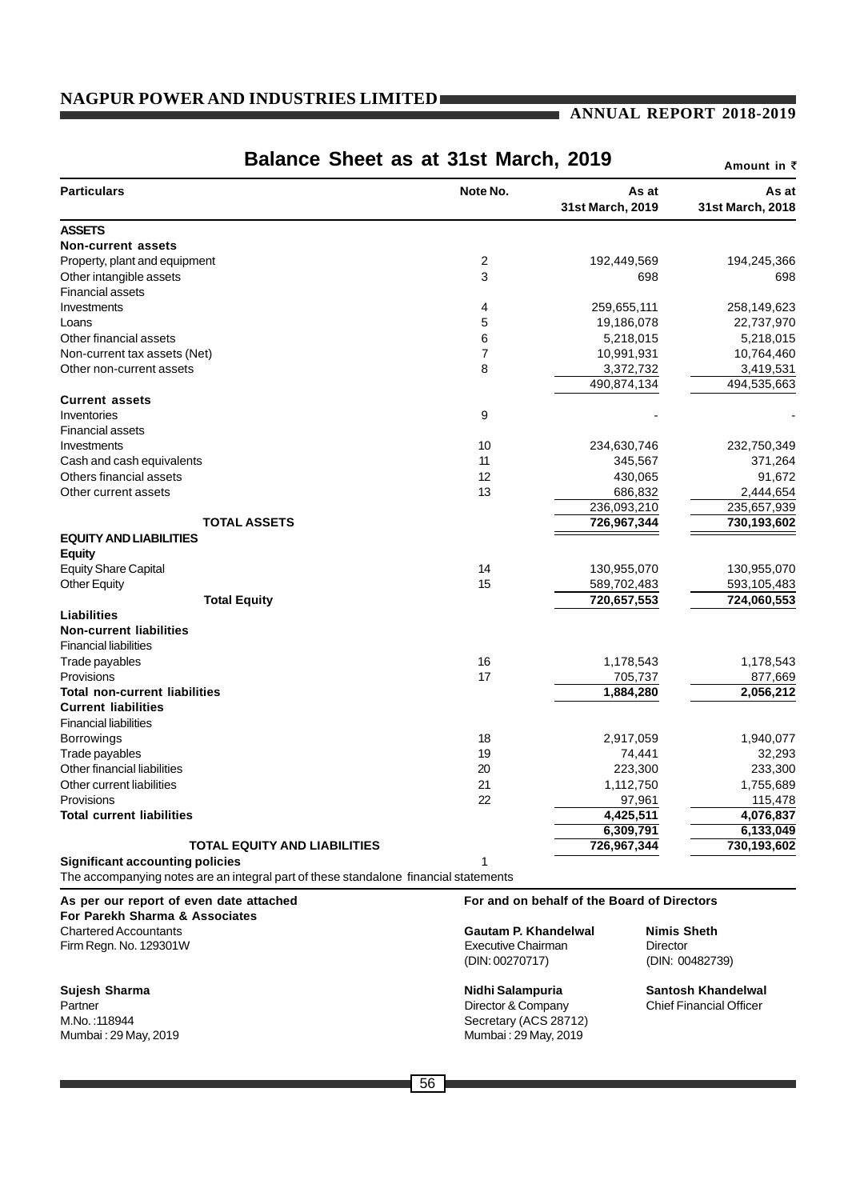# Balance Sheet as at 31st March, 2019

Amount in ₹

| Particulars | Note No. | As at 31st March, 2019 | As at 31st March, 2018 |
|---|---|---|---|
| **ASSETS** | | | |
| **Non-current assets** | | | |
| Property, plant and equipment | 2 | 192,449,569 | 194,245,366 |
| Other intangible assets | 3 | 698 | 698 |
| Financial assets | | | |
| Investments | 4 | 259,655,111 | 258,149,623 |
| Loans | 5 | 19,186,078 | 22,737,970 |
| Other financial assets | 6 | 5,218,015 | 5,218,015 |
| Non-current tax assets (Net) | 7 | 10,991,931 | 10,764,460 |
| Other non-current assets | 8 | 3,372,732 | 3,419,531 |
| | | 490,874,134 | 494,535,663 |
| **Current assets** | | | |
| Inventories | 9 | - | - |
| Financial assets | | | |
| Investments | 10 | 234,630,746 | 232,750,349 |
| Cash and cash equivalents | 11 | 345,567 | 371,264 |
| Others financial assets | 12 | 430,065 | 91,672 |
| Other current assets | 13 | 686,832 | 2,444,654 |
| | | 236,093,210 | 235,657,939 |
| **TOTAL ASSETS** | | **726,967,344** | **730,193,602** |
| **EQUITY AND LIABILITIES** | | | |
| **Equity** | | | |
| Equity Share Capital | 14 | 130,955,070 | 130,955,070 |
| Other Equity | 15 | 589,702,483 | 593,105,483 |
| **Total Equity** | | **720,657,553** | **724,060,553** |
| **Liabilities** | | | |
| **Non-current liabilities** | | | |
| Financial liabilities | | | |
| Trade payables | 16 | 1,178,543 | 1,178,543 |
| Provisions | 17 | 705,737 | 877,669 |
| **Total non-current liabilities** | | **1,884,280** | **2,056,212** |
| **Current liabilities** | | | |
| Financial liabilities | | | |
| Borrowings | 18 | 2,917,059 | 1,940,077 |
| Trade payables | 19 | 74,441 | 32,293 |
| Other financial liabilities | 20 | 223,300 | 233,300 |
| Other current liabilities | 21 | 1,112,750 | 1,755,689 |
| Provisions | 22 | 97,961 | 115,478 |
| **Total current liabilities** | | **4,425,511** | **4,076,837** |
| | | **6,309,791** | **6,133,049** |
| **TOTAL EQUITY AND LIABILITIES** | | **726,967,344** | **730,193,602** |
| **Significant accounting policies** | 1 | | |

The accompanying notes are an integral part of these standalone financial statements

**As per our report of even date attached**
**For Parekh Sharma & Associates**
Chartered Accountants
Firm Regn. No. 129301W

**Sujesh Sharma**
Partner
M.No. :118944
Mumbai : 29 May, 2019

**For and on behalf of the Board of Directors**

**Gautam P. Khandelwal**
Executive Chairman
(DIN: 00270717)

**Nimis Sheth**
Director
(DIN: 00482739)

**Nidhi Salampuria**
Director & Company
Secretary (ACS 28712)
Mumbai : 29 May, 2019

**Santosh Khandelwal**
Chief Financial Officer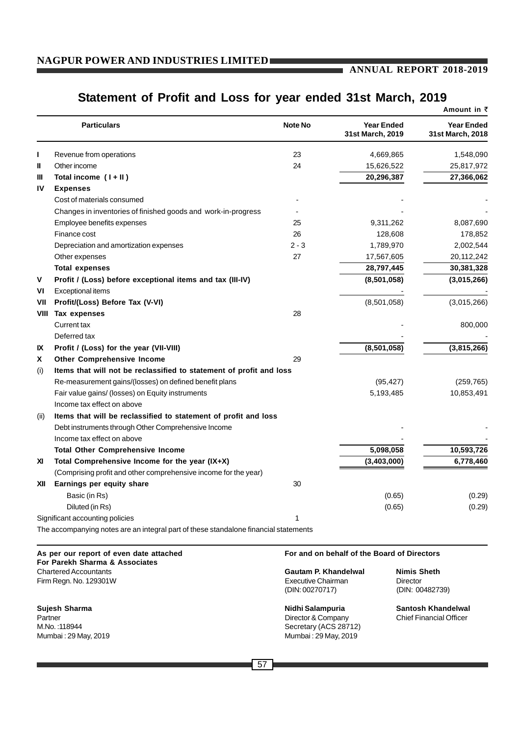# Statement of Profit and Loss for year ended 31st March, 2019

Amount in ₹

| | Particulars | Note No | Year Ended 31st March, 2019 | Year Ended 31st March, 2018 |
|---|---|---|---|---|
| I | Revenue from operations | 23 | 4,669,865 | 1,548,090 |
| II | Other income | 24 | 15,626,522 | 25,817,972 |
| III | **Total income ( I + II )** | | **20,296,387** | **27,366,062** |
| IV | **Expenses** | | | |
| | Cost of materials consumed | - | - | - |
| | Changes in inventories of finished goods and work-in-progress | - | - | - |
| | Employee benefits expenses | 25 | 9,311,262 | 8,087,690 |
| | Finance cost | 26 | 128,608 | 178,852 |
| | Depreciation and amortization expenses | 2 - 3 | 1,789,970 | 2,002,544 |
| | Other expenses | 27 | 17,567,605 | 20,112,242 |
| | **Total expenses** | | **28,797,445** | **30,381,328** |
| V | **Profit / (Loss) before exceptional items and tax (III-IV)** | | **(8,501,058)** | **(3,015,266)** |
| VI | Exceptional items | | - | - |
| VII | **Profit/(Loss) Before Tax (V-VI)** | | (8,501,058) | (3,015,266) |
| VIII | **Tax expenses** | 28 | | |
| | Current tax | | - | 800,000 |
| | Deferred tax | | - | - |
| IX | **Profit / (Loss) for the year (VII-VIII)** | | **(8,501,058)** | **(3,815,266)** |
| X | **Other Comprehensive Income** | 29 | | |
| (i) | **Items that will not be reclassified to statement of profit and loss** | | | |
| | Re-measurement gains/(losses) on defined benefit plans | | (95,427) | (259,765) |
| | Fair value gains/ (losses) on Equity instruments | | 5,193,485 | 10,853,491 |
| | Income tax effect on above | | | |
| (ii) | **Items that will be reclassified to statement of profit and loss** | | | |
| | Debt instruments through Other Comprehensive Income | | - | - |
| | Income tax effect on above | | - | - |
| | **Total Other Comprehensive Income** | | **5,098,058** | **10,593,726** |
| XI | **Total Comprehensive Income for the year (IX+X)** | | **(3,403,000)** | **6,778,460** |
| | (Comprising profit and other comprehensive income for the year) | | | |
| XII | **Earnings per equity share** | 30 | | |
| | Basic (in Rs) | | (0.65) | (0.29) |
| | Diluted (in Rs) | | (0.65) | (0.29) |
| | Significant accounting policies | 1 | | |

The accompanying notes are an integral part of these standalone financial statements

**As per our report of even date attached**
**For Parekh Sharma & Associates**
Chartered Accountants
Firm Regn. No. 129301W

**Sujesh Sharma**
Partner
M.No. :118944
Mumbai : 29 May, 2019

**For and on behalf of the Board of Directors**

**Gautam P. Khandelwal**
Executive Chairman
(DIN: 00270717)

**Nimis Sheth**
Director
(DIN: 00482739)

**Nidhi Salampuria**
Director & Company Secretary (ACS 28712)
Mumbai : 29 May, 2019

**Santosh Khandelwal**
Chief Financial Officer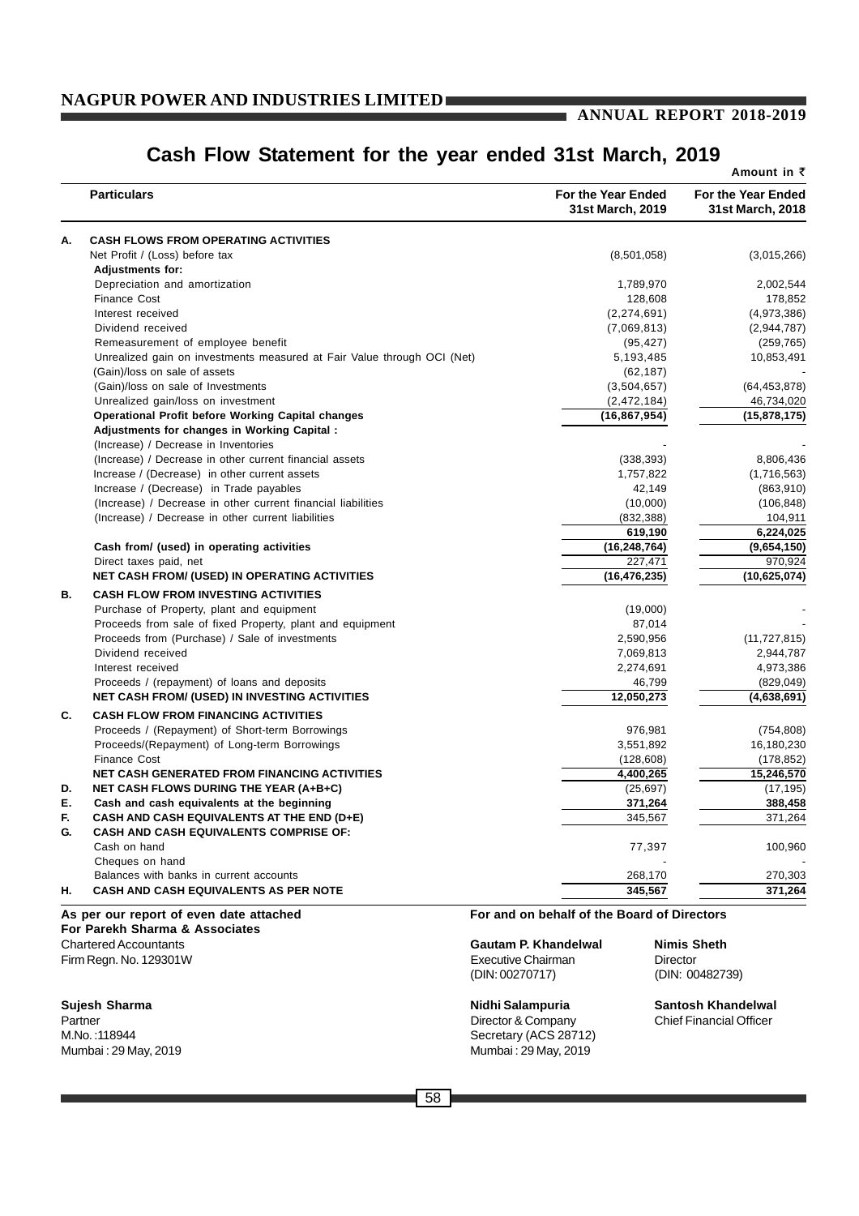# Cash Flow Statement for the year ended 31st March, 2019

Amount in ₹

| | Particulars | For the Year Ended 31st March, 2019 | For the Year Ended 31st March, 2018 |
|---|---|---|---|
| **A.** | **CASH FLOWS FROM OPERATING ACTIVITIES** | | |
| | Net Profit / (Loss) before tax | (8,501,058) | (3,015,266) |
| | **Adjustments for:** | | |
| | Depreciation and amortization | 1,789,970 | 2,002,544 |
| | Finance Cost | 128,608 | 178,852 |
| | Interest received | (2,274,691) | (4,973,386) |
| | Dividend received | (7,069,813) | (2,944,787) |
| | Remeasurement of employee benefit | (95,427) | (259,765) |
| | Unrealized gain on investments measured at Fair Value through OCI (Net) | 5,193,485 | 10,853,491 |
| | (Gain)/loss on sale of assets | (62,187) | - |
| | (Gain)/loss on sale of Investments | (3,504,657) | (64,453,878) |
| | Unrealized gain/loss on investment | (2,472,184) | 46,734,020 |
| | **Operational Profit before Working Capital changes** | **(16,867,954)** | **(15,878,175)** |
| | **Adjustments for changes in Working Capital :** | | |
| | (Increase) / Decrease in Inventories | - | - |
| | (Increase) / Decrease in other current financial assets | (338,393) | 8,806,436 |
| | Increase / (Decrease) in other current assets | 1,757,822 | (1,716,563) |
| | Increase / (Decrease) in Trade payables | 42,149 | (863,910) |
| | (Increase) / Decrease in other current financial liabilities | (10,000) | (106,848) |
| | (Increase) / Decrease in other current liabilities | (832,388) | 104,911 |
| | | **619,190** | **6,224,025** |
| | **Cash from/ (used) in operating activities** | **(16,248,764)** | **(9,654,150)** |
| | Direct taxes paid, net | 227,471 | 970,924 |
| | **NET CASH FROM/ (USED) IN OPERATING ACTIVITIES** | **(16,476,235)** | **(10,625,074)** |
| **B.** | **CASH FLOW FROM INVESTING ACTIVITIES** | | |
| | Purchase of Property, plant and equipment | (19,000) | - |
| | Proceeds from sale of fixed Property, plant and equipment | 87,014 | - |
| | Proceeds from (Purchase) / Sale of investments | 2,590,956 | (11,727,815) |
| | Dividend received | 7,069,813 | 2,944,787 |
| | Interest received | 2,274,691 | 4,973,386 |
| | Proceeds / (repayment) of loans and deposits | 46,799 | (829,049) |
| | **NET CASH FROM/ (USED) IN INVESTING ACTIVITIES** | **12,050,273** | **(4,638,691)** |
| **C.** | **CASH FLOW FROM FINANCING ACTIVITIES** | | |
| | Proceeds / (Repayment) of Short-term Borrowings | 976,981 | (754,808) |
| | Proceeds/(Repayment) of Long-term Borrowings | 3,551,892 | 16,180,230 |
| | Finance Cost | (128,608) | (178,852) |
| | **NET CASH GENERATED FROM FINANCING ACTIVITIES** | **4,400,265** | **15,246,570** |
| **D.** | **NET CASH FLOWS DURING THE YEAR (A+B+C)** | (25,697) | (17,195) |
| **E.** | **Cash and cash equivalents at the beginning** | **371,264** | **388,458** |
| **F.** | **CASH AND CASH EQUIVALENTS AT THE END (D+E)** | 345,567 | 371,264 |
| **G.** | **CASH AND CASH EQUIVALENTS COMPRISE OF:** | | |
| | Cash on hand | 77,397 | 100,960 |
| | Cheques on hand | - | - |
| | Balances with banks in current accounts | 268,170 | 270,303 |
| **H.** | **CASH AND CASH EQUIVALENTS AS PER NOTE** | **345,567** | **371,264** |

**As per our report of even date attached**
**For Parekh Sharma & Associates**
Chartered Accountants
Firm Regn. No. 129301W

**Sujesh Sharma**
Partner
M.No. :118944
Mumbai : 29 May, 2019

**For and on behalf of the Board of Directors**

**Gautam P. Khandelwal**
Executive Chairman
(DIN: 00270717)

**Nimis Sheth**
Director
(DIN: 00482739)

**Nidhi Salampuria**
Director & Company Secretary (ACS 28712)
Mumbai : 29 May, 2019

**Santosh Khandelwal**
Chief Financial Officer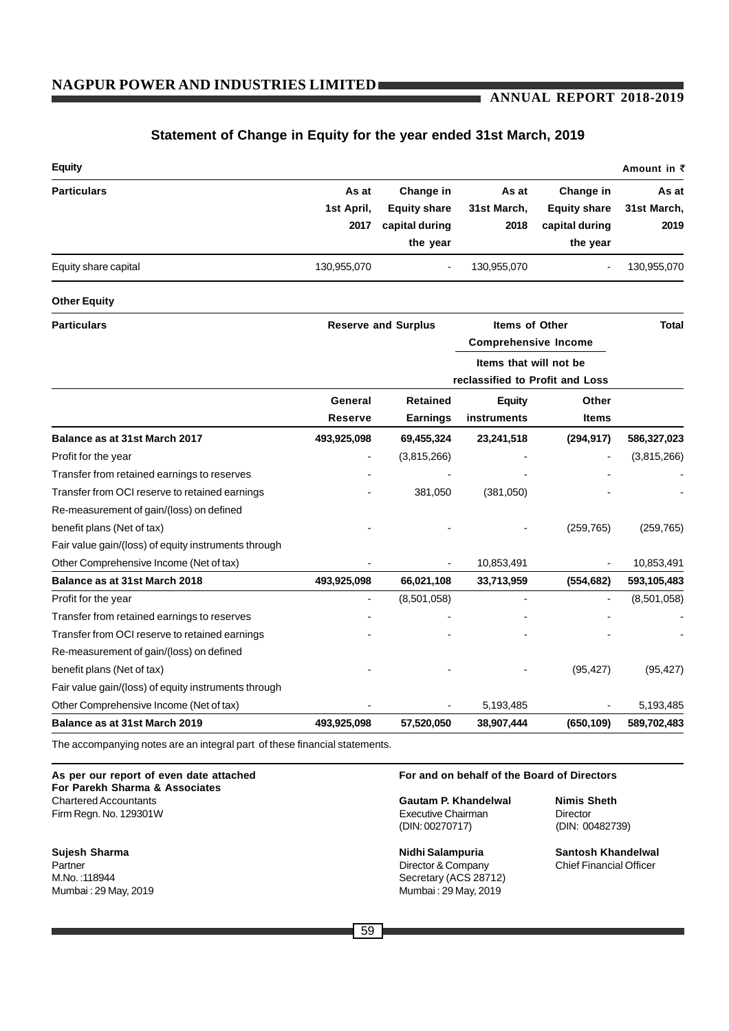## Statement of Change in Equity for the year ended 31st March, 2019

**Equity** Amount in ₹

| Particulars | As at 1st April, 2017 | Change in Equity share capital during the year | As at 31st March, 2018 | Change in Equity share capital during the year | As at 31st March, 2019 |
|---|---|---|---|---|---|
| Equity share capital | 130,955,070 | - | 130,955,070 | - | 130,955,070 |

**Other Equity**

| Particulars | Reserve and Surplus | | Items of Other Comprehensive Income — Items that will not be reclassified to Profit and Loss | | Total |
|---|---|---|---|---|---|
| | General Reserve | Retained Earnings | Equity instruments | Other Items | |
| **Balance as at 31st March 2017** | **493,925,098** | **69,455,324** | **23,241,518** | **(294,917)** | **586,327,023** |
| Profit for the year | - | (3,815,266) | - | - | (3,815,266) |
| Transfer from retained earnings to reserves | - | - | - | - | - |
| Transfer from OCI reserve to retained earnings | - | 381,050 | (381,050) | - | - |
| Re-measurement of gain/(loss) on defined benefit plans (Net of tax) | - | - | - | (259,765) | (259,765) |
| Fair value gain/(loss) of equity instruments through Other Comprehensive Income (Net of tax) | - | - | 10,853,491 | - | 10,853,491 |
| **Balance as at 31st March 2018** | **493,925,098** | **66,021,108** | **33,713,959** | **(554,682)** | **593,105,483** |
| Profit for the year | - | (8,501,058) | - | - | (8,501,058) |
| Transfer from retained earnings to reserves | - | - | - | - | - |
| Transfer from OCI reserve to retained earnings | - | - | - | - | - |
| Re-measurement of gain/(loss) on defined benefit plans (Net of tax) | - | - | - | (95,427) | (95,427) |
| Fair value gain/(loss) of equity instruments through Other Comprehensive Income (Net of tax) | - | - | 5,193,485 | - | 5,193,485 |
| **Balance as at 31st March 2019** | **493,925,098** | **57,520,050** | **38,907,444** | **(650,109)** | **589,702,483** |

The accompanying notes are an integral part of these financial statements.

**As per our report of even date attached**
**For Parekh Sharma & Associates**
Chartered Accountants
Firm Regn. No. 129301W

**Sujesh Sharma**
Partner
M.No. :118944
Mumbai : 29 May, 2019

**For and on behalf of the Board of Directors**

**Gautam P. Khandelwal**
Executive Chairman
(DIN: 00270717)

**Nimis Sheth**
Director
(DIN: 00482739)

**Nidhi Salampuria**
Director & Company Secretary (ACS 28712)
Mumbai : 29 May, 2019

**Santosh Khandelwal**
Chief Financial Officer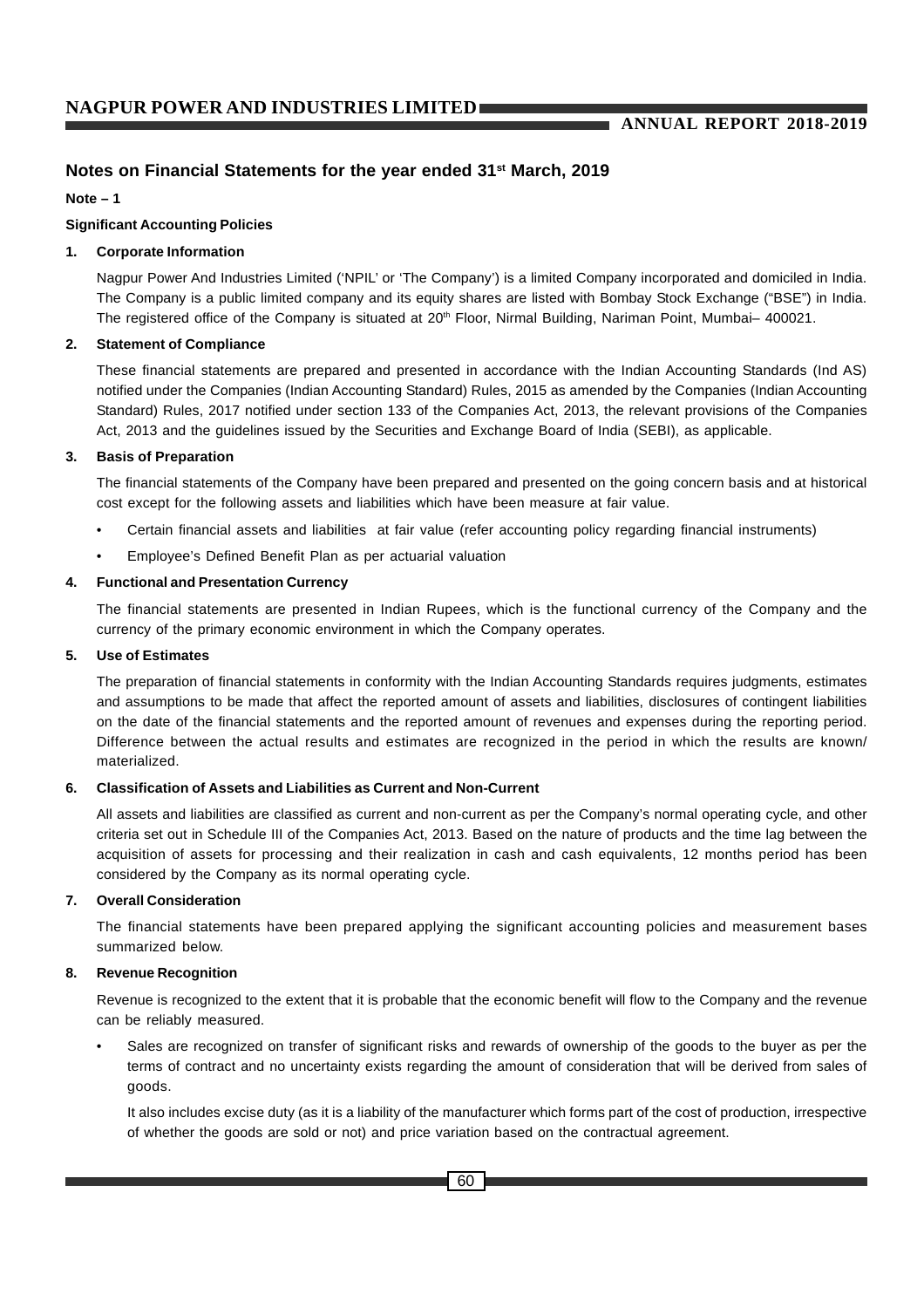## Notes on Financial Statements for the year ended 31st March, 2019

**Note – 1**

**Significant Accounting Policies**

**1. Corporate Information**

Nagpur Power And Industries Limited ('NPIL' or 'The Company') is a limited Company incorporated and domiciled in India. The Company is a public limited company and its equity shares are listed with Bombay Stock Exchange ("BSE") in India. The registered office of the Company is situated at 20th Floor, Nirmal Building, Nariman Point, Mumbai– 400021.

**2. Statement of Compliance**

These financial statements are prepared and presented in accordance with the Indian Accounting Standards (Ind AS) notified under the Companies (Indian Accounting Standard) Rules, 2015 as amended by the Companies (Indian Accounting Standard) Rules, 2017 notified under section 133 of the Companies Act, 2013, the relevant provisions of the Companies Act, 2013 and the guidelines issued by the Securities and Exchange Board of India (SEBI), as applicable.

**3. Basis of Preparation**

The financial statements of the Company have been prepared and presented on the going concern basis and at historical cost except for the following assets and liabilities which have been measure at fair value.

- Certain financial assets and liabilities at fair value (refer accounting policy regarding financial instruments)
- Employee's Defined Benefit Plan as per actuarial valuation

**4. Functional and Presentation Currency**

The financial statements are presented in Indian Rupees, which is the functional currency of the Company and the currency of the primary economic environment in which the Company operates.

**5. Use of Estimates**

The preparation of financial statements in conformity with the Indian Accounting Standards requires judgments, estimates and assumptions to be made that affect the reported amount of assets and liabilities, disclosures of contingent liabilities on the date of the financial statements and the reported amount of revenues and expenses during the reporting period. Difference between the actual results and estimates are recognized in the period in which the results are known/ materialized.

**6. Classification of Assets and Liabilities as Current and Non-Current**

All assets and liabilities are classified as current and non-current as per the Company's normal operating cycle, and other criteria set out in Schedule III of the Companies Act, 2013. Based on the nature of products and the time lag between the acquisition of assets for processing and their realization in cash and cash equivalents, 12 months period has been considered by the Company as its normal operating cycle.

**7. Overall Consideration**

The financial statements have been prepared applying the significant accounting policies and measurement bases summarized below.

**8. Revenue Recognition**

Revenue is recognized to the extent that it is probable that the economic benefit will flow to the Company and the revenue can be reliably measured.

- Sales are recognized on transfer of significant risks and rewards of ownership of the goods to the buyer as per the terms of contract and no uncertainty exists regarding the amount of consideration that will be derived from sales of goods.

  It also includes excise duty (as it is a liability of the manufacturer which forms part of the cost of production, irrespective of whether the goods are sold or not) and price variation based on the contractual agreement.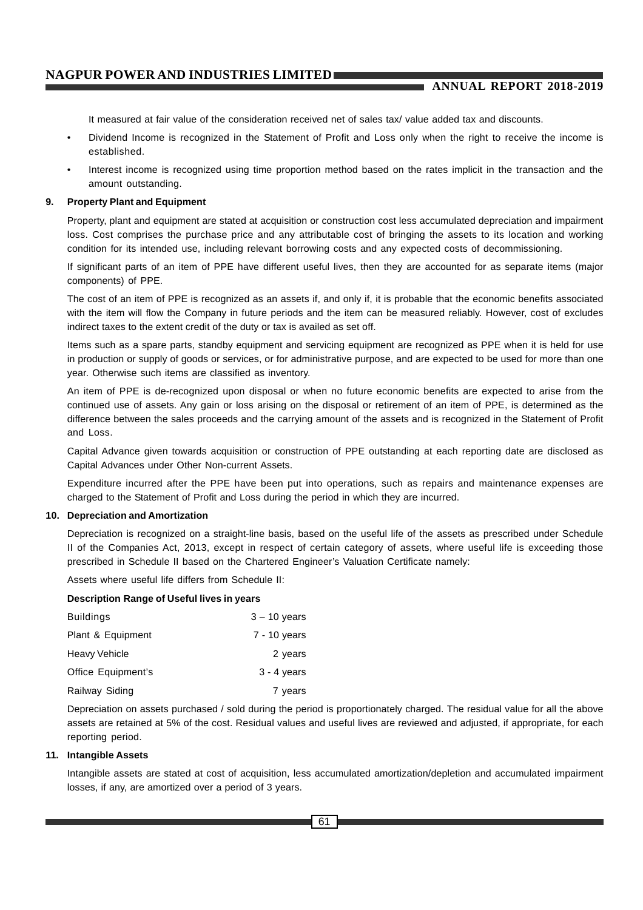It measured at fair value of the consideration received net of sales tax/ value added tax and discounts.

- Dividend Income is recognized in the Statement of Profit and Loss only when the right to receive the income is established.
- Interest income is recognized using time proportion method based on the rates implicit in the transaction and the amount outstanding.

**9. Property Plant and Equipment**

Property, plant and equipment are stated at acquisition or construction cost less accumulated depreciation and impairment loss. Cost comprises the purchase price and any attributable cost of bringing the assets to its location and working condition for its intended use, including relevant borrowing costs and any expected costs of decommissioning.

If significant parts of an item of PPE have different useful lives, then they are accounted for as separate items (major components) of PPE.

The cost of an item of PPE is recognized as an assets if, and only if, it is probable that the economic benefits associated with the item will flow the Company in future periods and the item can be measured reliably. However, cost of excludes indirect taxes to the extent credit of the duty or tax is availed as set off.

Items such as a spare parts, standby equipment and servicing equipment are recognized as PPE when it is held for use in production or supply of goods or services, or for administrative purpose, and are expected to be used for more than one year. Otherwise such items are classified as inventory.

An item of PPE is de-recognized upon disposal or when no future economic benefits are expected to arise from the continued use of assets. Any gain or loss arising on the disposal or retirement of an item of PPE, is determined as the difference between the sales proceeds and the carrying amount of the assets and is recognized in the Statement of Profit and Loss.

Capital Advance given towards acquisition or construction of PPE outstanding at each reporting date are disclosed as Capital Advances under Other Non-current Assets.

Expenditure incurred after the PPE have been put into operations, such as repairs and maintenance expenses are charged to the Statement of Profit and Loss during the period in which they are incurred.

**10. Depreciation and Amortization**

Depreciation is recognized on a straight-line basis, based on the useful life of the assets as prescribed under Schedule II of the Companies Act, 2013, except in respect of certain category of assets, where useful life is exceeding those prescribed in Schedule II based on the Chartered Engineer's Valuation Certificate namely:

Assets where useful life differs from Schedule II:

| Description | Range of Useful lives in years |
|---|---|
| Buildings | 3 – 10 years |
| Plant & Equipment | 7 - 10 years |
| Heavy Vehicle | 2 years |
| Office Equipment's | 3 - 4 years |
| Railway Siding | 7 years |

Depreciation on assets purchased / sold during the period is proportionately charged. The residual value for all the above assets are retained at 5% of the cost. Residual values and useful lives are reviewed and adjusted, if appropriate, for each reporting period.

**11. Intangible Assets**

Intangible assets are stated at cost of acquisition, less accumulated amortization/depletion and accumulated impairment losses, if any, are amortized over a period of 3 years.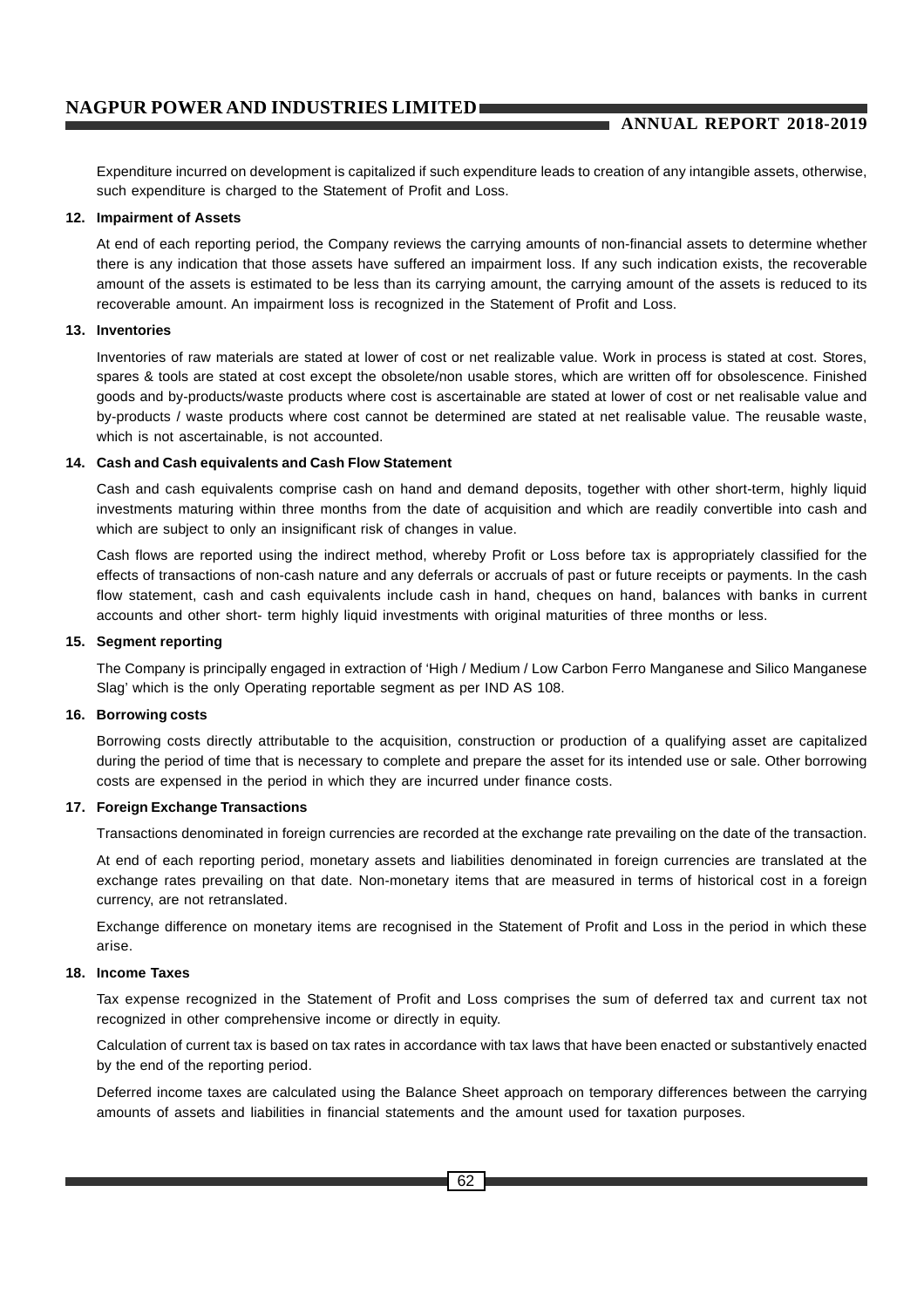Expenditure incurred on development is capitalized if such expenditure leads to creation of any intangible assets, otherwise, such expenditure is charged to the Statement of Profit and Loss.

**12. Impairment of Assets**

At end of each reporting period, the Company reviews the carrying amounts of non-financial assets to determine whether there is any indication that those assets have suffered an impairment loss. If any such indication exists, the recoverable amount of the assets is estimated to be less than its carrying amount, the carrying amount of the assets is reduced to its recoverable amount. An impairment loss is recognized in the Statement of Profit and Loss.

**13. Inventories**

Inventories of raw materials are stated at lower of cost or net realizable value. Work in process is stated at cost. Stores, spares & tools are stated at cost except the obsolete/non usable stores, which are written off for obsolescence. Finished goods and by-products/waste products where cost is ascertainable are stated at lower of cost or net realisable value and by-products / waste products where cost cannot be determined are stated at net realisable value. The reusable waste, which is not ascertainable, is not accounted.

**14. Cash and Cash equivalents and Cash Flow Statement**

Cash and cash equivalents comprise cash on hand and demand deposits, together with other short-term, highly liquid investments maturing within three months from the date of acquisition and which are readily convertible into cash and which are subject to only an insignificant risk of changes in value.

Cash flows are reported using the indirect method, whereby Profit or Loss before tax is appropriately classified for the effects of transactions of non-cash nature and any deferrals or accruals of past or future receipts or payments. In the cash flow statement, cash and cash equivalents include cash in hand, cheques on hand, balances with banks in current accounts and other short- term highly liquid investments with original maturities of three months or less.

**15. Segment reporting**

The Company is principally engaged in extraction of 'High / Medium / Low Carbon Ferro Manganese and Silico Manganese Slag' which is the only Operating reportable segment as per IND AS 108.

**16. Borrowing costs**

Borrowing costs directly attributable to the acquisition, construction or production of a qualifying asset are capitalized during the period of time that is necessary to complete and prepare the asset for its intended use or sale. Other borrowing costs are expensed in the period in which they are incurred under finance costs.

**17. Foreign Exchange Transactions**

Transactions denominated in foreign currencies are recorded at the exchange rate prevailing on the date of the transaction.

At end of each reporting period, monetary assets and liabilities denominated in foreign currencies are translated at the exchange rates prevailing on that date. Non-monetary items that are measured in terms of historical cost in a foreign currency, are not retranslated.

Exchange difference on monetary items are recognised in the Statement of Profit and Loss in the period in which these arise.

**18. Income Taxes**

Tax expense recognized in the Statement of Profit and Loss comprises the sum of deferred tax and current tax not recognized in other comprehensive income or directly in equity.

Calculation of current tax is based on tax rates in accordance with tax laws that have been enacted or substantively enacted by the end of the reporting period.

Deferred income taxes are calculated using the Balance Sheet approach on temporary differences between the carrying amounts of assets and liabilities in financial statements and the amount used for taxation purposes.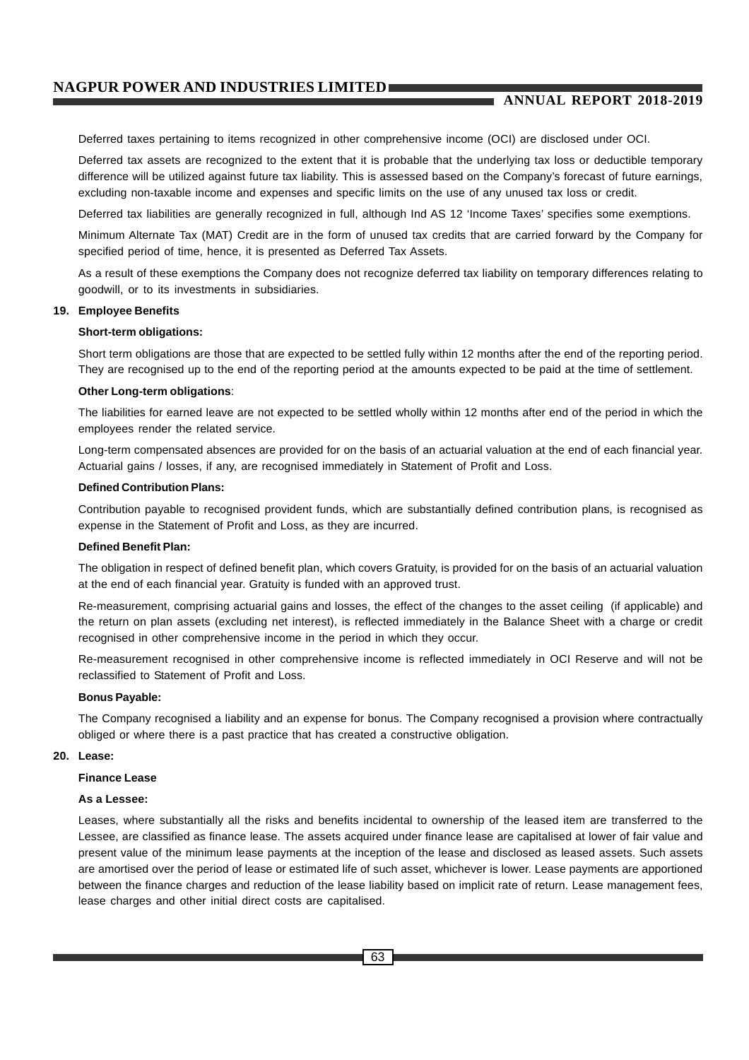Deferred taxes pertaining to items recognized in other comprehensive income (OCI) are disclosed under OCI.

Deferred tax assets are recognized to the extent that it is probable that the underlying tax loss or deductible temporary difference will be utilized against future tax liability. This is assessed based on the Company's forecast of future earnings, excluding non-taxable income and expenses and specific limits on the use of any unused tax loss or credit.

Deferred tax liabilities are generally recognized in full, although Ind AS 12 'Income Taxes' specifies some exemptions.

Minimum Alternate Tax (MAT) Credit are in the form of unused tax credits that are carried forward by the Company for specified period of time, hence, it is presented as Deferred Tax Assets.

As a result of these exemptions the Company does not recognize deferred tax liability on temporary differences relating to goodwill, or to its investments in subsidiaries.

**19. Employee Benefits**

**Short-term obligations:**

Short term obligations are those that are expected to be settled fully within 12 months after the end of the reporting period. They are recognised up to the end of the reporting period at the amounts expected to be paid at the time of settlement.

**Other Long-term obligations**:

The liabilities for earned leave are not expected to be settled wholly within 12 months after end of the period in which the employees render the related service.

Long-term compensated absences are provided for on the basis of an actuarial valuation at the end of each financial year. Actuarial gains / losses, if any, are recognised immediately in Statement of Profit and Loss.

**Defined Contribution Plans:**

Contribution payable to recognised provident funds, which are substantially defined contribution plans, is recognised as expense in the Statement of Profit and Loss, as they are incurred.

**Defined Benefit Plan:**

The obligation in respect of defined benefit plan, which covers Gratuity, is provided for on the basis of an actuarial valuation at the end of each financial year. Gratuity is funded with an approved trust.

Re-measurement, comprising actuarial gains and losses, the effect of the changes to the asset ceiling (if applicable) and the return on plan assets (excluding net interest), is reflected immediately in the Balance Sheet with a charge or credit recognised in other comprehensive income in the period in which they occur.

Re-measurement recognised in other comprehensive income is reflected immediately in OCI Reserve and will not be reclassified to Statement of Profit and Loss.

**Bonus Payable:**

The Company recognised a liability and an expense for bonus. The Company recognised a provision where contractually obliged or where there is a past practice that has created a constructive obligation.

**20. Lease:**

**Finance Lease**

**As a Lessee:**

Leases, where substantially all the risks and benefits incidental to ownership of the leased item are transferred to the Lessee, are classified as finance lease. The assets acquired under finance lease are capitalised at lower of fair value and present value of the minimum lease payments at the inception of the lease and disclosed as leased assets. Such assets are amortised over the period of lease or estimated life of such asset, whichever is lower. Lease payments are apportioned between the finance charges and reduction of the lease liability based on implicit rate of return. Lease management fees, lease charges and other initial direct costs are capitalised.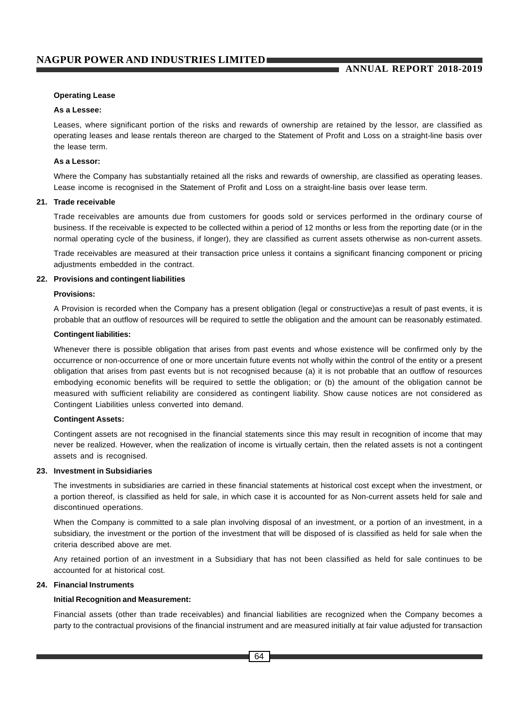**Operating Lease**

**As a Lessee:**

Leases, where significant portion of the risks and rewards of ownership are retained by the lessor, are classified as operating leases and lease rentals thereon are charged to the Statement of Profit and Loss on a straight-line basis over the lease term.

**As a Lessor:**

Where the Company has substantially retained all the risks and rewards of ownership, are classified as operating leases. Lease income is recognised in the Statement of Profit and Loss on a straight-line basis over lease term.

**21. Trade receivable**

Trade receivables are amounts due from customers for goods sold or services performed in the ordinary course of business. If the receivable is expected to be collected within a period of 12 months or less from the reporting date (or in the normal operating cycle of the business, if longer), they are classified as current assets otherwise as non-current assets.

Trade receivables are measured at their transaction price unless it contains a significant financing component or pricing adjustments embedded in the contract.

**22. Provisions and contingent liabilities**

**Provisions:**

A Provision is recorded when the Company has a present obligation (legal or constructive)as a result of past events, it is probable that an outflow of resources will be required to settle the obligation and the amount can be reasonably estimated.

**Contingent liabilities:**

Whenever there is possible obligation that arises from past events and whose existence will be confirmed only by the occurrence or non-occurrence of one or more uncertain future events not wholly within the control of the entity or a present obligation that arises from past events but is not recognised because (a) it is not probable that an outflow of resources embodying economic benefits will be required to settle the obligation; or (b) the amount of the obligation cannot be measured with sufficient reliability are considered as contingent liability. Show cause notices are not considered as Contingent Liabilities unless converted into demand.

**Contingent Assets:**

Contingent assets are not recognised in the financial statements since this may result in recognition of income that may never be realized. However, when the realization of income is virtually certain, then the related assets is not a contingent assets and is recognised.

**23. Investment in Subsidiaries**

The investments in subsidiaries are carried in these financial statements at historical cost except when the investment, or a portion thereof, is classified as held for sale, in which case it is accounted for as Non-current assets held for sale and discontinued operations.

When the Company is committed to a sale plan involving disposal of an investment, or a portion of an investment, in a subsidiary, the investment or the portion of the investment that will be disposed of is classified as held for sale when the criteria described above are met.

Any retained portion of an investment in a Subsidiary that has not been classified as held for sale continues to be accounted for at historical cost.

**24. Financial Instruments**

**Initial Recognition and Measurement:**

Financial assets (other than trade receivables) and financial liabilities are recognized when the Company becomes a party to the contractual provisions of the financial instrument and are measured initially at fair value adjusted for transaction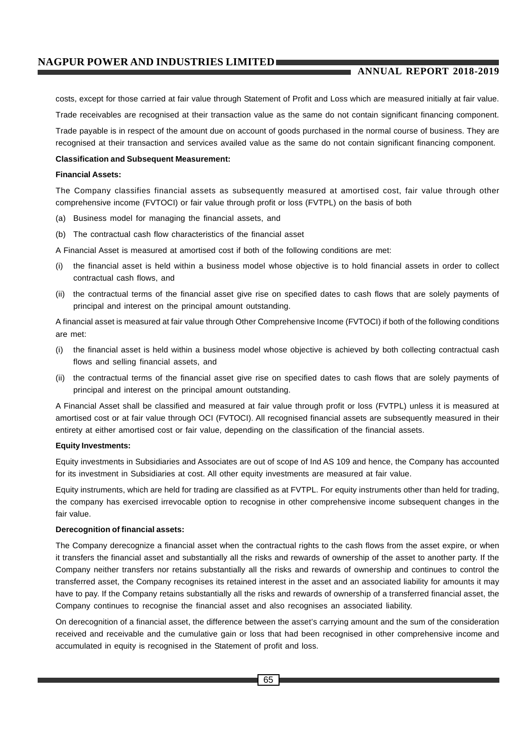costs, except for those carried at fair value through Statement of Profit and Loss which are measured initially at fair value.

Trade receivables are recognised at their transaction value as the same do not contain significant financing component.

Trade payable is in respect of the amount due on account of goods purchased in the normal course of business. They are recognised at their transaction and services availed value as the same do not contain significant financing component.

**Classification and Subsequent Measurement:**

**Financial Assets:**

The Company classifies financial assets as subsequently measured at amortised cost, fair value through other comprehensive income (FVTOCI) or fair value through profit or loss (FVTPL) on the basis of both

(a) Business model for managing the financial assets, and

(b) The contractual cash flow characteristics of the financial asset

A Financial Asset is measured at amortised cost if both of the following conditions are met:

(i) the financial asset is held within a business model whose objective is to hold financial assets in order to collect contractual cash flows, and

(ii) the contractual terms of the financial asset give rise on specified dates to cash flows that are solely payments of principal and interest on the principal amount outstanding.

A financial asset is measured at fair value through Other Comprehensive Income (FVTOCI) if both of the following conditions are met:

(i) the financial asset is held within a business model whose objective is achieved by both collecting contractual cash flows and selling financial assets, and

(ii) the contractual terms of the financial asset give rise on specified dates to cash flows that are solely payments of principal and interest on the principal amount outstanding.

A Financial Asset shall be classified and measured at fair value through profit or loss (FVTPL) unless it is measured at amortised cost or at fair value through OCI (FVTOCI). All recognised financial assets are subsequently measured in their entirety at either amortised cost or fair value, depending on the classification of the financial assets.

**Equity Investments:**

Equity investments in Subsidiaries and Associates are out of scope of Ind AS 109 and hence, the Company has accounted for its investment in Subsidiaries at cost. All other equity investments are measured at fair value.

Equity instruments, which are held for trading are classified as at FVTPL. For equity instruments other than held for trading, the company has exercised irrevocable option to recognise in other comprehensive income subsequent changes in the fair value.

**Derecognition of financial assets:**

The Company derecognize a financial asset when the contractual rights to the cash flows from the asset expire, or when it transfers the financial asset and substantially all the risks and rewards of ownership of the asset to another party. If the Company neither transfers nor retains substantially all the risks and rewards of ownership and continues to control the transferred asset, the Company recognises its retained interest in the asset and an associated liability for amounts it may have to pay. If the Company retains substantially all the risks and rewards of ownership of a transferred financial asset, the Company continues to recognise the financial asset and also recognises an associated liability.

On derecognition of a financial asset, the difference between the asset's carrying amount and the sum of the consideration received and receivable and the cumulative gain or loss that had been recognised in other comprehensive income and accumulated in equity is recognised in the Statement of profit and loss.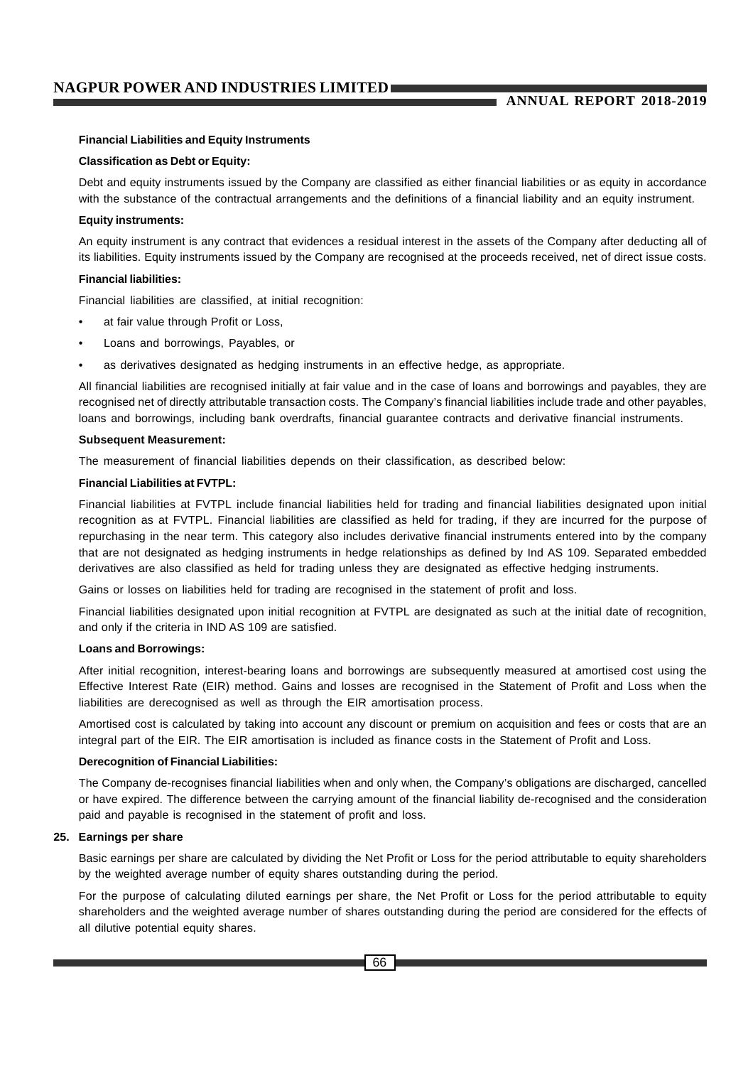**Financial Liabilities and Equity Instruments**

**Classification as Debt or Equity:**

Debt and equity instruments issued by the Company are classified as either financial liabilities or as equity in accordance with the substance of the contractual arrangements and the definitions of a financial liability and an equity instrument.

**Equity instruments:**

An equity instrument is any contract that evidences a residual interest in the assets of the Company after deducting all of its liabilities. Equity instruments issued by the Company are recognised at the proceeds received, net of direct issue costs.

**Financial liabilities:**

Financial liabilities are classified, at initial recognition:

- at fair value through Profit or Loss,
- Loans and borrowings, Payables, or
- as derivatives designated as hedging instruments in an effective hedge, as appropriate.

All financial liabilities are recognised initially at fair value and in the case of loans and borrowings and payables, they are recognised net of directly attributable transaction costs. The Company's financial liabilities include trade and other payables, loans and borrowings, including bank overdrafts, financial guarantee contracts and derivative financial instruments.

**Subsequent Measurement:**

The measurement of financial liabilities depends on their classification, as described below:

**Financial Liabilities at FVTPL:**

Financial liabilities at FVTPL include financial liabilities held for trading and financial liabilities designated upon initial recognition as at FVTPL. Financial liabilities are classified as held for trading, if they are incurred for the purpose of repurchasing in the near term. This category also includes derivative financial instruments entered into by the company that are not designated as hedging instruments in hedge relationships as defined by Ind AS 109. Separated embedded derivatives are also classified as held for trading unless they are designated as effective hedging instruments.

Gains or losses on liabilities held for trading are recognised in the statement of profit and loss.

Financial liabilities designated upon initial recognition at FVTPL are designated as such at the initial date of recognition, and only if the criteria in IND AS 109 are satisfied.

**Loans and Borrowings:**

After initial recognition, interest-bearing loans and borrowings are subsequently measured at amortised cost using the Effective Interest Rate (EIR) method. Gains and losses are recognised in the Statement of Profit and Loss when the liabilities are derecognised as well as through the EIR amortisation process.

Amortised cost is calculated by taking into account any discount or premium on acquisition and fees or costs that are an integral part of the EIR. The EIR amortisation is included as finance costs in the Statement of Profit and Loss.

**Derecognition of Financial Liabilities:**

The Company de-recognises financial liabilities when and only when, the Company's obligations are discharged, cancelled or have expired. The difference between the carrying amount of the financial liability de-recognised and the consideration paid and payable is recognised in the statement of profit and loss.

**25. Earnings per share**

Basic earnings per share are calculated by dividing the Net Profit or Loss for the period attributable to equity shareholders by the weighted average number of equity shares outstanding during the period.

For the purpose of calculating diluted earnings per share, the Net Profit or Loss for the period attributable to equity shareholders and the weighted average number of shares outstanding during the period are considered for the effects of all dilutive potential equity shares.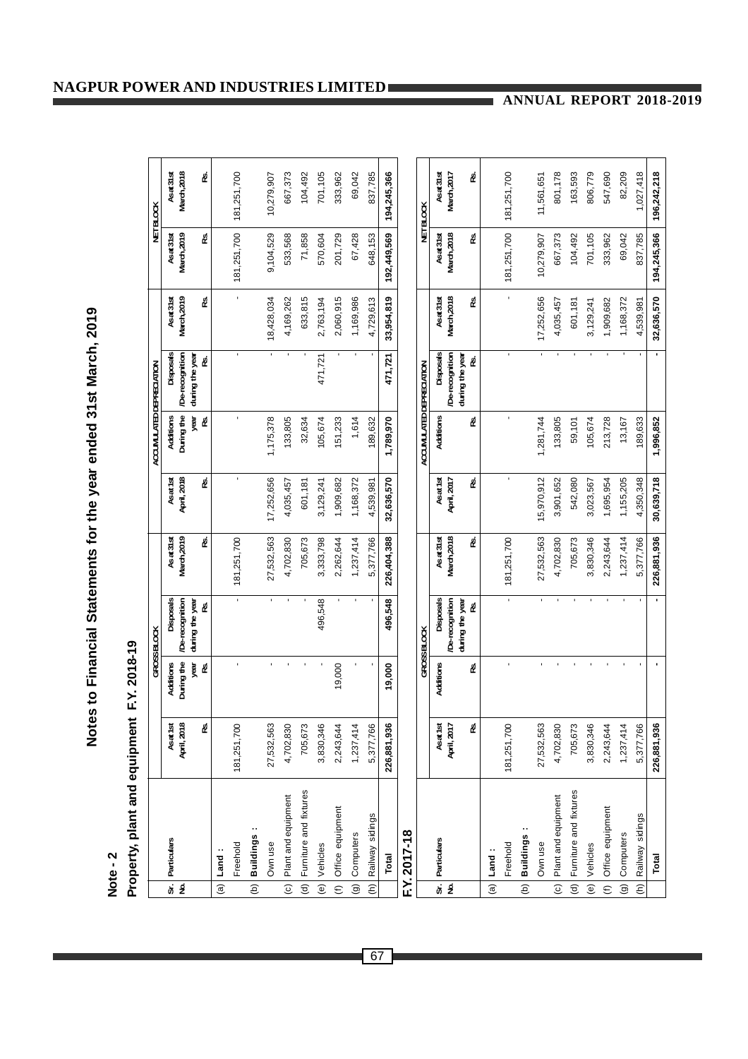# Notes to Financial Statements for the year ended 31st March, 2019

## Note - 2

### Property, plant and equipment F.Y. 2018-19

| Sr. No. | Particulars | GROSS BLOCK | | | | ACCUMULATED DEPRECIATION | | | | NET BLOCK | |
|---|---|---|---|---|---|---|---|---|---|---|---|
| | | As at 1st April, 2018 | Additions During the year | Disposals /De-recognition during the year | As at 31st March, 2019 | As at 1st April, 2018 | Additions During the year | Disposals /De-recognition during the year | As at 31st March, 2019 | As at 31st March, 2019 | As at 31st March, 2018 |
| | | Rs. | Rs. | Rs. | Rs. | Rs. | Rs. | Rs. | Rs. | Rs. | Rs. |
| (a) | **Land :** | | | | | | | | | | |
| | Freehold | 181,251,700 | - | - | 181,251,700 | - | - | - | - | 181,251,700 | 181,251,700 |
| (b) | **Buildings :** | | | | | | | | | | |
| | Own use | 27,532,563 | - | - | 27,532,563 | 17,252,656 | 1,175,378 | - | 18,428,034 | 9,104,529 | 10,279,907 |
| (c) | Plant and equipment | 4,702,830 | - | - | 4,702,830 | 4,035,457 | 133,805 | - | 4,169,262 | 533,568 | 667,373 |
| (d) | Furniture and fixtures | 705,673 | - | - | 705,673 | 601,181 | 32,634 | - | 633,815 | 71,858 | 104,492 |
| (e) | Vehicles | 3,830,346 | - | 496,548 | 3,333,798 | 3,129,241 | 105,674 | 471,721 | 2,763,194 | 570,604 | 701,105 |
| (f) | Office equipment | 2,243,644 | 19,000 | - | 2,262,644 | 1,909,682 | 151,233 | - | 2,060,915 | 201,729 | 333,962 |
| (g) | Computers | 1,237,414 | - | - | 1,237,414 | 1,168,372 | 1,614 | - | 1,169,986 | 67,428 | 69,042 |
| (h) | Railway sidings | 5,377,766 | - | - | 5,377,766 | 4,539,981 | 189,632 | - | 4,729,613 | 648,153 | 837,785 |
| | **Total** | **226,881,936** | **19,000** | **496,548** | **226,404,388** | **32,636,570** | **1,789,970** | **471,721** | **33,954,819** | **192,449,569** | **194,245,366** |

### F.Y. 2017-18

| Sr. No. | Particulars | GROSS BLOCK | | | | ACCUMULATED DEPRECIATION | | | | NET BLOCK | |
|---|---|---|---|---|---|---|---|---|---|---|---|
| | | As at 1st April, 2017 | Additions | Disposals /De-recognition during the year | As at 31st March, 2018 | As at 1st April, 2017 | Additions | Disposals /De-recognition during the year | As at 31st March, 2018 | As at 31st March, 2018 | As at 31st March, 2017 |
| | | Rs. | Rs. | Rs. | Rs. | Rs. | Rs. | Rs. | Rs. | Rs. | Rs. |
| (a) | **Land :** | | | | | | | | | | |
| | Freehold | 181,251,700 | - | - | 181,251,700 | - | - | - | - | 181,251,700 | 181,251,700 |
| (b) | **Buildings :** | | | | | | | | | | |
| | Own use | 27,532,563 | - | - | 27,532,563 | 15,970,912 | 1,281,744 | - | 17,252,656 | 10,279,907 | 11,561,651 |
| (c) | Plant and equipment | 4,702,830 | - | - | 4,702,830 | 3,901,652 | 133,805 | - | 4,035,457 | 667,373 | 801,178 |
| (d) | Furniture and fixtures | 705,673 | - | - | 705,673 | 542,080 | 59,101 | - | 601,181 | 104,492 | 163,593 |
| (e) | Vehicles | 3,830,346 | - | - | 3,830,346 | 3,023,567 | 105,674 | - | 3,129,241 | 701,105 | 806,779 |
| (f) | Office equipment | 2,243,644 | - | - | 2,243,644 | 1,695,954 | 213,728 | - | 1,909,682 | 333,962 | 547,690 |
| (g) | Computers | 1,237,414 | - | - | 1,237,414 | 1,155,205 | 13,167 | - | 1,168,372 | 69,042 | 82,209 |
| (h) | Railway sidings | 5,377,766 | - | - | 5,377,766 | 4,350,348 | 189,633 | - | 4,539,981 | 837,785 | 1,027,418 |
| | **Total** | **226,881,936** | **-** | **-** | **226,881,936** | **30,639,718** | **1,996,852** | **-** | **32,636,570** | **194,245,366** | **196,242,218** |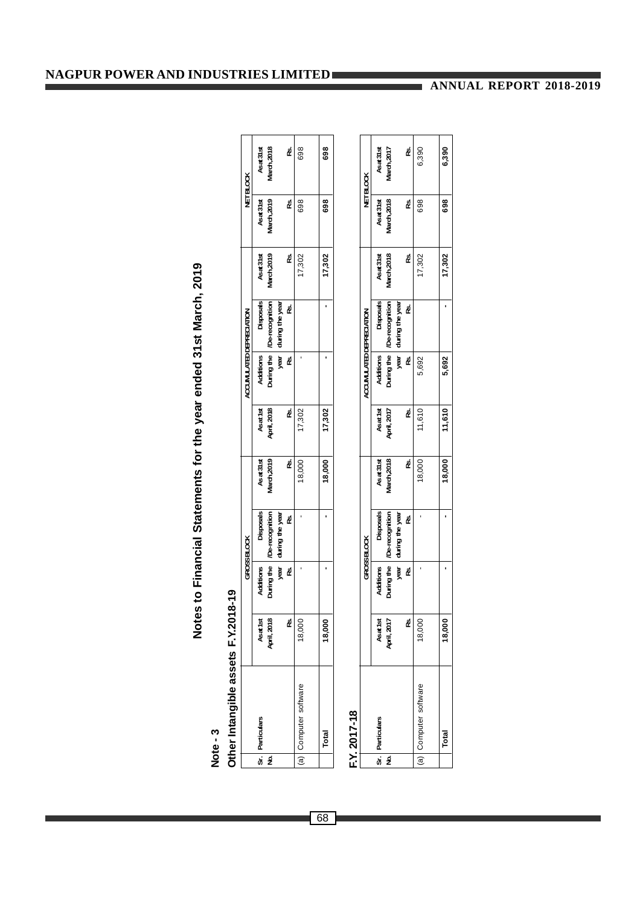# Notes to Financial Statements for the year ended 31st March, 2019

## Note - 3

### Other Intangible assets F.Y.2018-19

| Sr. No. | Particulars | GROSS BLOCK | | | | ACCUMULATED DEPRECIATION | | | | NET BLOCK | |
|---|---|---|---|---|---|---|---|---|---|---|---|
| | | As at 1st April, 2018 | Additions During the year | Disposals /De-recognition during the year | As at 31st March,2019 | As at 1st April, 2018 | Additions During the year | Disposals /De-recognition during the year | As at 31st March,2019 | As at 31st March,2019 | As at 31st March,2018 |
| | | Rs. | Rs. | Rs. | Rs. | Rs. | Rs. | Rs. | Rs. | Rs. | Rs. |
| (a) | Computer software | 18,000 | - | - | 18,000 | 17,302 | - | | 17,302 | 698 | 698 |
| | **Total** | **18,000** | **-** | **-** | **18,000** | **17,302** | **-** | **-** | **17,302** | **698** | **698** |

### F.Y. 2017-18

| Sr. No. | Particulars | GROSS BLOCK | | | | ACCUMULATED DEPRECIATION | | | | NET BLOCK | |
|---|---|---|---|---|---|---|---|---|---|---|---|
| | | As at 1st April, 2017 | Additions During the year | Disposals /De-recognition during the year | As at 31st March,2018 | As at 1st April, 2017 | Additions During the year | Disposals /De-recognition during the year | As at 31st March,2018 | As at 31st March,2018 | As at 31st March,2017 |
| | | Rs. | Rs. | Rs. | Rs. | Rs. | Rs. | Rs. | Rs. | Rs. | Rs. |
| (a) | Computer software | 18,000 | - | - | 18,000 | 11,610 | 5,692 | | 17,302 | 698 | 6,390 |
| | **Total** | **18,000** | **-** | **-** | **18,000** | **11,610** | **5,692** | **-** | **17,302** | **698** | **6,390** |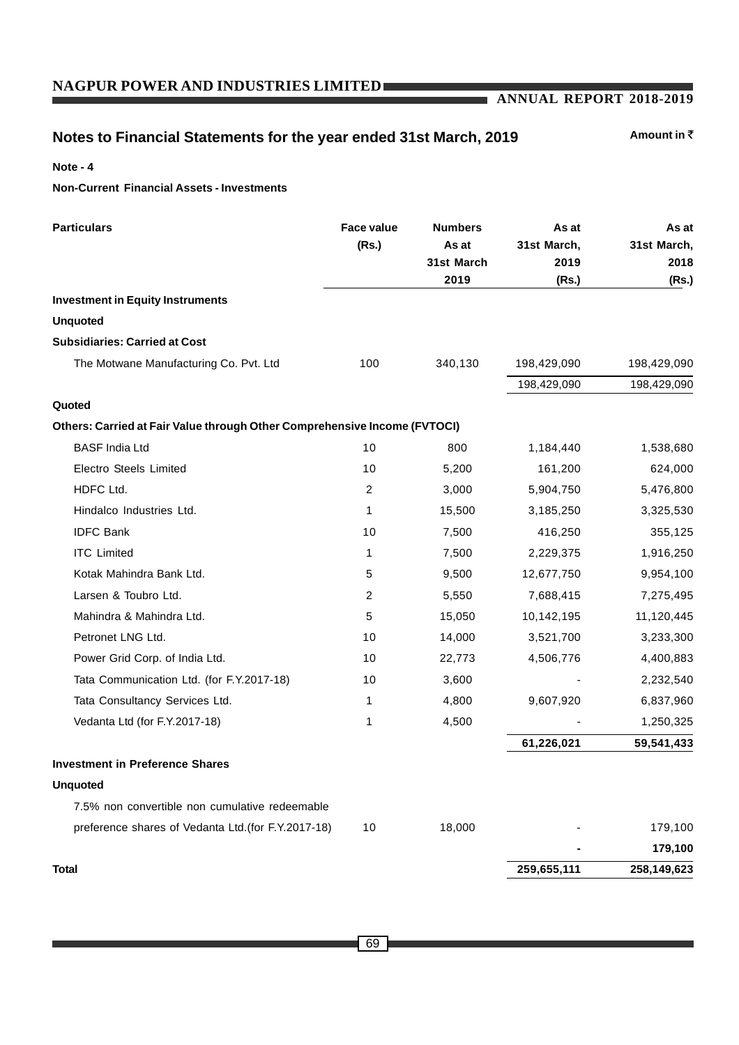## Notes to Financial Statements for the year ended 31st March, 2019

Amount in ₹

**Note - 4**

**Non-Current Financial Assets - Investments**

| Particulars | Face value (Rs.) | Numbers As at 31st March 2019 | As at 31st March, 2019 (Rs.) | As at 31st March, 2018 (Rs.) |
|---|---|---|---|---|
| **Investment in Equity Instruments** | | | | |
| **Unquoted** | | | | |
| **Subsidiaries: Carried at Cost** | | | | |
| The Motwane Manufacturing Co. Pvt. Ltd | 100 | 340,130 | 198,429,090 | 198,429,090 |
| | | | 198,429,090 | 198,429,090 |
| **Quoted** | | | | |
| **Others: Carried at Fair Value through Other Comprehensive Income (FVTOCI)** | | | | |
| BASF India Ltd | 10 | 800 | 1,184,440 | 1,538,680 |
| Electro Steels Limited | 10 | 5,200 | 161,200 | 624,000 |
| HDFC Ltd. | 2 | 3,000 | 5,904,750 | 5,476,800 |
| Hindalco Industries Ltd. | 1 | 15,500 | 3,185,250 | 3,325,530 |
| IDFC Bank | 10 | 7,500 | 416,250 | 355,125 |
| ITC Limited | 1 | 7,500 | 2,229,375 | 1,916,250 |
| Kotak Mahindra Bank Ltd. | 5 | 9,500 | 12,677,750 | 9,954,100 |
| Larsen & Toubro Ltd. | 2 | 5,550 | 7,688,415 | 7,275,495 |
| Mahindra & Mahindra Ltd. | 5 | 15,050 | 10,142,195 | 11,120,445 |
| Petronet LNG Ltd. | 10 | 14,000 | 3,521,700 | 3,233,300 |
| Power Grid Corp. of India Ltd. | 10 | 22,773 | 4,506,776 | 4,400,883 |
| Tata Communication Ltd. (for F.Y.2017-18) | 10 | 3,600 | - | 2,232,540 |
| Tata Consultancy Services Ltd. | 1 | 4,800 | 9,607,920 | 6,837,960 |
| Vedanta Ltd (for F.Y.2017-18) | 1 | 4,500 | - | 1,250,325 |
| | | | **61,226,021** | **59,541,433** |
| **Investment in Preference Shares** | | | | |
| **Unquoted** | | | | |
| 7.5% non convertible non cumulative redeemable preference shares of Vedanta Ltd.(for F.Y.2017-18) | 10 | 18,000 | - | 179,100 |
| | | | **-** | **179,100** |
| **Total** | | | **259,655,111** | **258,149,623** |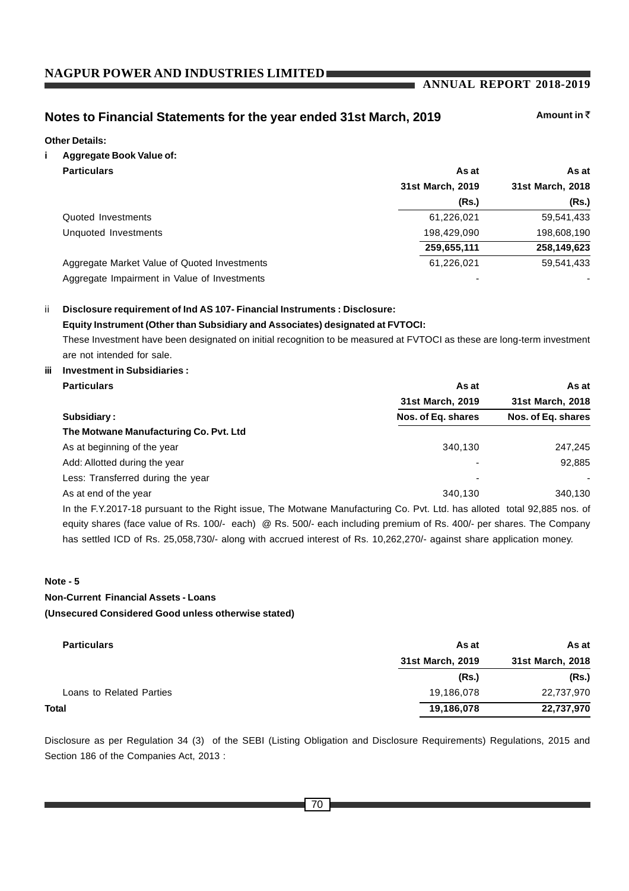## Notes to Financial Statements for the year ended 31st March, 2019

Amount in ₹

**Other Details:**

**i Aggregate Book Value of:**

| **Particulars** | **As at 31st March, 2019 (Rs.)** | **As at 31st March, 2018 (Rs.)** |
|---|---|---|
| Quoted Investments | 61,226,021 | 59,541,433 |
| Unquoted Investments | 198,429,090 | 198,608,190 |
| | **259,655,111** | **258,149,623** |
| Aggregate Market Value of Quoted Investments | 61,226,021 | 59,541,433 |
| Aggregate Impairment in Value of Investments | - | - |

ii **Disclosure requirement of Ind AS 107- Financial Instruments : Disclosure:**

**Equity Instrument (Other than Subsidiary and Associates) designated at FVTOCI:**

These Investment have been designated on initial recognition to be measured at FVTOCI as these are long-term investment are not intended for sale.

**iii Investment in Subsidiaries :**

| **Particulars** | **As at 31st March, 2019** | **As at 31st March, 2018** |
|---|---|---|
| **Subsidiary :** | **Nos. of Eq. shares** | **Nos. of Eq. shares** |
| **The Motwane Manufacturing Co. Pvt. Ltd** | | |
| As at beginning of the year | 340,130 | 247,245 |
| Add: Allotted during the year | - | 92,885 |
| Less: Transferred during the year | - | - |
| As at end of the year | 340,130 | 340,130 |

In the F.Y.2017-18 pursuant to the Right issue, The Motwane Manufacturing Co. Pvt. Ltd. has alloted total 92,885 nos. of equity shares (face value of Rs. 100/- each) @ Rs. 500/- each including premium of Rs. 400/- per shares. The Company has settled ICD of Rs. 25,058,730/- along with accrued interest of Rs. 10,262,270/- against share application money.

**Note - 5**

**Non-Current Financial Assets - Loans**

**(Unsecured Considered Good unless otherwise stated)**

| **Particulars** | **As at 31st March, 2019 (Rs.)** | **As at 31st March, 2018 (Rs.)** |
|---|---|---|
| Loans to Related Parties | 19,186,078 | 22,737,970 |
| **Total** | **19,186,078** | **22,737,970** |

Disclosure as per Regulation 34 (3) of the SEBI (Listing Obligation and Disclosure Requirements) Regulations, 2015 and Section 186 of the Companies Act, 2013 :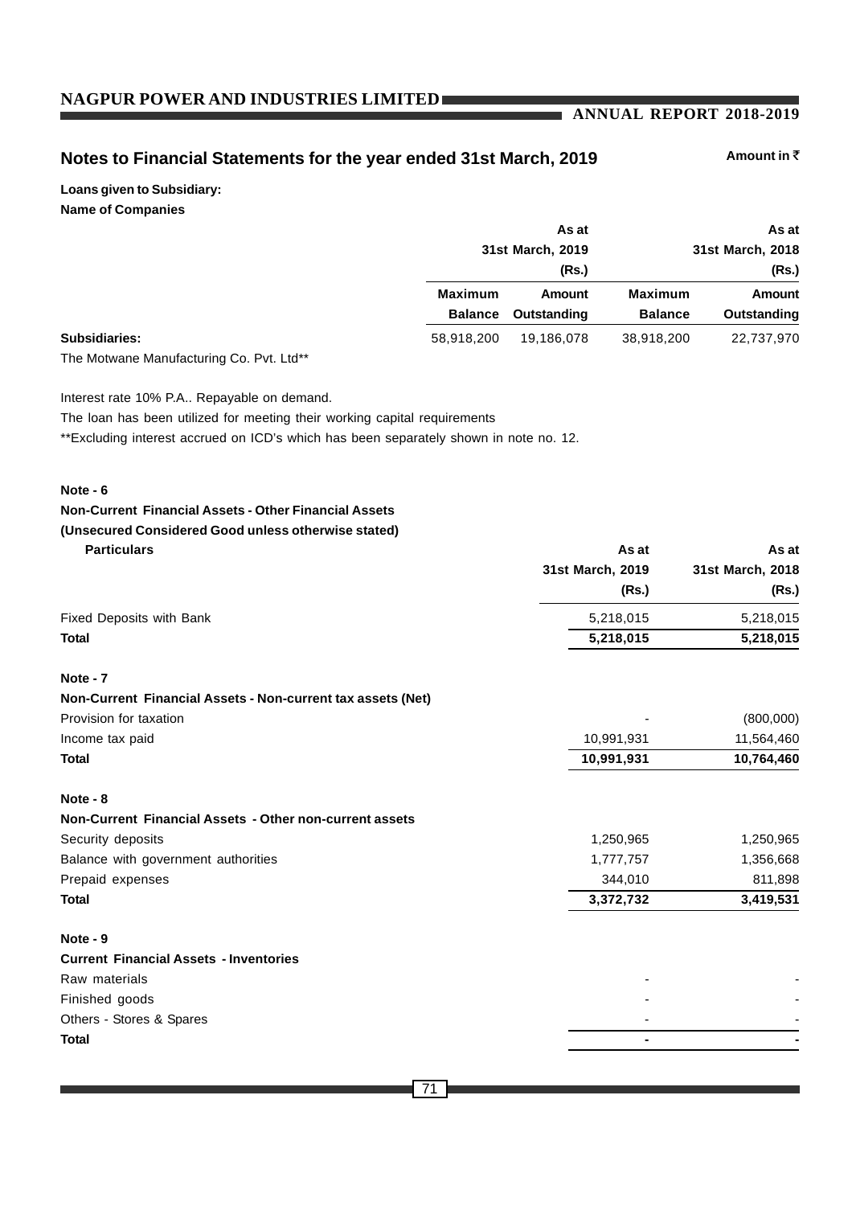## Notes to Financial Statements for the year ended 31st March, 2019

Amount in ₹

**Loans given to Subsidiary:**

**Name of Companies**

| | As at 31st March, 2019 (Rs.) | | As at 31st March, 2018 (Rs.) | |
|---|---|---|---|---|
| | **Maximum Balance** | **Amount Outstanding** | **Maximum Balance** | **Amount Outstanding** |
| **Subsidiaries:** | 58,918,200 | 19,186,078 | 38,918,200 | 22,737,970 |
| The Motwane Manufacturing Co. Pvt. Ltd** | | | | |

Interest rate 10% P.A.. Repayable on demand.

The loan has been utilized for meeting their working capital requirements

**Excluding interest accrued on ICD's which has been separately shown in note no. 12.

### Note - 6

**Non-Current Financial Assets - Other Financial Assets**

**(Unsecured Considered Good unless otherwise stated)**

| Particulars | As at 31st March, 2019 (Rs.) | As at 31st March, 2018 (Rs.) |
|---|---|---|
| Fixed Deposits with Bank | 5,218,015 | 5,218,015 |
| **Total** | **5,218,015** | **5,218,015** |

### Note - 7

**Non-Current Financial Assets - Non-current tax assets (Net)**

| Particulars | As at 31st March, 2019 (Rs.) | As at 31st March, 2018 (Rs.) |
|---|---|---|
| Provision for taxation | - | (800,000) |
| Income tax paid | 10,991,931 | 11,564,460 |
| **Total** | **10,991,931** | **10,764,460** |

### Note - 8

**Non-Current Financial Assets - Other non-current assets**

| Particulars | As at 31st March, 2019 (Rs.) | As at 31st March, 2018 (Rs.) |
|---|---|---|
| Security deposits | 1,250,965 | 1,250,965 |
| Balance with government authorities | 1,777,757 | 1,356,668 |
| Prepaid expenses | 344,010 | 811,898 |
| **Total** | **3,372,732** | **3,419,531** |

### Note - 9

**Current Financial Assets - Inventories**

| Particulars | As at 31st March, 2019 (Rs.) | As at 31st March, 2018 (Rs.) |
|---|---|---|
| Raw materials | - | - |
| Finished goods | - | - |
| Others - Stores & Spares | - | - |
| **Total** | **-** | **-** |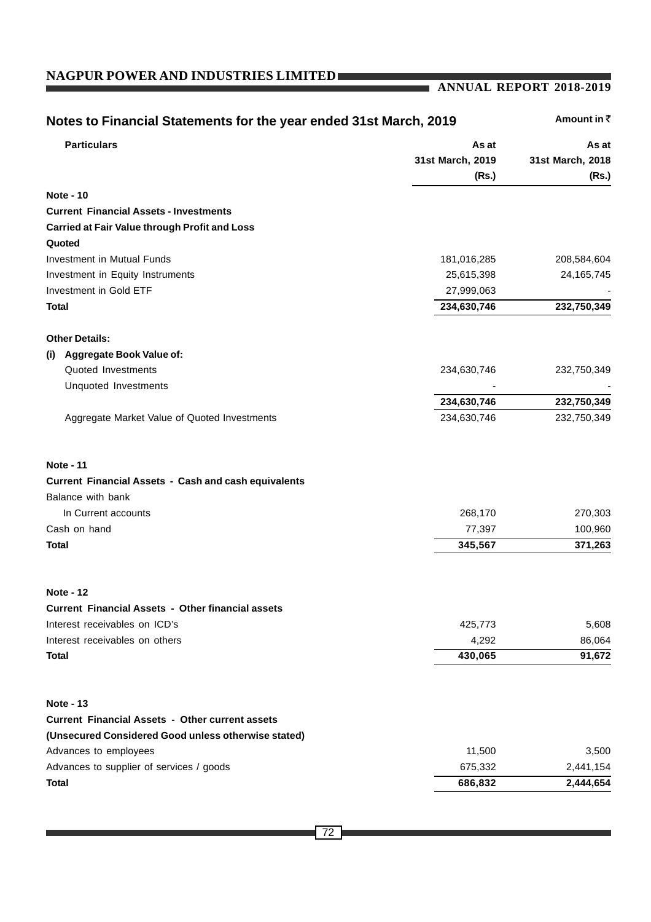## Notes to Financial Statements for the year ended 31st March, 2019

Amount in ₹

| Particulars | As at 31st March, 2019 (Rs.) | As at 31st March, 2018 (Rs.) |
|---|---|---|
| **Note - 10** | | |
| **Current Financial Assets - Investments** | | |
| **Carried at Fair Value through Profit and Loss** | | |
| **Quoted** | | |
| Investment in Mutual Funds | 181,016,285 | 208,584,604 |
| Investment in Equity Instruments | 25,615,398 | 24,165,745 |
| Investment in Gold ETF | 27,999,063 | - |
| **Total** | **234,630,746** | **232,750,349** |
| **Other Details:** | | |
| **(i) Aggregate Book Value of:** | | |
| Quoted Investments | 234,630,746 | 232,750,349 |
| Unquoted Investments | - | - |
| | **234,630,746** | **232,750,349** |
| Aggregate Market Value of Quoted Investments | 234,630,746 | 232,750,349 |
| **Note - 11** | | |
| **Current Financial Assets - Cash and cash equivalents** | | |
| Balance with bank | | |
| In Current accounts | 268,170 | 270,303 |
| Cash on hand | 77,397 | 100,960 |
| **Total** | **345,567** | **371,263** |
| **Note - 12** | | |
| **Current Financial Assets - Other financial assets** | | |
| Interest receivables on ICD's | 425,773 | 5,608 |
| Interest receivables on others | 4,292 | 86,064 |
| **Total** | **430,065** | **91,672** |
| **Note - 13** | | |
| **Current Financial Assets - Other current assets** | | |
| **(Unsecured Considered Good unless otherwise stated)** | | |
| Advances to employees | 11,500 | 3,500 |
| Advances to supplier of services / goods | 675,332 | 2,441,154 |
| **Total** | **686,832** | **2,444,654** |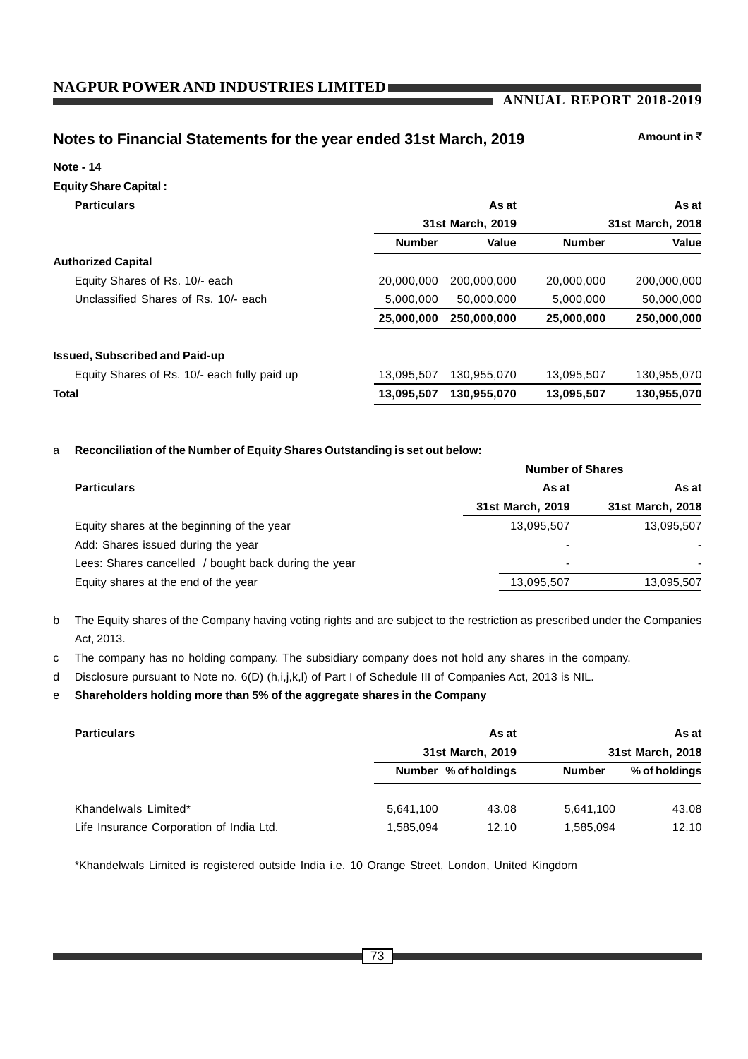## Notes to Financial Statements for the year ended 31st March, 2019

Amount in ₹

**Note - 14**

**Equity Share Capital :**

| Particulars | As at 31st March, 2019 | | As at 31st March, 2018 | |
|---|---|---|---|---|
| | Number | Value | Number | Value |
| **Authorized Capital** | | | | |
| Equity Shares of Rs. 10/- each | 20,000,000 | 200,000,000 | 20,000,000 | 200,000,000 |
| Unclassified Shares of Rs. 10/- each | 5,000,000 | 50,000,000 | 5,000,000 | 50,000,000 |
| | **25,000,000** | **250,000,000** | **25,000,000** | **250,000,000** |
| **Issued, Subscribed and Paid-up** | | | | |
| Equity Shares of Rs. 10/- each fully paid up | 13,095,507 | 130,955,070 | 13,095,507 | 130,955,070 |
| **Total** | **13,095,507** | **130,955,070** | **13,095,507** | **130,955,070** |

a **Reconciliation of the Number of Equity Shares Outstanding is set out below:**

| Particulars | Number of Shares | |
|---|---|---|
| | As at 31st March, 2019 | As at 31st March, 2018 |
| Equity shares at the beginning of the year | 13,095,507 | 13,095,507 |
| Add: Shares issued during the year | - | - |
| Lees: Shares cancelled / bought back during the year | - | - |
| Equity shares at the end of the year | 13,095,507 | 13,095,507 |

b The Equity shares of the Company having voting rights and are subject to the restriction as prescribed under the Companies Act, 2013.

c The company has no holding company. The subsidiary company does not hold any shares in the company.

d Disclosure pursuant to Note no. 6(D) (h,i,j,k,l) of Part I of Schedule III of Companies Act, 2013 is NIL.

e **Shareholders holding more than 5% of the aggregate shares in the Company**

| Particulars | As at 31st March, 2019 | | As at 31st March, 2018 | |
|---|---|---|---|---|
| | Number | % of holdings | Number | % of holdings |
| Khandelwals Limited* | 5,641,100 | 43.08 | 5,641,100 | 43.08 |
| Life Insurance Corporation of India Ltd. | 1,585,094 | 12.10 | 1,585,094 | 12.10 |

*Khandelwals Limited is registered outside India i.e. 10 Orange Street, London, United Kingdom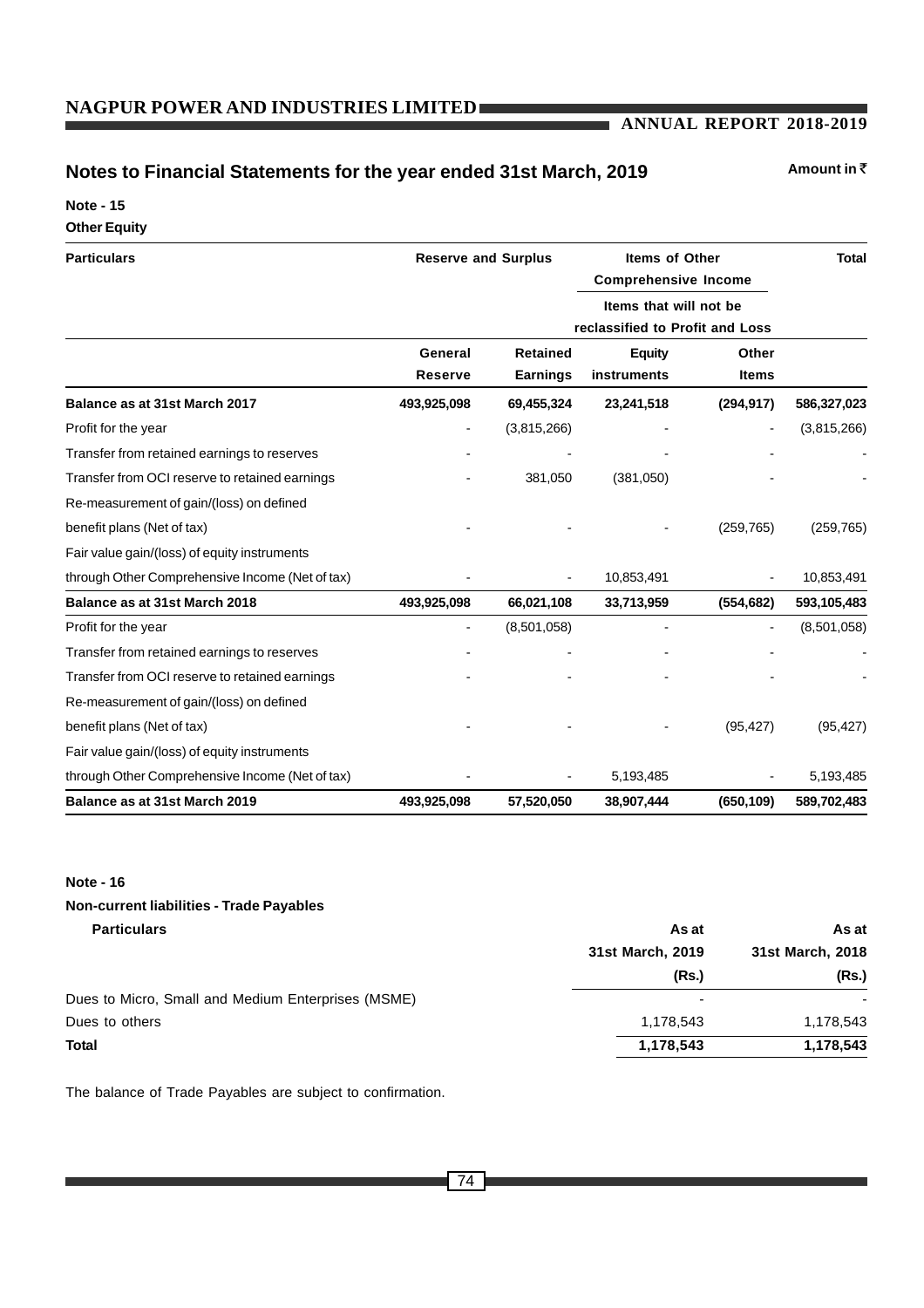## Notes to Financial Statements for the year ended 31st March, 2019

Amount in ₹

**Note - 15**

**Other Equity**

| Particulars | Reserve and Surplus | | Items of Other Comprehensive Income Items that will not be reclassified to Profit and Loss | | Total |
|---|---|---|---|---|---|
| | General Reserve | Retained Earnings | Equity instruments | Other Items | |
| **Balance as at 31st March 2017** | **493,925,098** | **69,455,324** | **23,241,518** | **(294,917)** | **586,327,023** |
| Profit for the year | - | (3,815,266) | - | - | (3,815,266) |
| Transfer from retained earnings to reserves | - | - | - | - | - |
| Transfer from OCI reserve to retained earnings | - | 381,050 | (381,050) | - | - |
| Re-measurement of gain/(loss) on defined benefit plans (Net of tax) | - | - | - | (259,765) | (259,765) |
| Fair value gain/(loss) of equity instruments through Other Comprehensive Income (Net of tax) | - | - | 10,853,491 | - | 10,853,491 |
| **Balance as at 31st March 2018** | **493,925,098** | **66,021,108** | **33,713,959** | **(554,682)** | **593,105,483** |
| Profit for the year | - | (8,501,058) | - | - | (8,501,058) |
| Transfer from retained earnings to reserves | - | - | - | - | - |
| Transfer from OCI reserve to retained earnings | - | - | - | - | - |
| Re-measurement of gain/(loss) on defined benefit plans (Net of tax) | - | - | - | (95,427) | (95,427) |
| Fair value gain/(loss) of equity instruments through Other Comprehensive Income (Net of tax) | - | - | 5,193,485 | - | 5,193,485 |
| **Balance as at 31st March 2019** | **493,925,098** | **57,520,050** | **38,907,444** | **(650,109)** | **589,702,483** |

**Note - 16**

**Non-current liabilities - Trade Payables**

| Particulars | As at 31st March, 2019 (Rs.) | As at 31st March, 2018 (Rs.) |
|---|---|---|
| Dues to Micro, Small and Medium Enterprises (MSME) | - | - |
| Dues to others | 1,178,543 | 1,178,543 |
| **Total** | **1,178,543** | **1,178,543** |

The balance of Trade Payables are subject to confirmation.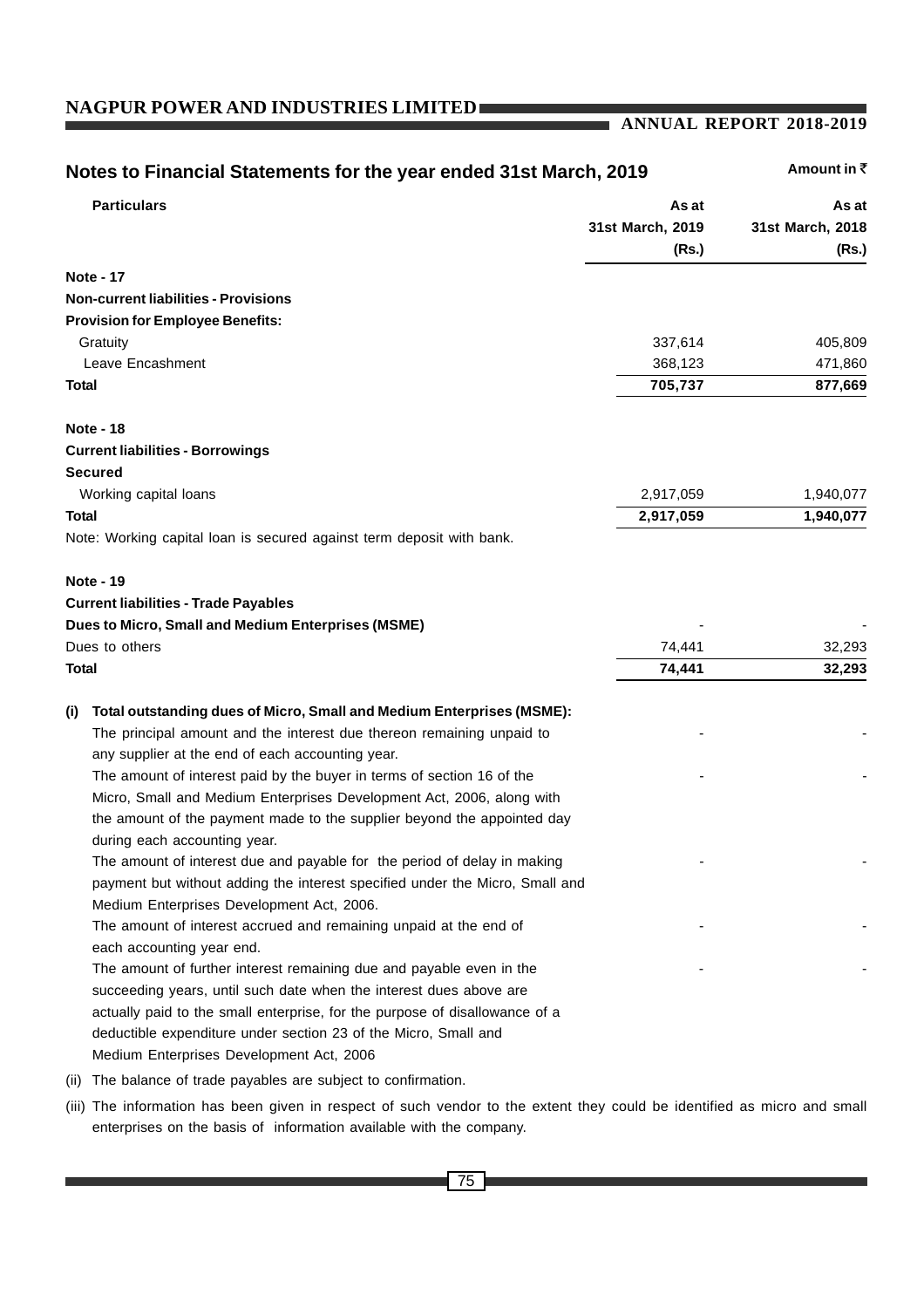## Notes to Financial Statements for the year ended 31st March, 2019

Amount in ₹

| Particulars | As at 31st March, 2019 (Rs.) | As at 31st March, 2018 (Rs.) |
|---|---|---|
| **Note - 17** | | |
| **Non-current liabilities - Provisions** | | |
| **Provision for Employee Benefits:** | | |
| Gratuity | 337,614 | 405,809 |
| Leave Encashment | 368,123 | 471,860 |
| **Total** | **705,737** | **877,669** |
| **Note - 18** | | |
| **Current liabilities - Borrowings** | | |
| **Secured** | | |
| Working capital loans | 2,917,059 | 1,940,077 |
| **Total** | **2,917,059** | **1,940,077** |

Note: Working capital loan is secured against term deposit with bank.

| Particulars | As at 31st March, 2019 (Rs.) | As at 31st March, 2018 (Rs.) |
|---|---|---|
| **Note - 19** | | |
| **Current liabilities - Trade Payables** | | |
| **Dues to Micro, Small and Medium Enterprises (MSME)** | - | - |
| Dues to others | 74,441 | 32,293 |
| **Total** | **74,441** | **32,293** |
| **(i) Total outstanding dues of Micro, Small and Medium Enterprises (MSME):** | | |
| The principal amount and the interest due thereon remaining unpaid to any supplier at the end of each accounting year. | - | - |
| The amount of interest paid by the buyer in terms of section 16 of the Micro, Small and Medium Enterprises Development Act, 2006, along with the amount of the payment made to the supplier beyond the appointed day during each accounting year. | - | - |
| The amount of interest due and payable for the period of delay in making payment but without adding the interest specified under the Micro, Small and Medium Enterprises Development Act, 2006. | - | - |
| The amount of interest accrued and remaining unpaid at the end of each accounting year end. | - | - |
| The amount of further interest remaining due and payable even in the succeeding years, until such date when the interest dues above are actually paid to the small enterprise, for the purpose of disallowance of a deductible expenditure under section 23 of the Micro, Small and Medium Enterprises Development Act, 2006 | - | - |

(ii) The balance of trade payables are subject to confirmation.

(iii) The information has been given in respect of such vendor to the extent they could be identified as micro and small enterprises on the basis of information available with the company.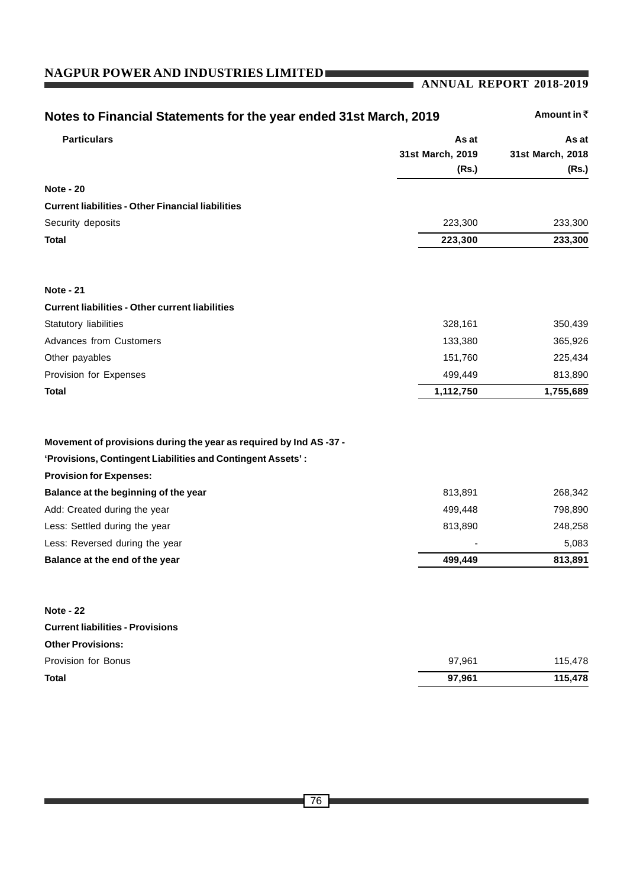## Notes to Financial Statements for the year ended 31st March, 2019

Amount in ₹

| Particulars | As at 31st March, 2019 (Rs.) | As at 31st March, 2018 (Rs.) |
|---|---|---|
| **Note - 20** | | |
| **Current liabilities - Other Financial liabilities** | | |
| Security deposits | 223,300 | 233,300 |
| **Total** | **223,300** | **233,300** |
| | | |
| **Note - 21** | | |
| **Current liabilities - Other current liabilities** | | |
| Statutory liabilities | 328,161 | 350,439 |
| Advances from Customers | 133,380 | 365,926 |
| Other payables | 151,760 | 225,434 |
| Provision for Expenses | 499,449 | 813,890 |
| **Total** | **1,112,750** | **1,755,689** |
| | | |
| **Movement of provisions during the year as required by Ind AS -37 - 'Provisions, Contingent Liabilities and Contingent Assets' :** | | |
| **Provision for Expenses:** | | |
| **Balance at the beginning of the year** | 813,891 | 268,342 |
| Add: Created during the year | 499,448 | 798,890 |
| Less: Settled during the year | 813,890 | 248,258 |
| Less: Reversed during the year | - | 5,083 |
| **Balance at the end of the year** | **499,449** | **813,891** |
| | | |
| **Note - 22** | | |
| **Current liabilities - Provisions** | | |
| **Other Provisions:** | | |
| Provision for Bonus | 97,961 | 115,478 |
| **Total** | **97,961** | **115,478** |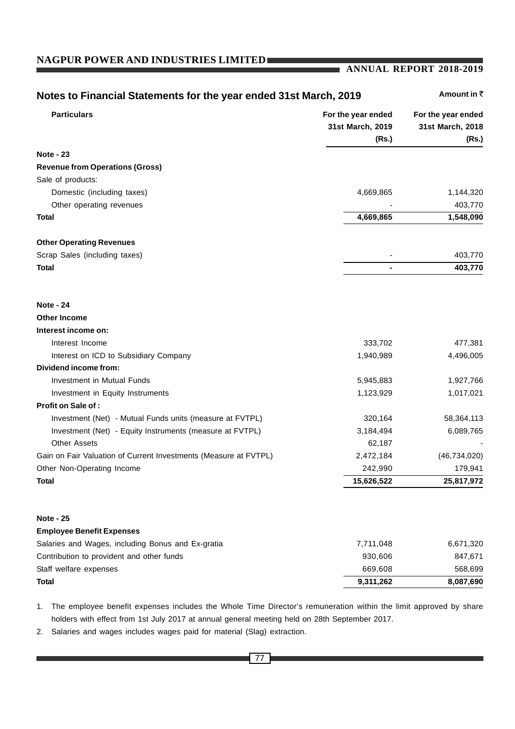## Notes to Financial Statements for the year ended 31st March, 2019

Amount in ₹

| Particulars | For the year ended 31st March, 2019 (Rs.) | For the year ended 31st March, 2018 (Rs.) |
|---|---|---|
| **Note - 23** | | |
| **Revenue from Operations (Gross)** | | |
| Sale of products: | | |
| Domestic (including taxes) | 4,669,865 | 1,144,320 |
| Other operating revenues | - | 403,770 |
| **Total** | **4,669,865** | **1,548,090** |
| **Other Operating Revenues** | | |
| Scrap Sales (including taxes) | - | 403,770 |
| **Total** | **-** | **403,770** |
| **Note - 24** | | |
| **Other Income** | | |
| **Interest income on:** | | |
| Interest Income | 333,702 | 477,381 |
| Interest on ICD to Subsidiary Company | 1,940,989 | 4,496,005 |
| **Dividend income from:** | | |
| Investment in Mutual Funds | 5,945,883 | 1,927,766 |
| Investment in Equity Instruments | 1,123,929 | 1,017,021 |
| **Profit on Sale of :** | | |
| Investment (Net) - Mutual Funds units (measure at FVTPL) | 320,164 | 58,364,113 |
| Investment (Net) - Equity Instruments (measure at FVTPL) | 3,184,494 | 6,089,765 |
| Other Assets | 62,187 | - |
| Gain on Fair Valuation of Current Investments (Measure at FVTPL) | 2,472,184 | (46,734,020) |
| Other Non-Operating Income | 242,990 | 179,941 |
| **Total** | **15,626,522** | **25,817,972** |
| **Note - 25** | | |
| **Employee Benefit Expenses** | | |
| Salaries and Wages, including Bonus and Ex-gratia | 7,711,048 | 6,671,320 |
| Contribution to provident and other funds | 930,606 | 847,671 |
| Staff welfare expenses | 669,608 | 568,699 |
| **Total** | **9,311,262** | **8,087,690** |

1. The employee benefit expenses includes the Whole Time Director's remuneration within the limit approved by share holders with effect from 1st July 2017 at annual general meeting held on 28th September 2017.
2. Salaries and wages includes wages paid for material (Slag) extraction.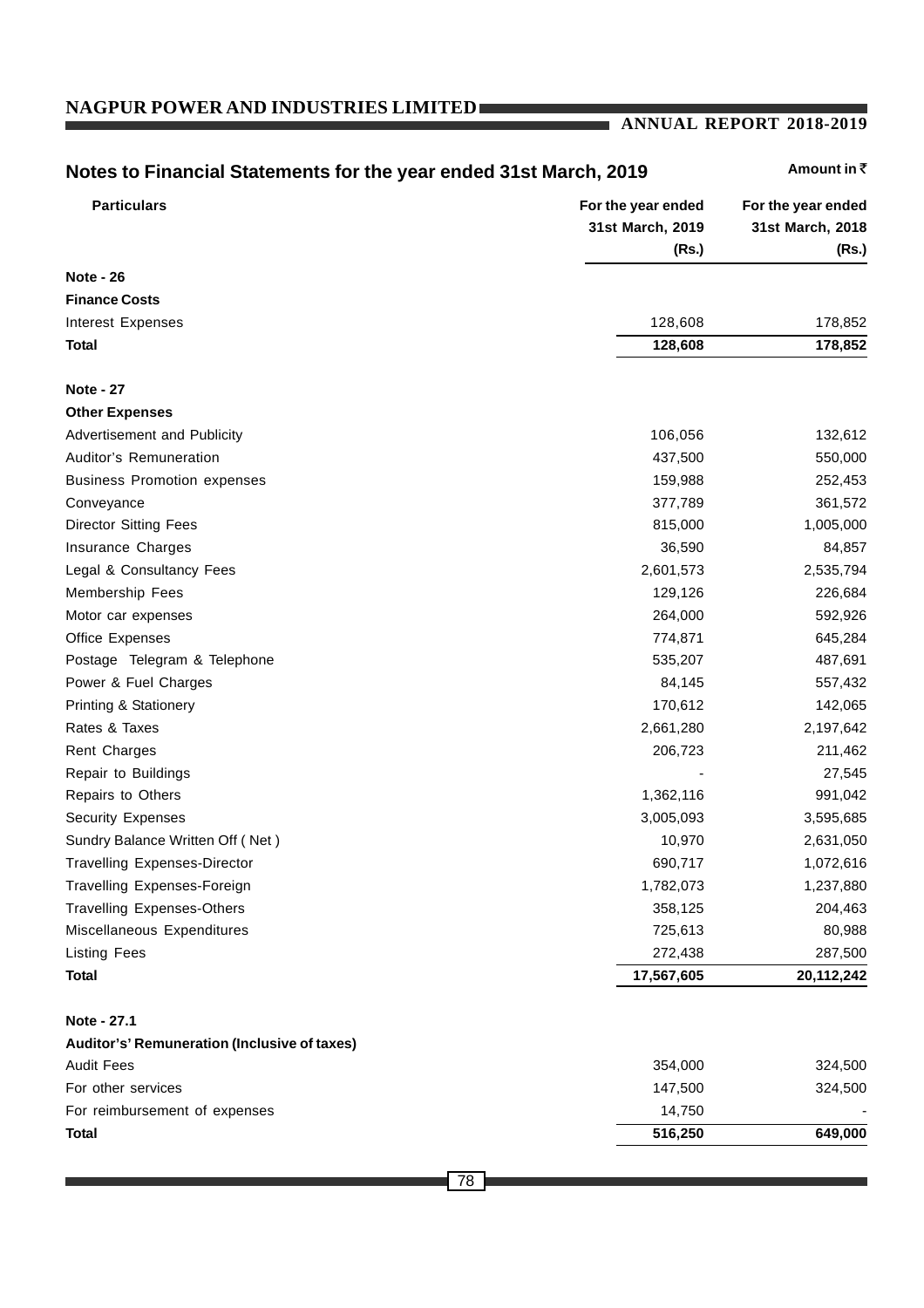## Notes to Financial Statements for the year ended 31st March, 2019

Amount in ₹

| Particulars | For the year ended 31st March, 2019 (Rs.) | For the year ended 31st March, 2018 (Rs.) |
|---|---|---|
| **Note - 26** | | |
| **Finance Costs** | | |
| Interest Expenses | 128,608 | 178,852 |
| **Total** | **128,608** | **178,852** |
| **Note - 27** | | |
| **Other Expenses** | | |
| Advertisement and Publicity | 106,056 | 132,612 |
| Auditor's Remuneration | 437,500 | 550,000 |
| Business Promotion expenses | 159,988 | 252,453 |
| Conveyance | 377,789 | 361,572 |
| Director Sitting Fees | 815,000 | 1,005,000 |
| Insurance Charges | 36,590 | 84,857 |
| Legal & Consultancy Fees | 2,601,573 | 2,535,794 |
| Membership Fees | 129,126 | 226,684 |
| Motor car expenses | 264,000 | 592,926 |
| Office Expenses | 774,871 | 645,284 |
| Postage Telegram & Telephone | 535,207 | 487,691 |
| Power & Fuel Charges | 84,145 | 557,432 |
| Printing & Stationery | 170,612 | 142,065 |
| Rates & Taxes | 2,661,280 | 2,197,642 |
| Rent Charges | 206,723 | 211,462 |
| Repair to Buildings | - | 27,545 |
| Repairs to Others | 1,362,116 | 991,042 |
| Security Expenses | 3,005,093 | 3,595,685 |
| Sundry Balance Written Off ( Net ) | 10,970 | 2,631,050 |
| Travelling Expenses-Director | 690,717 | 1,072,616 |
| Travelling Expenses-Foreign | 1,782,073 | 1,237,880 |
| Travelling Expenses-Others | 358,125 | 204,463 |
| Miscellaneous Expenditures | 725,613 | 80,988 |
| Listing Fees | 272,438 | 287,500 |
| **Total** | **17,567,605** | **20,112,242** |
| **Note - 27.1** | | |
| **Auditor's' Remuneration (Inclusive of taxes)** | | |
| Audit Fees | 354,000 | 324,500 |
| For other services | 147,500 | 324,500 |
| For reimbursement of expenses | 14,750 | - |
| **Total** | **516,250** | **649,000** |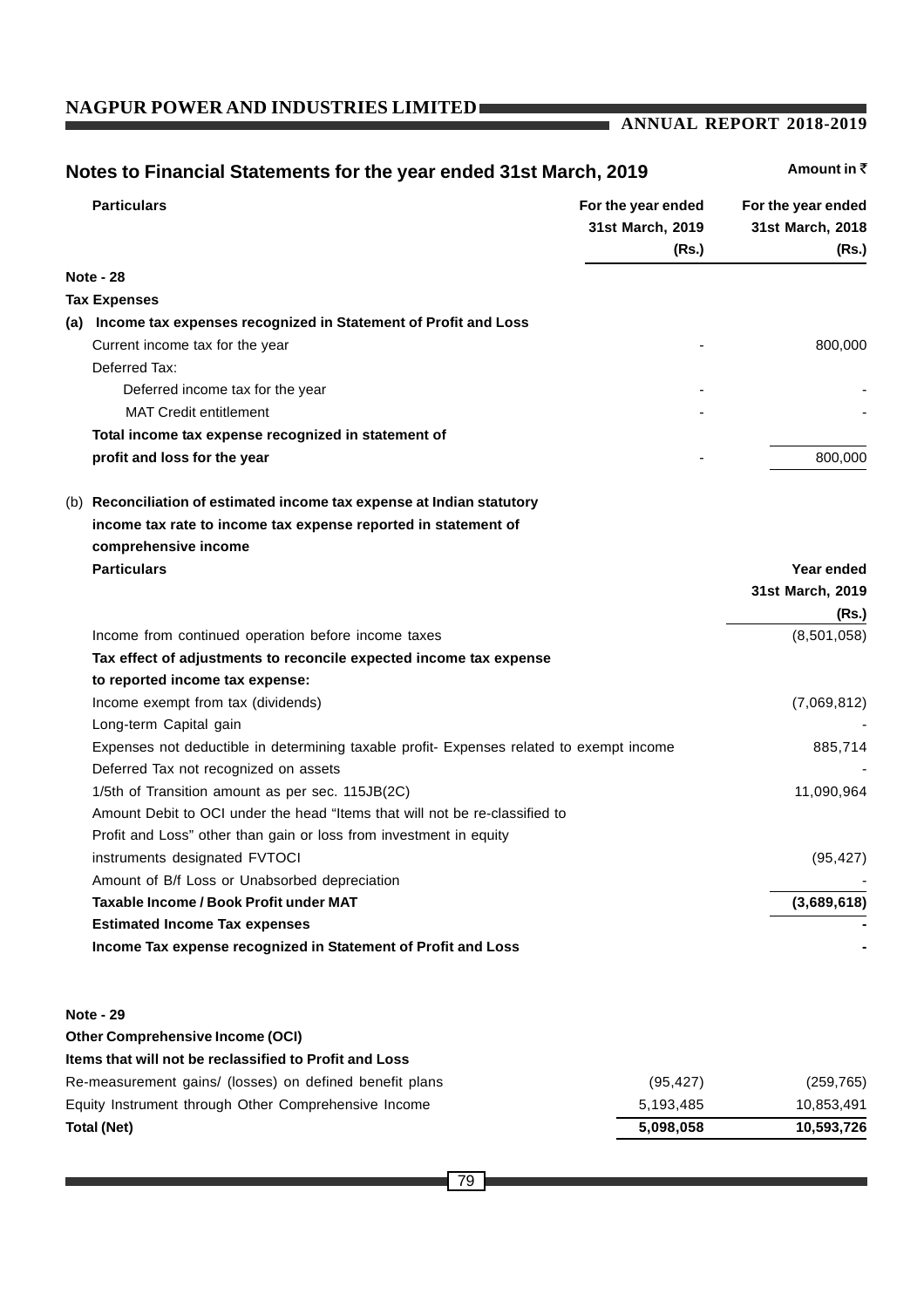## Notes to Financial Statements for the year ended 31st March, 2019

Amount in ₹

| Particulars | For the year ended 31st March, 2019 (Rs.) | For the year ended 31st March, 2018 (Rs.) |
|---|---|---|
| **Note - 28** | | |
| **Tax Expenses** | | |
| **(a) Income tax expenses recognized in Statement of Profit and Loss** | | |
| Current income tax for the year | - | 800,000 |
| Deferred Tax: | | |
| Deferred income tax for the year | - | - |
| MAT Credit entitlement | - | - |
| **Total income tax expense recognized in statement of profit and loss for the year** | - | 800,000 |

**(b) Reconciliation of estimated income tax expense at Indian statutory income tax rate to income tax expense reported in statement of comprehensive income**

| Particulars | Year ended 31st March, 2019 (Rs.) |
|---|---|
| Income from continued operation before income taxes | (8,501,058) |
| **Tax effect of adjustments to reconcile expected income tax expense to reported income tax expense:** | |
| Income exempt from tax (dividends) | (7,069,812) |
| Long-term Capital gain | - |
| Expenses not deductible in determining taxable profit- Expenses related to exempt income | 885,714 |
| Deferred Tax not recognized on assets | - |
| 1/5th of Transition amount as per sec. 115JB(2C) | 11,090,964 |
| Amount Debit to OCI under the head "Items that will not be re-classified to Profit and Loss" other than gain or loss from investment in equity instruments designated FVTOCI | (95,427) |
| Amount of B/f Loss or Unabsorbed depreciation | - |
| **Taxable Income / Book Profit under MAT** | **(3,689,618)** |
| **Estimated Income Tax expenses** | **-** |
| **Income Tax expense recognized in Statement of Profit and Loss** | **-** |

| Particulars | For the year ended 31st March, 2019 (Rs.) | For the year ended 31st March, 2018 (Rs.) |
|---|---|---|
| **Note - 29** | | |
| **Other Comprehensive Income (OCI)** | | |
| **Items that will not be reclassified to Profit and Loss** | | |
| Re-measurement gains/ (losses) on defined benefit plans | (95,427) | (259,765) |
| Equity Instrument through Other Comprehensive Income | 5,193,485 | 10,853,491 |
| **Total (Net)** | **5,098,058** | **10,593,726** |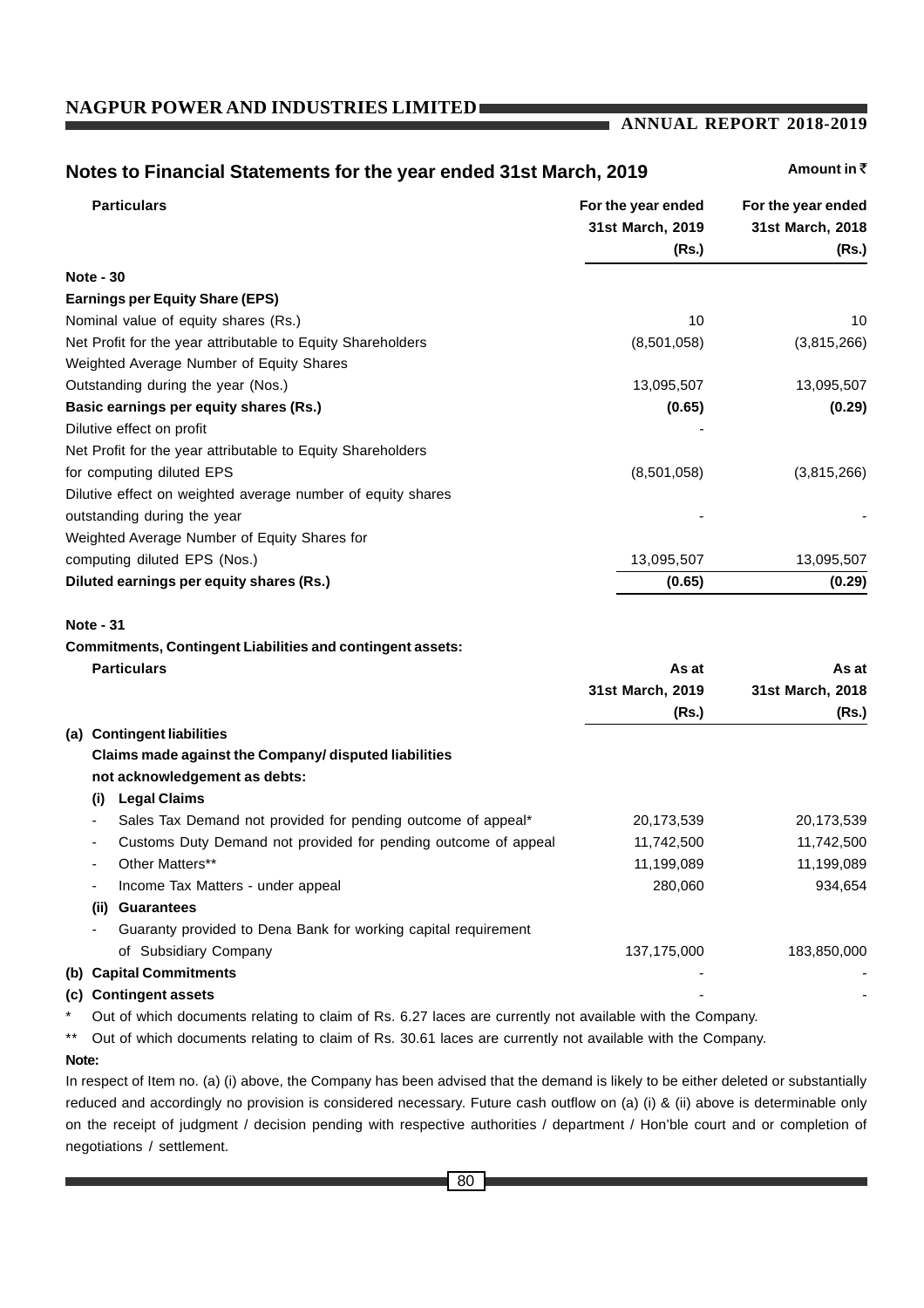## Notes to Financial Statements for the year ended 31st March, 2019

Amount in ₹

| Particulars | For the year ended 31st March, 2019 (Rs.) | For the year ended 31st March, 2018 (Rs.) |
|---|---|---|
| **Note - 30** | | |
| **Earnings per Equity Share (EPS)** | | |
| Nominal value of equity shares (Rs.) | 10 | 10 |
| Net Profit for the year attributable to Equity Shareholders | (8,501,058) | (3,815,266) |
| Weighted Average Number of Equity Shares Outstanding during the year (Nos.) | 13,095,507 | 13,095,507 |
| **Basic earnings per equity shares (Rs.)** | **(0.65)** | **(0.29)** |
| Dilutive effect on profit | - | |
| Net Profit for the year attributable to Equity Shareholders for computing diluted EPS | (8,501,058) | (3,815,266) |
| Dilutive effect on weighted average number of equity shares outstanding during the year | - | - |
| Weighted Average Number of Equity Shares for computing diluted EPS (Nos.) | 13,095,507 | 13,095,507 |
| **Diluted earnings per equity shares (Rs.)** | **(0.65)** | **(0.29)** |

**Note - 31**

**Commitments, Contingent Liabilities and contingent assets:**

| Particulars | As at 31st March, 2019 (Rs.) | As at 31st March, 2018 (Rs.) |
|---|---|---|
| **(a) Contingent liabilities** | | |
| **Claims made against the Company/ disputed liabilities not acknowledgement as debts:** | | |
| **(i) Legal Claims** | | |
| - Sales Tax Demand not provided for pending outcome of appeal* | 20,173,539 | 20,173,539 |
| - Customs Duty Demand not provided for pending outcome of appeal | 11,742,500 | 11,742,500 |
| - Other Matters** | 11,199,089 | 11,199,089 |
| - Income Tax Matters - under appeal | 280,060 | 934,654 |
| **(ii) Guarantees** | | |
| - Guaranty provided to Dena Bank for working capital requirement of Subsidiary Company | 137,175,000 | 183,850,000 |
| **(b) Capital Commitments** | - | - |
| **(c) Contingent assets** | - | - |

\* Out of which documents relating to claim of Rs. 6.27 laces are currently not available with the Company.

** Out of which documents relating to claim of Rs. 30.61 laces are currently not available with the Company.

**Note:**

In respect of Item no. (a) (i) above, the Company has been advised that the demand is likely to be either deleted or substantially reduced and accordingly no provision is considered necessary. Future cash outflow on (a) (i) & (ii) above is determinable only on the receipt of judgment / decision pending with respective authorities / department / Hon'ble court and or completion of negotiations / settlement.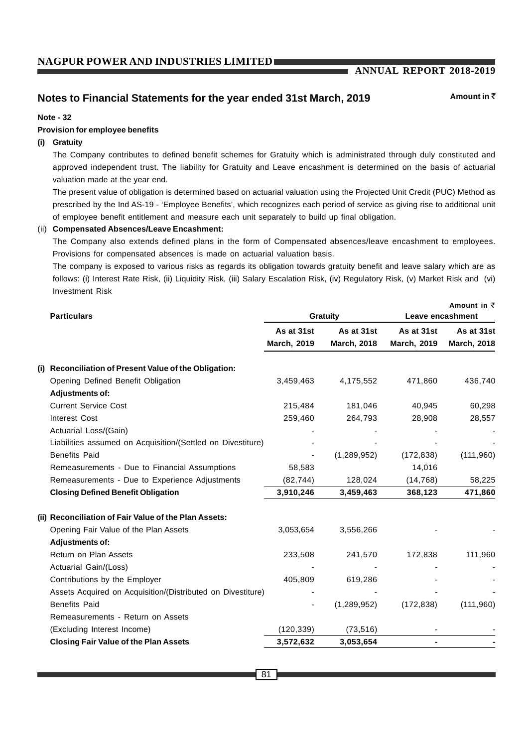## Notes to Financial Statements for the year ended 31st March, 2019

Amount in ₹

**Note - 32**

**Provision for employee benefits**

**(i) Gratuity**

The Company contributes to defined benefit schemes for Gratuity which is administrated through duly constituted and approved independent trust. The liability for Gratuity and Leave encashment is determined on the basis of actuarial valuation made at the year end.

The present value of obligation is determined based on actuarial valuation using the Projected Unit Credit (PUC) Method as prescribed by the Ind AS-19 - 'Employee Benefits', which recognizes each period of service as giving rise to additional unit of employee benefit entitlement and measure each unit separately to build up final obligation.

(ii) **Compensated Absences/Leave Encashment:**

The Company also extends defined plans in the form of Compensated absences/leave encashment to employees. Provisions for compensated absences is made on actuarial valuation basis.

The company is exposed to various risks as regards its obligation towards gratuity benefit and leave salary which are as follows: (i) Interest Rate Risk, (ii) Liquidity Risk, (iii) Salary Escalation Risk, (iv) Regulatory Risk, (v) Market Risk and (vi) Investment Risk

Amount in ₹

| Particulars | Gratuity | | Leave encashment | |
|---|---|---|---|---|
| | As at 31st March, 2019 | As at 31st March, 2018 | As at 31st March, 2019 | As at 31st March, 2018 |
| **(i) Reconciliation of Present Value of the Obligation:** | | | | |
| Opening Defined Benefit Obligation | 3,459,463 | 4,175,552 | 471,860 | 436,740 |
| **Adjustments of:** | | | | |
| Current Service Cost | 215,484 | 181,046 | 40,945 | 60,298 |
| Interest Cost | 259,460 | 264,793 | 28,908 | 28,557 |
| Actuarial Loss/(Gain) | - | - | - | - |
| Liabilities assumed on Acquisition/(Settled on Divestiture) | - | - | - | - |
| Benefits Paid | - | (1,289,952) | (172,838) | (111,960) |
| Remeasurements - Due to Financial Assumptions | 58,583 | | 14,016 | |
| Remeasurements - Due to Experience Adjustments | (82,744) | 128,024 | (14,768) | 58,225 |
| **Closing Defined Benefit Obligation** | **3,910,246** | **3,459,463** | **368,123** | **471,860** |
| **(ii) Reconciliation of Fair Value of the Plan Assets:** | | | | |
| Opening Fair Value of the Plan Assets | 3,053,654 | 3,556,266 | - | - |
| **Adjustments of:** | | | | |
| Return on Plan Assets | 233,508 | 241,570 | 172,838 | 111,960 |
| Actuarial Gain/(Loss) | - | - | - | - |
| Contributions by the Employer | 405,809 | 619,286 | - | - |
| Assets Acquired on Acquisition/(Distributed on Divestiture) | - | - | - | - |
| Benefits Paid | - | (1,289,952) | (172,838) | (111,960) |
| Remeasurements - Return on Assets (Excluding Interest Income) | (120,339) | (73,516) | - | - |
| **Closing Fair Value of the Plan Assets** | **3,572,632** | **3,053,654** | **-** | **-** |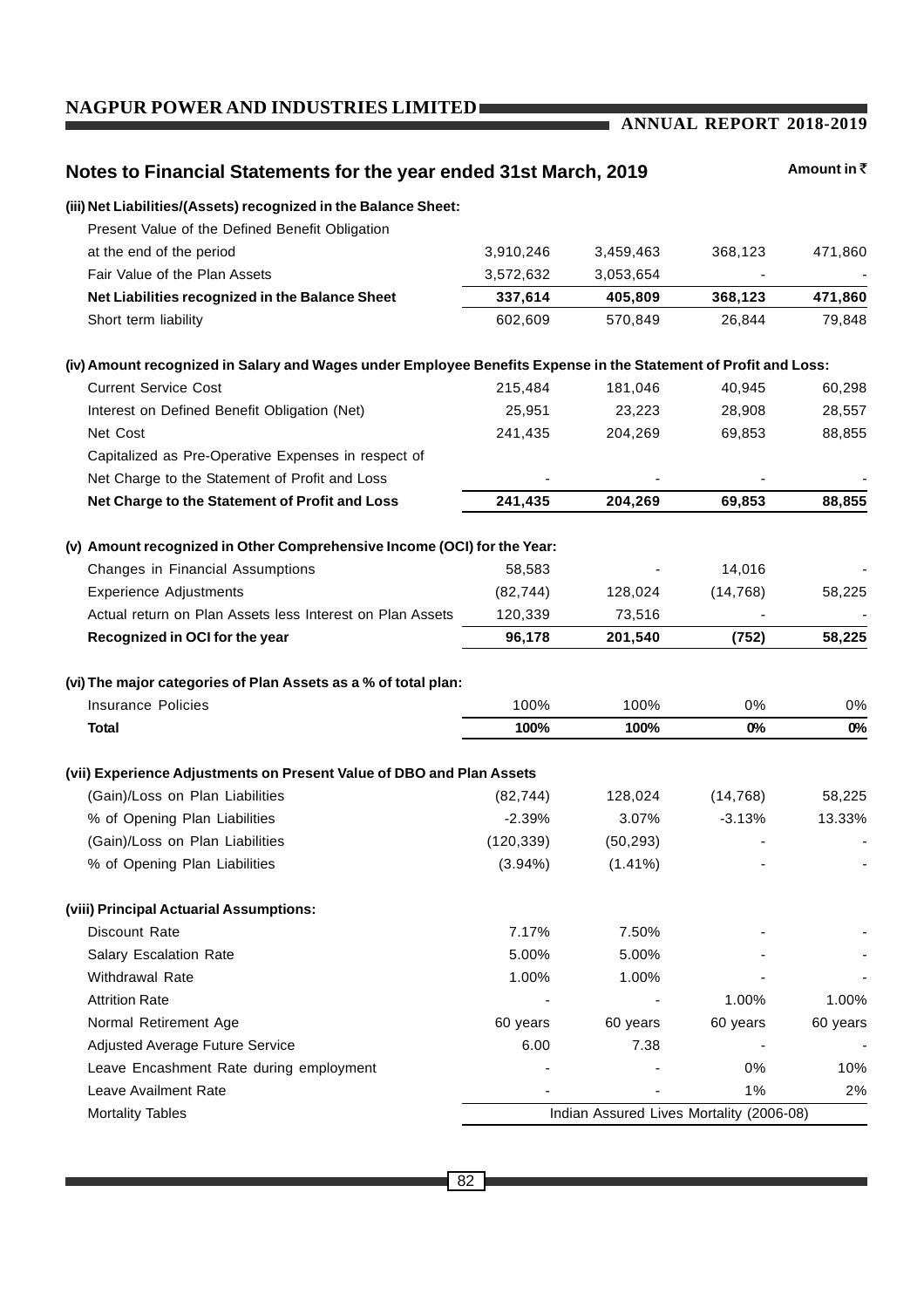## Notes to Financial Statements for the year ended 31st March, 2019

Amount in ₹

| | | | | |
|---|---|---|---|---|
| **(iii) Net Liabilities/(Assets) recognized in the Balance Sheet:** | | | | |
| Present Value of the Defined Benefit Obligation at the end of the period | 3,910,246 | 3,459,463 | 368,123 | 471,860 |
| Fair Value of the Plan Assets | 3,572,632 | 3,053,654 | - | - |
| **Net Liabilities recognized in the Balance Sheet** | **337,614** | **405,809** | **368,123** | **471,860** |
| Short term liability | 602,609 | 570,849 | 26,844 | 79,848 |
| **(iv) Amount recognized in Salary and Wages under Employee Benefits Expense in the Statement of Profit and Loss:** | | | | |
| Current Service Cost | 215,484 | 181,046 | 40,945 | 60,298 |
| Interest on Defined Benefit Obligation (Net) | 25,951 | 23,223 | 28,908 | 28,557 |
| Net Cost | 241,435 | 204,269 | 69,853 | 88,855 |
| Capitalized as Pre-Operative Expenses in respect of Net Charge to the Statement of Profit and Loss | - | - | - | - |
| **Net Charge to the Statement of Profit and Loss** | **241,435** | **204,269** | **69,853** | **88,855** |
| **(v) Amount recognized in Other Comprehensive Income (OCI) for the Year:** | | | | |
| Changes in Financial Assumptions | 58,583 | - | 14,016 | - |
| Experience Adjustments | (82,744) | 128,024 | (14,768) | 58,225 |
| Actual return on Plan Assets less Interest on Plan Assets | 120,339 | 73,516 | - | - |
| **Recognized in OCI for the year** | **96,178** | **201,540** | **(752)** | **58,225** |
| **(vi) The major categories of Plan Assets as a % of total plan:** | | | | |
| Insurance Policies | 100% | 100% | 0% | 0% |
| **Total** | **100%** | **100%** | **0%** | **0%** |
| **(vii) Experience Adjustments on Present Value of DBO and Plan Assets** | | | | |
| (Gain)/Loss on Plan Liabilities | (82,744) | 128,024 | (14,768) | 58,225 |
| % of Opening Plan Liabilities | -2.39% | 3.07% | -3.13% | 13.33% |
| (Gain)/Loss on Plan Liabilities | (120,339) | (50,293) | - | - |
| % of Opening Plan Liabilities | (3.94%) | (1.41%) | - | - |
| **(viii) Principal Actuarial Assumptions:** | | | | |
| Discount Rate | 7.17% | 7.50% | - | - |
| Salary Escalation Rate | 5.00% | 5.00% | - | - |
| Withdrawal Rate | 1.00% | 1.00% | - | - |
| Attrition Rate | - | - | 1.00% | 1.00% |
| Normal Retirement Age | 60 years | 60 years | 60 years | 60 years |
| Adjusted Average Future Service | 6.00 | 7.38 | - | - |
| Leave Encashment Rate during employment | - | - | 0% | 10% |
| Leave Availment Rate | - | - | 1% | 2% |
| Mortality Tables | Indian Assured Lives Mortality (2006-08) | | | |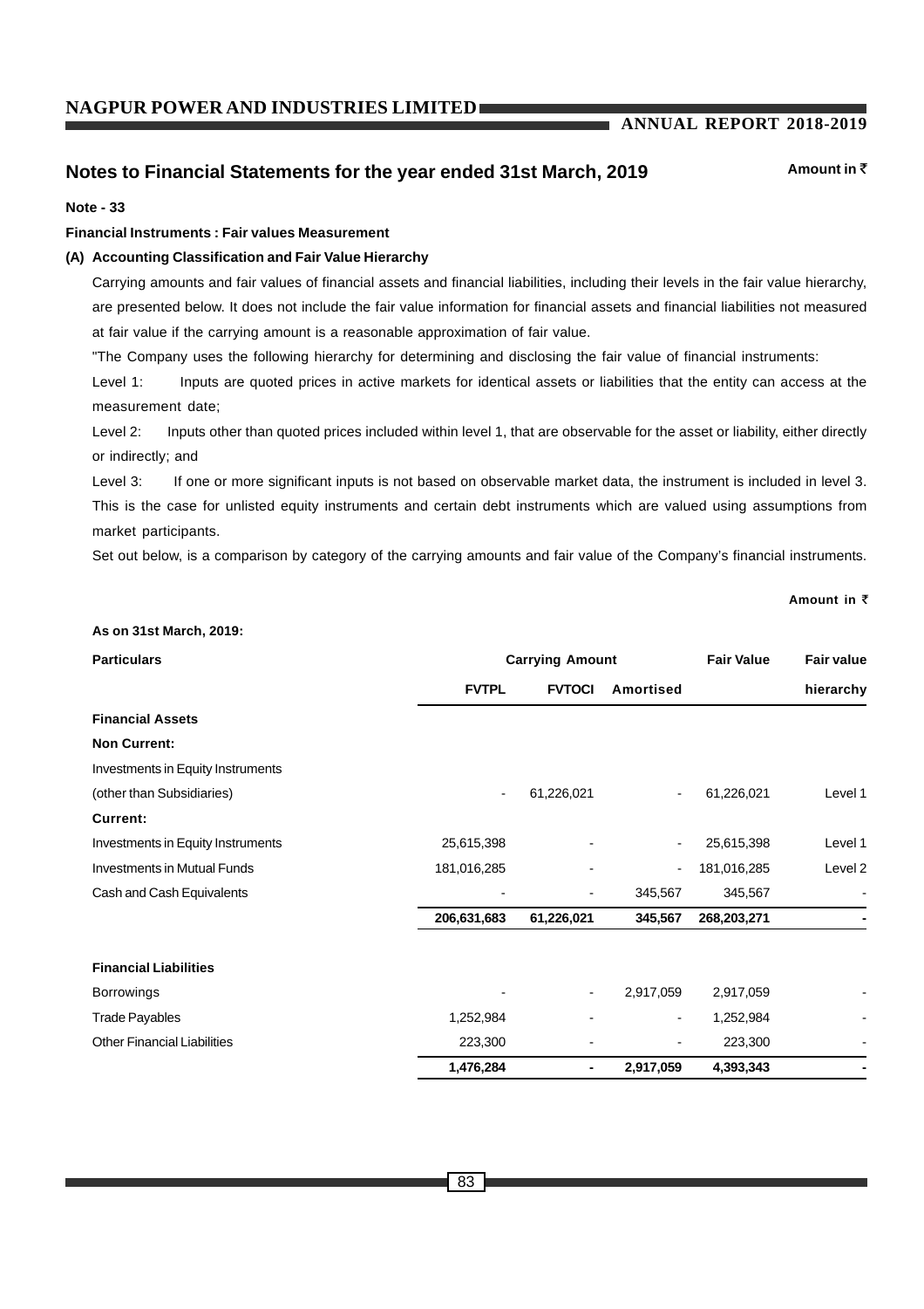## Notes to Financial Statements for the year ended 31st March, 2019

Amount in ₹

**Note - 33**

**Financial Instruments : Fair values Measurement**

**(A) Accounting Classification and Fair Value Hierarchy**

Carrying amounts and fair values of financial assets and financial liabilities, including their levels in the fair value hierarchy, are presented below. It does not include the fair value information for financial assets and financial liabilities not measured at fair value if the carrying amount is a reasonable approximation of fair value.

"The Company uses the following hierarchy for determining and disclosing the fair value of financial instruments:

Level 1: Inputs are quoted prices in active markets for identical assets or liabilities that the entity can access at the measurement date;

Level 2: Inputs other than quoted prices included within level 1, that are observable for the asset or liability, either directly or indirectly; and

Level 3: If one or more significant inputs is not based on observable market data, the instrument is included in level 3. This is the case for unlisted equity instruments and certain debt instruments which are valued using assumptions from market participants.

Set out below, is a comparison by category of the carrying amounts and fair value of the Company's financial instruments.

Amount in ₹

**As on 31st March, 2019:**

| Particulars | Carrying Amount | | | Fair Value | Fair value |
|---|---|---|---|---|---|
| | FVTPL | FVTOCI | Amortised | | hierarchy |
| **Financial Assets** | | | | | |
| **Non Current:** | | | | | |
| Investments in Equity Instruments (other than Subsidiaries) | - | 61,226,021 | - | 61,226,021 | Level 1 |
| **Current:** | | | | | |
| Investments in Equity Instruments | 25,615,398 | - | - | 25,615,398 | Level 1 |
| Investments in Mutual Funds | 181,016,285 | - | - | 181,016,285 | Level 2 |
| Cash and Cash Equivalents | - | - | 345,567 | 345,567 | - |
| | **206,631,683** | **61,226,021** | **345,567** | **268,203,271** | **-** |
| **Financial Liabilities** | | | | | |
| Borrowings | - | - | 2,917,059 | 2,917,059 | - |
| Trade Payables | 1,252,984 | - | - | 1,252,984 | - |
| Other Financial Liabilities | 223,300 | - | - | 223,300 | - |
| | **1,476,284** | **-** | **2,917,059** | **4,393,343** | **-** |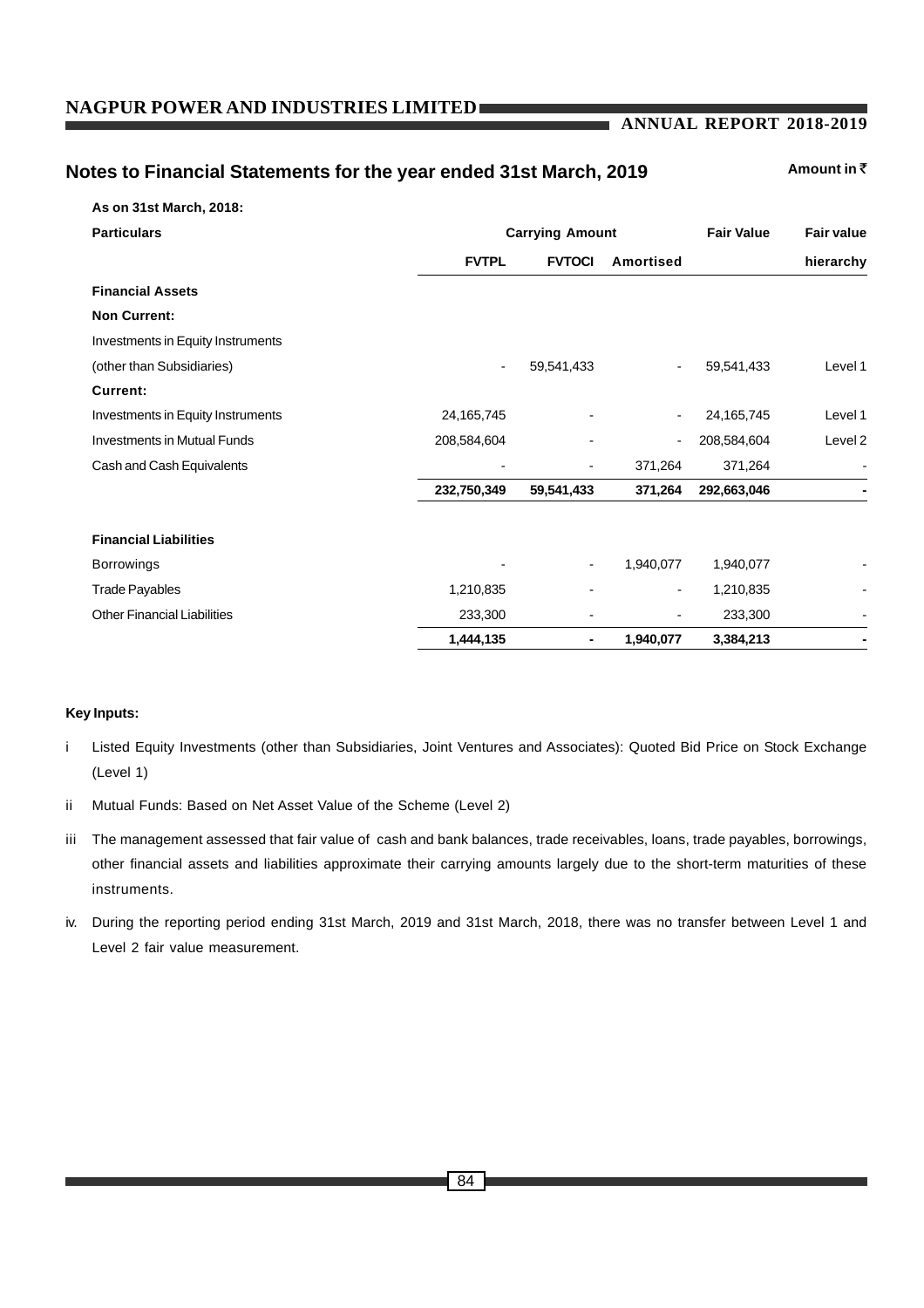## Notes to Financial Statements for the year ended 31st March, 2019

Amount in ₹

**As on 31st March, 2018:**

| Particulars | Carrying Amount | | | Fair Value | Fair value |
|---|---|---|---|---|---|
| | FVTPL | FVTOCI | Amortised | | hierarchy |
| **Financial Assets** | | | | | |
| **Non Current:** | | | | | |
| Investments in Equity Instruments (other than Subsidiaries) | - | 59,541,433 | - | 59,541,433 | Level 1 |
| **Current:** | | | | | |
| Investments in Equity Instruments | 24,165,745 | - | - | 24,165,745 | Level 1 |
| Investments in Mutual Funds | 208,584,604 | - | - | 208,584,604 | Level 2 |
| Cash and Cash Equivalents | - | - | 371,264 | 371,264 | - |
| | **232,750,349** | **59,541,433** | **371,264** | **292,663,046** | **-** |
| **Financial Liabilities** | | | | | |
| Borrowings | - | - | 1,940,077 | 1,940,077 | - |
| Trade Payables | 1,210,835 | - | - | 1,210,835 | - |
| Other Financial Liabilities | 233,300 | - | - | 233,300 | - |
| | **1,444,135** | **-** | **1,940,077** | **3,384,213** | **-** |

**Key Inputs:**

i Listed Equity Investments (other than Subsidiaries, Joint Ventures and Associates): Quoted Bid Price on Stock Exchange (Level 1)

ii Mutual Funds: Based on Net Asset Value of the Scheme (Level 2)

iii The management assessed that fair value of cash and bank balances, trade receivables, loans, trade payables, borrowings, other financial assets and liabilities approximate their carrying amounts largely due to the short-term maturities of these instruments.

iv. During the reporting period ending 31st March, 2019 and 31st March, 2018, there was no transfer between Level 1 and Level 2 fair value measurement.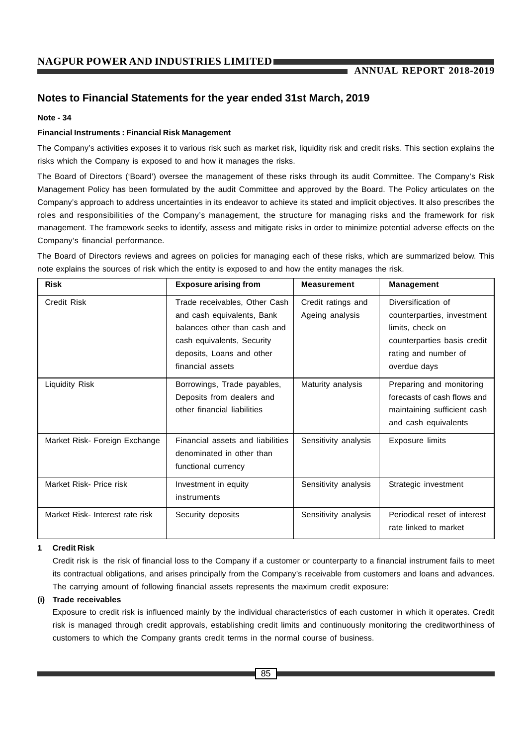## Notes to Financial Statements for the year ended 31st March, 2019

**Note - 34**

**Financial Instruments : Financial Risk Management**

The Company's activities exposes it to various risk such as market risk, liquidity risk and credit risks. This section explains the risks which the Company is exposed to and how it manages the risks.

The Board of Directors ('Board') oversee the management of these risks through its audit Committee. The Company's Risk Management Policy has been formulated by the audit Committee and approved by the Board. The Policy articulates on the Company's approach to address uncertainties in its endeavor to achieve its stated and implicit objectives. It also prescribes the roles and responsibilities of the Company's management, the structure for managing risks and the framework for risk management. The framework seeks to identify, assess and mitigate risks in order to minimize potential adverse effects on the Company's financial performance.

The Board of Directors reviews and agrees on policies for managing each of these risks, which are summarized below. This note explains the sources of risk which the entity is exposed to and how the entity manages the risk.

| Risk | Exposure arising from | Measurement | Management |
|---|---|---|---|
| Credit Risk | Trade receivables, Other Cash and cash equivalents, Bank balances other than cash and cash equivalents, Security deposits, Loans and other financial assets | Credit ratings and Ageing analysis | Diversification of counterparties, investment limits, check on counterparties basis credit rating and number of overdue days |
| Liquidity Risk | Borrowings, Trade payables, Deposits from dealers and other financial liabilities | Maturity analysis | Preparing and monitoring forecasts of cash flows and maintaining sufficient cash and cash equivalents |
| Market Risk- Foreign Exchange | Financial assets and liabilities denominated in other than functional currency | Sensitivity analysis | Exposure limits |
| Market Risk- Price risk | Investment in equity instruments | Sensitivity analysis | Strategic investment |
| Market Risk- Interest rate risk | Security deposits | Sensitivity analysis | Periodical reset of interest rate linked to market |

**1 Credit Risk**

Credit risk is the risk of financial loss to the Company if a customer or counterparty to a financial instrument fails to meet its contractual obligations, and arises principally from the Company's receivable from customers and loans and advances. The carrying amount of following financial assets represents the maximum credit exposure:

**(i) Trade receivables**

Exposure to credit risk is influenced mainly by the individual characteristics of each customer in which it operates. Credit risk is managed through credit approvals, establishing credit limits and continuously monitoring the creditworthiness of customers to which the Company grants credit terms in the normal course of business.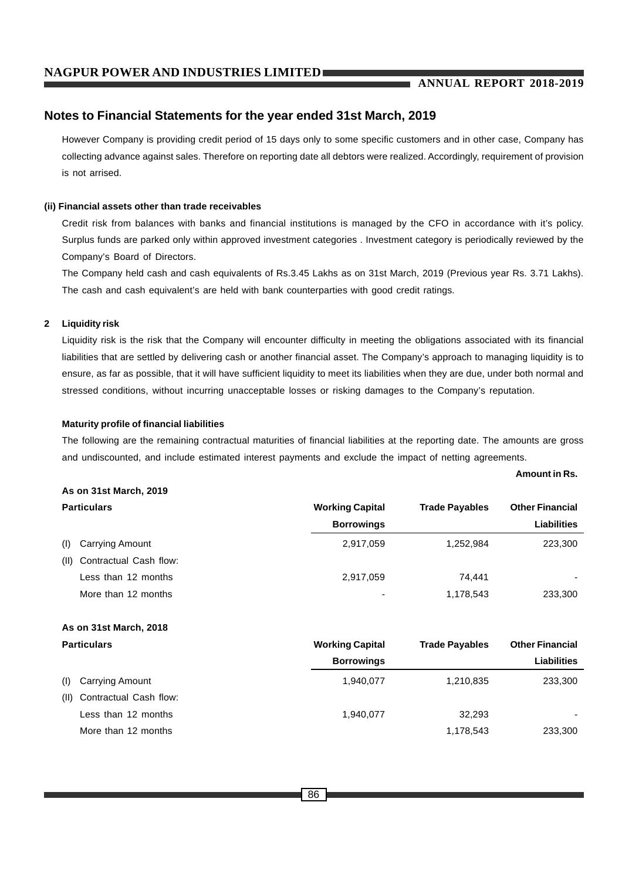## Notes to Financial Statements for the year ended 31st March, 2019

However Company is providing credit period of 15 days only to some specific customers and in other case, Company has collecting advance against sales. Therefore on reporting date all debtors were realized. Accordingly, requirement of provision is not arrised.

**(ii) Financial assets other than trade receivables**

Credit risk from balances with banks and financial institutions is managed by the CFO in accordance with it's policy. Surplus funds are parked only within approved investment categories . Investment category is periodically reviewed by the Company's Board of Directors.

The Company held cash and cash equivalents of Rs.3.45 Lakhs as on 31st March, 2019 (Previous year Rs. 3.71 Lakhs). The cash and cash equivalent's are held with bank counterparties with good credit ratings.

**2 Liquidity risk**

Liquidity risk is the risk that the Company will encounter difficulty in meeting the obligations associated with its financial liabilities that are settled by delivering cash or another financial asset. The Company's approach to managing liquidity is to ensure, as far as possible, that it will have sufficient liquidity to meet its liabilities when they are due, under both normal and stressed conditions, without incurring unacceptable losses or risking damages to the Company's reputation.

**Maturity profile of financial liabilities**

The following are the remaining contractual maturities of financial liabilities at the reporting date. The amounts are gross and undiscounted, and include estimated interest payments and exclude the impact of netting agreements.

**Amount in Rs.**

**As on 31st March, 2019**

| Particulars | Working Capital Borrowings | Trade Payables | Other Financial Liabilities |
|---|---|---|---|
| (I) Carrying Amount | 2,917,059 | 1,252,984 | 223,300 |
| (II) Contractual Cash flow: | | | |
| Less than 12 months | 2,917,059 | 74,441 | - |
| More than 12 months | - | 1,178,543 | 233,300 |

**As on 31st March, 2018**

| Particulars | Working Capital Borrowings | Trade Payables | Other Financial Liabilities |
|---|---|---|---|
| (I) Carrying Amount | 1,940,077 | 1,210,835 | 233,300 |
| (II) Contractual Cash flow: | | | |
| Less than 12 months | 1,940,077 | 32,293 | - |
| More than 12 months | | 1,178,543 | 233,300 |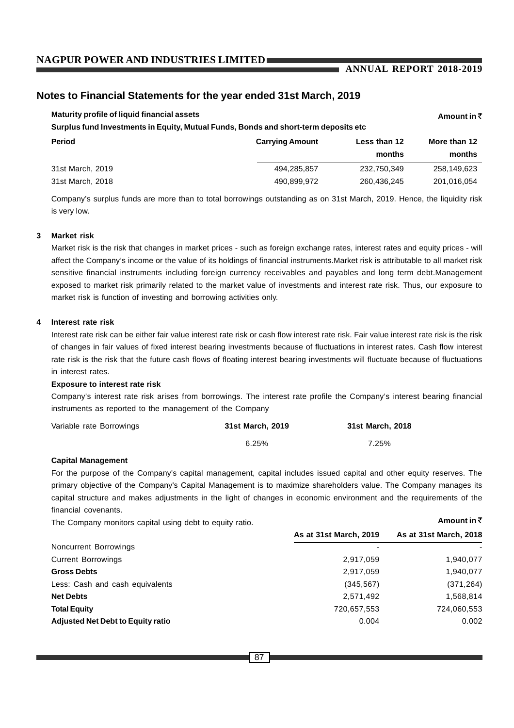## Notes to Financial Statements for the year ended 31st March, 2019

**Maturity profile of liquid financial assets**

**Surplus fund Investments in Equity, Mutual Funds, Bonds and short-term deposits etc**

**Amount in ₹**

| Period | Carrying Amount | Less than 12 months | More than 12 months |
|---|---|---|---|
| 31st March, 2019 | 494,285,857 | 232,750,349 | 258,149,623 |
| 31st March, 2018 | 490,899,972 | 260,436,245 | 201,016,054 |

Company's surplus funds are more than to total borrowings outstanding as on 31st March, 2019. Hence, the liquidity risk is very low.

**3 Market risk**

Market risk is the risk that changes in market prices - such as foreign exchange rates, interest rates and equity prices - will affect the Company's income or the value of its holdings of financial instruments.Market risk is attributable to all market risk sensitive financial instruments including foreign currency receivables and payables and long term debt.Management exposed to market risk primarily related to the market value of investments and interest rate risk. Thus, our exposure to market risk is function of investing and borrowing activities only.

**4 Interest rate risk**

Interest rate risk can be either fair value interest rate risk or cash flow interest rate risk. Fair value interest rate risk is the risk of changes in fair values of fixed interest bearing investments because of fluctuations in interest rates. Cash flow interest rate risk is the risk that the future cash flows of floating interest bearing investments will fluctuate because of fluctuations in interest rates.

**Exposure to interest rate risk**

Company's interest rate risk arises from borrowings. The interest rate profile the Company's interest bearing financial instruments as reported to the management of the Company

| Variable rate Borrowings | 31st March, 2019 | 31st March, 2018 |
|---|---|---|
| | 6.25% | 7.25% |

**Capital Management**

For the purpose of the Company's capital management, capital includes issued capital and other equity reserves. The primary objective of the Company's Capital Management is to maximize shareholders value. The Company manages its capital structure and makes adjustments in the light of changes in economic environment and the requirements of the financial covenants.

The Company monitors capital using debt to equity ratio.

**Amount in ₹**

| | As at 31st March, 2019 | As at 31st March, 2018 |
|---|---|---|
| Noncurrent Borrowings | - | - |
| Current Borrowings | 2,917,059 | 1,940,077 |
| **Gross Debts** | 2,917,059 | 1,940,077 |
| Less: Cash and cash equivalents | (345,567) | (371,264) |
| **Net Debts** | 2,571,492 | 1,568,814 |
| **Total Equity** | 720,657,553 | 724,060,553 |
| **Adjusted Net Debt to Equity ratio** | 0.004 | 0.002 |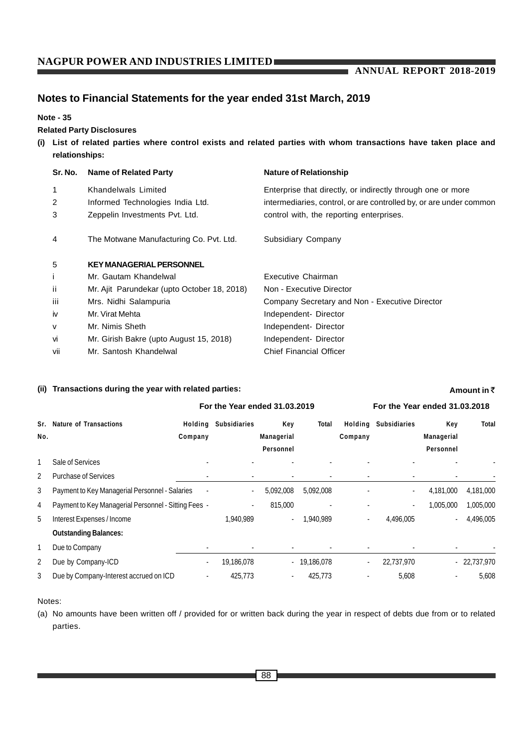# Notes to Financial Statements for the year ended 31st March, 2019

**Note - 35**

**Related Party Disclosures**

**(i) List of related parties where control exists and related parties with whom transactions have taken place and relationships:**

| Sr. No. | Name of Related Party | Nature of Relationship |
|---|---|---|
| 1 | Khandelwals Limited | Enterprise that directly, or indirectly through one or more intermediaries, control, or are controlled by, or are under common control with, the reporting enterprises. |
| 2 | Informed Technologies India Ltd. | |
| 3 | Zeppelin Investments Pvt. Ltd. | |
| 4 | The Motwane Manufacturing Co. Pvt. Ltd. | Subsidiary Company |
| 5 | **KEY MANAGERIAL PERSONNEL** | |
| i | Mr. Gautam Khandelwal | Executive Chairman |
| ii | Mr. Ajit Parundekar (upto October 18, 2018) | Non - Executive Director |
| iii | Mrs. Nidhi Salampuria | Company Secretary and Non - Executive Director |
| iv | Mr. Virat Mehta | Independent- Director |
| v | Mr. Nimis Sheth | Independent- Director |
| vi | Mr. Girish Bakre (upto August 15, 2018) | Independent- Director |
| vii | Mr. Santosh Khandelwal | Chief Financial Officer |

**(ii) Transactions during the year with related parties:**

**Amount in ₹**

| Sr. No. | Nature of Transactions | For the Year ended 31.03.2019 | | | | For the Year ended 31.03.2018 | | | |
|---|---|---|---|---|---|---|---|---|---|
| | | Holding Company | Subsidiaries | Key Managerial Personnel | Total | Holding Company | Subsidiaries | Key Managerial Personnel | Total |
| 1 | Sale of Services | - | - | - | - | - | - | - | - |
| 2 | Purchase of Services | - | - | - | - | - | - | - | - |
| 3 | Payment to Key Managerial Personnel - Salaries | - | - | 5,092,008 | 5,092,008 | - | - | 4,181,000 | 4,181,000 |
| 4 | Payment to Key Managerial Personnel - Sitting Fees | - | - | 815,000 | - | - | - | 1,005,000 | 1,005,000 |
| 5 | Interest Expenses / Income | | 1,940,989 | - | 1,940,989 | - | 4,496,005 | - | 4,496,005 |
| | **Outstanding Balances:** | | | | | | | | |
| 1 | Due to Company | - | - | - | - | - | - | - | - |
| 2 | Due by Company-ICD | - | 19,186,078 | - | 19,186,078 | - | 22,737,970 | - | 22,737,970 |
| 3 | Due by Company-Interest accrued on ICD | - | 425,773 | - | 425,773 | - | 5,608 | - | 5,608 |

Notes:

(a) No amounts have been written off / provided for or written back during the year in respect of debts due from or to related parties.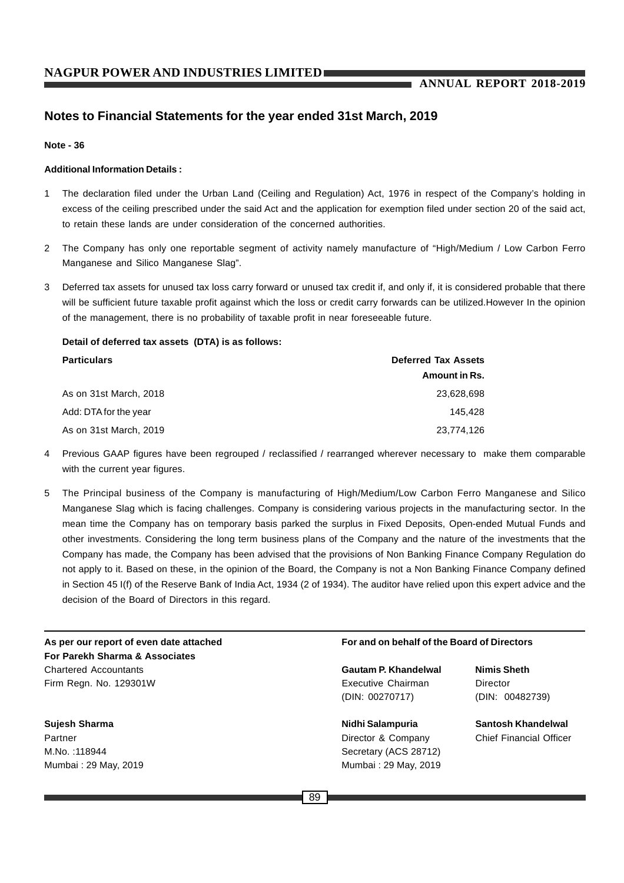## Notes to Financial Statements for the year ended 31st March, 2019

**Note - 36**

**Additional Information Details :**

1. The declaration filed under the Urban Land (Ceiling and Regulation) Act, 1976 in respect of the Company's holding in excess of the ceiling prescribed under the said Act and the application for exemption filed under section 20 of the said act, to retain these lands are under consideration of the concerned authorities.

2. The Company has only one reportable segment of activity namely manufacture of "High/Medium / Low Carbon Ferro Manganese and Silico Manganese Slag".

3. Deferred tax assets for unused tax loss carry forward or unused tax credit if, and only if, it is considered probable that there will be sufficient future taxable profit against which the loss or credit carry forwards can be utilized.However In the opinion of the management, there is no probability of taxable profit in near foreseeable future.

   **Detail of deferred tax assets (DTA) is as follows:**

   | Particulars | Deferred Tax Assets Amount in Rs. |
   |---|---|
   | As on 31st March, 2018 | 23,628,698 |
   | Add: DTA for the year | 145,428 |
   | As on 31st March, 2019 | 23,774,126 |

4. Previous GAAP figures have been regrouped / reclassified / rearranged wherever necessary to make them comparable with the current year figures.

5. The Principal business of the Company is manufacturing of High/Medium/Low Carbon Ferro Manganese and Silico Manganese Slag which is facing challenges. Company is considering various projects in the manufacturing sector. In the mean time the Company has on temporary basis parked the surplus in Fixed Deposits, Open-ended Mutual Funds and other investments. Considering the long term business plans of the Company and the nature of the investments that the Company has made, the Company has been advised that the provisions of Non Banking Finance Company Regulation do not apply to it. Based on these, in the opinion of the Board, the Company is not a Non Banking Finance Company defined in Section 45 I(f) of the Reserve Bank of India Act, 1934 (2 of 1934). The auditor have relied upon this expert advice and the decision of the Board of Directors in this regard.

**As per our report of even date attached**
**For Parekh Sharma & Associates**
Chartered Accountants
Firm Regn. No. 129301W

**Sujesh Sharma**
Partner
M.No. :118944
Mumbai : 29 May, 2019

**For and on behalf of the Board of Directors**

**Gautam P. Khandelwal**
Executive Chairman
(DIN: 00270717)

**Nimis Sheth**
Director
(DIN: 00482739)

**Nidhi Salampuria**
Director & Company Secretary (ACS 28712)
Mumbai : 29 May, 2019

**Santosh Khandelwal**
Chief Financial Officer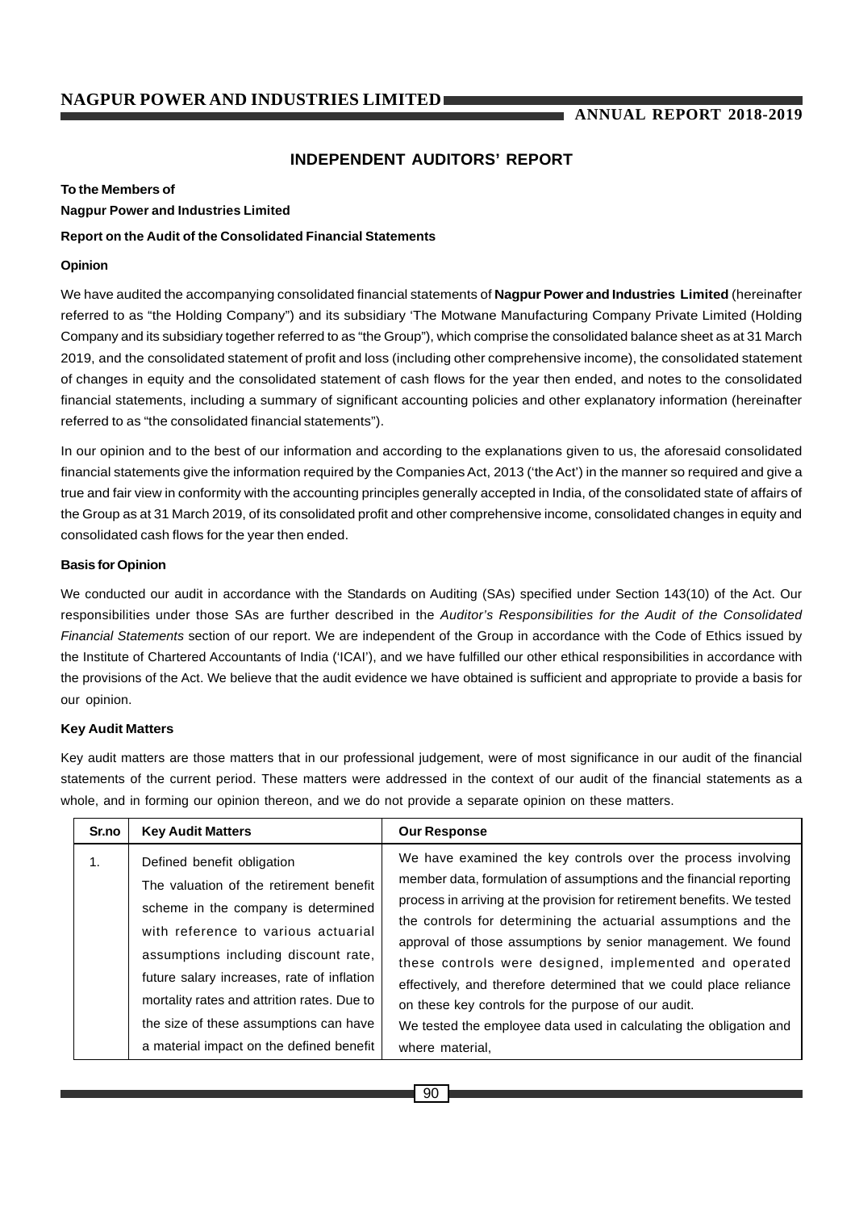## INDEPENDENT AUDITORS' REPORT

**To the Members of**

**Nagpur Power and Industries Limited**

**Report on the Audit of the Consolidated Financial Statements**

**Opinion**

We have audited the accompanying consolidated financial statements of **Nagpur Power and Industries Limited** (hereinafter referred to as "the Holding Company") and its subsidiary 'The Motwane Manufacturing Company Private Limited (Holding Company and its subsidiary together referred to as "the Group"), which comprise the consolidated balance sheet as at 31 March 2019, and the consolidated statement of profit and loss (including other comprehensive income), the consolidated statement of changes in equity and the consolidated statement of cash flows for the year then ended, and notes to the consolidated financial statements, including a summary of significant accounting policies and other explanatory information (hereinafter referred to as "the consolidated financial statements").

In our opinion and to the best of our information and according to the explanations given to us, the aforesaid consolidated financial statements give the information required by the Companies Act, 2013 ('the Act') in the manner so required and give a true and fair view in conformity with the accounting principles generally accepted in India, of the consolidated state of affairs of the Group as at 31 March 2019, of its consolidated profit and other comprehensive income, consolidated changes in equity and consolidated cash flows for the year then ended.

**Basis for Opinion**

We conducted our audit in accordance with the Standards on Auditing (SAs) specified under Section 143(10) of the Act. Our responsibilities under those SAs are further described in the *Auditor's Responsibilities for the Audit of the Consolidated Financial Statements* section of our report. We are independent of the Group in accordance with the Code of Ethics issued by the Institute of Chartered Accountants of India ('ICAI'), and we have fulfilled our other ethical responsibilities in accordance with the provisions of the Act. We believe that the audit evidence we have obtained is sufficient and appropriate to provide a basis for our opinion.

**Key Audit Matters**

Key audit matters are those matters that in our professional judgement, were of most significance in our audit of the financial statements of the current period. These matters were addressed in the context of our audit of the financial statements as a whole, and in forming our opinion thereon, and we do not provide a separate opinion on these matters.

| Sr.no | Key Audit Matters | Our Response |
|---|---|---|
| 1. | Defined benefit obligation<br>The valuation of the retirement benefit scheme in the company is determined with reference to various actuarial assumptions including discount rate, future salary increases, rate of inflation mortality rates and attrition rates. Due to the size of these assumptions can have a material impact on the defined benefit | We have examined the key controls over the process involving member data, formulation of assumptions and the financial reporting process in arriving at the provision for retirement benefits. We tested the controls for determining the actuarial assumptions and the approval of those assumptions by senior management. We found these controls were designed, implemented and operated effectively, and therefore determined that we could place reliance on these key controls for the purpose of our audit.<br>We tested the employee data used in calculating the obligation and where material, |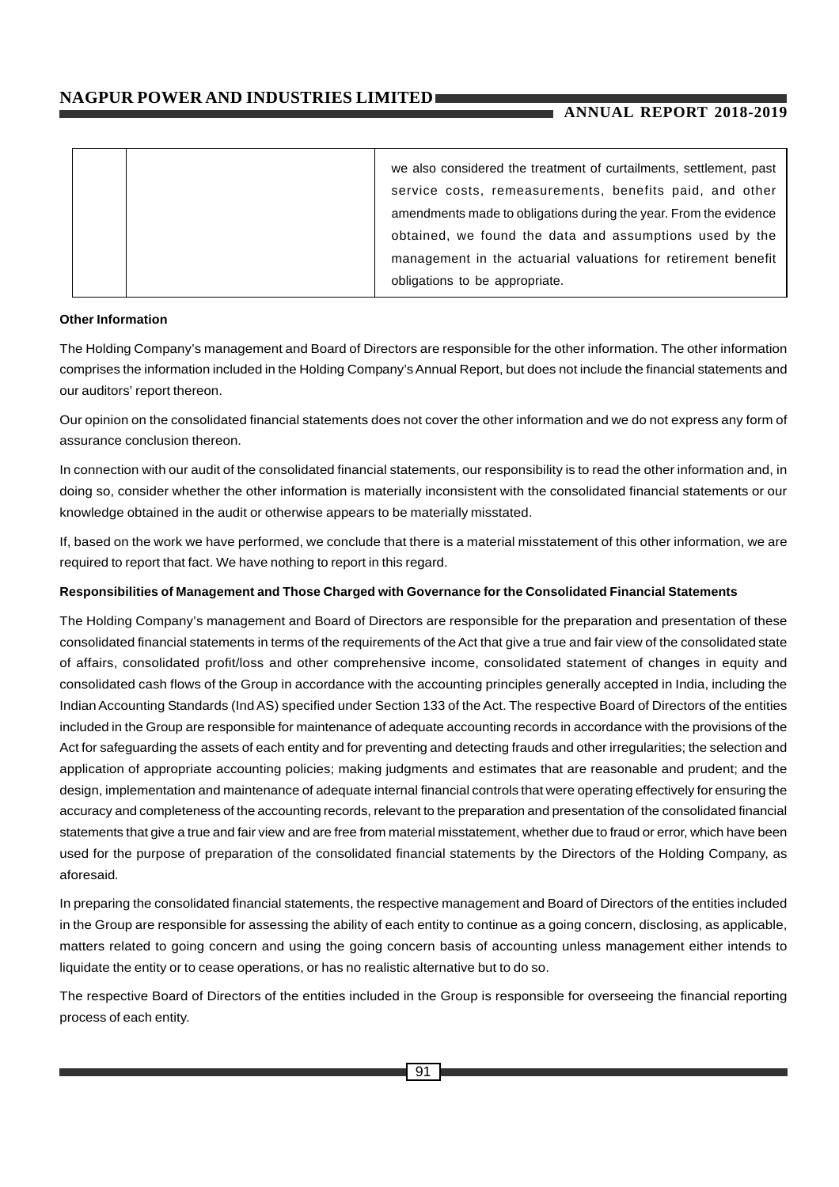| | | we also considered the treatment of curtailments, settlement, past service costs, remeasurements, benefits paid, and other amendments made to obligations during the year. From the evidence obtained, we found the data and assumptions used by the management in the actuarial valuations for retirement benefit obligations to be appropriate. |
|---|---|---|

**Other Information**

The Holding Company's management and Board of Directors are responsible for the other information. The other information comprises the information included in the Holding Company's Annual Report, but does not include the financial statements and our auditors' report thereon.

Our opinion on the consolidated financial statements does not cover the other information and we do not express any form of assurance conclusion thereon.

In connection with our audit of the consolidated financial statements, our responsibility is to read the other information and, in doing so, consider whether the other information is materially inconsistent with the consolidated financial statements or our knowledge obtained in the audit or otherwise appears to be materially misstated.

If, based on the work we have performed, we conclude that there is a material misstatement of this other information, we are required to report that fact. We have nothing to report in this regard.

**Responsibilities of Management and Those Charged with Governance for the Consolidated Financial Statements**

The Holding Company's management and Board of Directors are responsible for the preparation and presentation of these consolidated financial statements in terms of the requirements of the Act that give a true and fair view of the consolidated state of affairs, consolidated profit/loss and other comprehensive income, consolidated statement of changes in equity and consolidated cash flows of the Group in accordance with the accounting principles generally accepted in India, including the Indian Accounting Standards (Ind AS) specified under Section 133 of the Act. The respective Board of Directors of the entities included in the Group are responsible for maintenance of adequate accounting records in accordance with the provisions of the Act for safeguarding the assets of each entity and for preventing and detecting frauds and other irregularities; the selection and application of appropriate accounting policies; making judgments and estimates that are reasonable and prudent; and the design, implementation and maintenance of adequate internal financial controls that were operating effectively for ensuring the accuracy and completeness of the accounting records, relevant to the preparation and presentation of the consolidated financial statements that give a true and fair view and are free from material misstatement, whether due to fraud or error, which have been used for the purpose of preparation of the consolidated financial statements by the Directors of the Holding Company, as aforesaid.

In preparing the consolidated financial statements, the respective management and Board of Directors of the entities included in the Group are responsible for assessing the ability of each entity to continue as a going concern, disclosing, as applicable, matters related to going concern and using the going concern basis of accounting unless management either intends to liquidate the entity or to cease operations, or has no realistic alternative but to do so.

The respective Board of Directors of the entities included in the Group is responsible for overseeing the financial reporting process of each entity.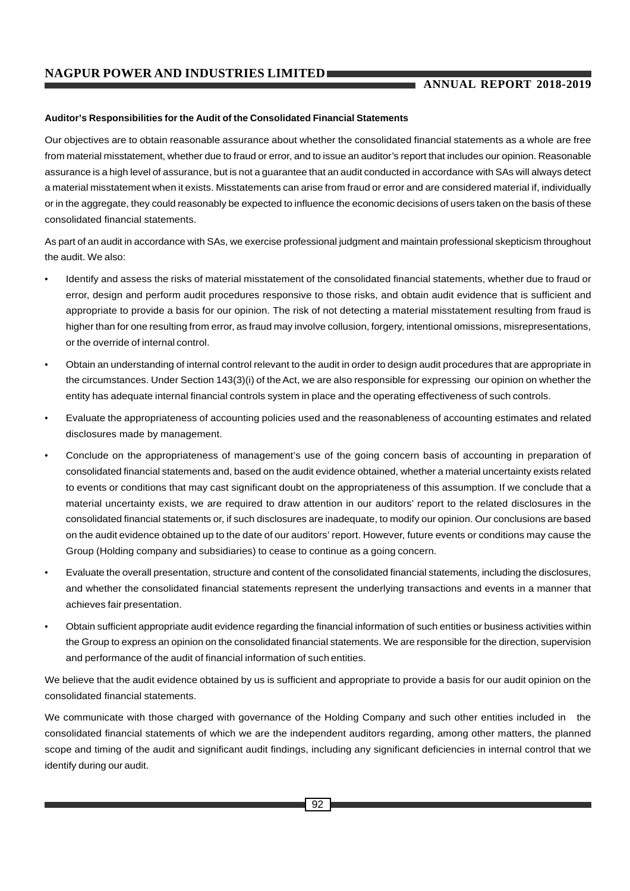**Auditor's Responsibilities for the Audit of the Consolidated Financial Statements**

Our objectives are to obtain reasonable assurance about whether the consolidated financial statements as a whole are free from material misstatement, whether due to fraud or error, and to issue an auditor's report that includes our opinion. Reasonable assurance is a high level of assurance, but is not a guarantee that an audit conducted in accordance with SAs will always detect a material misstatement when it exists. Misstatements can arise from fraud or error and are considered material if, individually or in the aggregate, they could reasonably be expected to influence the economic decisions of users taken on the basis of these consolidated financial statements.

As part of an audit in accordance with SAs, we exercise professional judgment and maintain professional skepticism throughout the audit. We also:

- Identify and assess the risks of material misstatement of the consolidated financial statements, whether due to fraud or error, design and perform audit procedures responsive to those risks, and obtain audit evidence that is sufficient and appropriate to provide a basis for our opinion. The risk of not detecting a material misstatement resulting from fraud is higher than for one resulting from error, as fraud may involve collusion, forgery, intentional omissions, misrepresentations, or the override of internal control.
- Obtain an understanding of internal control relevant to the audit in order to design audit procedures that are appropriate in the circumstances. Under Section 143(3)(i) of the Act, we are also responsible for expressing our opinion on whether the entity has adequate internal financial controls system in place and the operating effectiveness of such controls.
- Evaluate the appropriateness of accounting policies used and the reasonableness of accounting estimates and related disclosures made by management.
- Conclude on the appropriateness of management's use of the going concern basis of accounting in preparation of consolidated financial statements and, based on the audit evidence obtained, whether a material uncertainty exists related to events or conditions that may cast significant doubt on the appropriateness of this assumption. If we conclude that a material uncertainty exists, we are required to draw attention in our auditors' report to the related disclosures in the consolidated financial statements or, if such disclosures are inadequate, to modify our opinion. Our conclusions are based on the audit evidence obtained up to the date of our auditors' report. However, future events or conditions may cause the Group (Holding company and subsidiaries) to cease to continue as a going concern.
- Evaluate the overall presentation, structure and content of the consolidated financial statements, including the disclosures, and whether the consolidated financial statements represent the underlying transactions and events in a manner that achieves fair presentation.
- Obtain sufficient appropriate audit evidence regarding the financial information of such entities or business activities within the Group to express an opinion on the consolidated financial statements. We are responsible for the direction, supervision and performance of the audit of financial information of such entities.

We believe that the audit evidence obtained by us is sufficient and appropriate to provide a basis for our audit opinion on the consolidated financial statements.

We communicate with those charged with governance of the Holding Company and such other entities included in the consolidated financial statements of which we are the independent auditors regarding, among other matters, the planned scope and timing of the audit and significant audit findings, including any significant deficiencies in internal control that we identify during our audit.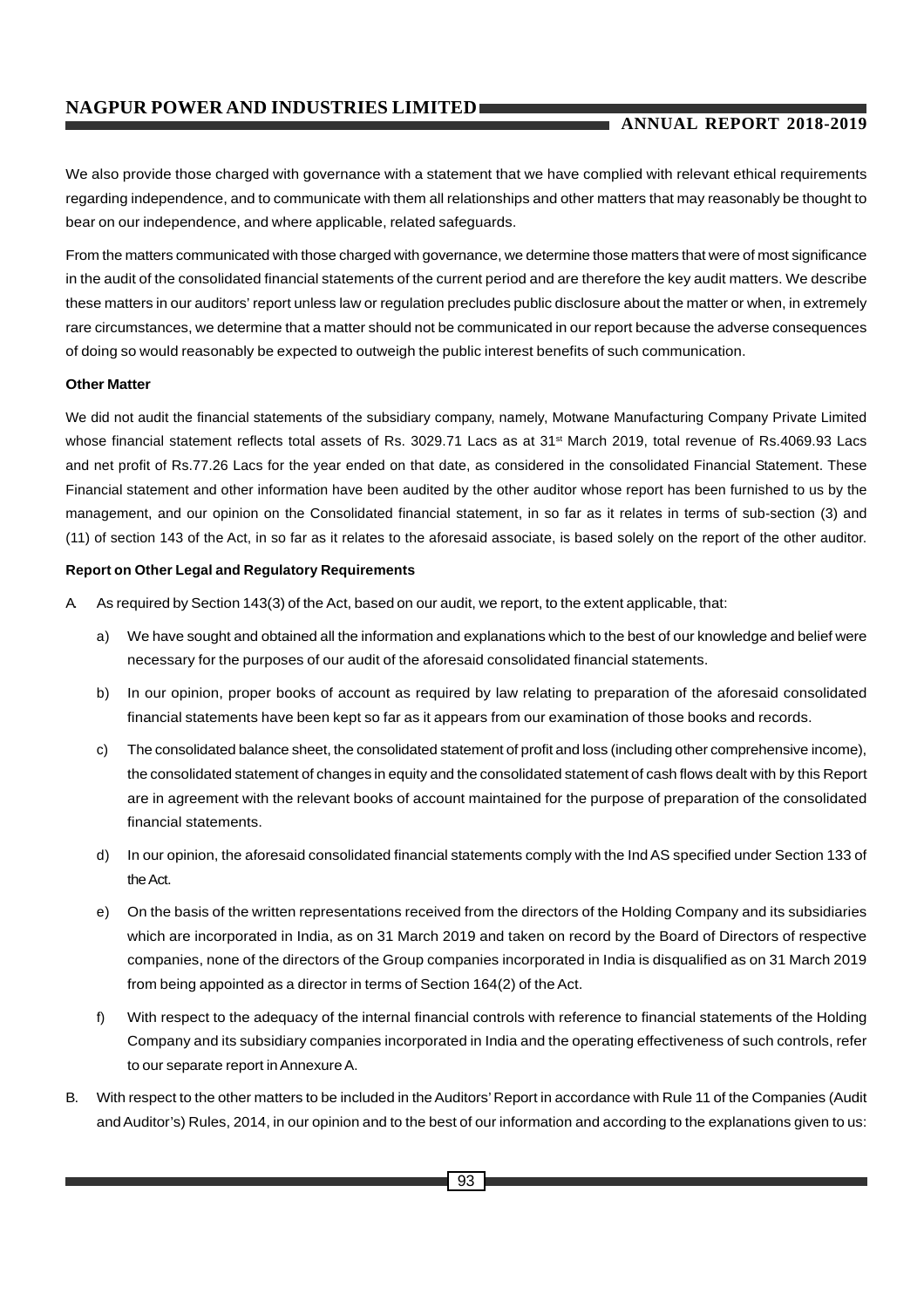We also provide those charged with governance with a statement that we have complied with relevant ethical requirements regarding independence, and to communicate with them all relationships and other matters that may reasonably be thought to bear on our independence, and where applicable, related safeguards.

From the matters communicated with those charged with governance, we determine those matters that were of most significance in the audit of the consolidated financial statements of the current period and are therefore the key audit matters. We describe these matters in our auditors' report unless law or regulation precludes public disclosure about the matter or when, in extremely rare circumstances, we determine that a matter should not be communicated in our report because the adverse consequences of doing so would reasonably be expected to outweigh the public interest benefits of such communication.

**Other Matter**

We did not audit the financial statements of the subsidiary company, namely, Motwane Manufacturing Company Private Limited whose financial statement reflects total assets of Rs. 3029.71 Lacs as at 31st March 2019, total revenue of Rs.4069.93 Lacs and net profit of Rs.77.26 Lacs for the year ended on that date, as considered in the consolidated Financial Statement. These Financial statement and other information have been audited by the other auditor whose report has been furnished to us by the management, and our opinion on the Consolidated financial statement, in so far as it relates in terms of sub-section (3) and (11) of section 143 of the Act, in so far as it relates to the aforesaid associate, is based solely on the report of the other auditor.

**Report on Other Legal and Regulatory Requirements**

A. As required by Section 143(3) of the Act, based on our audit, we report, to the extent applicable, that:

   a) We have sought and obtained all the information and explanations which to the best of our knowledge and belief were necessary for the purposes of our audit of the aforesaid consolidated financial statements.

   b) In our opinion, proper books of account as required by law relating to preparation of the aforesaid consolidated financial statements have been kept so far as it appears from our examination of those books and records.

   c) The consolidated balance sheet, the consolidated statement of profit and loss (including other comprehensive income), the consolidated statement of changes in equity and the consolidated statement of cash flows dealt with by this Report are in agreement with the relevant books of account maintained for the purpose of preparation of the consolidated financial statements.

   d) In our opinion, the aforesaid consolidated financial statements comply with the Ind AS specified under Section 133 of the Act.

   e) On the basis of the written representations received from the directors of the Holding Company and its subsidiaries which are incorporated in India, as on 31 March 2019 and taken on record by the Board of Directors of respective companies, none of the directors of the Group companies incorporated in India is disqualified as on 31 March 2019 from being appointed as a director in terms of Section 164(2) of the Act.

   f) With respect to the adequacy of the internal financial controls with reference to financial statements of the Holding Company and its subsidiary companies incorporated in India and the operating effectiveness of such controls, refer to our separate report in Annexure A.

B. With respect to the other matters to be included in the Auditors' Report in accordance with Rule 11 of the Companies (Audit and Auditor's) Rules, 2014, in our opinion and to the best of our information and according to the explanations given to us: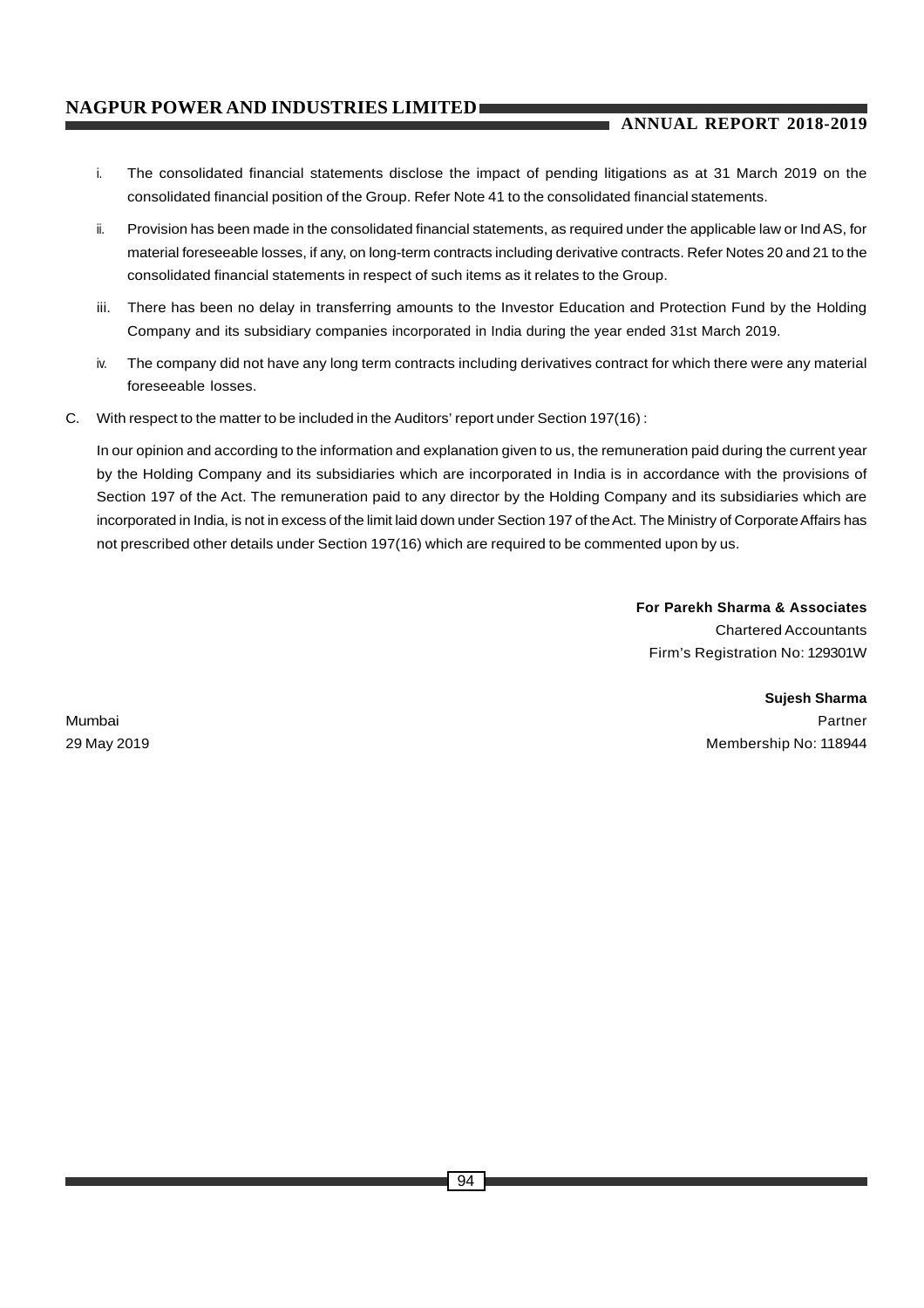i. The consolidated financial statements disclose the impact of pending litigations as at 31 March 2019 on the consolidated financial position of the Group. Refer Note 41 to the consolidated financial statements.

ii. Provision has been made in the consolidated financial statements, as required under the applicable law or Ind AS, for material foreseeable losses, if any, on long-term contracts including derivative contracts. Refer Notes 20 and 21 to the consolidated financial statements in respect of such items as it relates to the Group.

iii. There has been no delay in transferring amounts to the Investor Education and Protection Fund by the Holding Company and its subsidiary companies incorporated in India during the year ended 31st March 2019.

iv. The company did not have any long term contracts including derivatives contract for which there were any material foreseeable losses.

C. With respect to the matter to be included in the Auditors' report under Section 197(16) :

In our opinion and according to the information and explanation given to us, the remuneration paid during the current year by the Holding Company and its subsidiaries which are incorporated in India is in accordance with the provisions of Section 197 of the Act. The remuneration paid to any director by the Holding Company and its subsidiaries which are incorporated in India, is not in excess of the limit laid down under Section 197 of the Act. The Ministry of Corporate Affairs has not prescribed other details under Section 197(16) which are required to be commented upon by us.

**For Parekh Sharma & Associates**
Chartered Accountants
Firm's Registration No: 129301W

**Sujesh Sharma**
Partner
Membership No: 118944

Mumbai
29 May 2019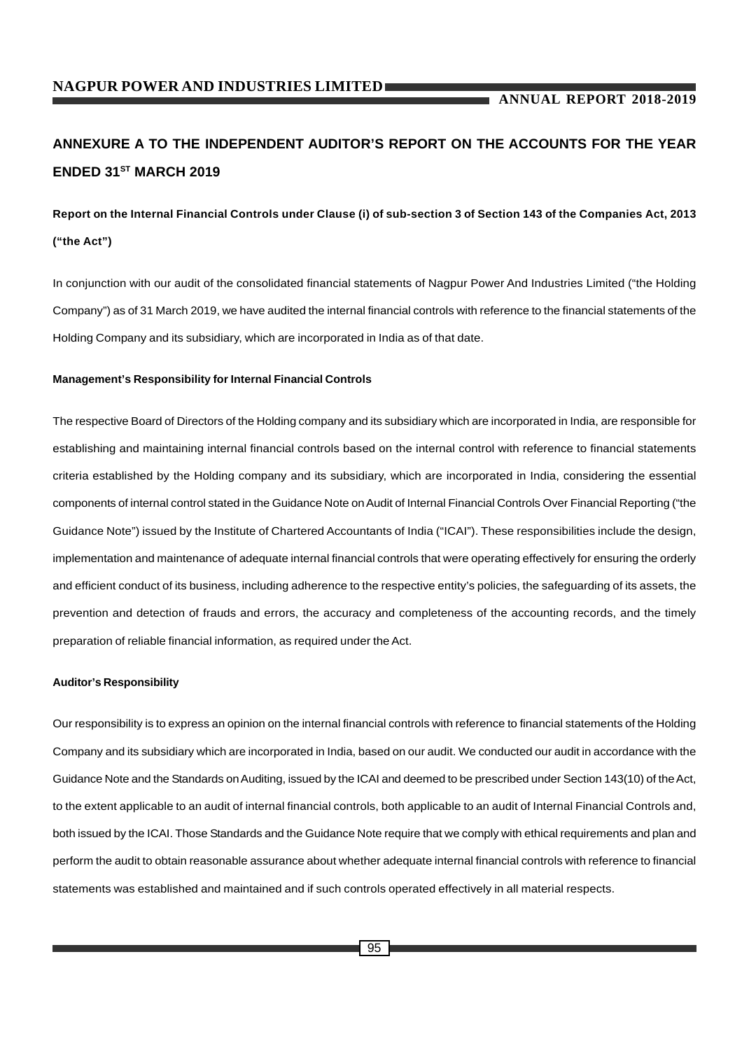## ANNEXURE A TO THE INDEPENDENT AUDITOR'S REPORT ON THE ACCOUNTS FOR THE YEAR ENDED 31ST MARCH 2019

### Report on the Internal Financial Controls under Clause (i) of sub-section 3 of Section 143 of the Companies Act, 2013 ("the Act")

In conjunction with our audit of the consolidated financial statements of Nagpur Power And Industries Limited ("the Holding Company") as of 31 March 2019, we have audited the internal financial controls with reference to the financial statements of the Holding Company and its subsidiary, which are incorporated in India as of that date.

#### Management's Responsibility for Internal Financial Controls

The respective Board of Directors of the Holding company and its subsidiary which are incorporated in India, are responsible for establishing and maintaining internal financial controls based on the internal control with reference to financial statements criteria established by the Holding company and its subsidiary, which are incorporated in India, considering the essential components of internal control stated in the Guidance Note on Audit of Internal Financial Controls Over Financial Reporting ("the Guidance Note") issued by the Institute of Chartered Accountants of India ("ICAI"). These responsibilities include the design, implementation and maintenance of adequate internal financial controls that were operating effectively for ensuring the orderly and efficient conduct of its business, including adherence to the respective entity's policies, the safeguarding of its assets, the prevention and detection of frauds and errors, the accuracy and completeness of the accounting records, and the timely preparation of reliable financial information, as required under the Act.

#### Auditor's Responsibility

Our responsibility is to express an opinion on the internal financial controls with reference to financial statements of the Holding Company and its subsidiary which are incorporated in India, based on our audit. We conducted our audit in accordance with the Guidance Note and the Standards on Auditing, issued by the ICAI and deemed to be prescribed under Section 143(10) of the Act, to the extent applicable to an audit of internal financial controls, both applicable to an audit of Internal Financial Controls and, both issued by the ICAI. Those Standards and the Guidance Note require that we comply with ethical requirements and plan and perform the audit to obtain reasonable assurance about whether adequate internal financial controls with reference to financial statements was established and maintained and if such controls operated effectively in all material respects.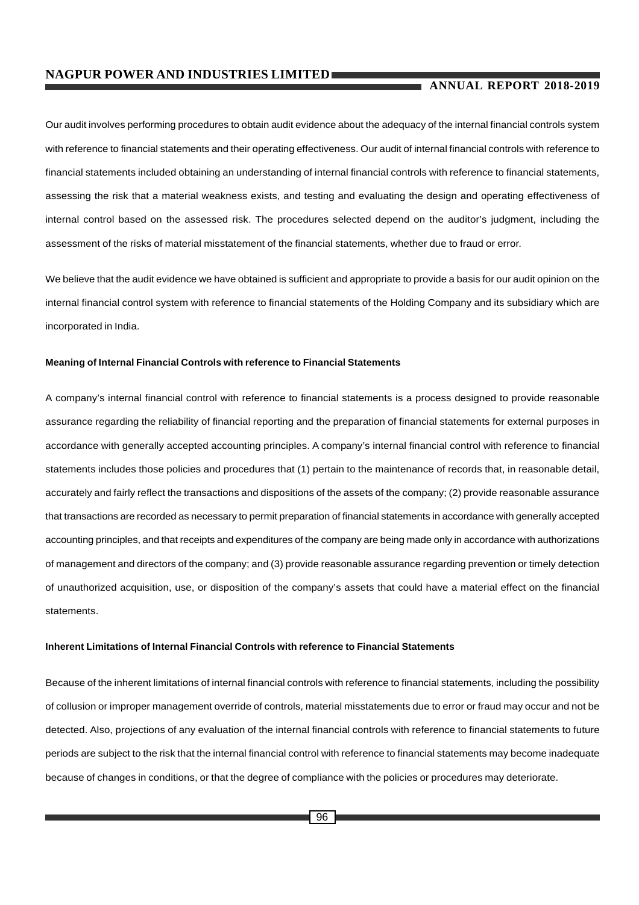Our audit involves performing procedures to obtain audit evidence about the adequacy of the internal financial controls system with reference to financial statements and their operating effectiveness. Our audit of internal financial controls with reference to financial statements included obtaining an understanding of internal financial controls with reference to financial statements, assessing the risk that a material weakness exists, and testing and evaluating the design and operating effectiveness of internal control based on the assessed risk. The procedures selected depend on the auditor's judgment, including the assessment of the risks of material misstatement of the financial statements, whether due to fraud or error.

We believe that the audit evidence we have obtained is sufficient and appropriate to provide a basis for our audit opinion on the internal financial control system with reference to financial statements of the Holding Company and its subsidiary which are incorporated in India.

**Meaning of Internal Financial Controls with reference to Financial Statements**

A company's internal financial control with reference to financial statements is a process designed to provide reasonable assurance regarding the reliability of financial reporting and the preparation of financial statements for external purposes in accordance with generally accepted accounting principles. A company's internal financial control with reference to financial statements includes those policies and procedures that (1) pertain to the maintenance of records that, in reasonable detail, accurately and fairly reflect the transactions and dispositions of the assets of the company; (2) provide reasonable assurance that transactions are recorded as necessary to permit preparation of financial statements in accordance with generally accepted accounting principles, and that receipts and expenditures of the company are being made only in accordance with authorizations of management and directors of the company; and (3) provide reasonable assurance regarding prevention or timely detection of unauthorized acquisition, use, or disposition of the company's assets that could have a material effect on the financial statements.

**Inherent Limitations of Internal Financial Controls with reference to Financial Statements**

Because of the inherent limitations of internal financial controls with reference to financial statements, including the possibility of collusion or improper management override of controls, material misstatements due to error or fraud may occur and not be detected. Also, projections of any evaluation of the internal financial controls with reference to financial statements to future periods are subject to the risk that the internal financial control with reference to financial statements may become inadequate because of changes in conditions, or that the degree of compliance with the policies or procedures may deteriorate.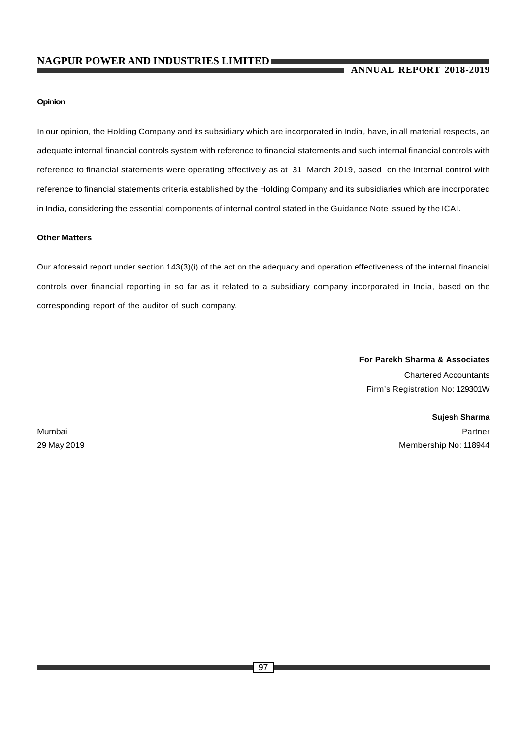**Opinion**

In our opinion, the Holding Company and its subsidiary which are incorporated in India, have, in all material respects, an adequate internal financial controls system with reference to financial statements and such internal financial controls with reference to financial statements were operating effectively as at 31 March 2019, based on the internal control with reference to financial statements criteria established by the Holding Company and its subsidiaries which are incorporated in India, considering the essential components of internal control stated in the Guidance Note issued by the ICAI.

**Other Matters**

Our aforesaid report under section 143(3)(i) of the act on the adequacy and operation effectiveness of the internal financial controls over financial reporting in so far as it related to a subsidiary company incorporated in India, based on the corresponding report of the auditor of such company.

**For Parekh Sharma & Associates**
Chartered Accountants
Firm's Registration No: 129301W

**Sujesh Sharma**
Partner
Membership No: 118944

Mumbai
29 May 2019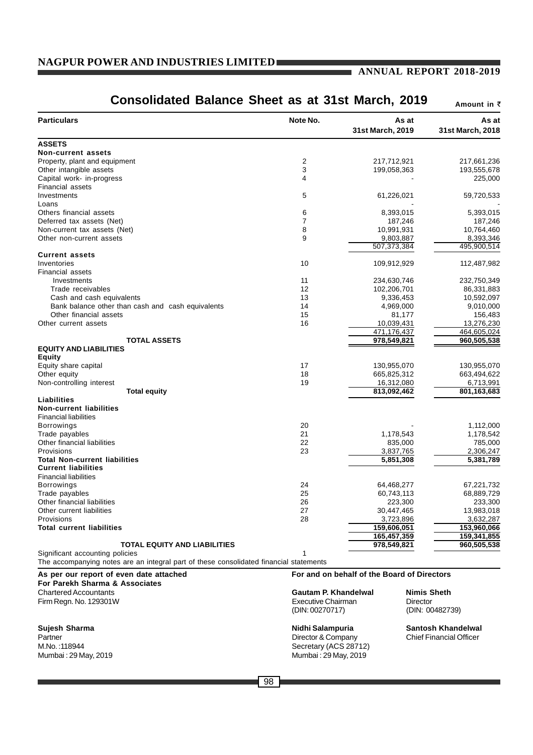# Consolidated Balance Sheet as at 31st March, 2019

Amount in ₹

| Particulars | Note No. | As at 31st March, 2019 | As at 31st March, 2018 |
|---|---|---|---|
| **ASSETS** | | | |
| **Non-current assets** | | | |
| Property, plant and equipment | 2 | 217,712,921 | 217,661,236 |
| Other intangible assets | 3 | 199,058,363 | 193,555,678 |
| Capital work- in-progress | 4 | - | 225,000 |
| Financial assets | | | |
| Investments | 5 | 61,226,021 | 59,720,533 |
| Loans | | - | - |
| Others financial assets | 6 | 8,393,015 | 5,393,015 |
| Deferred tax assets (Net) | 7 | 187,246 | 187,246 |
| Non-current tax assets (Net) | 8 | 10,991,931 | 10,764,460 |
| Other non-current assets | 9 | 9,803,887 | 8,393,346 |
| | | 507,373,384 | 495,900,514 |
| **Current assets** | | | |
| Inventories | 10 | 109,912,929 | 112,487,982 |
| Financial assets | | | |
| Investments | 11 | 234,630,746 | 232,750,349 |
| Trade receivables | 12 | 102,206,701 | 86,331,883 |
| Cash and cash equivalents | 13 | 9,336,453 | 10,592,097 |
| Bank balance other than cash and cash equivalents | 14 | 4,969,000 | 9,010,000 |
| Other financial assets | 15 | 81,177 | 156,483 |
| Other current assets | 16 | 10,039,431 | 13,276,230 |
| | | 471,176,437 | 464,605,024 |
| **TOTAL ASSETS** | | **978,549,821** | **960,505,538** |
| **EQUITY AND LIABILITIES** | | | |
| **Equity** | | | |
| Equity share capital | 17 | 130,955,070 | 130,955,070 |
| Other equity | 18 | 665,825,312 | 663,494,622 |
| Non-controlling interest | 19 | 16,312,080 | 6,713,991 |
| **Total equity** | | **813,092,462** | **801,163,683** |
| **Liabilities** | | | |
| **Non-current liabilities** | | | |
| Financial liabilities | | | |
| Borrowings | 20 | - | 1,112,000 |
| Trade payables | 21 | 1,178,543 | 1,178,542 |
| Other financial liabilities | 22 | 835,000 | 785,000 |
| Provisions | 23 | 3,837,765 | 2,306,247 |
| **Total Non-current liabilities** | | **5,851,308** | **5,381,789** |
| **Current liabilities** | | | |
| Financial liabilities | | | |
| Borrowings | 24 | 64,468,277 | 67,221,732 |
| Trade payables | 25 | 60,743,113 | 68,889,729 |
| Other financial liabilities | 26 | 223,300 | 233,300 |
| Other current liabilities | 27 | 30,447,465 | 13,983,018 |
| Provisions | 28 | 3,723,896 | 3,632,287 |
| **Total current liabilities** | | **159,606,051** | **153,960,066** |
| | | **165,457,359** | **159,341,855** |
| **TOTAL EQUITY AND LIABILITIES** | | **978,549,821** | **960,505,538** |
| Significant accounting policies | 1 | | |

The accompanying notes are an integral part of these consolidated financial statements

**As per our report of even date attached**
**For Parekh Sharma & Associates**
Chartered Accountants
Firm Regn. No. 129301W

**Sujesh Sharma**
Partner
M.No. :118944
Mumbai : 29 May, 2019

**For and on behalf of the Board of Directors**

**Gautam P. Khandelwal**
Executive Chairman
(DIN: 00270717)

**Nimis Sheth**
Director
(DIN: 00482739)

**Nidhi Salampuria**
Director & Company
Secretary (ACS 28712)
Mumbai : 29 May, 2019

**Santosh Khandelwal**
Chief Financial Officer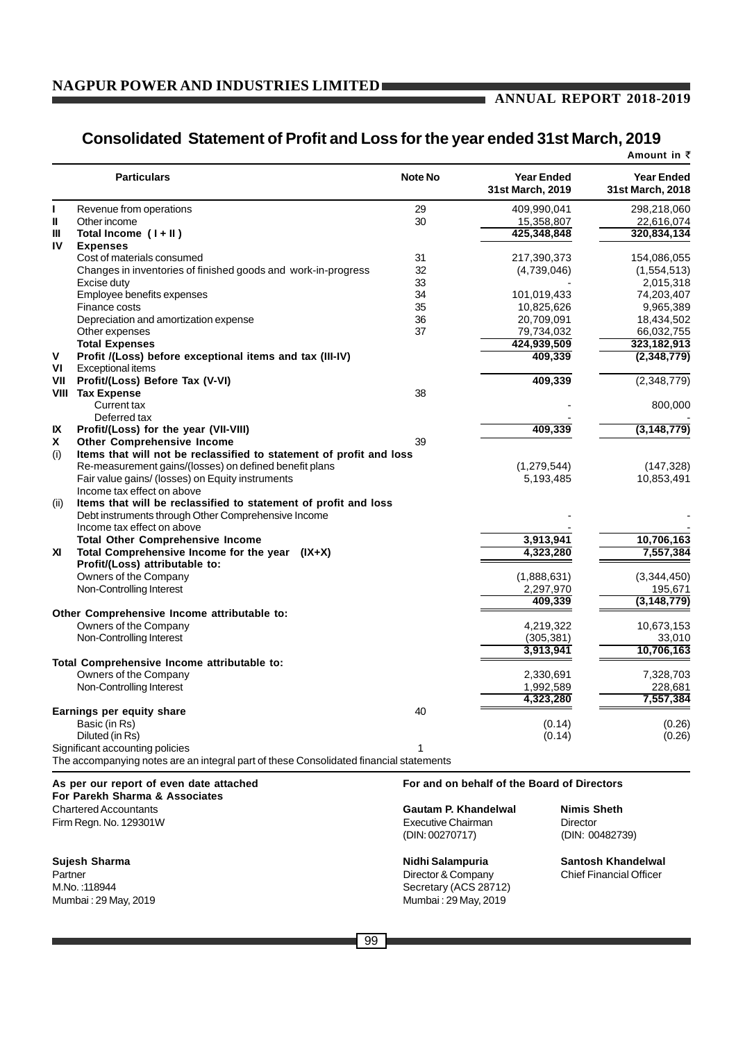# Consolidated Statement of Profit and Loss for the year ended 31st March, 2019

Amount in ₹

| | Particulars | Note No | Year Ended 31st March, 2019 | Year Ended 31st March, 2018 |
|---|---|---|---|---|
| I | Revenue from operations | 29 | 409,990,041 | 298,218,060 |
| II | Other income | 30 | 15,358,807 | 22,616,074 |
| III | **Total Income ( I + II )** | | **425,348,848** | **320,834,134** |
| IV | **Expenses** | | | |
| | Cost of materials consumed | 31 | 217,390,373 | 154,086,055 |
| | Changes in inventories of finished goods and work-in-progress | 32 | (4,739,046) | (1,554,513) |
| | Excise duty | 33 | - | 2,015,318 |
| | Employee benefits expenses | 34 | 101,019,433 | 74,203,407 |
| | Finance costs | 35 | 10,825,626 | 9,965,389 |
| | Depreciation and amortization expense | 36 | 20,709,091 | 18,434,502 |
| | Other expenses | 37 | 79,734,032 | 66,032,755 |
| | **Total Expenses** | | **424,939,509** | **323,182,913** |
| V | **Profit /(Loss) before exceptional items and tax (III-IV)** | | **409,339** | **(2,348,779)** |
| VI | Exceptional items | | | |
| VII | **Profit/(Loss) Before Tax (V-VI)** | | **409,339** | (2,348,779) |
| VIII | **Tax Expense** | 38 | | |
| | Current tax | | - | 800,000 |
| | Deferred tax | | - | - |
| IX | **Profit/(Loss) for the year (VII-VIII)** | | **409,339** | **(3,148,779)** |
| X | **Other Comprehensive Income** | 39 | | |
| (i) | **Items that will not be reclassified to statement of profit and loss** | | | |
| | Re-measurement gains/(losses) on defined benefit plans | | (1,279,544) | (147,328) |
| | Fair value gains/ (losses) on Equity instruments | | 5,193,485 | 10,853,491 |
| | Income tax effect on above | | | |
| (ii) | **Items that will be reclassified to statement of profit and loss** | | | |
| | Debt instruments through Other Comprehensive Income | | - | - |
| | Income tax effect on above | | - | - |
| | **Total Other Comprehensive Income** | | **3,913,941** | **10,706,163** |
| XI | **Total Comprehensive Income for the year (IX+X)** | | **4,323,280** | **7,557,384** |
| | **Profit/(Loss) attributable to:** | | | |
| | Owners of the Company | | (1,888,631) | (3,344,450) |
| | Non-Controlling Interest | | 2,297,970 | 195,671 |
| | | | **409,339** | **(3,148,779)** |
| | **Other Comprehensive Income attributable to:** | | | |
| | Owners of the Company | | 4,219,322 | 10,673,153 |
| | Non-Controlling Interest | | (305,381) | 33,010 |
| | | | **3,913,941** | **10,706,163** |
| | **Total Comprehensive Income attributable to:** | | | |
| | Owners of the Company | | 2,330,691 | 7,328,703 |
| | Non-Controlling Interest | | 1,992,589 | 228,681 |
| | | | **4,323,280** | **7,557,384** |
| | **Earnings per equity share** | 40 | | |
| | Basic (in Rs) | | (0.14) | (0.26) |
| | Diluted (in Rs) | | (0.14) | (0.26) |
| | Significant accounting policies | 1 | | |

The accompanying notes are an integral part of these Consolidated financial statements

**As per our report of even date attached**
**For Parekh Sharma & Associates**
Chartered Accountants
Firm Regn. No. 129301W

**Sujesh Sharma**
Partner
M.No. :118944
Mumbai : 29 May, 2019

**For and on behalf of the Board of Directors**

**Gautam P. Khandelwal**
Executive Chairman
(DIN: 00270717)

**Nimis Sheth**
Director
(DIN: 00482739)

**Nidhi Salampuria**
Director & Company Secretary (ACS 28712)
Mumbai : 29 May, 2019

**Santosh Khandelwal**
Chief Financial Officer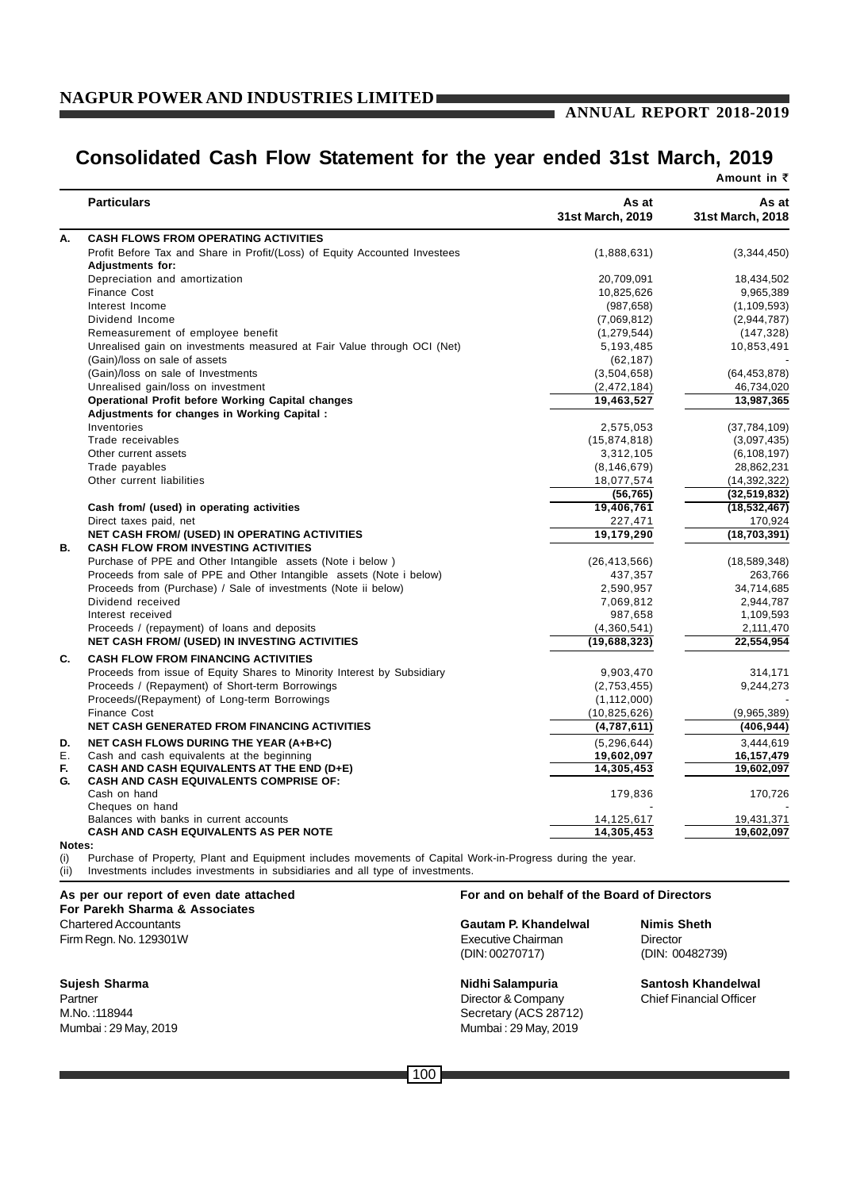# Consolidated Cash Flow Statement for the year ended 31st March, 2019

**Amount in ₹**

| | Particulars | As at 31st March, 2019 | As at 31st March, 2018 |
|---|---|---|---|
| **A.** | **CASH FLOWS FROM OPERATING ACTIVITIES** | | |
| | Profit Before Tax and Share in Profit/(Loss) of Equity Accounted Investees | (1,888,631) | (3,344,450) |
| | **Adjustments for:** | | |
| | Depreciation and amortization | 20,709,091 | 18,434,502 |
| | Finance Cost | 10,825,626 | 9,965,389 |
| | Interest Income | (987,658) | (1,109,593) |
| | Dividend Income | (7,069,812) | (2,944,787) |
| | Remeasurement of employee benefit | (1,279,544) | (147,328) |
| | Unrealised gain on investments measured at Fair Value through OCI (Net) | 5,193,485 | 10,853,491 |
| | (Gain)/loss on sale of assets | (62,187) | - |
| | (Gain)/loss on sale of Investments | (3,504,658) | (64,453,878) |
| | Unrealised gain/loss on investment | (2,472,184) | 46,734,020 |
| | **Operational Profit before Working Capital changes** | **19,463,527** | **13,987,365** |
| | **Adjustments for changes in Working Capital :** | | |
| | Inventories | 2,575,053 | (37,784,109) |
| | Trade receivables | (15,874,818) | (3,097,435) |
| | Other current assets | 3,312,105 | (6,108,197) |
| | Trade payables | (8,146,679) | 28,862,231 |
| | Other current liabilities | 18,077,574 | (14,392,322) |
| | | **(56,765)** | **(32,519,832)** |
| | **Cash from/ (used) in operating activities** | **19,406,761** | **(18,532,467)** |
| | Direct taxes paid, net | 227,471 | 170,924 |
| | **NET CASH FROM/ (USED) IN OPERATING ACTIVITIES** | **19,179,290** | **(18,703,391)** |
| **B.** | **CASH FLOW FROM INVESTING ACTIVITIES** | | |
| | Purchase of PPE and Other Intangible assets (Note i below ) | (26,413,566) | (18,589,348) |
| | Proceeds from sale of PPE and Other Intangible assets (Note i below) | 437,357 | 263,766 |
| | Proceeds from (Purchase) / Sale of investments (Note ii below) | 2,590,957 | 34,714,685 |
| | Dividend received | 7,069,812 | 2,944,787 |
| | Interest received | 987,658 | 1,109,593 |
| | Proceeds / (repayment) of loans and deposits | (4,360,541) | 2,111,470 |
| | **NET CASH FROM/ (USED) IN INVESTING ACTIVITIES** | **(19,688,323)** | **22,554,954** |
| **C.** | **CASH FLOW FROM FINANCING ACTIVITIES** | | |
| | Proceeds from issue of Equity Shares to Minority Interest by Subsidiary | 9,903,470 | 314,171 |
| | Proceeds / (Repayment) of Short-term Borrowings | (2,753,455) | 9,244,273 |
| | Proceeds/(Repayment) of Long-term Borrowings | (1,112,000) | - |
| | Finance Cost | (10,825,626) | (9,965,389) |
| | **NET CASH GENERATED FROM FINANCING ACTIVITIES** | **(4,787,611)** | **(406,944)** |
| **D.** | **NET CASH FLOWS DURING THE YEAR (A+B+C)** | (5,296,644) | 3,444,619 |
| E. | Cash and cash equivalents at the beginning | **19,602,097** | **16,157,479** |
| **F.** | **CASH AND CASH EQUIVALENTS AT THE END (D+E)** | **14,305,453** | **19,602,097** |
| **G.** | **CASH AND CASH EQUIVALENTS COMPRISE OF:** | | |
| | Cash on hand | 179,836 | 170,726 |
| | Cheques on hand | - | - |
| | Balances with banks in current accounts | 14,125,617 | 19,431,371 |
| | **CASH AND CASH EQUIVALENTS AS PER NOTE** | **14,305,453** | **19,602,097** |

**Notes:**

(i) Purchase of Property, Plant and Equipment includes movements of Capital Work-in-Progress during the year.

(ii) Investments includes investments in subsidiaries and all type of investments.

**As per our report of even date attached**
**For Parekh Sharma & Associates**
Chartered Accountants
Firm Regn. No. 129301W

**Sujesh Sharma**
Partner
M.No. :118944
Mumbai : 29 May, 2019

**For and on behalf of the Board of Directors**

**Gautam P. Khandelwal**
Executive Chairman
(DIN: 00270717)

**Nimis Sheth**
Director
(DIN: 00482739)

**Nidhi Salampuria**
Director & Company Secretary (ACS 28712)
Mumbai : 29 May, 2019

**Santosh Khandelwal**
Chief Financial Officer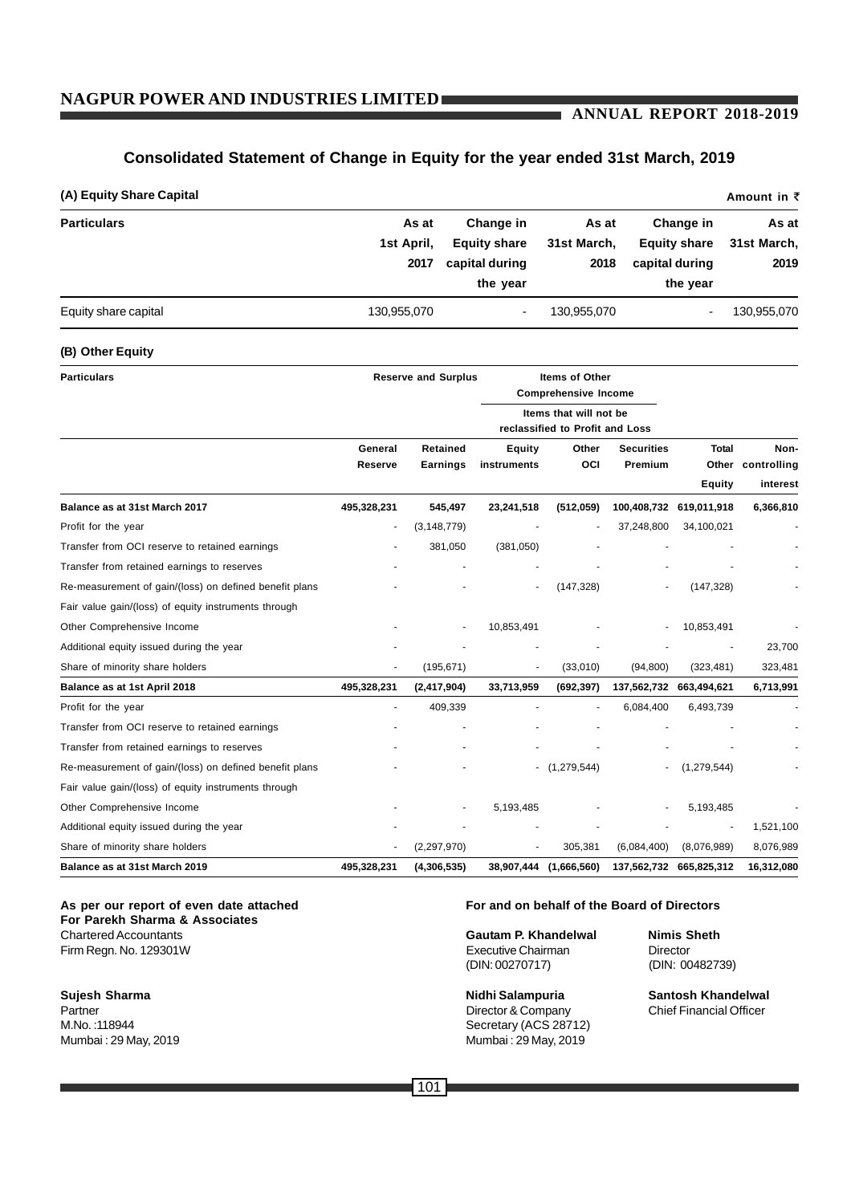## Consolidated Statement of Change in Equity for the year ended 31st March, 2019

**(A) Equity Share Capital** Amount in ₹

| Particulars | As at 1st April, 2017 | Change in Equity share capital during the year | As at 31st March, 2018 | Change in Equity share capital during the year | As at 31st March, 2019 |
|---|---|---|---|---|---|
| Equity share capital | 130,955,070 | - | 130,955,070 | - | 130,955,070 |

**(B) Other Equity**

| Particulars | Reserve and Surplus | | Items of Other Comprehensive Income | | | | |
|---|---|---|---|---|---|---|---|
| | | | Items that will not be reclassified to Profit and Loss | | | | |
| | General Reserve | Retained Earnings | Equity instruments | Other OCI | Securities Premium | Total Other Equity | Non-controlling interest |
| **Balance as at 31st March 2017** | **495,328,231** | **545,497** | **23,241,518** | **(512,059)** | **100,408,732** | **619,011,918** | **6,366,810** |
| Profit for the year | - | (3,148,779) | - | - | 37,248,800 | 34,100,021 | - |
| Transfer from OCI reserve to retained earnings | - | 381,050 | (381,050) | - | - | - | - |
| Transfer from retained earnings to reserves | - | - | - | - | - | - | - |
| Re-measurement of gain/(loss) on defined benefit plans | - | - | - | (147,328) | - | (147,328) | - |
| Fair value gain/(loss) of equity instruments through Other Comprehensive Income | - | - | 10,853,491 | - | - | 10,853,491 | - |
| Additional equity issued during the year | - | - | - | - | - | - | 23,700 |
| Share of minority share holders | - | (195,671) | - | (33,010) | (94,800) | (323,481) | 323,481 |
| **Balance as at 1st April 2018** | **495,328,231** | **(2,417,904)** | **33,713,959** | **(692,397)** | **137,562,732** | **663,494,621** | **6,713,991** |
| Profit for the year | - | 409,339 | - | - | 6,084,400 | 6,493,739 | - |
| Transfer from OCI reserve to retained earnings | - | - | - | - | - | - | - |
| Transfer from retained earnings to reserves | - | - | - | - | - | - | - |
| Re-measurement of gain/(loss) on defined benefit plans | - | - | - | (1,279,544) | - | (1,279,544) | - |
| Fair value gain/(loss) of equity instruments through Other Comprehensive Income | - | - | 5,193,485 | - | - | 5,193,485 | - |
| Additional equity issued during the year | - | - | - | - | - | - | 1,521,100 |
| Share of minority share holders | - | (2,297,970) | - | 305,381 | (6,084,400) | (8,076,989) | 8,076,989 |
| **Balance as at 31st March 2019** | **495,328,231** | **(4,306,535)** | **38,907,444** | **(1,666,560)** | **137,562,732** | **665,825,312** | **16,312,080** |

**As per our report of even date attached**
**For Parekh Sharma & Associates**
Chartered Accountants
Firm Regn. No. 129301W

**Sujesh Sharma**
Partner
M.No. :118944
Mumbai : 29 May, 2019

**For and on behalf of the Board of Directors**

**Gautam P. Khandelwal**
Executive Chairman
(DIN: 00270717)

**Nimis Sheth**
Director
(DIN: 00482739)

**Nidhi Salampuria**
Director & Company Secretary (ACS 28712)
Mumbai : 29 May, 2019

**Santosh Khandelwal**
Chief Financial Officer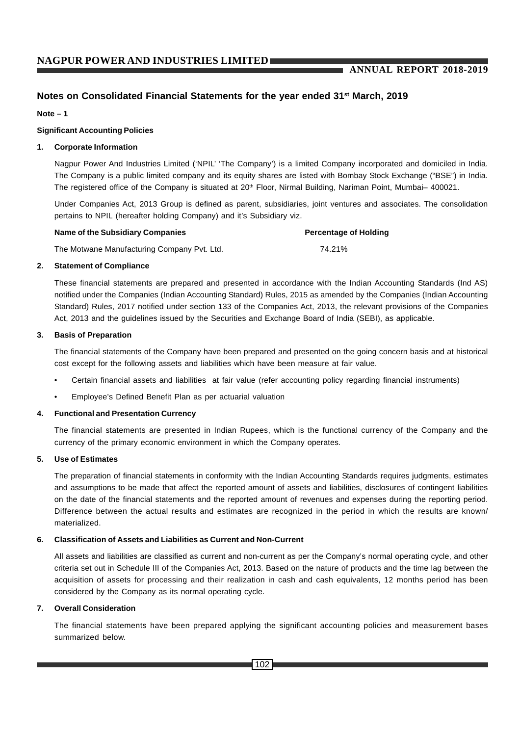## Notes on Consolidated Financial Statements for the year ended 31st March, 2019

**Note – 1**

**Significant Accounting Policies**

### 1. Corporate Information

Nagpur Power And Industries Limited ('NPIL' 'The Company') is a limited Company incorporated and domiciled in India. The Company is a public limited company and its equity shares are listed with Bombay Stock Exchange ("BSE") in India. The registered office of the Company is situated at 20th Floor, Nirmal Building, Nariman Point, Mumbai– 400021.

Under Companies Act, 2013 Group is defined as parent, subsidiaries, joint ventures and associates. The consolidation pertains to NPIL (hereafter holding Company) and it's Subsidiary viz.

| Name of the Subsidiary Companies | Percentage of Holding |
|---|---|
| The Motwane Manufacturing Company Pvt. Ltd. | 74.21% |

### 2. Statement of Compliance

These financial statements are prepared and presented in accordance with the Indian Accounting Standards (Ind AS) notified under the Companies (Indian Accounting Standard) Rules, 2015 as amended by the Companies (Indian Accounting Standard) Rules, 2017 notified under section 133 of the Companies Act, 2013, the relevant provisions of the Companies Act, 2013 and the guidelines issued by the Securities and Exchange Board of India (SEBI), as applicable.

### 3. Basis of Preparation

The financial statements of the Company have been prepared and presented on the going concern basis and at historical cost except for the following assets and liabilities which have been measure at fair value.

- Certain financial assets and liabilities at fair value (refer accounting policy regarding financial instruments)
- Employee's Defined Benefit Plan as per actuarial valuation

### 4. Functional and Presentation Currency

The financial statements are presented in Indian Rupees, which is the functional currency of the Company and the currency of the primary economic environment in which the Company operates.

### 5. Use of Estimates

The preparation of financial statements in conformity with the Indian Accounting Standards requires judgments, estimates and assumptions to be made that affect the reported amount of assets and liabilities, disclosures of contingent liabilities on the date of the financial statements and the reported amount of revenues and expenses during the reporting period. Difference between the actual results and estimates are recognized in the period in which the results are known/ materialized.

### 6. Classification of Assets and Liabilities as Current and Non-Current

All assets and liabilities are classified as current and non-current as per the Company's normal operating cycle, and other criteria set out in Schedule III of the Companies Act, 2013. Based on the nature of products and the time lag between the acquisition of assets for processing and their realization in cash and cash equivalents, 12 months period has been considered by the Company as its normal operating cycle.

### 7. Overall Consideration

The financial statements have been prepared applying the significant accounting policies and measurement bases summarized below.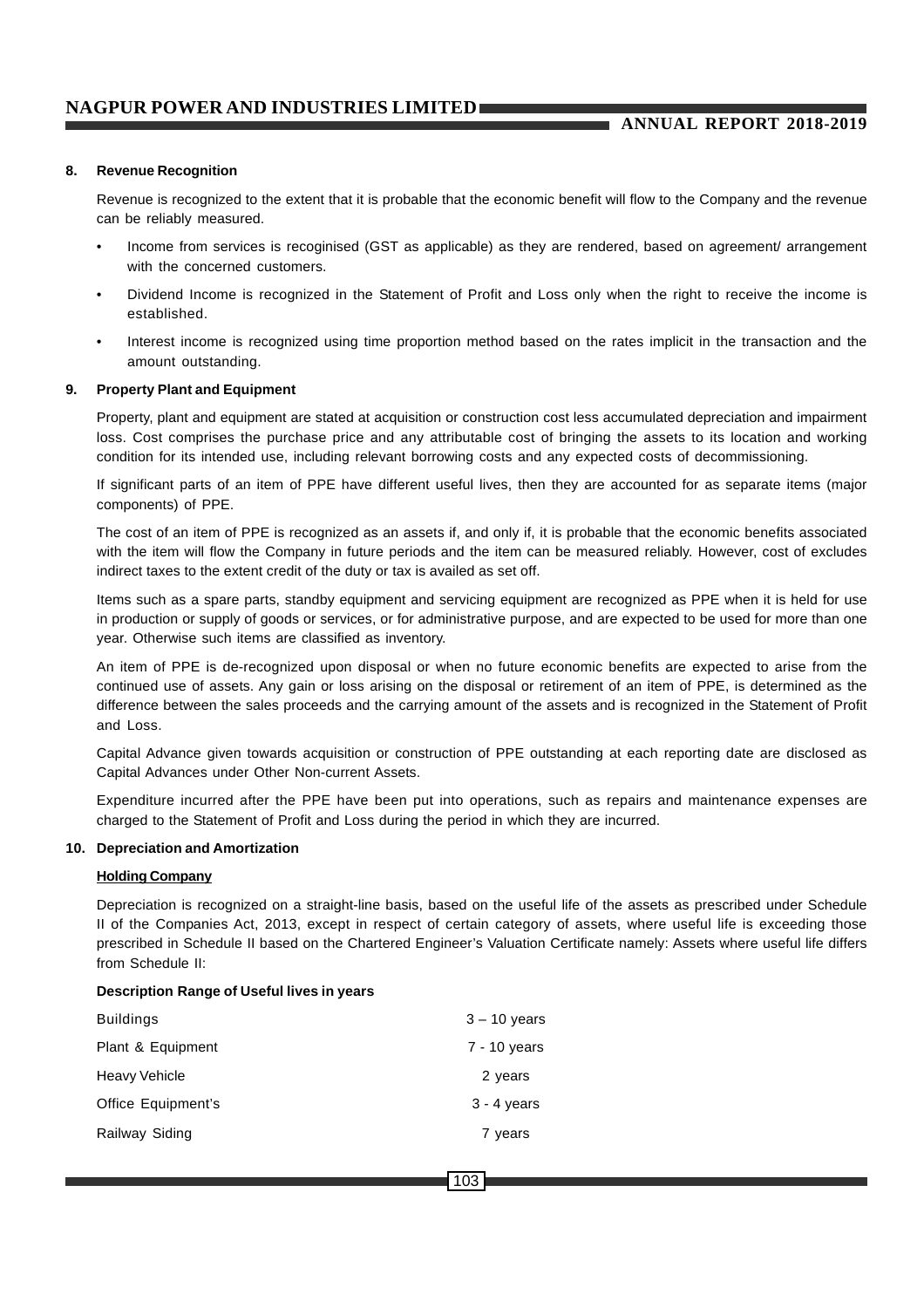## 8. Revenue Recognition

Revenue is recognized to the extent that it is probable that the economic benefit will flow to the Company and the revenue can be reliably measured.

- Income from services is recogisised (GST as applicable) as they are rendered, based on agreement/ arrangement with the concerned customers.
- Dividend Income is recognized in the Statement of Profit and Loss only when the right to receive the income is established.
- Interest income is recognized using time proportion method based on the rates implicit in the transaction and the amount outstanding.

## 9. Property Plant and Equipment

Property, plant and equipment are stated at acquisition or construction cost less accumulated depreciation and impairment loss. Cost comprises the purchase price and any attributable cost of bringing the assets to its location and working condition for its intended use, including relevant borrowing costs and any expected costs of decommissioning.

If significant parts of an item of PPE have different useful lives, then they are accounted for as separate items (major components) of PPE.

The cost of an item of PPE is recognized as an assets if, and only if, it is probable that the economic benefits associated with the item will flow the Company in future periods and the item can be measured reliably. However, cost of excludes indirect taxes to the extent credit of the duty or tax is availed as set off.

Items such as a spare parts, standby equipment and servicing equipment are recognized as PPE when it is held for use in production or supply of goods or services, or for administrative purpose, and are expected to be used for more than one year. Otherwise such items are classified as inventory.

An item of PPE is de-recognized upon disposal or when no future economic benefits are expected to arise from the continued use of assets. Any gain or loss arising on the disposal or retirement of an item of PPE, is determined as the difference between the sales proceeds and the carrying amount of the assets and is recognized in the Statement of Profit and Loss.

Capital Advance given towards acquisition or construction of PPE outstanding at each reporting date are disclosed as Capital Advances under Other Non-current Assets.

Expenditure incurred after the PPE have been put into operations, such as repairs and maintenance expenses are charged to the Statement of Profit and Loss during the period in which they are incurred.

## 10. Depreciation and Amortization

**Holding Company**

Depreciation is recognized on a straight-line basis, based on the useful life of the assets as prescribed under Schedule II of the Companies Act, 2013, except in respect of certain category of assets, where useful life is exceeding those prescribed in Schedule II based on the Chartered Engineer's Valuation Certificate namely: Assets where useful life differs from Schedule II:

| Description | Range of Useful lives in years |
|---|---|
| Buildings | 3 – 10 years |
| Plant & Equipment | 7 - 10 years |
| Heavy Vehicle | 2 years |
| Office Equipment's | 3 - 4 years |
| Railway Siding | 7 years |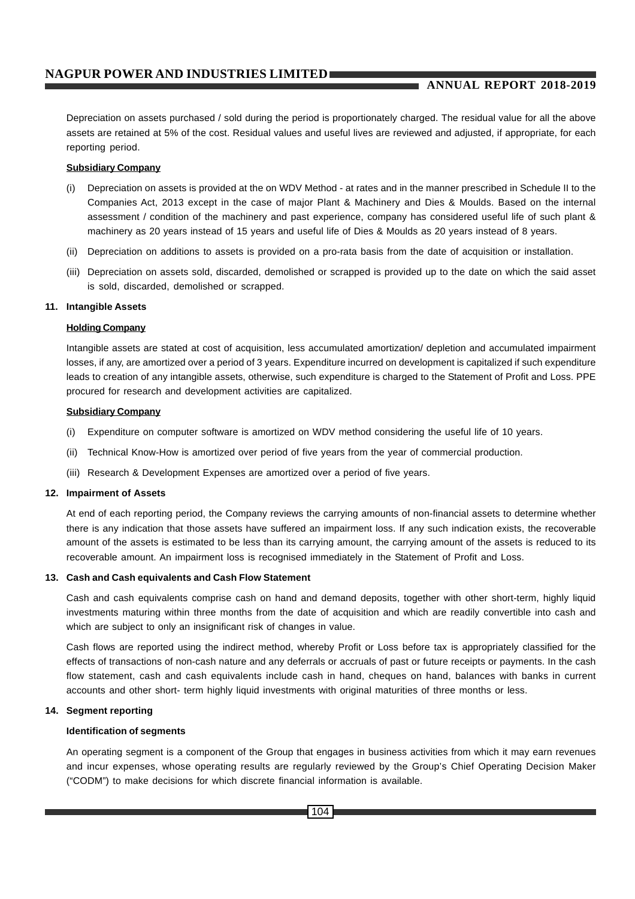Depreciation on assets purchased / sold during the period is proportionately charged. The residual value for all the above assets are retained at 5% of the cost. Residual values and useful lives are reviewed and adjusted, if appropriate, for each reporting period.

**Subsidiary Company**

(i) Depreciation on assets is provided at the on WDV Method - at rates and in the manner prescribed in Schedule II to the Companies Act, 2013 except in the case of major Plant & Machinery and Dies & Moulds. Based on the internal assessment / condition of the machinery and past experience, company has considered useful life of such plant & machinery as 20 years instead of 15 years and useful life of Dies & Moulds as 20 years instead of 8 years.

(ii) Depreciation on additions to assets is provided on a pro-rata basis from the date of acquisition or installation.

(iii) Depreciation on assets sold, discarded, demolished or scrapped is provided up to the date on which the said asset is sold, discarded, demolished or scrapped.

**11. Intangible Assets**

**Holding Company**

Intangible assets are stated at cost of acquisition, less accumulated amortization/ depletion and accumulated impairment losses, if any, are amortized over a period of 3 years. Expenditure incurred on development is capitalized if such expenditure leads to creation of any intangible assets, otherwise, such expenditure is charged to the Statement of Profit and Loss. PPE procured for research and development activities are capitalized.

**Subsidiary Company**

(i) Expenditure on computer software is amortized on WDV method considering the useful life of 10 years.

(ii) Technical Know-How is amortized over period of five years from the year of commercial production.

(iii) Research & Development Expenses are amortized over a period of five years.

**12. Impairment of Assets**

At end of each reporting period, the Company reviews the carrying amounts of non-financial assets to determine whether there is any indication that those assets have suffered an impairment loss. If any such indication exists, the recoverable amount of the assets is estimated to be less than its carrying amount, the carrying amount of the assets is reduced to its recoverable amount. An impairment loss is recognised immediately in the Statement of Profit and Loss.

**13. Cash and Cash equivalents and Cash Flow Statement**

Cash and cash equivalents comprise cash on hand and demand deposits, together with other short-term, highly liquid investments maturing within three months from the date of acquisition and which are readily convertible into cash and which are subject to only an insignificant risk of changes in value.

Cash flows are reported using the indirect method, whereby Profit or Loss before tax is appropriately classified for the effects of transactions of non-cash nature and any deferrals or accruals of past or future receipts or payments. In the cash flow statement, cash and cash equivalents include cash in hand, cheques on hand, balances with banks in current accounts and other short- term highly liquid investments with original maturities of three months or less.

**14. Segment reporting**

**Identification of segments**

An operating segment is a component of the Group that engages in business activities from which it may earn revenues and incur expenses, whose operating results are regularly reviewed by the Group's Chief Operating Decision Maker ("CODM") to make decisions for which discrete financial information is available.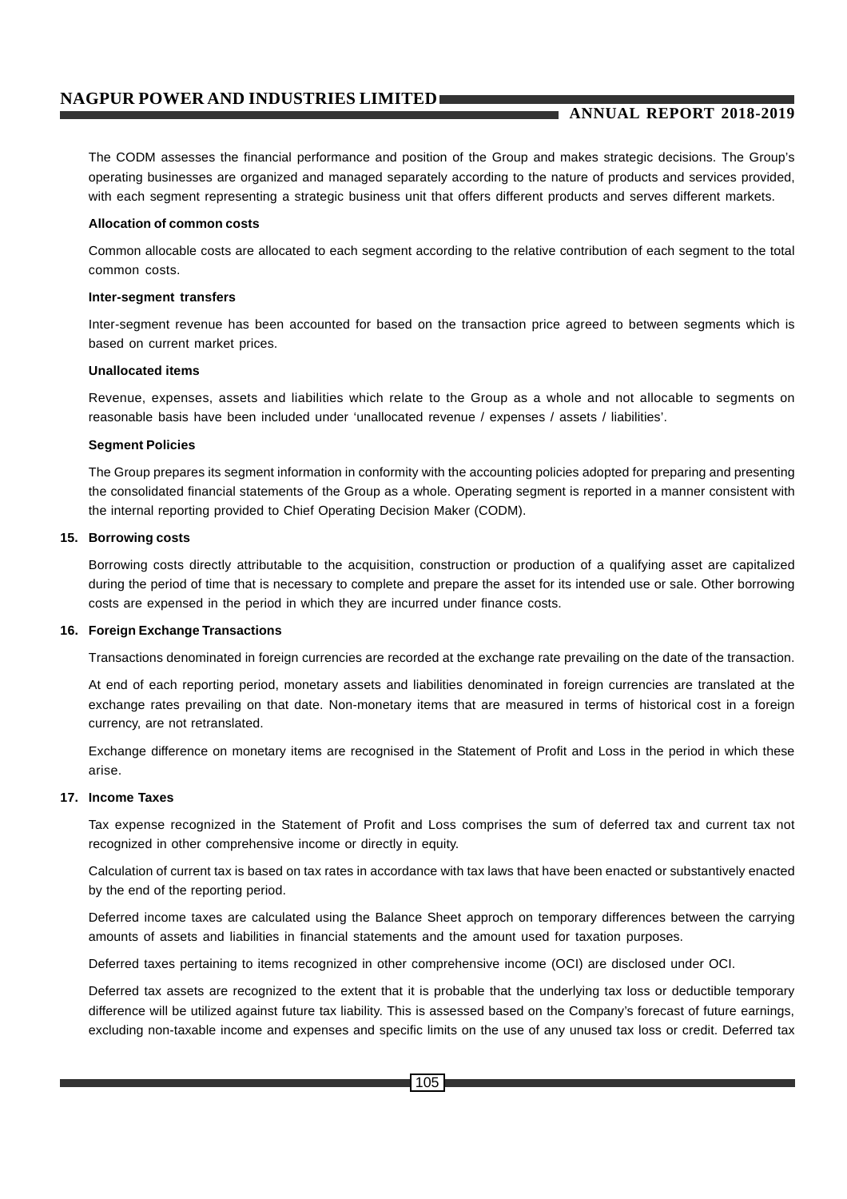The CODM assesses the financial performance and position of the Group and makes strategic decisions. The Group's operating businesses are organized and managed separately according to the nature of products and services provided, with each segment representing a strategic business unit that offers different products and serves different markets.

**Allocation of common costs**

Common allocable costs are allocated to each segment according to the relative contribution of each segment to the total common costs.

**Inter-segment transfers**

Inter-segment revenue has been accounted for based on the transaction price agreed to between segments which is based on current market prices.

**Unallocated items**

Revenue, expenses, assets and liabilities which relate to the Group as a whole and not allocable to segments on reasonable basis have been included under 'unallocated revenue / expenses / assets / liabilities'.

**Segment Policies**

The Group prepares its segment information in conformity with the accounting policies adopted for preparing and presenting the consolidated financial statements of the Group as a whole. Operating segment is reported in a manner consistent with the internal reporting provided to Chief Operating Decision Maker (CODM).

**15. Borrowing costs**

Borrowing costs directly attributable to the acquisition, construction or production of a qualifying asset are capitalized during the period of time that is necessary to complete and prepare the asset for its intended use or sale. Other borrowing costs are expensed in the period in which they are incurred under finance costs.

**16. Foreign Exchange Transactions**

Transactions denominated in foreign currencies are recorded at the exchange rate prevailing on the date of the transaction.

At end of each reporting period, monetary assets and liabilities denominated in foreign currencies are translated at the exchange rates prevailing on that date. Non-monetary items that are measured in terms of historical cost in a foreign currency, are not retranslated.

Exchange difference on monetary items are recognised in the Statement of Profit and Loss in the period in which these arise.

**17. Income Taxes**

Tax expense recognized in the Statement of Profit and Loss comprises the sum of deferred tax and current tax not recognized in other comprehensive income or directly in equity.

Calculation of current tax is based on tax rates in accordance with tax laws that have been enacted or substantively enacted by the end of the reporting period.

Deferred income taxes are calculated using the Balance Sheet approch on temporary differences between the carrying amounts of assets and liabilities in financial statements and the amount used for taxation purposes.

Deferred taxes pertaining to items recognized in other comprehensive income (OCI) are disclosed under OCI.

Deferred tax assets are recognized to the extent that it is probable that the underlying tax loss or deductible temporary difference will be utilized against future tax liability. This is assessed based on the Company's forecast of future earnings, excluding non-taxable income and expenses and specific limits on the use of any unused tax loss or credit. Deferred tax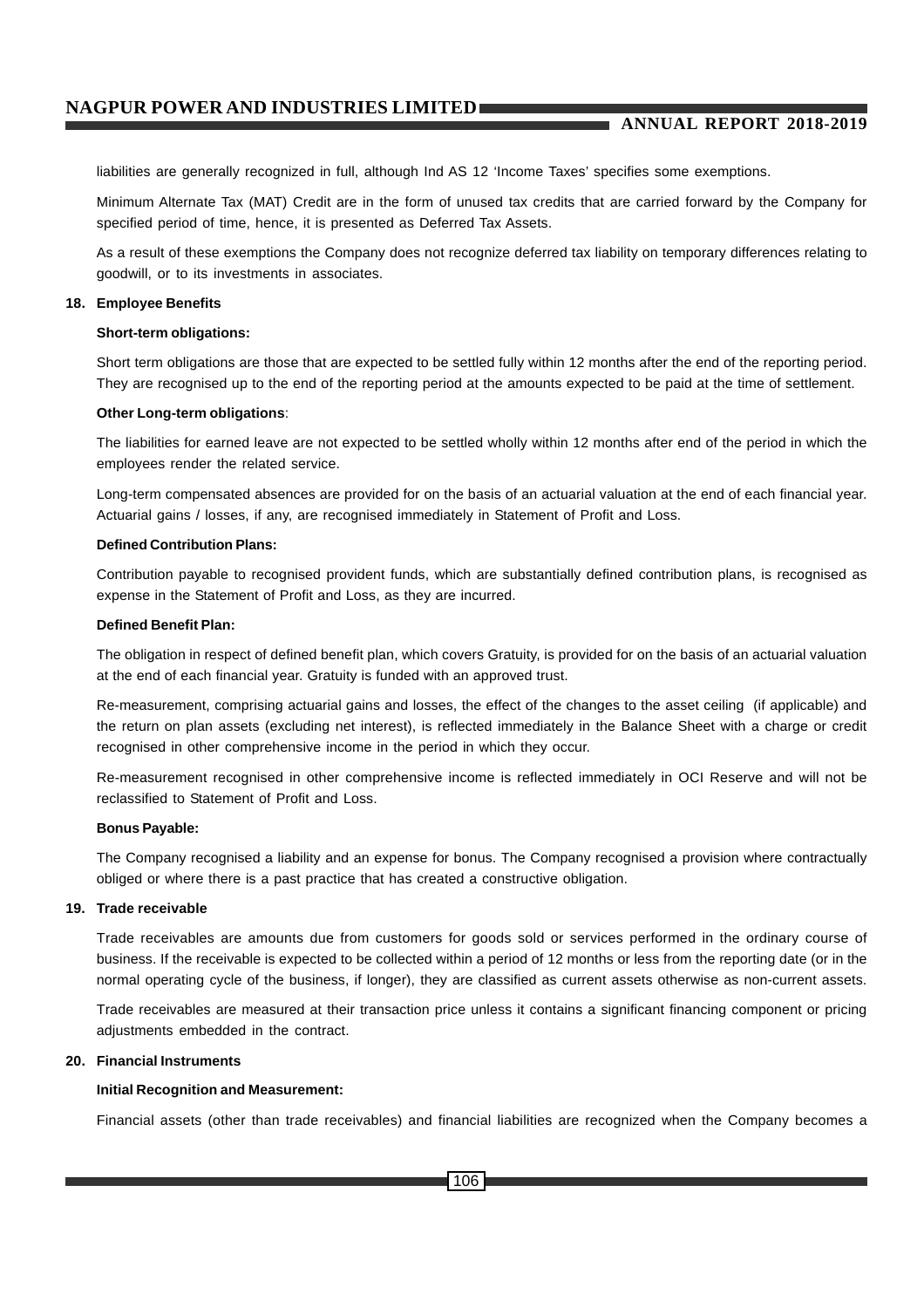liabilities are generally recognized in full, although Ind AS 12 'Income Taxes' specifies some exemptions.

Minimum Alternate Tax (MAT) Credit are in the form of unused tax credits that are carried forward by the Company for specified period of time, hence, it is presented as Deferred Tax Assets.

As a result of these exemptions the Company does not recognize deferred tax liability on temporary differences relating to goodwill, or to its investments in associates.

**18. Employee Benefits**

**Short-term obligations:**

Short term obligations are those that are expected to be settled fully within 12 months after the end of the reporting period. They are recognised up to the end of the reporting period at the amounts expected to be paid at the time of settlement.

**Other Long-term obligations**:

The liabilities for earned leave are not expected to be settled wholly within 12 months after end of the period in which the employees render the related service.

Long-term compensated absences are provided for on the basis of an actuarial valuation at the end of each financial year. Actuarial gains / losses, if any, are recognised immediately in Statement of Profit and Loss.

**Defined Contribution Plans:**

Contribution payable to recognised provident funds, which are substantially defined contribution plans, is recognised as expense in the Statement of Profit and Loss, as they are incurred.

**Defined Benefit Plan:**

The obligation in respect of defined benefit plan, which covers Gratuity, is provided for on the basis of an actuarial valuation at the end of each financial year. Gratuity is funded with an approved trust.

Re-measurement, comprising actuarial gains and losses, the effect of the changes to the asset ceiling (if applicable) and the return on plan assets (excluding net interest), is reflected immediately in the Balance Sheet with a charge or credit recognised in other comprehensive income in the period in which they occur.

Re-measurement recognised in other comprehensive income is reflected immediately in OCI Reserve and will not be reclassified to Statement of Profit and Loss.

**Bonus Payable:**

The Company recognised a liability and an expense for bonus. The Company recognised a provision where contractually obliged or where there is a past practice that has created a constructive obligation.

**19. Trade receivable**

Trade receivables are amounts due from customers for goods sold or services performed in the ordinary course of business. If the receivable is expected to be collected within a period of 12 months or less from the reporting date (or in the normal operating cycle of the business, if longer), they are classified as current assets otherwise as non-current assets.

Trade receivables are measured at their transaction price unless it contains a significant financing component or pricing adjustments embedded in the contract.

**20. Financial Instruments**

**Initial Recognition and Measurement:**

Financial assets (other than trade receivables) and financial liabilities are recognized when the Company becomes a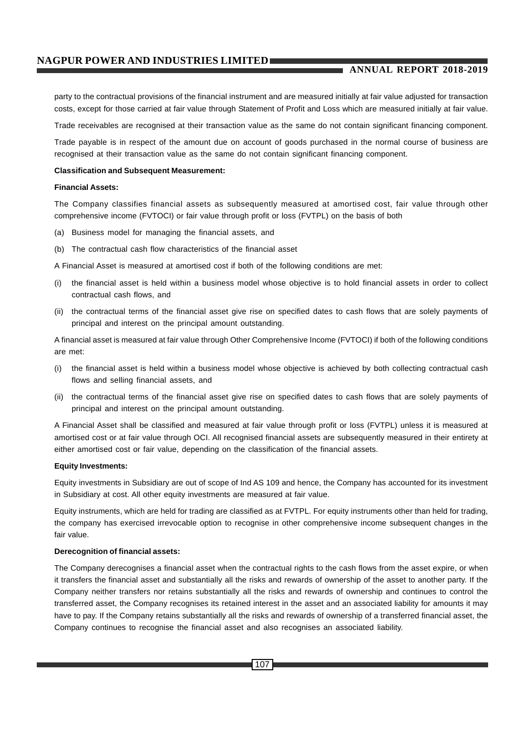party to the contractual provisions of the financial instrument and are measured initially at fair value adjusted for transaction costs, except for those carried at fair value through Statement of Profit and Loss which are measured initially at fair value.

Trade receivables are recognised at their transaction value as the same do not contain significant financing component.

Trade payable is in respect of the amount due on account of goods purchased in the normal course of business are recognised at their transaction value as the same do not contain significant financing component.

**Classification and Subsequent Measurement:**

**Financial Assets:**

The Company classifies financial assets as subsequently measured at amortised cost, fair value through other comprehensive income (FVTOCI) or fair value through profit or loss (FVTPL) on the basis of both

(a) Business model for managing the financial assets, and

(b) The contractual cash flow characteristics of the financial asset

A Financial Asset is measured at amortised cost if both of the following conditions are met:

(i) the financial asset is held within a business model whose objective is to hold financial assets in order to collect contractual cash flows, and

(ii) the contractual terms of the financial asset give rise on specified dates to cash flows that are solely payments of principal and interest on the principal amount outstanding.

A financial asset is measured at fair value through Other Comprehensive Income (FVTOCI) if both of the following conditions are met:

(i) the financial asset is held within a business model whose objective is achieved by both collecting contractual cash flows and selling financial assets, and

(ii) the contractual terms of the financial asset give rise on specified dates to cash flows that are solely payments of principal and interest on the principal amount outstanding.

A Financial Asset shall be classified and measured at fair value through profit or loss (FVTPL) unless it is measured at amortised cost or at fair value through OCI. All recognised financial assets are subsequently measured in their entirety at either amortised cost or fair value, depending on the classification of the financial assets.

**Equity Investments:**

Equity investments in Subsidiary are out of scope of Ind AS 109 and hence, the Company has accounted for its investment in Subsidiary at cost. All other equity investments are measured at fair value.

Equity instruments, which are held for trading are classified as at FVTPL. For equity instruments other than held for trading, the company has exercised irrevocable option to recognise in other comprehensive income subsequent changes in the fair value.

**Derecognition of financial assets:**

The Company derecognises a financial asset when the contractual rights to the cash flows from the asset expire, or when it transfers the financial asset and substantially all the risks and rewards of ownership of the asset to another party. If the Company neither transfers nor retains substantially all the risks and rewards of ownership and continues to control the transferred asset, the Company recognises its retained interest in the asset and an associated liability for amounts it may have to pay. If the Company retains substantially all the risks and rewards of ownership of a transferred financial asset, the Company continues to recognise the financial asset and also recognises an associated liability.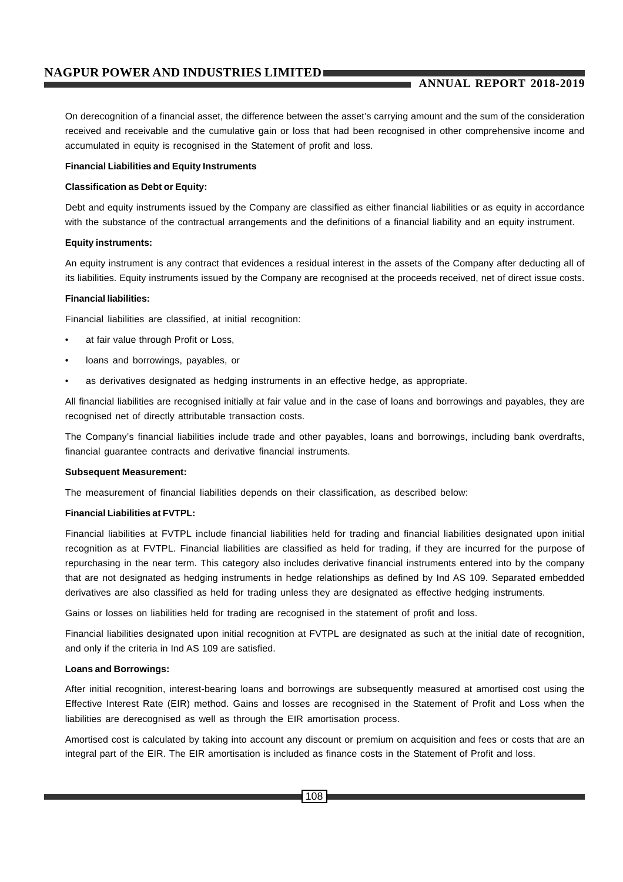On derecognition of a financial asset, the difference between the asset's carrying amount and the sum of the consideration received and receivable and the cumulative gain or loss that had been recognised in other comprehensive income and accumulated in equity is recognised in the Statement of profit and loss.

**Financial Liabilities and Equity Instruments**

**Classification as Debt or Equity:**

Debt and equity instruments issued by the Company are classified as either financial liabilities or as equity in accordance with the substance of the contractual arrangements and the definitions of a financial liability and an equity instrument.

**Equity instruments:**

An equity instrument is any contract that evidences a residual interest in the assets of the Company after deducting all of its liabilities. Equity instruments issued by the Company are recognised at the proceeds received, net of direct issue costs.

**Financial liabilities:**

Financial liabilities are classified, at initial recognition:

- at fair value through Profit or Loss,
- loans and borrowings, payables, or
- as derivatives designated as hedging instruments in an effective hedge, as appropriate.

All financial liabilities are recognised initially at fair value and in the case of loans and borrowings and payables, they are recognised net of directly attributable transaction costs.

The Company's financial liabilities include trade and other payables, loans and borrowings, including bank overdrafts, financial guarantee contracts and derivative financial instruments.

**Subsequent Measurement:**

The measurement of financial liabilities depends on their classification, as described below:

**Financial Liabilities at FVTPL:**

Financial liabilities at FVTPL include financial liabilities held for trading and financial liabilities designated upon initial recognition as at FVTPL. Financial liabilities are classified as held for trading, if they are incurred for the purpose of repurchasing in the near term. This category also includes derivative financial instruments entered into by the company that are not designated as hedging instruments in hedge relationships as defined by Ind AS 109. Separated embedded derivatives are also classified as held for trading unless they are designated as effective hedging instruments.

Gains or losses on liabilities held for trading are recognised in the statement of profit and loss.

Financial liabilities designated upon initial recognition at FVTPL are designated as such at the initial date of recognition, and only if the criteria in Ind AS 109 are satisfied.

**Loans and Borrowings:**

After initial recognition, interest-bearing loans and borrowings are subsequently measured at amortised cost using the Effective Interest Rate (EIR) method. Gains and losses are recognised in the Statement of Profit and Loss when the liabilities are derecognised as well as through the EIR amortisation process.

Amortised cost is calculated by taking into account any discount or premium on acquisition and fees or costs that are an integral part of the EIR. The EIR amortisation is included as finance costs in the Statement of Profit and loss.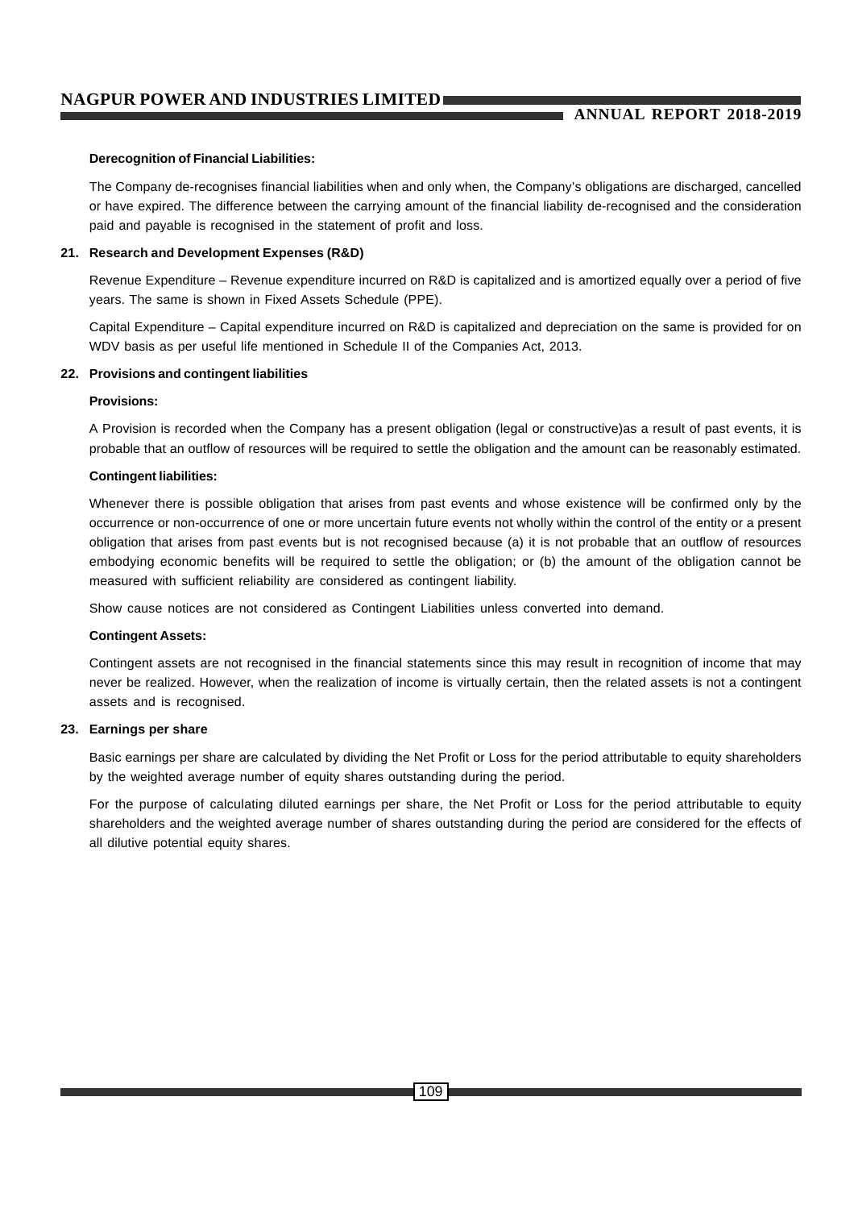**Derecognition of Financial Liabilities:**

The Company de-recognises financial liabilities when and only when, the Company's obligations are discharged, cancelled or have expired. The difference between the carrying amount of the financial liability de-recognised and the consideration paid and payable is recognised in the statement of profit and loss.

**21. Research and Development Expenses (R&D)**

Revenue Expenditure – Revenue expenditure incurred on R&D is capitalized and is amortized equally over a period of five years. The same is shown in Fixed Assets Schedule (PPE).

Capital Expenditure – Capital expenditure incurred on R&D is capitalized and depreciation on the same is provided for on WDV basis as per useful life mentioned in Schedule II of the Companies Act, 2013.

**22. Provisions and contingent liabilities**

**Provisions:**

A Provision is recorded when the Company has a present obligation (legal or constructive)as a result of past events, it is probable that an outflow of resources will be required to settle the obligation and the amount can be reasonably estimated.

**Contingent liabilities:**

Whenever there is possible obligation that arises from past events and whose existence will be confirmed only by the occurrence or non-occurrence of one or more uncertain future events not wholly within the control of the entity or a present obligation that arises from past events but is not recognised because (a) it is not probable that an outflow of resources embodying economic benefits will be required to settle the obligation; or (b) the amount of the obligation cannot be measured with sufficient reliability are considered as contingent liability.

Show cause notices are not considered as Contingent Liabilities unless converted into demand.

**Contingent Assets:**

Contingent assets are not recognised in the financial statements since this may result in recognition of income that may never be realized. However, when the realization of income is virtually certain, then the related assets is not a contingent assets and is recognised.

**23. Earnings per share**

Basic earnings per share are calculated by dividing the Net Profit or Loss for the period attributable to equity shareholders by the weighted average number of equity shares outstanding during the period.

For the purpose of calculating diluted earnings per share, the Net Profit or Loss for the period attributable to equity shareholders and the weighted average number of shares outstanding during the period are considered for the effects of all dilutive potential equity shares.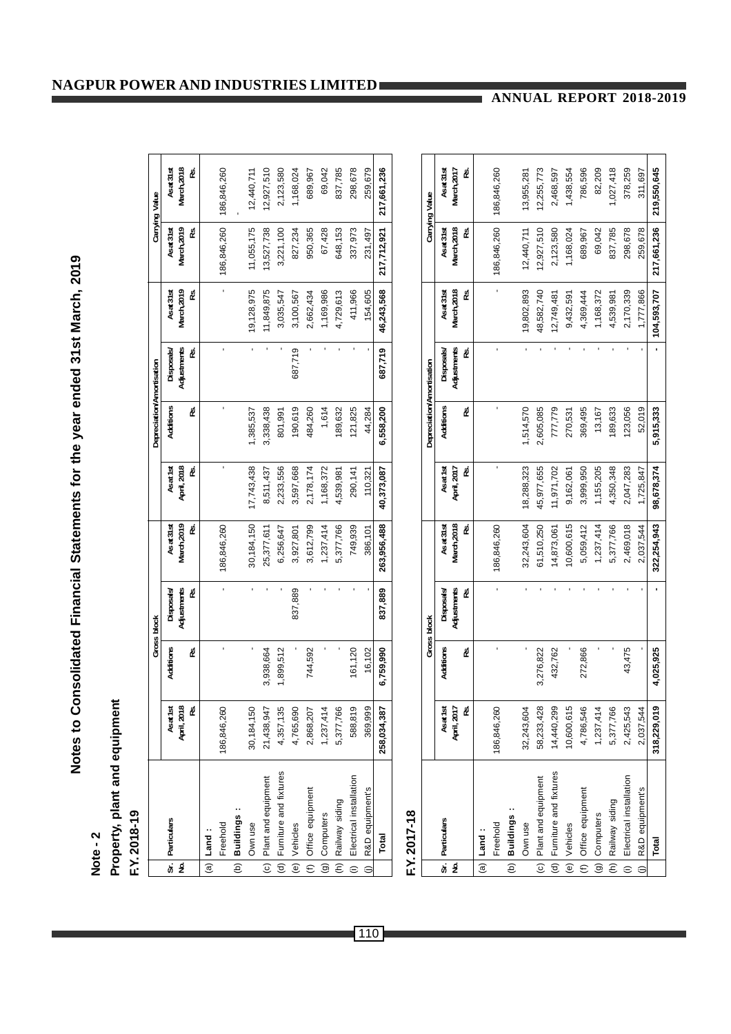## Notes to Consolidated Financial Statements for the year ended 31st March, 2019

### Note - 2

### Property, plant and equipment

**F.Y. 2018-19**

| Sr. No. | Particulars | Gross block | | | | Depreciation/Amortisation | | | | Carrying Value | |
|---|---|---|---|---|---|---|---|---|---|---|---|
| | | As at 1st April, 2018 Rs. | Additions Rs. | Disposals/ Adjustments Rs. | As at 31st March,2019 Rs. | As at 1st April, 2018 Rs. | Additions Rs. | Disposals/ Adjustments Rs. | As at 31st March,2019 Rs. | As at 31st March,2019 Rs. | As at 31st March,2018 Rs. |
| (a) | **Land :** | | | | | | | | | | |
| | Freehold | 186,846,260 | - | - | 186,846,260 | - | - | - | - | 186,846,260 | 186,846,260 |
| (b) | **Buildings :** | | | | | | | | | | - |
| | Own use | 30,184,150 | - | - | 30,184,150 | 17,743,438 | 1,385,537 | - | 19,128,975 | 11,055,175 | 12,440,711 |
| (c) | Plant and equipment | 21,438,947 | 3,938,664 | - | 25,377,611 | 8,511,437 | 3,338,438 | - | 11,849,875 | 13,527,738 | 12,927,510 |
| (d) | Furniture and fixtures | 4,357,135 | 1,899,512 | - | 6,256,647 | 2,233,556 | 801,991 | - | 3,035,547 | 3,221,100 | 2,123,580 |
| (e) | Vehicles | 4,765,690 | - | 837,889 | 3,927,801 | 3,597,668 | 190,619 | 687,719 | 3,100,567 | 827,234 | 1,168,024 |
| (f) | Office equipment | 2,868,207 | 744,592 | - | 3,612,799 | 2,178,174 | 484,260 | - | 2,662,434 | 950,365 | 689,967 |
| (g) | Computers | 1,237,414 | - | - | 1,237,414 | 1,168,372 | 1,614 | - | 1,169,986 | 67,428 | 69,042 |
| (h) | Railway siding | 5,377,766 | - | - | 5,377,766 | 4,539,981 | 189,632 | - | 4,729,613 | 648,153 | 837,785 |
| (i) | Electrical installation | 588,819 | 161,120 | - | 749,939 | 290,141 | 121,825 | - | 411,966 | 337,973 | 298,678 |
| (j) | R&D equipment's | 369,999 | 16,102 | - | 386,101 | 110,321 | 44,284 | - | 154,605 | 231,497 | 259,679 |
| | **Total** | **258,034,387** | **6,759,990** | **837,889** | **263,956,488** | **40,373,087** | **6,558,200** | **687,719** | **46,243,568** | **217,712,921** | **217,661,236** |

**F.Y. 2017-18**

| Sr. No. | Particulars | Gross block | | | | Depreciation/Amortisation | | | | Carrying Value | |
|---|---|---|---|---|---|---|---|---|---|---|---|
| | | As at 1st April, 2017 Rs. | Additions Rs. | Disposals/ Adjustments Rs. | As at 31st March,2018 Rs. | As at 1st April, 2017 Rs. | Additions Rs. | Disposals/ Adjustments Rs. | As at 31st March,2018 Rs. | As at 31st March,2018 Rs. | As at 31st March,2017 Rs. |
| (a) | **Land :** | | | | | | | | | | |
| | Freehold | 186,846,260 | - | - | 186,846,260 | - | - | - | - | 186,846,260 | 186,846,260 |
| (b) | **Buildings :** | | | | | | | | | | |
| | Own use | 32,243,604 | - | - | 32,243,604 | 18,288,323 | 1,514,570 | - | 19,802,893 | 12,440,711 | 13,955,281 |
| (c) | Plant and equipment | 58,233,428 | 3,276,822 | - | 61,510,250 | 45,977,655 | 2,605,085 | - | 48,582,740 | 12,927,510 | 12,255,773 |
| (d) | Furniture and fixtures | 14,440,299 | 432,762 | - | 14,873,061 | 11,971,702 | 777,779 | - | 12,749,481 | 2,123,580 | 2,468,597 |
| (e) | Vehicles | 10,600,615 | - | - | 10,600,615 | 9,162,061 | 270,531 | - | 9,432,591 | 1,168,024 | 1,438,554 |
| (f) | Office equipment | 4,786,546 | 272,866 | - | 5,059,412 | 3,999,950 | 369,495 | - | 4,369,444 | 689,967 | 786,596 |
| (g) | Computers | 1,237,414 | - | - | 1,237,414 | 1,155,205 | 13,167 | - | 1,168,372 | 69,042 | 82,209 |
| (h) | Railway siding | 5,377,766 | - | - | 5,377,766 | 4,350,348 | 189,633 | - | 4,539,981 | 837,785 | 1,027,418 |
| (i) | Electrical installation | 2,425,543 | 43,475 | - | 2,469,018 | 2,047,283 | 123,056 | - | 2,170,339 | 298,678 | 378,259 |
| (j) | R&D equipment's | 2,037,544 | - | - | 2,037,544 | 1,725,847 | 52,019 | - | 1,777,866 | 259,678 | 311,697 |
| | **Total** | **318,229,019** | **4,025,925** | **-** | **322,254,943** | **98,678,374** | **5,915,333** | **-** | **104,593,707** | **217,661,236** | **219,550,645** |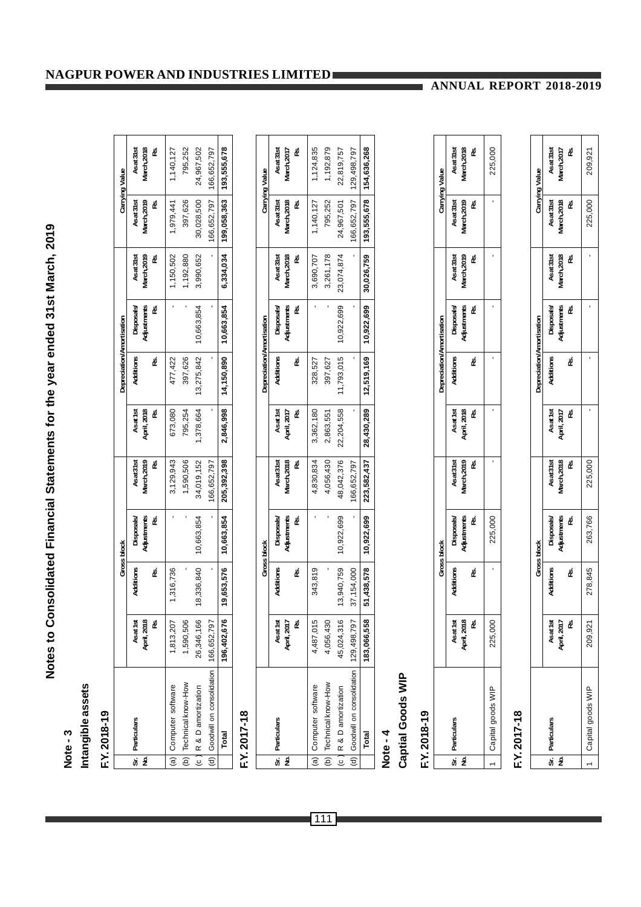# Notes to Consolidated Financial Statements for the year ended 31st March, 2019

## Note - 3

### Intangible assets

**F.Y. 2018-19**

| Sr. No. | Particulars | Gross block | | | | Depreciation/Amortisation | | | | Carrying Value | |
|---|---|---|---|---|---|---|---|---|---|---|---|
| | | As at 1st April, 2018 Rs. | Additions Rs. | Disposals/ Adjustments Rs. | As at 31st March, 2019 Rs. | As at 1st April, 2018 Rs. | Additions Rs. | Disposals/ Adjustments Rs. | As at 31st March, 2019 Rs. | As at 31st March, 2019 Rs. | As at 31st March, 2018 Rs. |
| (a) | Computer software | 1,813,207 | 1,316,736 | - | 3,129,943 | 673,080 | 477,422 | - | 1,150,502 | 1,979,441 | 1,140,127 |
| (b) | Technical know-How | 1,590,506 | - | - | 1,590,506 | 795,254 | 397,626 | - | 1,192,880 | 397,626 | 795,252 |
| (c) | R & D amortization | 26,346,166 | 18,336,840 | 10,663,854 | 34,019,152 | 1,378,664 | 13,275,842 | 10,663,854 | 3,990,652 | 30,028,500 | 24,967,502 |
| (d) | Goodwill on consolidation | 166,652,797 | - | - | 166,652,797 | - | - | - | - | 166,652,797 | 166,652,797 |
| | **Total** | **196,402,676** | **19,653,576** | **10,663,854** | **205,392,398** | **2,846,998** | **14,150,890** | **10,663,854** | **6,334,034** | **199,058,363** | **193,555,678** |

**F.Y. 2017-18**

| Sr. No. | Particulars | Gross block | | | | Depreciation/Amortisation | | | | Carrying Value | |
|---|---|---|---|---|---|---|---|---|---|---|---|
| | | As at 1st April, 2017 Rs. | Additions Rs. | Disposals/ Adjustments Rs. | As at 31st March, 2018 Rs. | As at 1st April, 2017 Rs. | Additions Rs. | Disposals/ Adjustments Rs. | As at 31st March, 2018 Rs. | As at 31st March, 2018 Rs. | As at 31st March, 2017 Rs. |
| (a) | Computer software | 4,487,015 | 343,819 | - | 4,830,834 | 3,362,180 | 328,527 | - | 3,690,707 | 1,140,127 | 1,124,835 |
| (b) | Technical know-How | 4,056,430 | - | - | 4,056,430 | 2,863,551 | 397,627 | - | 3,261,178 | 795,252 | 1,192,879 |
| (c) | R & D amortization | 45,024,316 | 13,940,759 | 10,922,699 | 48,042,376 | 22,204,558 | 11,793,015 | 10,922,699 | 23,074,874 | 24,967,501 | 22,819,757 |
| (d) | Goodwill on consolidation | 129,498,797 | 37,154,000 | - | 166,652,797 | - | - | - | - | 166,652,797 | 129,498,797 |
| | **Total** | **183,066,558** | **51,438,578** | **10,922,699** | **223,582,437** | **28,430,289** | **12,519,169** | **10,922,699** | **30,026,759** | **193,555,678** | **154,636,268** |

## Note - 4

### Captial Goods WIP

**F.Y. 2018-19**

| Sr. No. | Particulars | Gross block | | | | Depreciation/Amortisation | | | | Carrying Value | |
|---|---|---|---|---|---|---|---|---|---|---|---|
| | | As at 1st April, 2018 Rs. | Additions Rs. | Disposals/ Adjustments Rs. | As at 31st March, 2019 Rs. | As at 1st April, 2018 Rs. | Additions Rs. | Disposals/ Adjustments Rs. | As at 31st March, 2019 Rs. | As at 31st March, 2019 Rs. | As at 31st March, 2018 Rs. |
| 1 | Capital goods WIP | 225,000 | - | 225,000 | - | - | - | - | - | - | 225,000 |

**F.Y. 2017-18**

| Sr. No. | Particulars | Gross block | | | | Depreciation/Amortisation | | | | Carrying Value | |
|---|---|---|---|---|---|---|---|---|---|---|---|
| | | As at 1st April, 2017 Rs. | Additions Rs. | Disposals/ Adjustments Rs. | As at 31st March, 2018 Rs. | As at 1st April, 2017 Rs. | Additions Rs. | Disposals/ Adjustments Rs. | As at 31st March, 2018 Rs. | As at 31st March, 2018 Rs. | As at 31st March, 2017 Rs. |
| 1 | Capital goods WIP | 209,921 | 278,845 | 263,766 | 225,000 | - | - | - | - | 225,000 | 209,921 |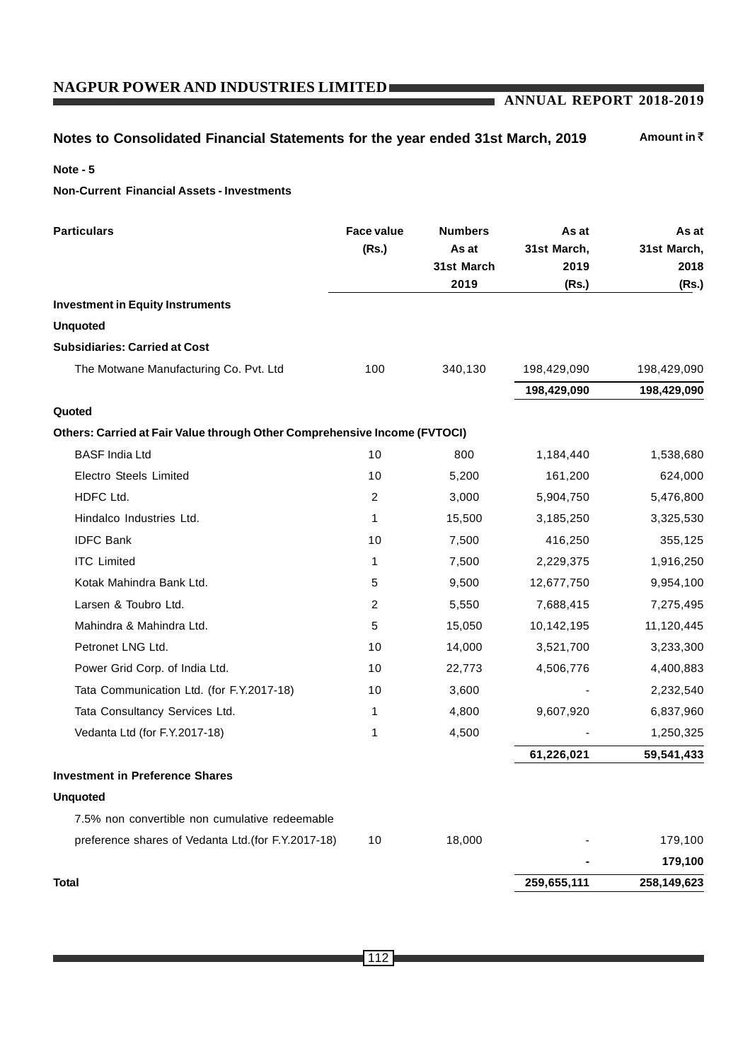## Notes to Consolidated Financial Statements for the year ended 31st March, 2019

Amount in ₹

**Note - 5**

**Non-Current Financial Assets - Investments**

| Particulars | Face value (Rs.) | Numbers As at 31st March 2019 | As at 31st March, 2019 (Rs.) | As at 31st March, 2018 (Rs.) |
|---|---|---|---|---|
| **Investment in Equity Instruments** | | | | |
| **Unquoted** | | | | |
| **Subsidiaries: Carried at Cost** | | | | |
| The Motwane Manufacturing Co. Pvt. Ltd | 100 | 340,130 | 198,429,090 | 198,429,090 |
| | | | **198,429,090** | **198,429,090** |
| **Quoted** | | | | |
| **Others: Carried at Fair Value through Other Comprehensive Income (FVTOCI)** | | | | |
| BASF India Ltd | 10 | 800 | 1,184,440 | 1,538,680 |
| Electro Steels Limited | 10 | 5,200 | 161,200 | 624,000 |
| HDFC Ltd. | 2 | 3,000 | 5,904,750 | 5,476,800 |
| Hindalco Industries Ltd. | 1 | 15,500 | 3,185,250 | 3,325,530 |
| IDFC Bank | 10 | 7,500 | 416,250 | 355,125 |
| ITC Limited | 1 | 7,500 | 2,229,375 | 1,916,250 |
| Kotak Mahindra Bank Ltd. | 5 | 9,500 | 12,677,750 | 9,954,100 |
| Larsen & Toubro Ltd. | 2 | 5,550 | 7,688,415 | 7,275,495 |
| Mahindra & Mahindra Ltd. | 5 | 15,050 | 10,142,195 | 11,120,445 |
| Petronet LNG Ltd. | 10 | 14,000 | 3,521,700 | 3,233,300 |
| Power Grid Corp. of India Ltd. | 10 | 22,773 | 4,506,776 | 4,400,883 |
| Tata Communication Ltd. (for F.Y.2017-18) | 10 | 3,600 | - | 2,232,540 |
| Tata Consultancy Services Ltd. | 1 | 4,800 | 9,607,920 | 6,837,960 |
| Vedanta Ltd (for F.Y.2017-18) | 1 | 4,500 | - | 1,250,325 |
| | | | **61,226,021** | **59,541,433** |
| **Investment in Preference Shares** | | | | |
| **Unquoted** | | | | |
| 7.5% non convertible non cumulative redeemable preference shares of Vedanta Ltd.(for F.Y.2017-18) | 10 | 18,000 | - | 179,100 |
| | | | **-** | **179,100** |
| **Total** | | | **259,655,111** | **258,149,623** |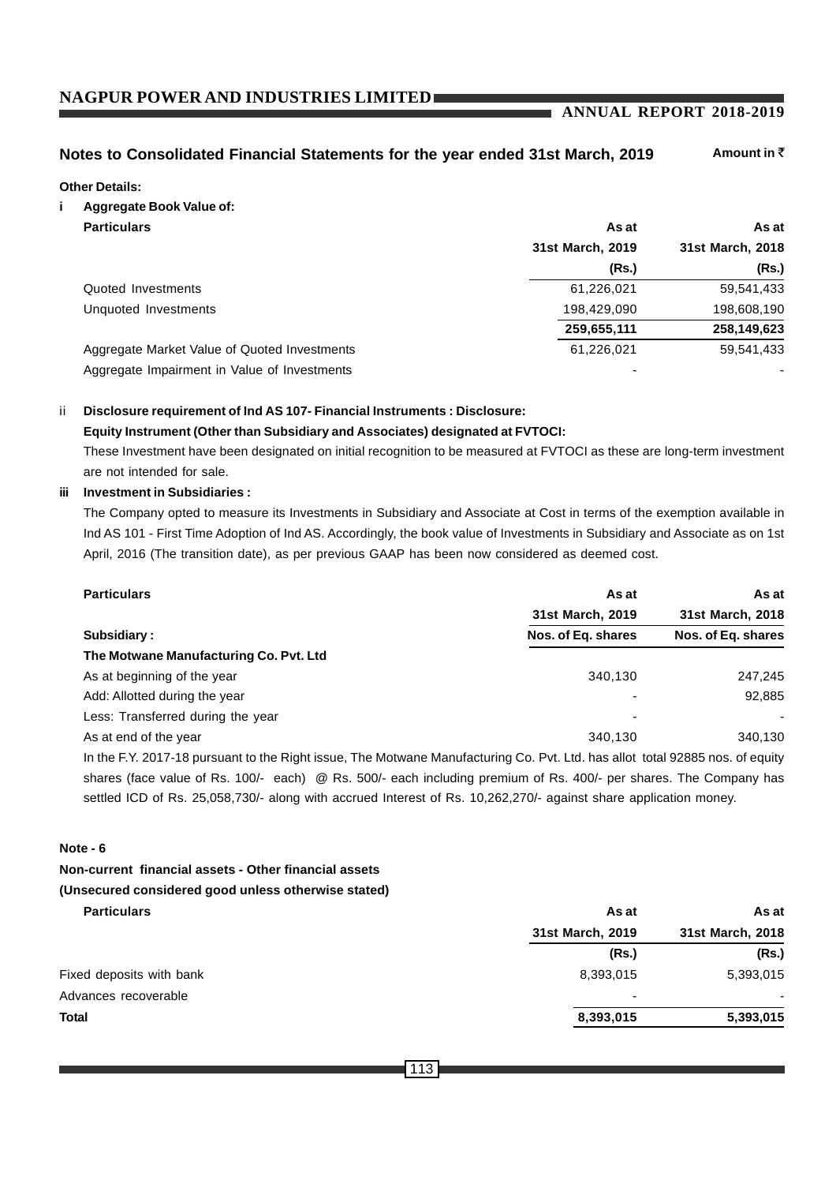## Notes to Consolidated Financial Statements for the year ended 31st March, 2019

Amount in ₹

**Other Details:**

**i Aggregate Book Value of:**

| Particulars | As at 31st March, 2019 (Rs.) | As at 31st March, 2018 (Rs.) |
|---|---|---|
| Quoted Investments | 61,226,021 | 59,541,433 |
| Unquoted Investments | 198,429,090 | 198,608,190 |
| | **259,655,111** | **258,149,623** |
| Aggregate Market Value of Quoted Investments | 61,226,021 | 59,541,433 |
| Aggregate Impairment in Value of Investments | - | - |

ii **Disclosure requirement of Ind AS 107- Financial Instruments : Disclosure:**

**Equity Instrument (Other than Subsidiary and Associates) designated at FVTOCI:**

These Investment have been designated on initial recognition to be measured at FVTOCI as these are long-term investment are not intended for sale.

**iii Investment in Subsidiaries :**

The Company opted to measure its Investments in Subsidiary and Associate at Cost in terms of the exemption available in Ind AS 101 - First Time Adoption of Ind AS. Accordingly, the book value of Investments in Subsidiary and Associate as on 1st April, 2016 (The transition date), as per previous GAAP has been now considered as deemed cost.

| Particulars | As at 31st March, 2019 | As at 31st March, 2018 |
|---|---|---|
| **Subsidiary :** | **Nos. of Eq. shares** | **Nos. of Eq. shares** |
| **The Motwane Manufacturing Co. Pvt. Ltd** | | |
| As at beginning of the year | 340,130 | 247,245 |
| Add: Allotted during the year | - | 92,885 |
| Less: Transferred during the year | - | - |
| As at end of the year | 340,130 | 340,130 |

In the F.Y. 2017-18 pursuant to the Right issue, The Motwane Manufacturing Co. Pvt. Ltd. has allot total 92885 nos. of equity shares (face value of Rs. 100/- each) @ Rs. 500/- each including premium of Rs. 400/- per shares. The Company has settled ICD of Rs. 25,058,730/- along with accrued Interest of Rs. 10,262,270/- against share application money.

**Note - 6**

**Non-current financial assets - Other financial assets**

**(Unsecured considered good unless otherwise stated)**

| Particulars | As at 31st March, 2019 (Rs.) | As at 31st March, 2018 (Rs.) |
|---|---|---|
| Fixed deposits with bank | 8,393,015 | 5,393,015 |
| Advances recoverable | - | - |
| **Total** | **8,393,015** | **5,393,015** |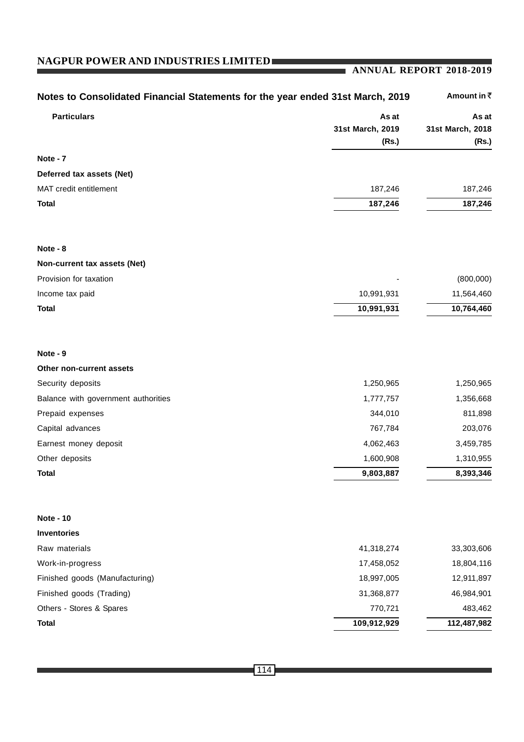## Notes to Consolidated Financial Statements for the year ended 31st March, 2019

Amount in ₹

| Particulars | As at 31st March, 2019 (Rs.) | As at 31st March, 2018 (Rs.) |
|---|---|---|
| **Note - 7** | | |
| **Deferred tax assets (Net)** | | |
| MAT credit entitlement | 187,246 | 187,246 |
| **Total** | **187,246** | **187,246** |
| | | |
| **Note - 8** | | |
| **Non-current tax assets (Net)** | | |
| Provision for taxation | - | (800,000) |
| Income tax paid | 10,991,931 | 11,564,460 |
| **Total** | **10,991,931** | **10,764,460** |
| | | |
| **Note - 9** | | |
| **Other non-current assets** | | |
| Security deposits | 1,250,965 | 1,250,965 |
| Balance with government authorities | 1,777,757 | 1,356,668 |
| Prepaid expenses | 344,010 | 811,898 |
| Capital advances | 767,784 | 203,076 |
| Earnest money deposit | 4,062,463 | 3,459,785 |
| Other deposits | 1,600,908 | 1,310,955 |
| **Total** | **9,803,887** | **8,393,346** |
| | | |
| **Note - 10** | | |
| **Inventories** | | |
| Raw materials | 41,318,274 | 33,303,606 |
| Work-in-progress | 17,458,052 | 18,804,116 |
| Finished goods (Manufacturing) | 18,997,005 | 12,911,897 |
| Finished goods (Trading) | 31,368,877 | 46,984,901 |
| Others - Stores & Spares | 770,721 | 483,462 |
| **Total** | **109,912,929** | **112,487,982** |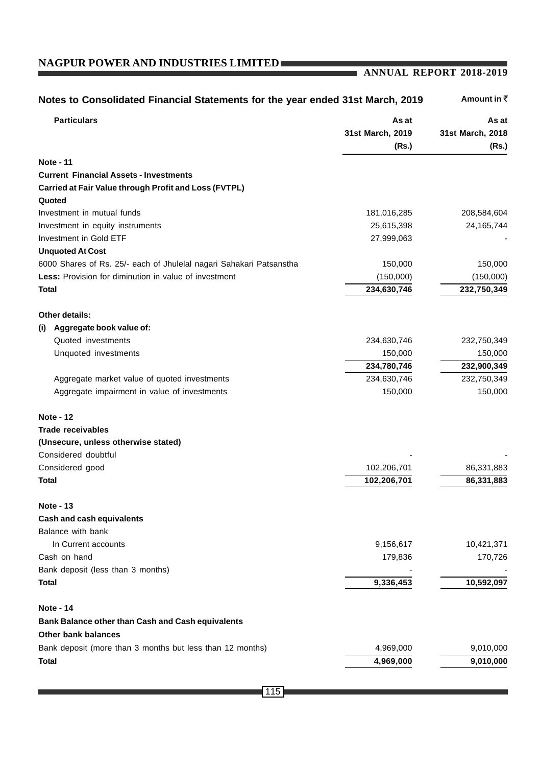## Notes to Consolidated Financial Statements for the year ended 31st March, 2019

Amount in ₹

| Particulars | As at 31st March, 2019 (Rs.) | As at 31st March, 2018 (Rs.) |
|---|---|---|
| **Note - 11** | | |
| **Current Financial Assets - Investments** | | |
| **Carried at Fair Value through Profit and Loss (FVTPL)** | | |
| **Quoted** | | |
| Investment in mutual funds | 181,016,285 | 208,584,604 |
| Investment in equity instruments | 25,615,398 | 24,165,744 |
| Investment in Gold ETF | 27,999,063 | - |
| **Unquoted At Cost** | | |
| 6000 Shares of Rs. 25/- each of Jhulelal nagari Sahakari Patsanstha | 150,000 | 150,000 |
| **Less:** Provision for diminution in value of investment | (150,000) | (150,000) |
| **Total** | **234,630,746** | **232,750,349** |
| **Other details:** | | |
| **(i) Aggregate book value of:** | | |
| Quoted investments | 234,630,746 | 232,750,349 |
| Unquoted investments | 150,000 | 150,000 |
| | **234,780,746** | **232,900,349** |
| Aggregate market value of quoted investments | 234,630,746 | 232,750,349 |
| Aggregate impairment in value of investments | 150,000 | 150,000 |
| **Note - 12** | | |
| **Trade receivables** | | |
| **(Unsecure, unless otherwise stated)** | | |
| Considered doubtful | - | - |
| Considered good | 102,206,701 | 86,331,883 |
| **Total** | **102,206,701** | **86,331,883** |
| **Note - 13** | | |
| **Cash and cash equivalents** | | |
| Balance with bank | | |
| In Current accounts | 9,156,617 | 10,421,371 |
| Cash on hand | 179,836 | 170,726 |
| Bank deposit (less than 3 months) | - | - |
| **Total** | **9,336,453** | **10,592,097** |
| **Note - 14** | | |
| **Bank Balance other than Cash and Cash equivalents** | | |
| **Other bank balances** | | |
| Bank deposit (more than 3 months but less than 12 months) | 4,969,000 | 9,010,000 |
| **Total** | **4,969,000** | **9,010,000** |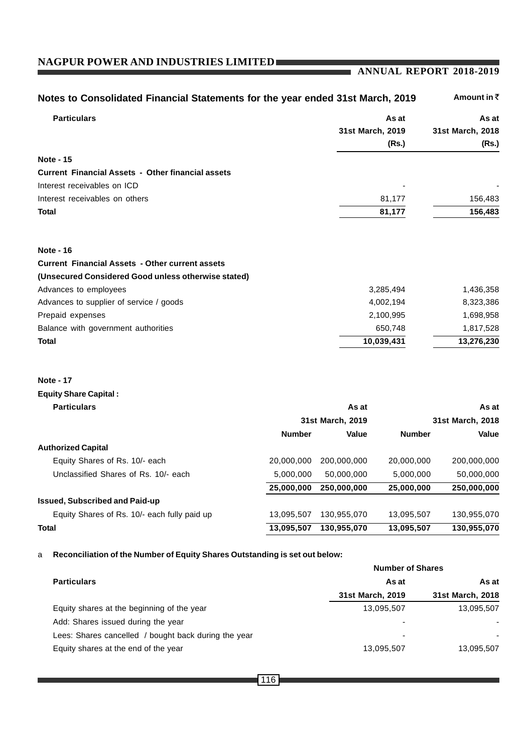## Notes to Consolidated Financial Statements for the year ended 31st March, 2019

Amount in ₹

| Particulars | As at 31st March, 2019 (Rs.) | As at 31st March, 2018 (Rs.) |
|---|---|---|
| **Note - 15** | | |
| **Current Financial Assets - Other financial assets** | | |
| Interest receivables on ICD | - | - |
| Interest receivables on others | 81,177 | 156,483 |
| **Total** | **81,177** | **156,483** |
| | | |
| **Note - 16** | | |
| **Current Financial Assets - Other current assets** | | |
| **(Unsecured Considered Good unless otherwise stated)** | | |
| Advances to employees | 3,285,494 | 1,436,358 |
| Advances to supplier of service / goods | 4,002,194 | 8,323,386 |
| Prepaid expenses | 2,100,995 | 1,698,958 |
| Balance with government authorities | 650,748 | 1,817,528 |
| **Total** | **10,039,431** | **13,276,230** |

**Note - 17**

**Equity Share Capital :**

| Particulars | As at 31st March, 2019 | | As at 31st March, 2018 | |
|---|---|---|---|---|
| | Number | Value | Number | Value |
| **Authorized Capital** | | | | |
| Equity Shares of Rs. 10/- each | 20,000,000 | 200,000,000 | 20,000,000 | 200,000,000 |
| Unclassified Shares of Rs. 10/- each | 5,000,000 | 50,000,000 | 5,000,000 | 50,000,000 |
| | **25,000,000** | **250,000,000** | **25,000,000** | **250,000,000** |
| **Issued, Subscribed and Paid-up** | | | | |
| Equity Shares of Rs. 10/- each fully paid up | 13,095,507 | 130,955,070 | 13,095,507 | 130,955,070 |
| **Total** | **13,095,507** | **130,955,070** | **13,095,507** | **130,955,070** |

a **Reconciliation of the Number of Equity Shares Outstanding is set out below:**

| Particulars | Number of Shares | |
|---|---|---|
| | As at 31st March, 2019 | As at 31st March, 2018 |
| Equity shares at the beginning of the year | 13,095,507 | 13,095,507 |
| Add: Shares issued during the year | - | - |
| Lees: Shares cancelled / bought back during the year | - | - |
| Equity shares at the end of the year | 13,095,507 | 13,095,507 |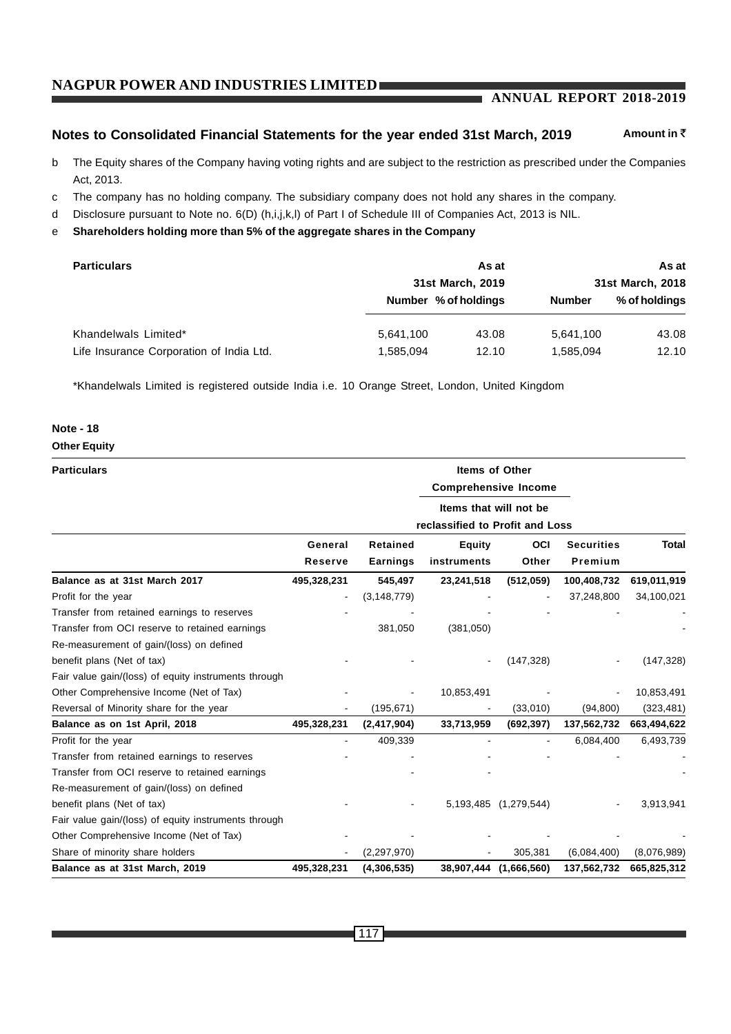## Notes to Consolidated Financial Statements for the year ended 31st March, 2019

Amount in ₹

b The Equity shares of the Company having voting rights and are subject to the restriction as prescribed under the Companies Act, 2013.

c The company has no holding company. The subsidiary company does not hold any shares in the company.

d Disclosure pursuant to Note no. 6(D) (h,i,j,k,l) of Part I of Schedule III of Companies Act, 2013 is NIL.

e **Shareholders holding more than 5% of the aggregate shares in the Company**

| Particulars | As at 31st March, 2019 | | As at 31st March, 2018 | |
|---|---|---|---|---|
| | Number | % of holdings | Number | % of holdings |
| Khandelwals Limited* | 5,641,100 | 43.08 | 5,641,100 | 43.08 |
| Life Insurance Corporation of India Ltd. | 1,585,094 | 12.10 | 1,585,094 | 12.10 |

*Khandelwals Limited is registered outside India i.e. 10 Orange Street, London, United Kingdom

**Note - 18**

**Other Equity**

| Particulars | | | Items of Other Comprehensive Income - Items that will not be reclassified to Profit and Loss | | | |
|---|---|---|---|---|---|---|
| | General Reserve | Retained Earnings | Equity instruments | OCI Other | Securities Premium | Total |
| **Balance as at 31st March 2017** | **495,328,231** | **545,497** | **23,241,518** | **(512,059)** | **100,408,732** | **619,011,919** |
| Profit for the year | - | (3,148,779) | - | - | 37,248,800 | 34,100,021 |
| Transfer from retained earnings to reserves | - | - | - | - | - | - |
| Transfer from OCI reserve to retained earnings | | 381,050 | (381,050) | | | - |
| Re-measurement of gain/(loss) on defined benefit plans (Net of tax) | - | - | - | (147,328) | - | (147,328) |
| Fair value gain/(loss) of equity instruments through Other Comprehensive Income (Net of Tax) | - | - | 10,853,491 | - | - | 10,853,491 |
| Reversal of Minority share for the year | - | (195,671) | - | (33,010) | (94,800) | (323,481) |
| **Balance as on 1st April, 2018** | **495,328,231** | **(2,417,904)** | **33,713,959** | **(692,397)** | **137,562,732** | **663,494,622** |
| Profit for the year | - | 409,339 | - | - | 6,084,400 | 6,493,739 |
| Transfer from retained earnings to reserves | - | - | - | - | - | - |
| Transfer from OCI reserve to retained earnings | | - | - | | | - |
| Re-measurement of gain/(loss) on defined benefit plans (Net of tax) | - | - | 5,193,485 | (1,279,544) | - | 3,913,941 |
| Fair value gain/(loss) of equity instruments through Other Comprehensive Income (Net of Tax) | - | - | - | - | - | - |
| Share of minority share holders | - | (2,297,970) | - | 305,381 | (6,084,400) | (8,076,989) |
| **Balance as at 31st March, 2019** | **495,328,231** | **(4,306,535)** | **38,907,444** | **(1,666,560)** | **137,562,732** | **665,825,312** |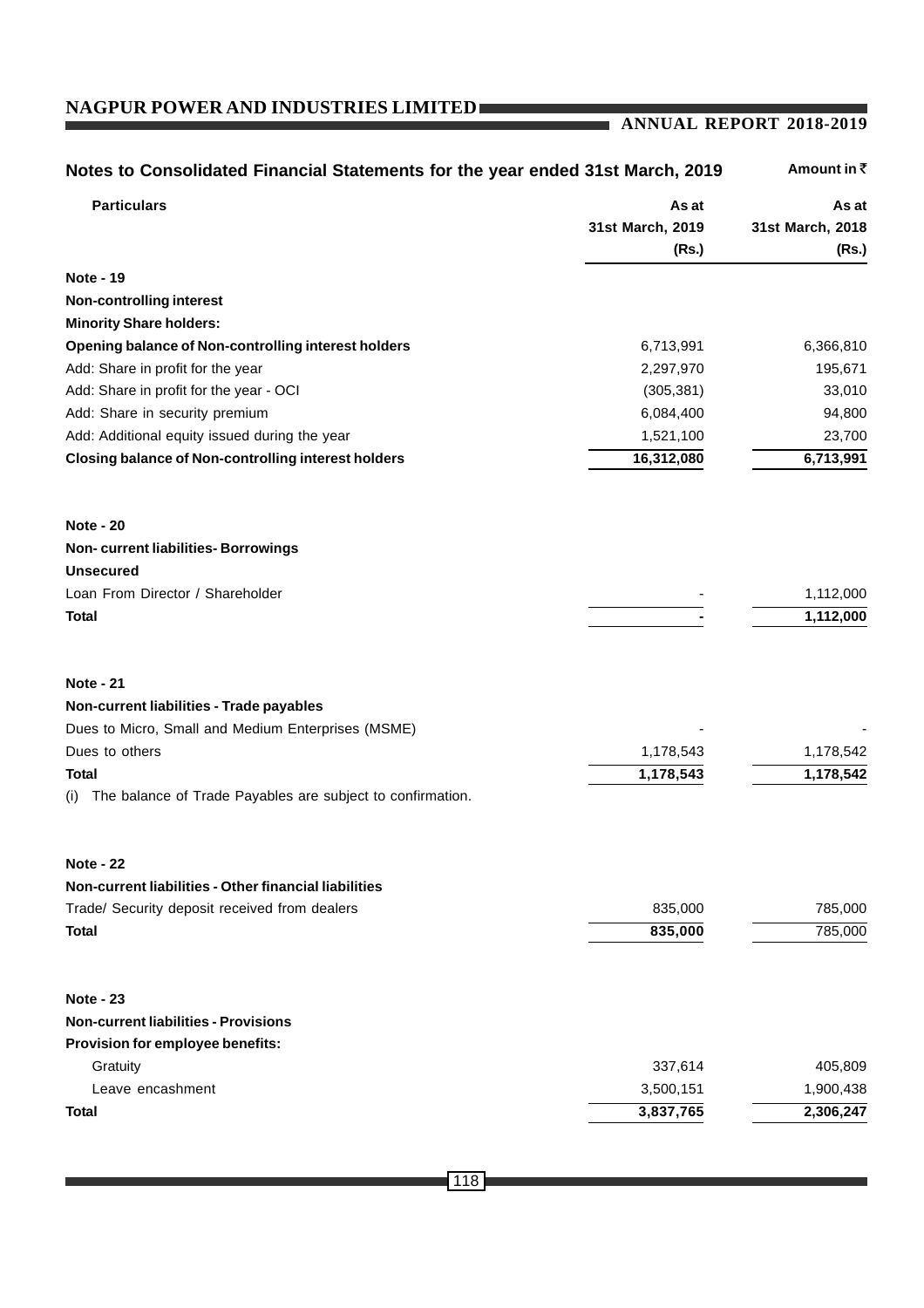## Notes to Consolidated Financial Statements for the year ended 31st March, 2019

Amount in ₹

| Particulars | As at 31st March, 2019 (Rs.) | As at 31st March, 2018 (Rs.) |
|---|---|---|
| **Note - 19** | | |
| **Non-controlling interest** | | |
| **Minority Share holders:** | | |
| **Opening balance of Non-controlling interest holders** | 6,713,991 | 6,366,810 |
| Add: Share in profit for the year | 2,297,970 | 195,671 |
| Add: Share in profit for the year - OCI | (305,381) | 33,010 |
| Add: Share in security premium | 6,084,400 | 94,800 |
| Add: Additional equity issued during the year | 1,521,100 | 23,700 |
| **Closing balance of Non-controlling interest holders** | **16,312,080** | **6,713,991** |
| **Note - 20** | | |
| **Non- current liabilities- Borrowings** | | |
| **Unsecured** | | |
| Loan From Director / Shareholder | - | 1,112,000 |
| **Total** | **-** | **1,112,000** |
| **Note - 21** | | |
| **Non-current liabilities - Trade payables** | | |
| Dues to Micro, Small and Medium Enterprises (MSME) | - | - |
| Dues to others | 1,178,543 | 1,178,542 |
| **Total** | **1,178,543** | **1,178,542** |
| (i) The balance of Trade Payables are subject to confirmation. | | |
| **Note - 22** | | |
| **Non-current liabilities - Other financial liabilities** | | |
| Trade/ Security deposit received from dealers | 835,000 | 785,000 |
| **Total** | **835,000** | 785,000 |
| **Note - 23** | | |
| **Non-current liabilities - Provisions** | | |
| **Provision for employee benefits:** | | |
| Gratuity | 337,614 | 405,809 |
| Leave encashment | 3,500,151 | 1,900,438 |
| **Total** | **3,837,765** | **2,306,247** |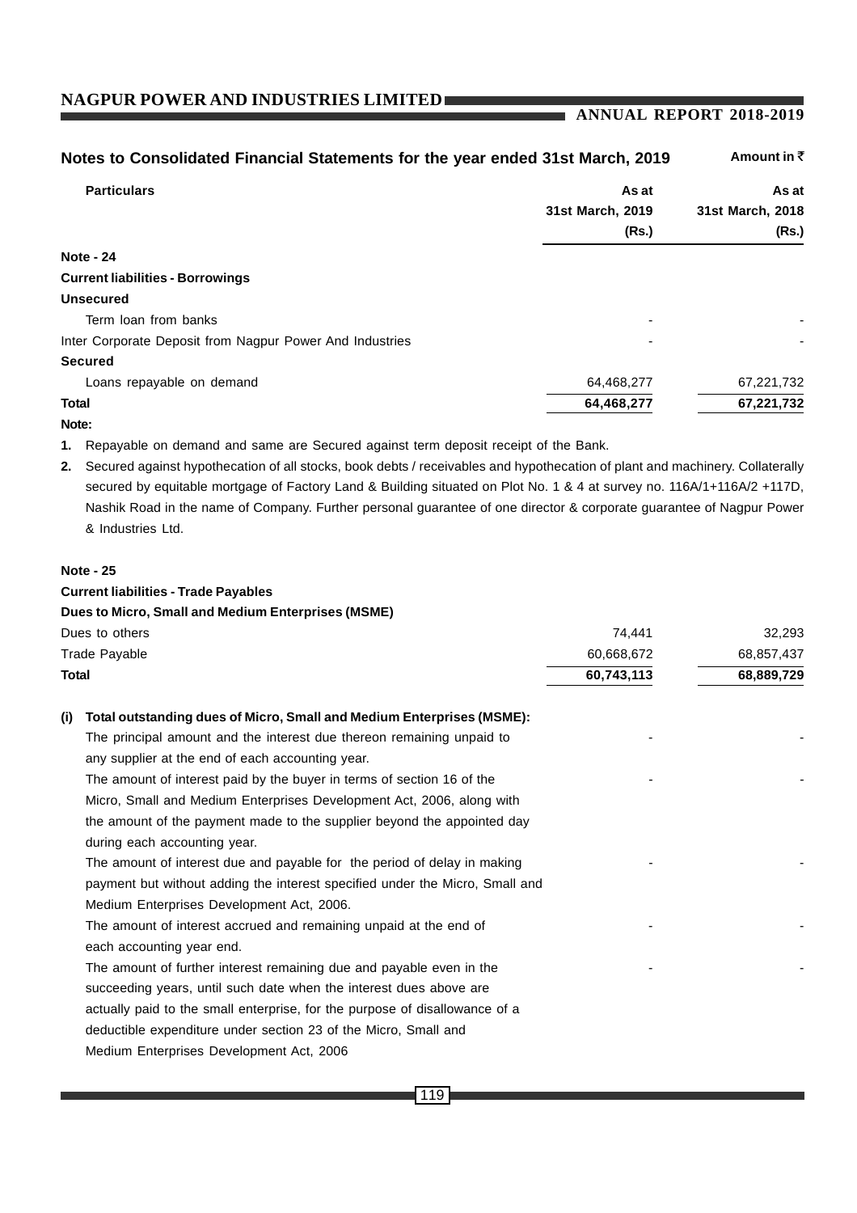## Notes to Consolidated Financial Statements for the year ended 31st March, 2019

Amount in ₹

| Particulars | As at 31st March, 2019 (Rs.) | As at 31st March, 2018 (Rs.) |
|---|---|---|
| **Note - 24** | | |
| **Current liabilities - Borrowings** | | |
| **Unsecured** | | |
| Term loan from banks | - | - |
| Inter Corporate Deposit from Nagpur Power And Industries | - | - |
| **Secured** | | |
| Loans repayable on demand | 64,468,277 | 67,221,732 |
| **Total** | **64,468,277** | **67,221,732** |

**Note:**

1. Repayable on demand and same are Secured against term deposit receipt of the Bank.
2. Secured against hypothecation of all stocks, book debts / receivables and hypothecation of plant and machinery. Collaterally secured by equitable mortgage of Factory Land & Building situated on Plot No. 1 & 4 at survey no. 116A/1+116A/2 +117D, Nashik Road in the name of Company. Further personal guarantee of one director & corporate guarantee of Nagpur Power & Industries Ltd.

| Particulars | As at 31st March, 2019 (Rs.) | As at 31st March, 2018 (Rs.) |
|---|---|---|
| **Note - 25** | | |
| **Current liabilities - Trade Payables** | | |
| **Dues to Micro, Small and Medium Enterprises (MSME)** | | |
| Dues to others | 74,441 | 32,293 |
| Trade Payable | 60,668,672 | 68,857,437 |
| **Total** | **60,743,113** | **68,889,729** |

**(i) Total outstanding dues of Micro, Small and Medium Enterprises (MSME):**

| Particulars | As at 31st March, 2019 (Rs.) | As at 31st March, 2018 (Rs.) |
|---|---|---|
| The principal amount and the interest due thereon remaining unpaid to any supplier at the end of each accounting year. | - | - |
| The amount of interest paid by the buyer in terms of section 16 of the Micro, Small and Medium Enterprises Development Act, 2006, along with the amount of the payment made to the supplier beyond the appointed day during each accounting year. | - | - |
| The amount of interest due and payable for the period of delay in making payment but without adding the interest specified under the Micro, Small and Medium Enterprises Development Act, 2006. | - | - |
| The amount of interest accrued and remaining unpaid at the end of each accounting year end. | - | - |
| The amount of further interest remaining due and payable even in the succeeding years, until such date when the interest dues above are actually paid to the small enterprise, for the purpose of disallowance of a deductible expenditure under section 23 of the Micro, Small and Medium Enterprises Development Act, 2006 | - | - |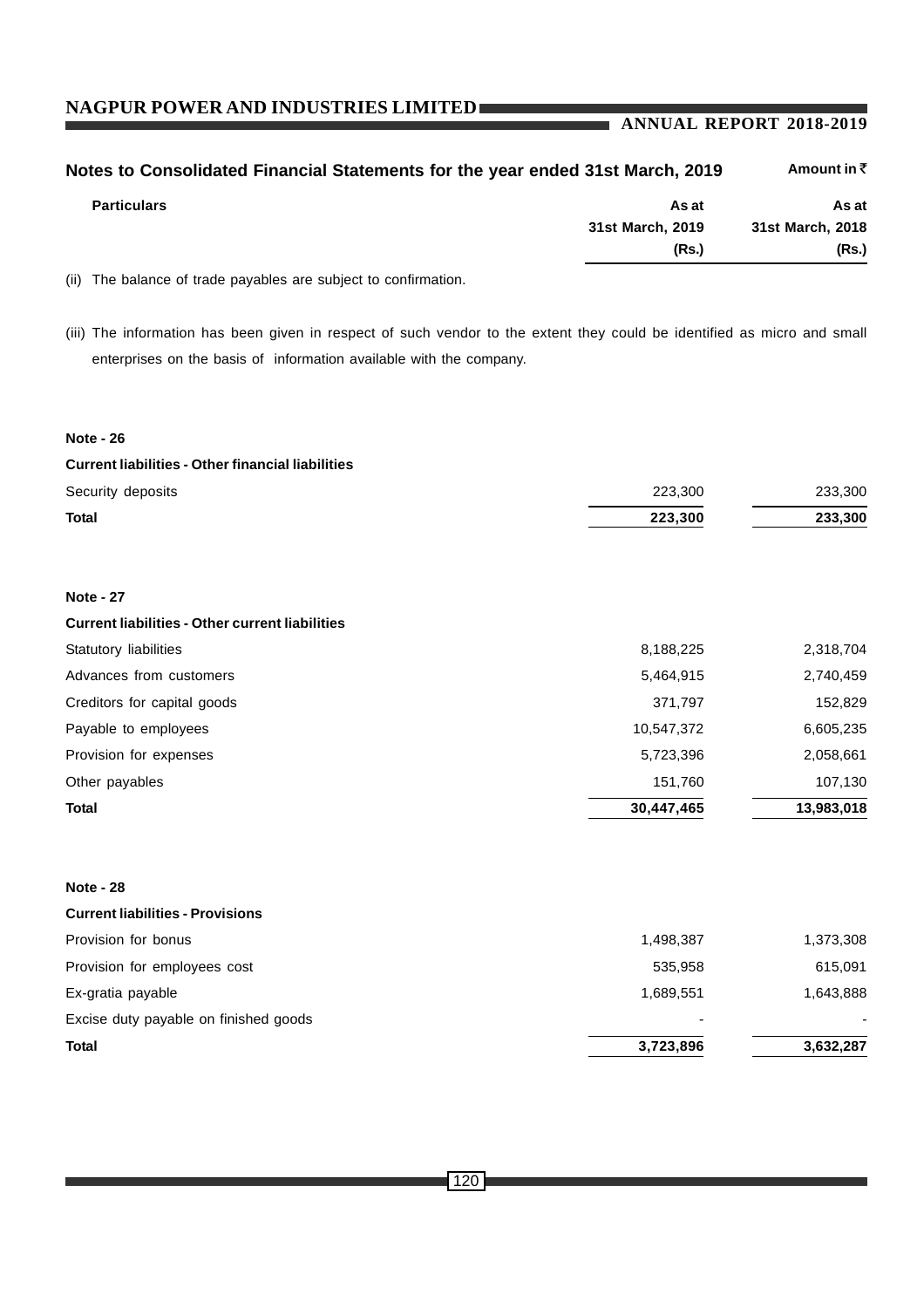## Notes to Consolidated Financial Statements for the year ended 31st March, 2019

Amount in ₹

| Particulars | As at 31st March, 2019 (Rs.) | As at 31st March, 2018 (Rs.) |
|---|---|---|

(ii) The balance of trade payables are subject to confirmation.

(iii) The information has been given in respect of such vendor to the extent they could be identified as micro and small enterprises on the basis of information available with the company.

**Note - 26**

**Current liabilities - Other financial liabilities**

| Particulars | As at 31st March, 2019 (Rs.) | As at 31st March, 2018 (Rs.) |
|---|---|---|
| Security deposits | 223,300 | 233,300 |
| **Total** | **223,300** | **233,300** |

**Note - 27**

**Current liabilities - Other current liabilities**

| Particulars | As at 31st March, 2019 (Rs.) | As at 31st March, 2018 (Rs.) |
|---|---|---|
| Statutory liabilities | 8,188,225 | 2,318,704 |
| Advances from customers | 5,464,915 | 2,740,459 |
| Creditors for capital goods | 371,797 | 152,829 |
| Payable to employees | 10,547,372 | 6,605,235 |
| Provision for expenses | 5,723,396 | 2,058,661 |
| Other payables | 151,760 | 107,130 |
| **Total** | **30,447,465** | **13,983,018** |

**Note - 28**

**Current liabilities - Provisions**

| Particulars | As at 31st March, 2019 (Rs.) | As at 31st March, 2018 (Rs.) |
|---|---|---|
| Provision for bonus | 1,498,387 | 1,373,308 |
| Provision for employees cost | 535,958 | 615,091 |
| Ex-gratia payable | 1,689,551 | 1,643,888 |
| Excise duty payable on finished goods | - | - |
| **Total** | **3,723,896** | **3,632,287** |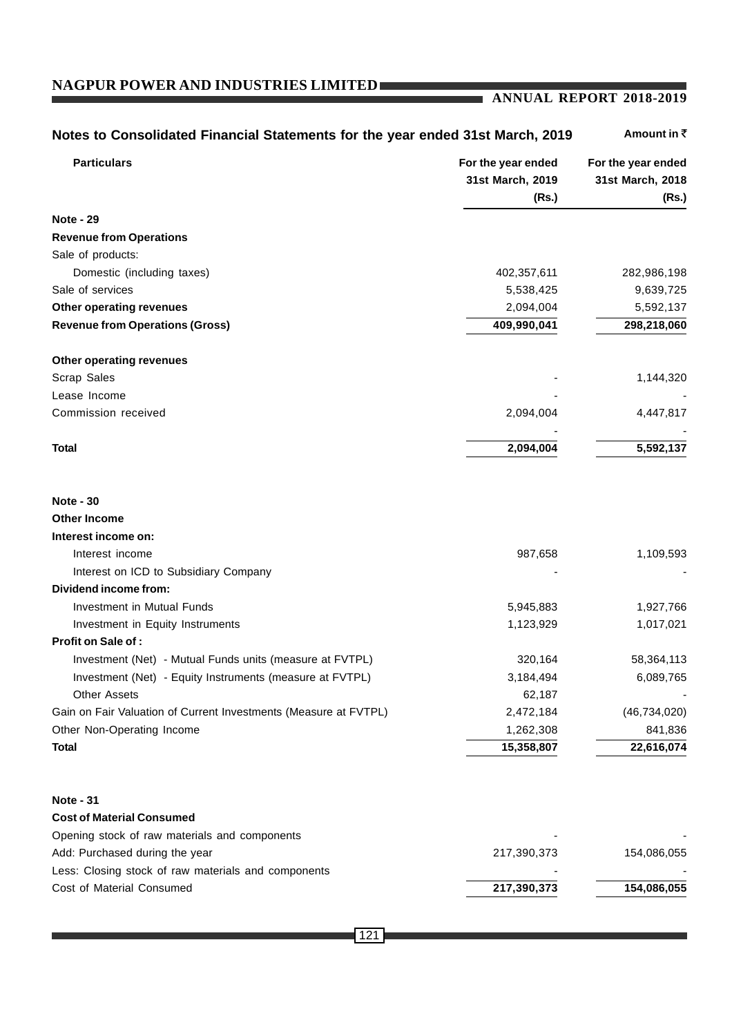## Notes to Consolidated Financial Statements for the year ended 31st March, 2019

Amount in ₹

| Particulars | For the year ended 31st March, 2019 (Rs.) | For the year ended 31st March, 2018 (Rs.) |
|---|---|---|
| **Note - 29** | | |
| **Revenue from Operations** | | |
| Sale of products: | | |
| Domestic (including taxes) | 402,357,611 | 282,986,198 |
| Sale of services | 5,538,425 | 9,639,725 |
| **Other operating revenues** | 2,094,004 | 5,592,137 |
| **Revenue from Operations (Gross)** | **409,990,041** | **298,218,060** |
| | | |
| **Other operating revenues** | | |
| Scrap Sales | - | 1,144,320 |
| Lease Income | - | - |
| Commission received | 2,094,004 | 4,447,817 |
| | - | - |
| **Total** | **2,094,004** | **5,592,137** |
| | | |
| **Note - 30** | | |
| **Other Income** | | |
| **Interest income on:** | | |
| Interest income | 987,658 | 1,109,593 |
| Interest on ICD to Subsidiary Company | - | - |
| **Dividend income from:** | | |
| Investment in Mutual Funds | 5,945,883 | 1,927,766 |
| Investment in Equity Instruments | 1,123,929 | 1,017,021 |
| **Profit on Sale of :** | | |
| Investment (Net) - Mutual Funds units (measure at FVTPL) | 320,164 | 58,364,113 |
| Investment (Net) - Equity Instruments (measure at FVTPL) | 3,184,494 | 6,089,765 |
| Other Assets | 62,187 | - |
| Gain on Fair Valuation of Current Investments (Measure at FVTPL) | 2,472,184 | (46,734,020) |
| Other Non-Operating Income | 1,262,308 | 841,836 |
| **Total** | **15,358,807** | **22,616,074** |
| | | |
| **Note - 31** | | |
| **Cost of Material Consumed** | | |
| Opening stock of raw materials and components | - | - |
| Add: Purchased during the year | 217,390,373 | 154,086,055 |
| Less: Closing stock of raw materials and components | - | - |
| Cost of Material Consumed | **217,390,373** | **154,086,055** |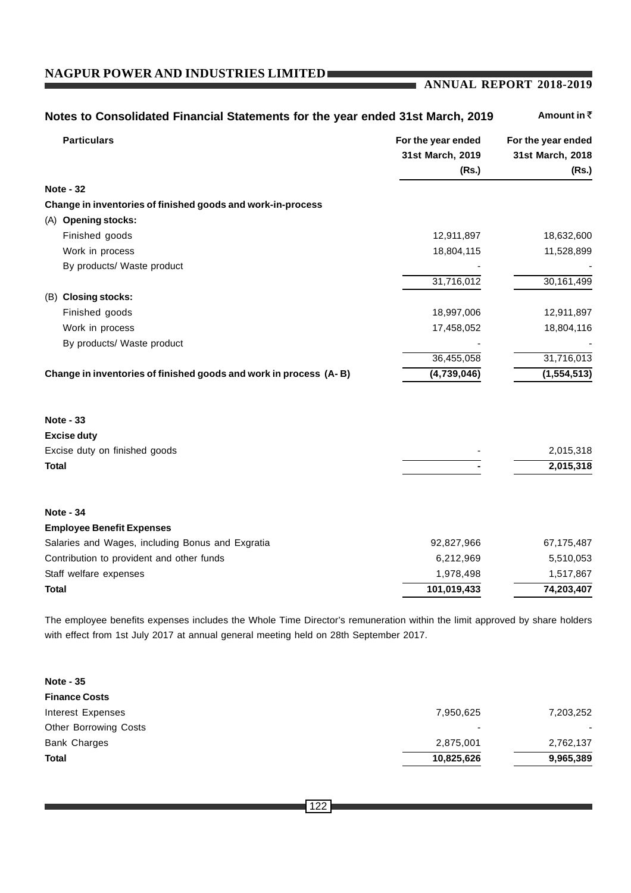## Notes to Consolidated Financial Statements for the year ended 31st March, 2019

Amount in ₹

| Particulars | For the year ended 31st March, 2019 (Rs.) | For the year ended 31st March, 2018 (Rs.) |
|---|---|---|
| **Note - 32** | | |
| **Change in inventories of finished goods and work-in-process** | | |
| (A) **Opening stocks:** | | |
| Finished goods | 12,911,897 | 18,632,600 |
| Work in process | 18,804,115 | 11,528,899 |
| By products/ Waste product | - | - |
| | 31,716,012 | 30,161,499 |
| (B) **Closing stocks:** | | |
| Finished goods | 18,997,006 | 12,911,897 |
| Work in process | 17,458,052 | 18,804,116 |
| By products/ Waste product | - | - |
| | 36,455,058 | 31,716,013 |
| **Change in inventories of finished goods and work in process (A- B)** | **(4,739,046)** | **(1,554,513)** |

| Particulars | For the year ended 31st March, 2019 (Rs.) | For the year ended 31st March, 2018 (Rs.) |
|---|---|---|
| **Note - 33** | | |
| **Excise duty** | | |
| Excise duty on finished goods | - | 2,015,318 |
| **Total** | **-** | **2,015,318** |

| Particulars | For the year ended 31st March, 2019 (Rs.) | For the year ended 31st March, 2018 (Rs.) |
|---|---|---|
| **Note - 34** | | |
| **Employee Benefit Expenses** | | |
| Salaries and Wages, including Bonus and Exgratia | 92,827,966 | 67,175,487 |
| Contribution to provident and other funds | 6,212,969 | 5,510,053 |
| Staff welfare expenses | 1,978,498 | 1,517,867 |
| **Total** | **101,019,433** | **74,203,407** |

The employee benefits expenses includes the Whole Time Director's remuneration within the limit approved by share holders with effect from 1st July 2017 at annual general meeting held on 28th September 2017.

| Particulars | For the year ended 31st March, 2019 (Rs.) | For the year ended 31st March, 2018 (Rs.) |
|---|---|---|
| **Note - 35** | | |
| **Finance Costs** | | |
| Interest Expenses | 7,950,625 | 7,203,252 |
| Other Borrowing Costs | - | - |
| Bank Charges | 2,875,001 | 2,762,137 |
| **Total** | **10,825,626** | **9,965,389** |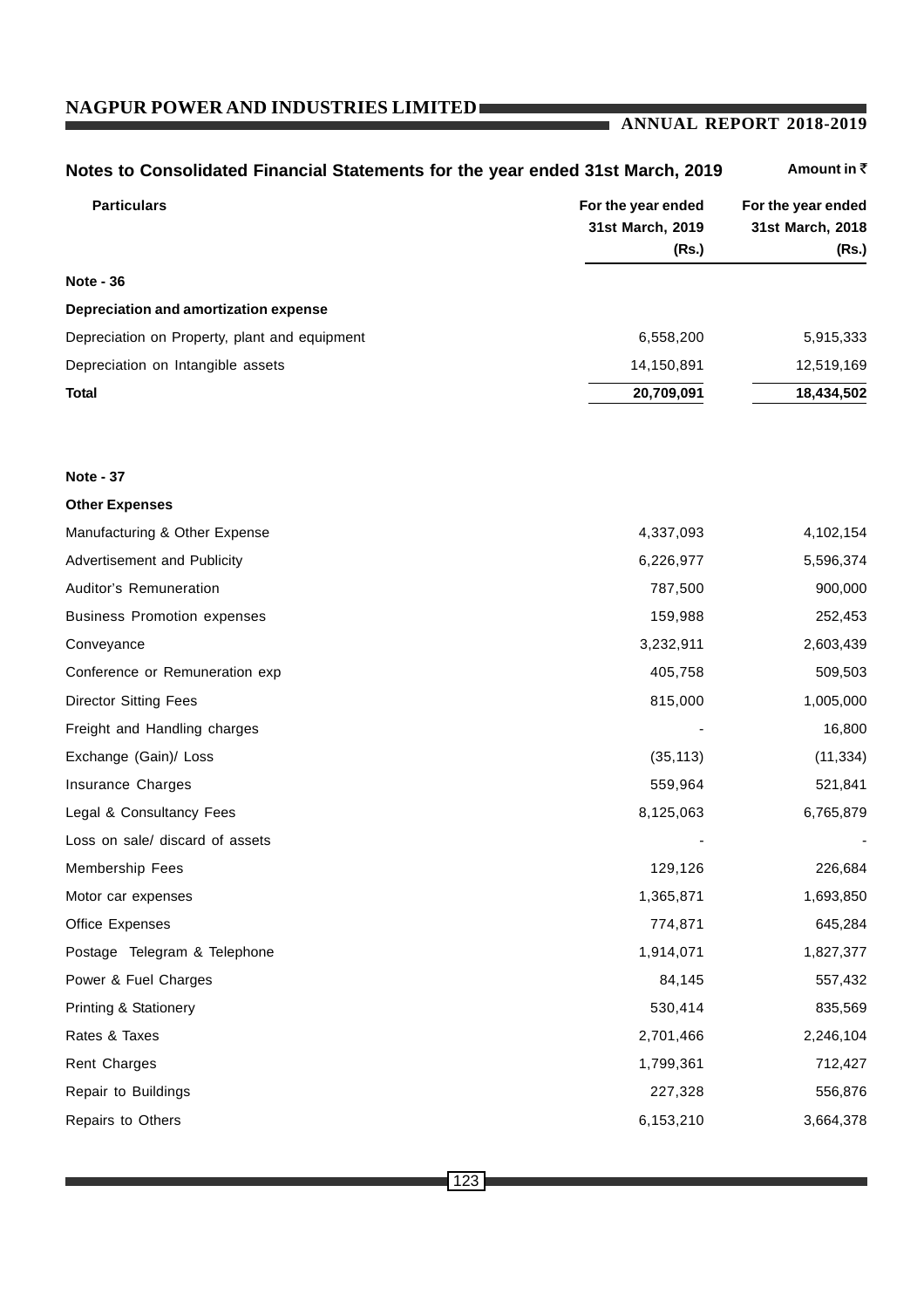## Notes to Consolidated Financial Statements for the year ended 31st March, 2019

Amount in ₹

| Particulars | For the year ended 31st March, 2019 (Rs.) | For the year ended 31st March, 2018 (Rs.) |
|---|---|---|
| **Note - 36** | | |
| **Depreciation and amortization expense** | | |
| Depreciation on Property, plant and equipment | 6,558,200 | 5,915,333 |
| Depreciation on Intangible assets | 14,150,891 | 12,519,169 |
| **Total** | **20,709,091** | **18,434,502** |
| **Note - 37** | | |
| **Other Expenses** | | |
| Manufacturing & Other Expense | 4,337,093 | 4,102,154 |
| Advertisement and Publicity | 6,226,977 | 5,596,374 |
| Auditor's Remuneration | 787,500 | 900,000 |
| Business Promotion expenses | 159,988 | 252,453 |
| Conveyance | 3,232,911 | 2,603,439 |
| Conference or Remuneration exp | 405,758 | 509,503 |
| Director Sitting Fees | 815,000 | 1,005,000 |
| Freight and Handling charges | - | 16,800 |
| Exchange (Gain)/ Loss | (35,113) | (11,334) |
| Insurance Charges | 559,964 | 521,841 |
| Legal & Consultancy Fees | 8,125,063 | 6,765,879 |
| Loss on sale/ discard of assets | - | - |
| Membership Fees | 129,126 | 226,684 |
| Motor car expenses | 1,365,871 | 1,693,850 |
| Office Expenses | 774,871 | 645,284 |
| Postage Telegram & Telephone | 1,914,071 | 1,827,377 |
| Power & Fuel Charges | 84,145 | 557,432 |
| Printing & Stationery | 530,414 | 835,569 |
| Rates & Taxes | 2,701,466 | 2,246,104 |
| Rent Charges | 1,799,361 | 712,427 |
| Repair to Buildings | 227,328 | 556,876 |
| Repairs to Others | 6,153,210 | 3,664,378 |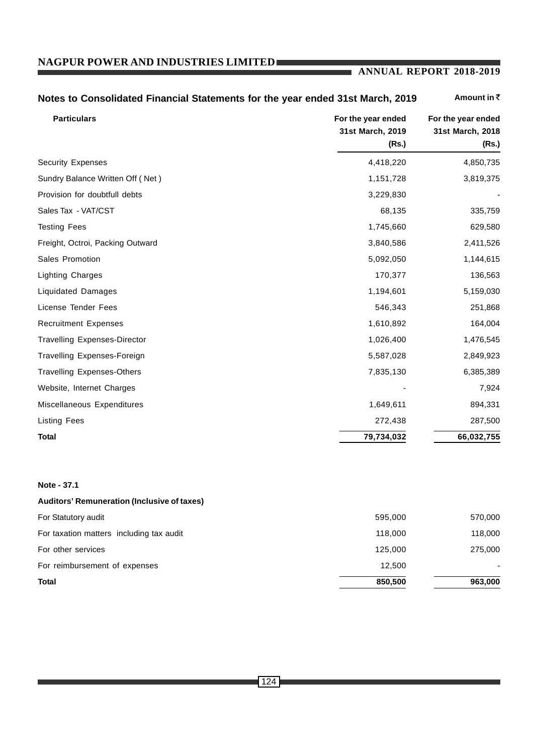## Notes to Consolidated Financial Statements for the year ended 31st March, 2019

Amount in ₹

| Particulars | For the year ended 31st March, 2019 (Rs.) | For the year ended 31st March, 2018 (Rs.) |
|---|---|---|
| Security Expenses | 4,418,220 | 4,850,735 |
| Sundry Balance Written Off ( Net ) | 1,151,728 | 3,819,375 |
| Provision for doubtfull debts | 3,229,830 | - |
| Sales Tax - VAT/CST | 68,135 | 335,759 |
| Testing Fees | 1,745,660 | 629,580 |
| Freight, Octroi, Packing Outward | 3,840,586 | 2,411,526 |
| Sales Promotion | 5,092,050 | 1,144,615 |
| Lighting Charges | 170,377 | 136,563 |
| Liquidated Damages | 1,194,601 | 5,159,030 |
| License Tender Fees | 546,343 | 251,868 |
| Recruitment Expenses | 1,610,892 | 164,004 |
| Travelling Expenses-Director | 1,026,400 | 1,476,545 |
| Travelling Expenses-Foreign | 5,587,028 | 2,849,923 |
| Travelling Expenses-Others | 7,835,130 | 6,385,389 |
| Website, Internet Charges | - | 7,924 |
| Miscellaneous Expenditures | 1,649,611 | 894,331 |
| Listing Fees | 272,438 | 287,500 |
| **Total** | **79,734,032** | **66,032,755** |

**Note - 37.1**

**Auditors' Remuneration (Inclusive of taxes)**

| Particulars | For the year ended 31st March, 2019 (Rs.) | For the year ended 31st March, 2018 (Rs.) |
|---|---|---|
| For Statutory audit | 595,000 | 570,000 |
| For taxation matters including tax audit | 118,000 | 118,000 |
| For other services | 125,000 | 275,000 |
| For reimbursement of expenses | 12,500 | - |
| **Total** | **850,500** | **963,000** |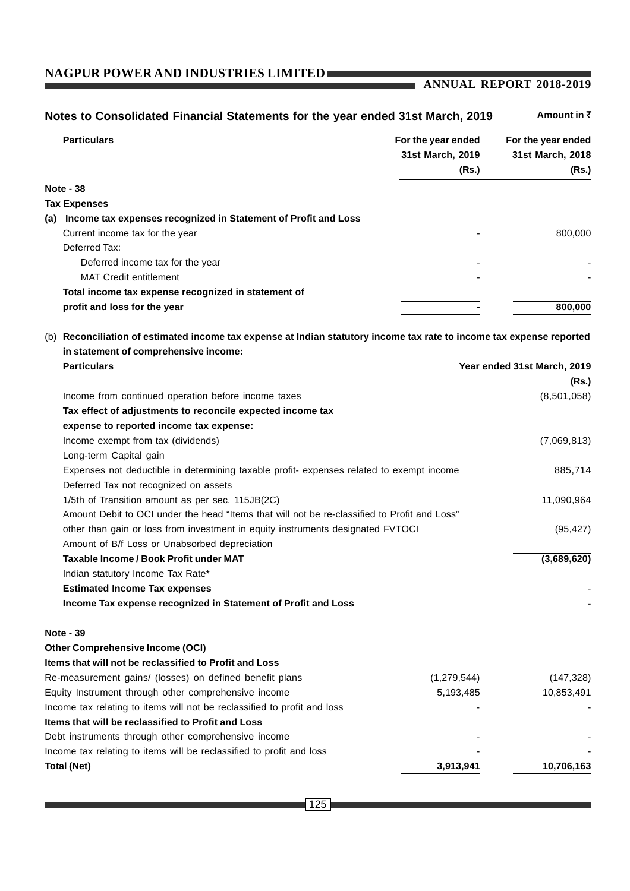## Notes to Consolidated Financial Statements for the year ended 31st March, 2019

Amount in ₹

| Particulars | For the year ended 31st March, 2019 (Rs.) | For the year ended 31st March, 2018 (Rs.) |
|---|---|---|
| **Note - 38** | | |
| **Tax Expenses** | | |
| **(a) Income tax expenses recognized in Statement of Profit and Loss** | | |
| Current income tax for the year | - | 800,000 |
| Deferred Tax: | | |
| Deferred income tax for the year | - | - |
| MAT Credit entitlement | - | - |
| **Total income tax expense recognized in statement of profit and loss for the year** | **-** | **800,000** |

(b) **Reconciliation of estimated income tax expense at Indian statutory income tax rate to income tax expense reported in statement of comprehensive income:**

| Particulars | Year ended 31st March, 2019 (Rs.) |
|---|---|
| Income from continued operation before income taxes | (8,501,058) |
| **Tax effect of adjustments to reconcile expected income tax expense to reported income tax expense:** | |
| Income exempt from tax (dividends) | (7,069,813) |
| Long-term Capital gain | |
| Expenses not deductible in determining taxable profit- expenses related to exempt income | 885,714 |
| Deferred Tax not recognized on assets | |
| 1/5th of Transition amount as per sec. 115JB(2C) | 11,090,964 |
| Amount Debit to OCI under the head "Items that will not be re-classified to Profit and Loss" other than gain or loss from investment in equity instruments designated FVTOCI | (95,427) |
| Amount of B/f Loss or Unabsorbed depreciation | |
| **Taxable Income / Book Profit under MAT** | **(3,689,620)** |
| Indian statutory Income Tax Rate* | |
| **Estimated Income Tax expenses** | - |
| **Income Tax expense recognized in Statement of Profit and Loss** | **-** |

| Particulars | For the year ended 31st March, 2019 (Rs.) | For the year ended 31st March, 2018 (Rs.) |
|---|---|---|
| **Note - 39** | | |
| **Other Comprehensive Income (OCI)** | | |
| **Items that will not be reclassified to Profit and Loss** | | |
| Re-measurement gains/ (losses) on defined benefit plans | (1,279,544) | (147,328) |
| Equity Instrument through other comprehensive income | 5,193,485 | 10,853,491 |
| Income tax relating to items will not be reclassified to profit and loss | - | - |
| **Items that will be reclassified to Profit and Loss** | | |
| Debt instruments through other comprehensive income | - | - |
| Income tax relating to items will be reclassified to profit and loss | - | - |
| **Total (Net)** | **3,913,941** | **10,706,163** |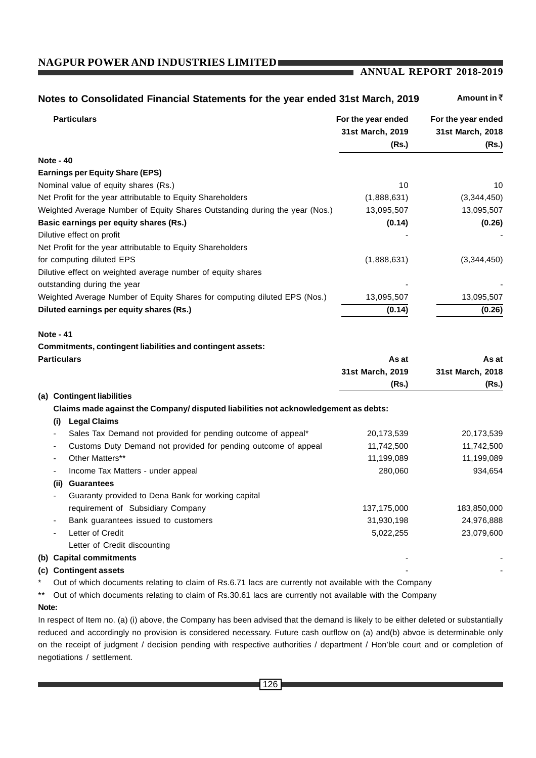## Notes to Consolidated Financial Statements for the year ended 31st March, 2019

Amount in ₹

| Particulars | For the year ended 31st March, 2019 (Rs.) | For the year ended 31st March, 2018 (Rs.) |
|---|---|---|
| **Note - 40** | | |
| **Earnings per Equity Share (EPS)** | | |
| Nominal value of equity shares (Rs.) | 10 | 10 |
| Net Profit for the year attributable to Equity Shareholders | (1,888,631) | (3,344,450) |
| Weighted Average Number of Equity Shares Outstanding during the year (Nos.) | 13,095,507 | 13,095,507 |
| **Basic earnings per equity shares (Rs.)** | **(0.14)** | **(0.26)** |
| Dilutive effect on profit | - | - |
| Net Profit for the year attributable to Equity Shareholders for computing diluted EPS | (1,888,631) | (3,344,450) |
| Dilutive effect on weighted average number of equity shares outstanding during the year | - | - |
| Weighted Average Number of Equity Shares for computing diluted EPS (Nos.) | 13,095,507 | 13,095,507 |
| **Diluted earnings per equity shares (Rs.)** | **(0.14)** | **(0.26)** |

**Note - 41**

**Commitments, contingent liabilities and contingent assets:**

| Particulars | As at 31st March, 2019 (Rs.) | As at 31st March, 2018 (Rs.) |
|---|---|---|
| **(a) Contingent liabilities** | | |
| **Claims made against the Company/ disputed liabilities not acknowledgement as debts:** | | |
| **(i) Legal Claims** | | |
| - Sales Tax Demand not provided for pending outcome of appeal* | 20,173,539 | 20,173,539 |
| - Customs Duty Demand not provided for pending outcome of appeal | 11,742,500 | 11,742,500 |
| - Other Matters** | 11,199,089 | 11,199,089 |
| - Income Tax Matters - under appeal | 280,060 | 934,654 |
| **(ii) Guarantees** | | |
| - Guaranty provided to Dena Bank for working capital requirement of Subsidiary Company | 137,175,000 | 183,850,000 |
| - Bank guarantees issued to customers | 31,930,198 | 24,976,888 |
| - Letter of Credit | 5,022,255 | 23,079,600 |
| Letter of Credit discounting | | |
| **(b) Capital commitments** | - | - |
| **(c) Contingent assets** | - | - |

\* Out of which documents relating to claim of Rs.6.71 lacs are currently not available with the Company

\*\* Out of which documents relating to claim of Rs.30.61 lacs are currently not available with the Company

**Note:**

In respect of Item no. (a) (i) above, the Company has been advised that the demand is likely to be either deleted or substantially reduced and accordingly no provision is considered necessary. Future cash outflow on (a) and(b) abvoe is determinable only on the receipt of judgment / decision pending with respective authorities / department / Hon'ble court and or completion of negotiations / settlement.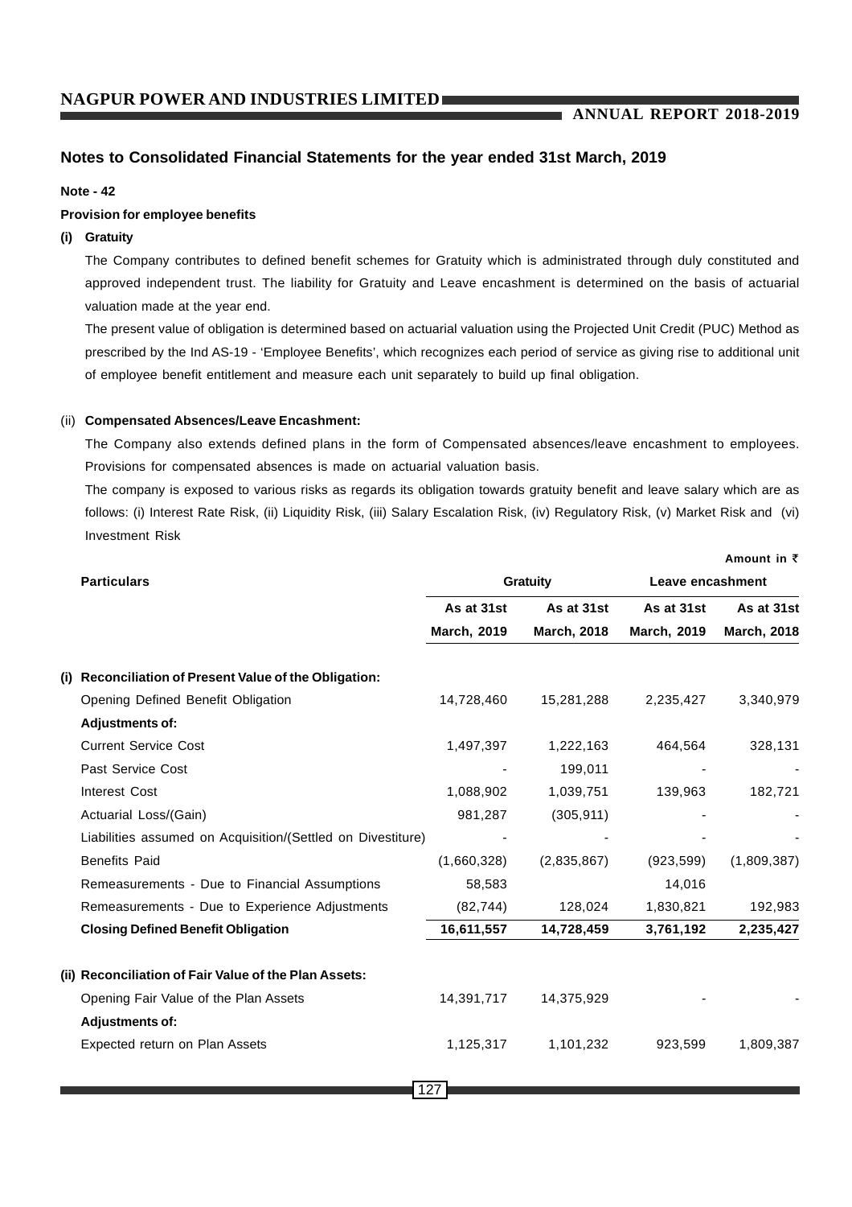## Notes to Consolidated Financial Statements for the year ended 31st March, 2019

**Note - 42**

**Provision for employee benefits**

**(i) Gratuity**

The Company contributes to defined benefit schemes for Gratuity which is administrated through duly constituted and approved independent trust. The liability for Gratuity and Leave encashment is determined on the basis of actuarial valuation made at the year end.

The present value of obligation is determined based on actuarial valuation using the Projected Unit Credit (PUC) Method as prescribed by the Ind AS-19 - 'Employee Benefits', which recognizes each period of service as giving rise to additional unit of employee benefit entitlement and measure each unit separately to build up final obligation.

(ii) **Compensated Absences/Leave Encashment:**

The Company also extends defined plans in the form of Compensated absences/leave encashment to employees. Provisions for compensated absences is made on actuarial valuation basis.

The company is exposed to various risks as regards its obligation towards gratuity benefit and leave salary which are as follows: (i) Interest Rate Risk, (ii) Liquidity Risk, (iii) Salary Escalation Risk, (iv) Regulatory Risk, (v) Market Risk and (vi) Investment Risk

**Amount in ₹**

| Particulars | Gratuity | | Leave encashment | |
|---|---|---|---|---|
| | As at 31st March, 2019 | As at 31st March, 2018 | As at 31st March, 2019 | As at 31st March, 2018 |
| **(i) Reconciliation of Present Value of the Obligation:** | | | | |
| Opening Defined Benefit Obligation | 14,728,460 | 15,281,288 | 2,235,427 | 3,340,979 |
| **Adjustments of:** | | | | |
| Current Service Cost | 1,497,397 | 1,222,163 | 464,564 | 328,131 |
| Past Service Cost | - | 199,011 | - | - |
| Interest Cost | 1,088,902 | 1,039,751 | 139,963 | 182,721 |
| Actuarial Loss/(Gain) | 981,287 | (305,911) | - | - |
| Liabilities assumed on Acquisition/(Settled on Divestiture) | - | - | - | - |
| Benefits Paid | (1,660,328) | (2,835,867) | (923,599) | (1,809,387) |
| Remeasurements - Due to Financial Assumptions | 58,583 | | 14,016 | |
| Remeasurements - Due to Experience Adjustments | (82,744) | 128,024 | 1,830,821 | 192,983 |
| **Closing Defined Benefit Obligation** | **16,611,557** | **14,728,459** | **3,761,192** | **2,235,427** |
| **(ii) Reconciliation of Fair Value of the Plan Assets:** | | | | |
| Opening Fair Value of the Plan Assets | 14,391,717 | 14,375,929 | - | - |
| **Adjustments of:** | | | | |
| Expected return on Plan Assets | 1,125,317 | 1,101,232 | 923,599 | 1,809,387 |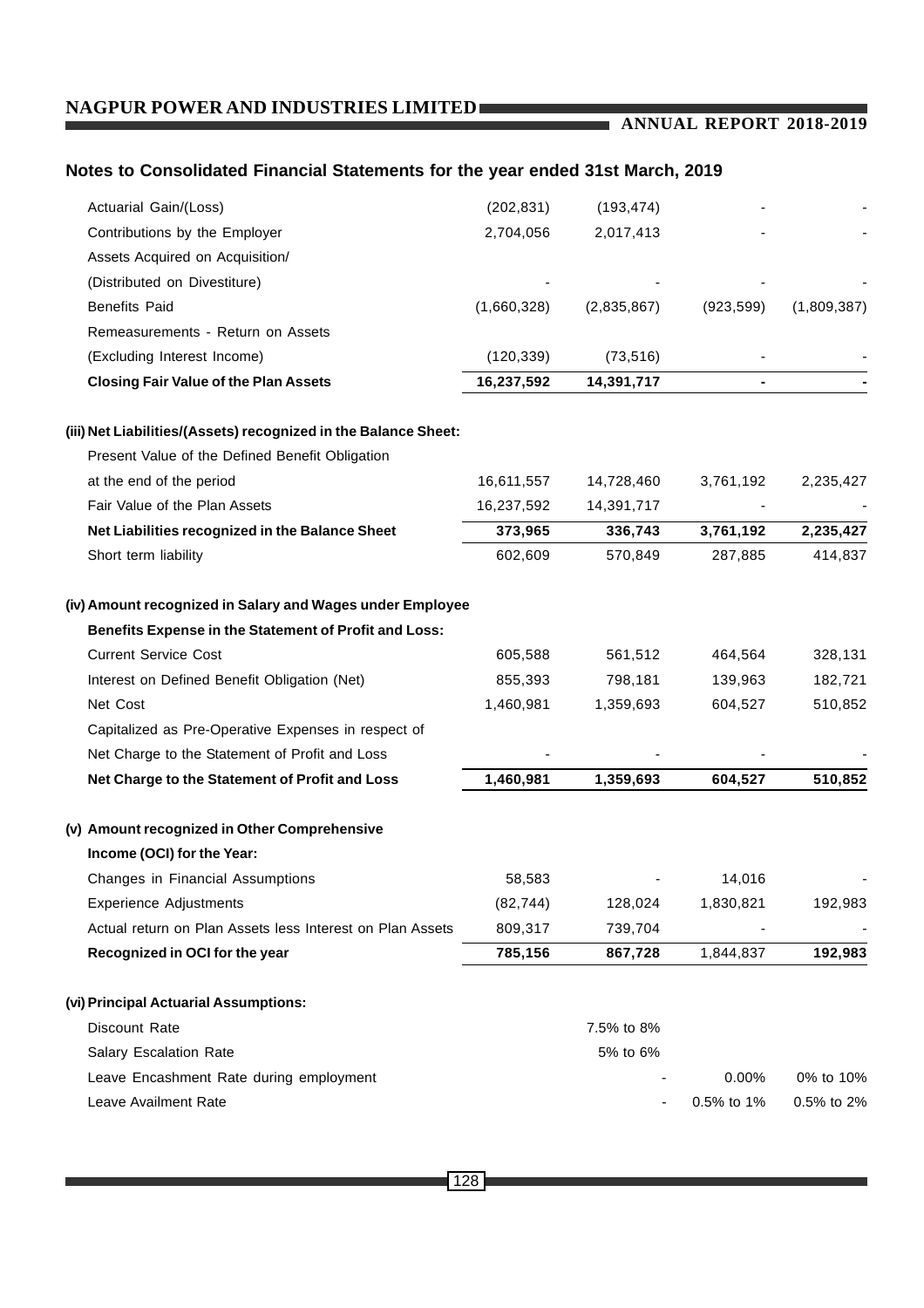## Notes to Consolidated Financial Statements for the year ended 31st March, 2019

| | | | | |
|---|---|---|---|---|
| Actuarial Gain/(Loss) | (202,831) | (193,474) | - | - |
| Contributions by the Employer | 2,704,056 | 2,017,413 | - | - |
| Assets Acquired on Acquisition/ (Distributed on Divestiture) | - | - | - | - |
| Benefits Paid | (1,660,328) | (2,835,867) | (923,599) | (1,809,387) |
| Remeasurements - Return on Assets (Excluding Interest Income) | (120,339) | (73,516) | - | - |
| **Closing Fair Value of the Plan Assets** | **16,237,592** | **14,391,717** | **-** | **-** |
| **(iii) Net Liabilities/(Assets) recognized in the Balance Sheet:** | | | | |
| Present Value of the Defined Benefit Obligation at the end of the period | 16,611,557 | 14,728,460 | 3,761,192 | 2,235,427 |
| Fair Value of the Plan Assets | 16,237,592 | 14,391,717 | - | - |
| **Net Liabilities recognized in the Balance Sheet** | **373,965** | **336,743** | **3,761,192** | **2,235,427** |
| Short term liability | 602,609 | 570,849 | 287,885 | 414,837 |
| **(iv) Amount recognized in Salary and Wages under Employee Benefits Expense in the Statement of Profit and Loss:** | | | | |
| Current Service Cost | 605,588 | 561,512 | 464,564 | 328,131 |
| Interest on Defined Benefit Obligation (Net) | 855,393 | 798,181 | 139,963 | 182,721 |
| Net Cost | 1,460,981 | 1,359,693 | 604,527 | 510,852 |
| Capitalized as Pre-Operative Expenses in respect of Net Charge to the Statement of Profit and Loss | - | - | - | - |
| **Net Charge to the Statement of Profit and Loss** | **1,460,981** | **1,359,693** | **604,527** | **510,852** |
| **(v) Amount recognized in Other Comprehensive Income (OCI) for the Year:** | | | | |
| Changes in Financial Assumptions | 58,583 | - | 14,016 | - |
| Experience Adjustments | (82,744) | 128,024 | 1,830,821 | 192,983 |
| Actual return on Plan Assets less Interest on Plan Assets | 809,317 | 739,704 | - | - |
| **Recognized in OCI for the year** | **785,156** | **867,728** | 1,844,837 | **192,983** |
| **(vi) Principal Actuarial Assumptions:** | | | | |
| Discount Rate | | 7.5% to 8% | | |
| Salary Escalation Rate | | 5% to 6% | | |
| Leave Encashment Rate during employment | | - | 0.00% | 0% to 10% |
| Leave Availment Rate | | - | 0.5% to 1% | 0.5% to 2% |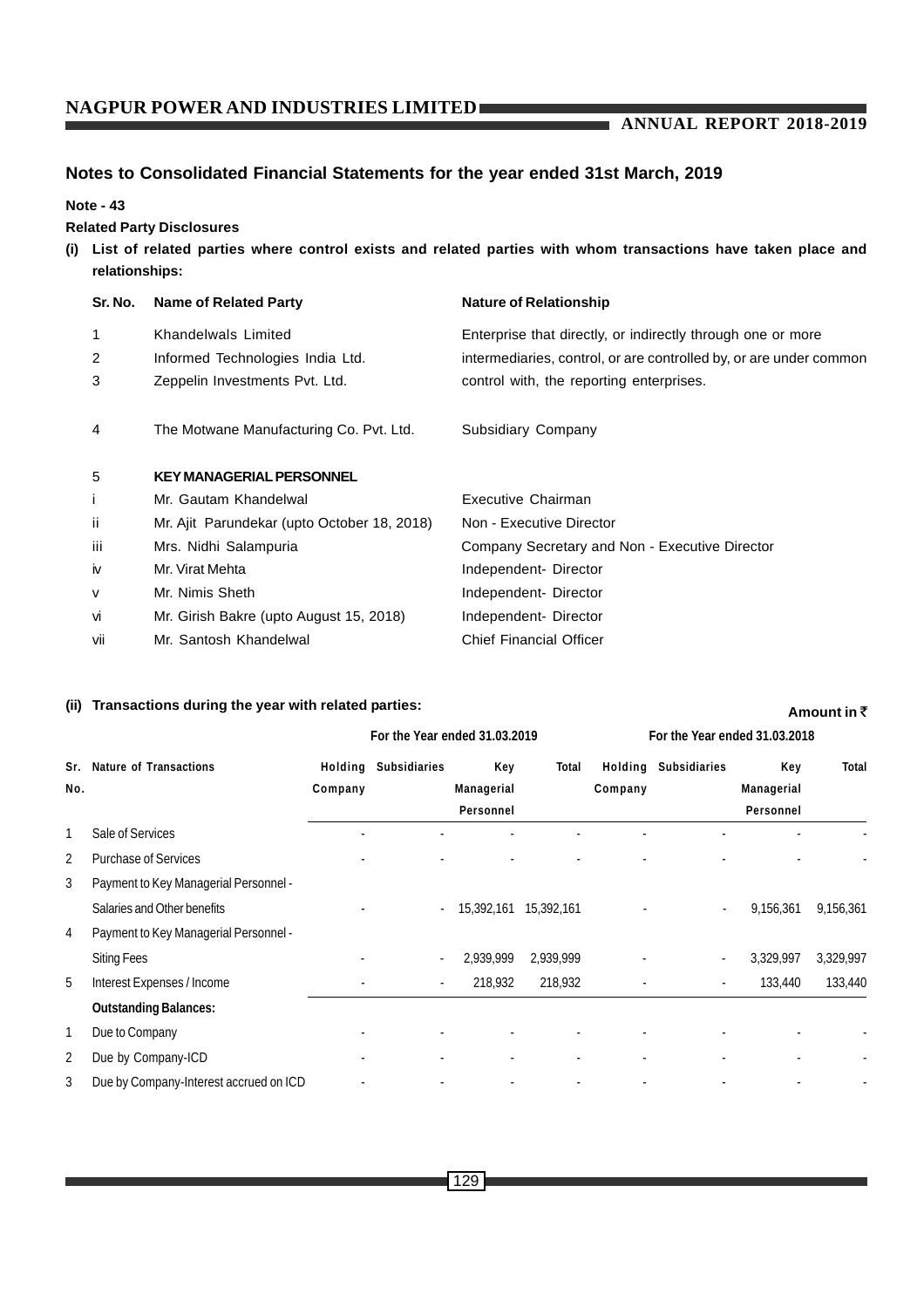## Notes to Consolidated Financial Statements for the year ended 31st March, 2019

**Note - 43**

**Related Party Disclosures**

**(i) List of related parties where control exists and related parties with whom transactions have taken place and relationships:**

| Sr. No. | Name of Related Party | Nature of Relationship |
|---|---|---|
| 1 | Khandelwals Limited | Enterprise that directly, or indirectly through one or more intermediaries, control, or are controlled by, or are under common control with, the reporting enterprises. |
| 2 | Informed Technologies India Ltd. | |
| 3 | Zeppelin Investments Pvt. Ltd. | |
| 4 | The Motwane Manufacturing Co. Pvt. Ltd. | Subsidiary Company |
| 5 | **KEY MANAGERIAL PERSONNEL** | |
| i | Mr. Gautam Khandelwal | Executive Chairman |
| ii | Mr. Ajit Parundekar (upto October 18, 2018) | Non - Executive Director |
| iii | Mrs. Nidhi Salampuria | Company Secretary and Non - Executive Director |
| iv | Mr. Virat Mehta | Independent- Director |
| v | Mr. Nimis Sheth | Independent- Director |
| vi | Mr. Girish Bakre (upto August 15, 2018) | Independent- Director |
| vii | Mr. Santosh Khandelwal | Chief Financial Officer |

**(ii) Transactions during the year with related parties:**

**Amount in ₹**

| Sr. No. | Nature of Transactions | For the Year ended 31.03.2019 | | | | For the Year ended 31.03.2018 | | | |
|---|---|---|---|---|---|---|---|---|---|
| | | Holding Company | Subsidiaries | Key Managerial Personnel | Total | Holding Company | Subsidiaries | Key Managerial Personnel | Total |
| 1 | Sale of Services | - | - | - | - | - | - | - | - |
| 2 | Purchase of Services | - | - | - | - | - | - | - | - |
| 3 | Payment to Key Managerial Personnel - Salaries and Other benefits | - | - | 15,392,161 | 15,392,161 | - | - | 9,156,361 | 9,156,361 |
| 4 | Payment to Key Managerial Personnel - Siting Fees | - | - | 2,939,999 | 2,939,999 | - | - | 3,329,997 | 3,329,997 |
| 5 | Interest Expenses / Income | - | - | 218,932 | 218,932 | - | - | 133,440 | 133,440 |
| | **Outstanding Balances:** | | | | | | | | |
| 1 | Due to Company | - | - | - | - | - | - | - | - |
| 2 | Due by Company-ICD | - | - | - | - | - | - | - | - |
| 3 | Due by Company-Interest accrued on ICD | - | - | - | - | - | - | - | - |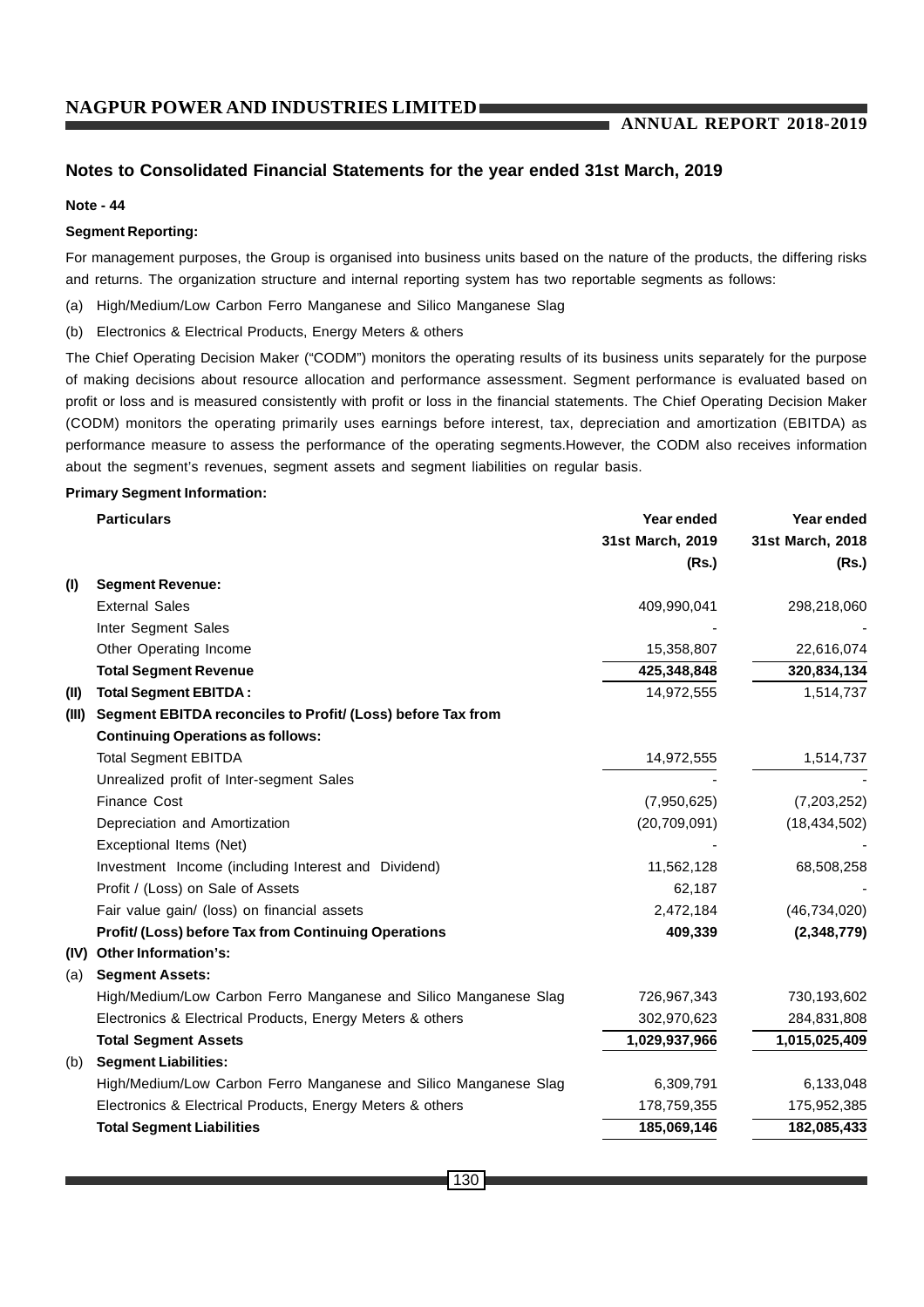## Notes to Consolidated Financial Statements for the year ended 31st March, 2019

**Note - 44**

**Segment Reporting:**

For management purposes, the Group is organised into business units based on the nature of the products, the differing risks and returns. The organization structure and internal reporting system has two reportable segments as follows:

(a) High/Medium/Low Carbon Ferro Manganese and Silico Manganese Slag

(b) Electronics & Electrical Products, Energy Meters & others

The Chief Operating Decision Maker ("CODM") monitors the operating results of its business units separately for the purpose of making decisions about resource allocation and performance assessment. Segment performance is evaluated based on profit or loss and is measured consistently with profit or loss in the financial statements. The Chief Operating Decision Maker (CODM) monitors the operating primarily uses earnings before interest, tax, depreciation and amortization (EBITDA) as performance measure to assess the performance of the operating segments.However, the CODM also receives information about the segment's revenues, segment assets and segment liabilities on regular basis.

**Primary Segment Information:**

| | Particulars | Year ended 31st March, 2019 (Rs.) | Year ended 31st March, 2018 (Rs.) |
|---|---|---|---|
| **(I)** | **Segment Revenue:** | | |
| | External Sales | 409,990,041 | 298,218,060 |
| | Inter Segment Sales | - | - |
| | Other Operating Income | 15,358,807 | 22,616,074 |
| | **Total Segment Revenue** | **425,348,848** | **320,834,134** |
| **(II)** | **Total Segment EBITDA :** | 14,972,555 | 1,514,737 |
| **(III)** | **Segment EBITDA reconciles to Profit/ (Loss) before Tax from Continuing Operations as follows:** | | |
| | Total Segment EBITDA | 14,972,555 | 1,514,737 |
| | Unrealized profit of Inter-segment Sales | - | - |
| | Finance Cost | (7,950,625) | (7,203,252) |
| | Depreciation and Amortization | (20,709,091) | (18,434,502) |
| | Exceptional Items (Net) | - | - |
| | Investment Income (including Interest and Dividend) | 11,562,128 | 68,508,258 |
| | Profit / (Loss) on Sale of Assets | 62,187 | - |
| | Fair value gain/ (loss) on financial assets | 2,472,184 | (46,734,020) |
| | **Profit/ (Loss) before Tax from Continuing Operations** | **409,339** | **(2,348,779)** |
| **(IV)** | **Other Information's:** | | |
| (a) | **Segment Assets:** | | |
| | High/Medium/Low Carbon Ferro Manganese and Silico Manganese Slag | 726,967,343 | 730,193,602 |
| | Electronics & Electrical Products, Energy Meters & others | 302,970,623 | 284,831,808 |
| | **Total Segment Assets** | **1,029,937,966** | **1,015,025,409** |
| (b) | **Segment Liabilities:** | | |
| | High/Medium/Low Carbon Ferro Manganese and Silico Manganese Slag | 6,309,791 | 6,133,048 |
| | Electronics & Electrical Products, Energy Meters & others | 178,759,355 | 175,952,385 |
| | **Total Segment Liabilities** | **185,069,146** | **182,085,433** |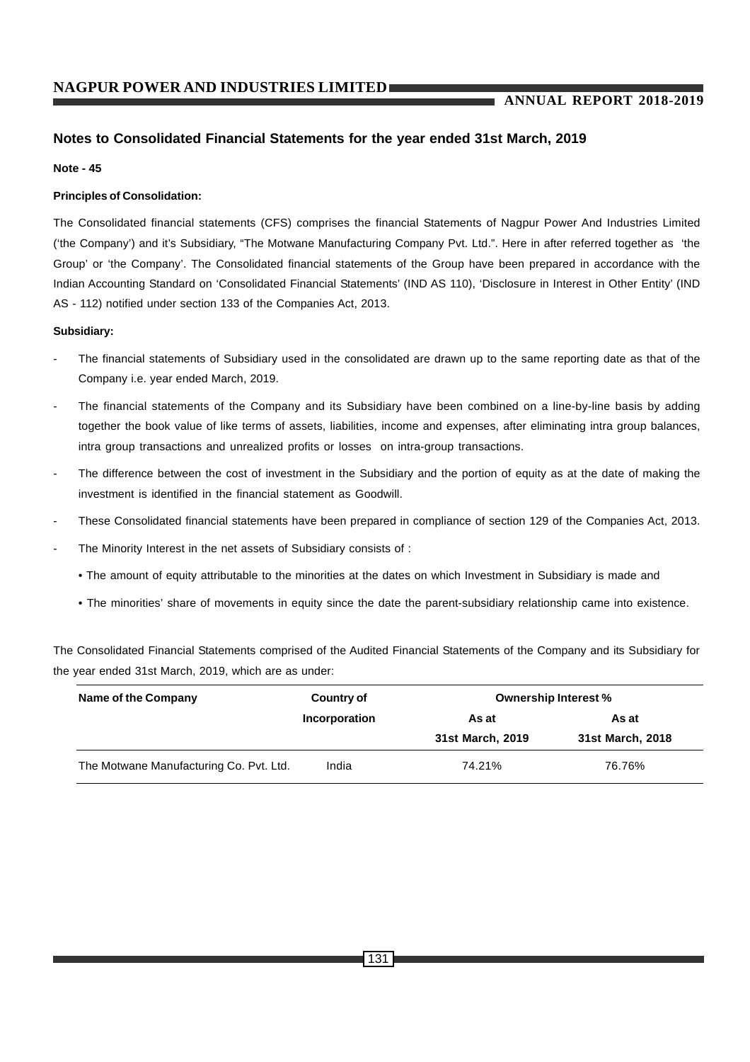## Notes to Consolidated Financial Statements for the year ended 31st March, 2019

**Note - 45**

**Principles of Consolidation:**

The Consolidated financial statements (CFS) comprises the financial Statements of Nagpur Power And Industries Limited ('the Company') and it's Subsidiary, "The Motwane Manufacturing Company Pvt. Ltd.". Here in after referred together as 'the Group' or 'the Company'. The Consolidated financial statements of the Group have been prepared in accordance with the Indian Accounting Standard on 'Consolidated Financial Statements' (IND AS 110), 'Disclosure in Interest in Other Entity' (IND AS - 112) notified under section 133 of the Companies Act, 2013.

**Subsidiary:**

- The financial statements of Subsidiary used in the consolidated are drawn up to the same reporting date as that of the Company i.e. year ended March, 2019.
- The financial statements of the Company and its Subsidiary have been combined on a line-by-line basis by adding together the book value of like terms of assets, liabilities, income and expenses, after eliminating intra group balances, intra group transactions and unrealized profits or losses on intra-group transactions.
- The difference between the cost of investment in the Subsidiary and the portion of equity as at the date of making the investment is identified in the financial statement as Goodwill.
- These Consolidated financial statements have been prepared in compliance of section 129 of the Companies Act, 2013.
- The Minority Interest in the net assets of Subsidiary consists of :
  - The amount of equity attributable to the minorities at the dates on which Investment in Subsidiary is made and
  - The minorities' share of movements in equity since the date the parent-subsidiary relationship came into existence.

The Consolidated Financial Statements comprised of the Audited Financial Statements of the Company and its Subsidiary for the year ended 31st March, 2019, which are as under:

| Name of the Company | Country of Incorporation | Ownership Interest % | |
|---|---|---|---|
| | | As at 31st March, 2019 | As at 31st March, 2018 |
| The Motwane Manufacturing Co. Pvt. Ltd. | India | 74.21% | 76.76% |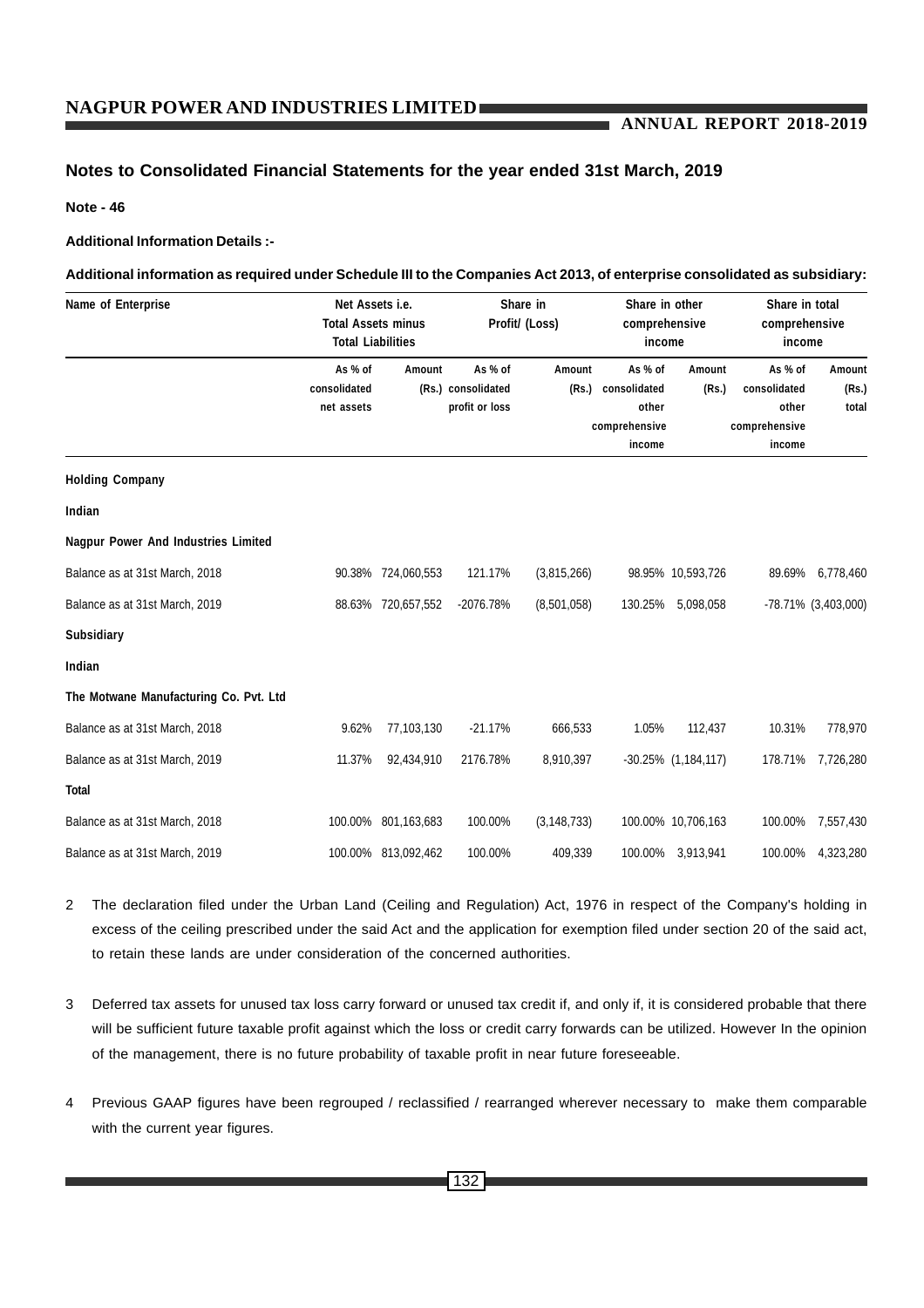## Notes to Consolidated Financial Statements for the year ended 31st March, 2019

**Note - 46**

**Additional Information Details :-**

**Additional information as required under Schedule III to the Companies Act 2013, of enterprise consolidated as subsidiary:**

| Name of Enterprise | Net Assets i.e. Total Assets minus Total Liabilities | | Share in Profit/ (Loss) | | Share in other comprehensive income | | Share in total comprehensive income | |
|---|---|---|---|---|---|---|---|---|
| | As % of consolidated net assets | Amount (Rs.) | As % of consolidated profit or loss | Amount (Rs.) | As % of consolidated other comprehensive income | Amount (Rs.) | As % of consolidated other comprehensive income | Amount (Rs.) total |
| **Holding Company** | | | | | | | | |
| **Indian** | | | | | | | | |
| **Nagpur Power And Industries Limited** | | | | | | | | |
| Balance as at 31st March, 2018 | 90.38% | 724,060,553 | 121.17% | (3,815,266) | 98.95% | 10,593,726 | 89.69% | 6,778,460 |
| Balance as at 31st March, 2019 | 88.63% | 720,657,552 | -2076.78% | (8,501,058) | 130.25% | 5,098,058 | -78.71% | (3,403,000) |
| **Subsidiary** | | | | | | | | |
| **Indian** | | | | | | | | |
| **The Motwane Manufacturing Co. Pvt. Ltd** | | | | | | | | |
| Balance as at 31st March, 2018 | 9.62% | 77,103,130 | -21.17% | 666,533 | 1.05% | 112,437 | 10.31% | 778,970 |
| Balance as at 31st March, 2019 | 11.37% | 92,434,910 | 2176.78% | 8,910,397 | -30.25% | (1,184,117) | 178.71% | 7,726,280 |
| **Total** | | | | | | | | |
| Balance as at 31st March, 2018 | 100.00% | 801,163,683 | 100.00% | (3,148,733) | 100.00% | 10,706,163 | 100.00% | 7,557,430 |
| Balance as at 31st March, 2019 | 100.00% | 813,092,462 | 100.00% | 409,339 | 100.00% | 3,913,941 | 100.00% | 4,323,280 |

2 The declaration filed under the Urban Land (Ceiling and Regulation) Act, 1976 in respect of the Company's holding in excess of the ceiling prescribed under the said Act and the application for exemption filed under section 20 of the said act, to retain these lands are under consideration of the concerned authorities.

3 Deferred tax assets for unused tax loss carry forward or unused tax credit if, and only if, it is considered probable that there will be sufficient future taxable profit against which the loss or credit carry forwards can be utilized. However In the opinion of the management, there is no future probability of taxable profit in near future foreseeable.

4 Previous GAAP figures have been regrouped / reclassified / rearranged wherever necessary to make them comparable with the current year figures.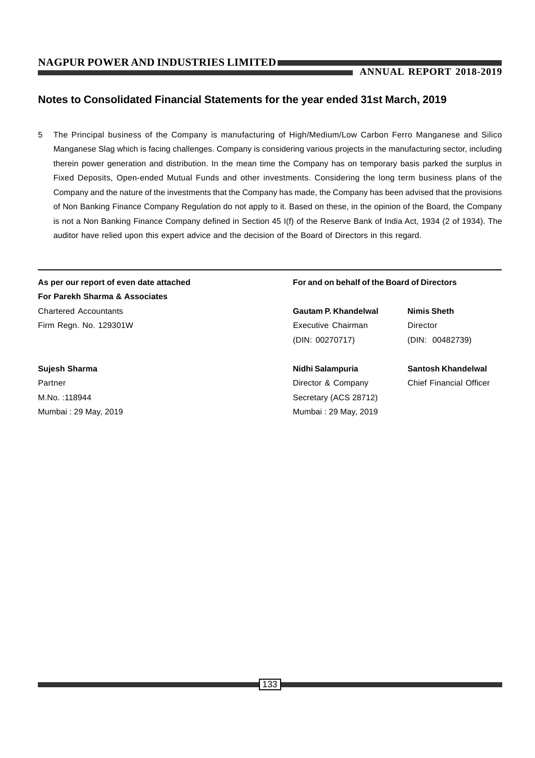## Notes to Consolidated Financial Statements for the year ended 31st March, 2019

5 The Principal business of the Company is manufacturing of High/Medium/Low Carbon Ferro Manganese and Silico Manganese Slag which is facing challenges. Company is considering various projects in the manufacturing sector, including therein power generation and distribution. In the mean time the Company has on temporary basis parked the surplus in Fixed Deposits, Open-ended Mutual Funds and other investments. Considering the long term business plans of the Company and the nature of the investments that the Company has made, the Company has been advised that the provisions of Non Banking Finance Company Regulation do not apply to it. Based on these, in the opinion of the Board, the Company is not a Non Banking Finance Company defined in Section 45 I(f) of the Reserve Bank of India Act, 1934 (2 of 1934). The auditor have relied upon this expert advice and the decision of the Board of Directors in this regard.

---

**As per our report of even date attached**
**For Parekh Sharma & Associates**
Chartered Accountants
Firm Regn. No. 129301W

**Sujesh Sharma**
Partner
M.No. :118944
Mumbai : 29 May, 2019

**For and on behalf of the Board of Directors**

**Gautam P. Khandelwal**
Executive Chairman
(DIN: 00270717)

**Nimis Sheth**
Director
(DIN: 00482739)

**Nidhi Salampuria**
Director & Company
Secretary (ACS 28712)
Mumbai : 29 May, 2019

**Santosh Khandelwal**
Chief Financial Officer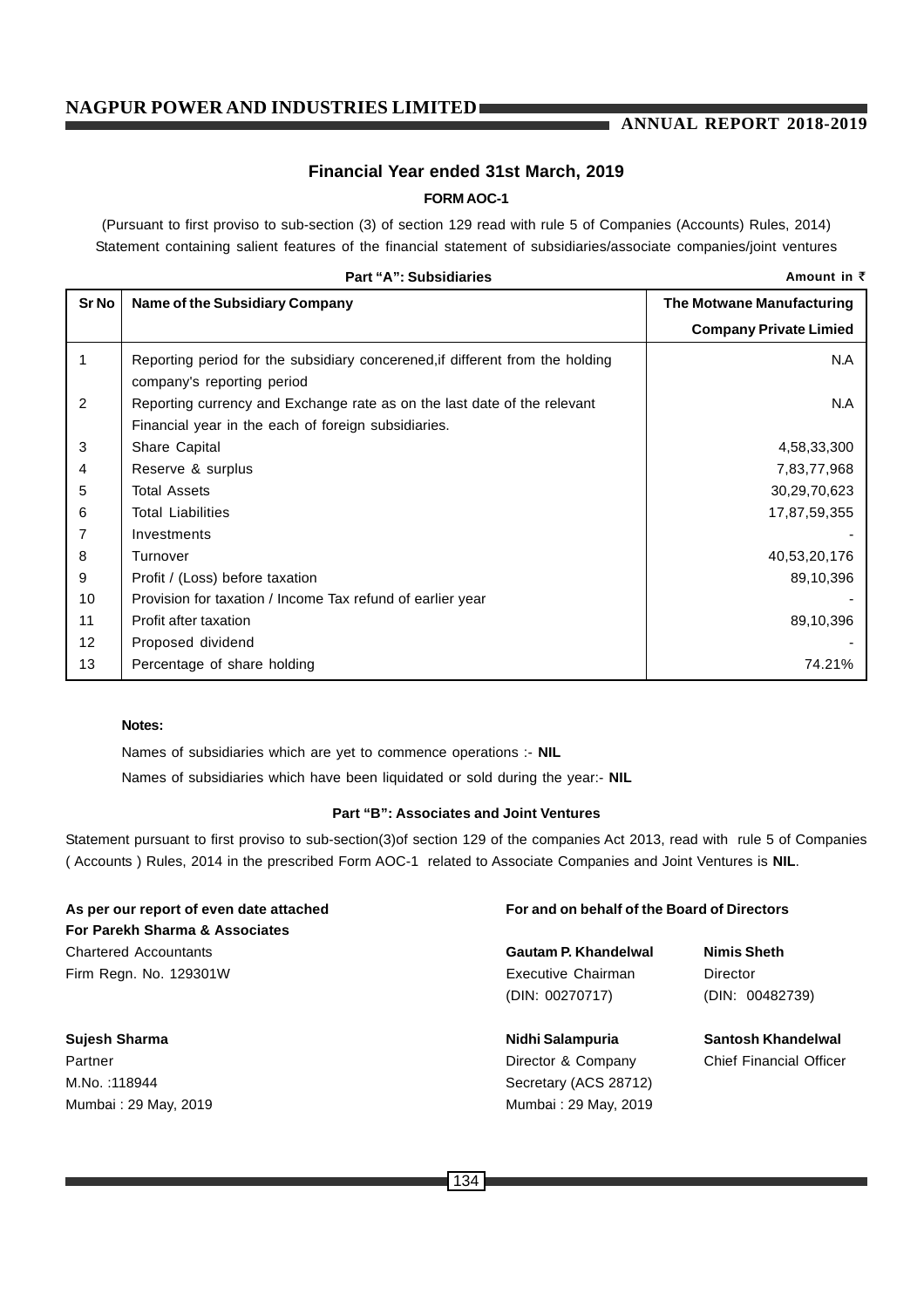## Financial Year ended 31st March, 2019

### FORM AOC-1

(Pursuant to first proviso to sub-section (3) of section 129 read with rule 5 of Companies (Accounts) Rules, 2014)
Statement containing salient features of the financial statement of subsidiaries/associate companies/joint ventures

**Part "A": Subsidiaries** — **Amount in ₹**

| Sr No | Name of the Subsidiary Company | The Motwane Manufacturing Company Private Limied |
|---|---|---|
| 1 | Reporting period for the subsidiary concerened,if different from the holding company's reporting period | N.A |
| 2 | Reporting currency and Exchange rate as on the last date of the relevant Financial year in the each of foreign subsidiaries. | N.A |
| 3 | Share Capital | 4,58,33,300 |
| 4 | Reserve & surplus | 7,83,77,968 |
| 5 | Total Assets | 30,29,70,623 |
| 6 | Total Liabilities | 17,87,59,355 |
| 7 | Investments | - |
| 8 | Turnover | 40,53,20,176 |
| 9 | Profit / (Loss) before taxation | 89,10,396 |
| 10 | Provision for taxation / Income Tax refund of earlier year | - |
| 11 | Profit after taxation | 89,10,396 |
| 12 | Proposed dividend | - |
| 13 | Percentage of share holding | 74.21% |

**Notes:**

Names of subsidiaries which are yet to commence operations :- **NIL**

Names of subsidiaries which have been liquidated or sold during the year:- **NIL**

**Part "B": Associates and Joint Ventures**

Statement pursuant to first proviso to sub-section(3)of section 129 of the companies Act 2013, read with rule 5 of Companies ( Accounts ) Rules, 2014 in the prescribed Form AOC-1 related to Associate Companies and Joint Ventures is **NIL**.

**As per our report of even date attached**
**For Parekh Sharma & Associates**
Chartered Accountants
Firm Regn. No. 129301W

**Sujesh Sharma**
Partner
M.No. :118944
Mumbai : 29 May, 2019

**For and on behalf of the Board of Directors**

**Gautam P. Khandelwal**
Executive Chairman
(DIN: 00270717)

**Nimis Sheth**
Director
(DIN: 00482739)

**Nidhi Salampuria**
Director & Company Secretary (ACS 28712)
Mumbai : 29 May, 2019

**Santosh Khandelwal**
Chief Financial Officer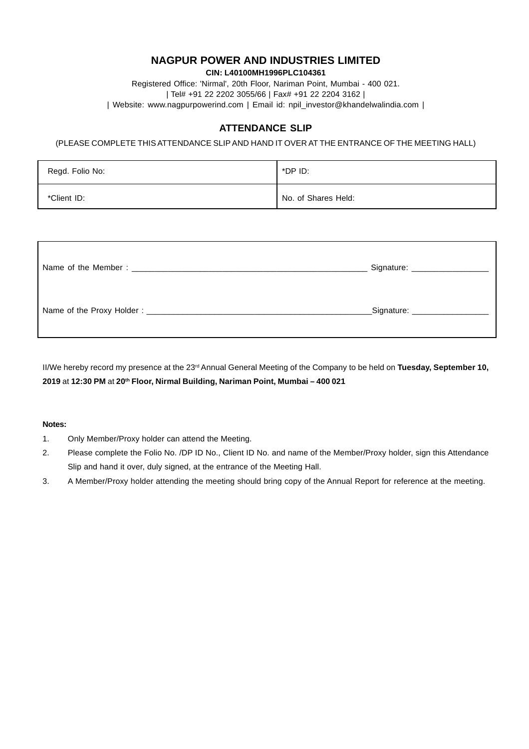# NAGPUR POWER AND INDUSTRIES LIMITED

**CIN: L40100MH1996PLC104361**

Registered Office: 'Nirmal', 20th Floor, Nariman Point, Mumbai - 400 021.

| Tel# +91 22 2202 3055/66 | Fax# +91 22 2204 3162 |

| Website: www.nagpurpowerind.com | Email id: npil_investor@khandelwalindia.com |

## ATTENDANCE SLIP

(PLEASE COMPLETE THIS ATTENDANCE SLIP AND HAND IT OVER AT THE ENTRANCE OF THE MEETING HALL)

| Regd. Folio No: | *DP ID: |
|---|---|
| *Client ID: | No. of Shares Held: |

Name of the Member : ____________________________________________________ Signature: _________________

Name of the Proxy Holder : ________________________________________________Signature: _________________

II/We hereby record my presence at the 23rd Annual General Meeting of the Company to be held on **Tuesday, September 10, 2019** at **12:30 PM** at **20th Floor, Nirmal Building, Nariman Point, Mumbai – 400 021**

**Notes:**

1. Only Member/Proxy holder can attend the Meeting.
2. Please complete the Folio No. /DP ID No., Client ID No. and name of the Member/Proxy holder, sign this Attendance Slip and hand it over, duly signed, at the entrance of the Meeting Hall.
3. A Member/Proxy holder attending the meeting should bring copy of the Annual Report for reference at the meeting.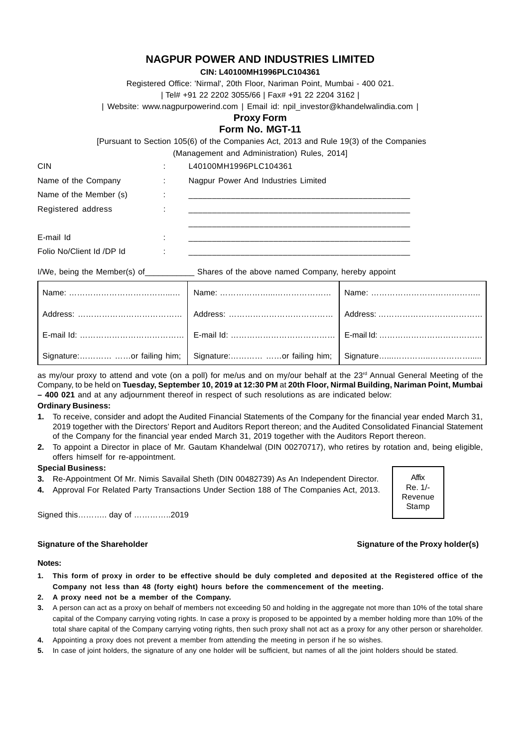# NAGPUR POWER AND INDUSTRIES LIMITED

**CIN: L40100MH1996PLC104361**

Registered Office: 'Nirmal', 20th Floor, Nariman Point, Mumbai - 400 021.

| Tel# +91 22 2202 3055/66 | Fax# +91 22 2204 3162 |

| Website: www.nagpurpowerind.com | Email id: npil_investor@khandelwalindia.com |

## Proxy Form

## Form No. MGT-11

[Pursuant to Section 105(6) of the Companies Act, 2013 and Rule 19(3) of the Companies (Management and Administration) Rules, 2014]

CIN : L40100MH1996PLC104361

Name of the Company : Nagpur Power And Industries Limited

Name of the Member (s) : ________________________________________________

Registered address : ________________________________________________

________________________________________________

E-mail Id : ________________________________________________

Folio No/Client Id /DP Id : ________________________________________________

I/We, being the Member(s) of___________ Shares of the above named Company, hereby appoint

| | | |
|---|---|---|
| Name: …………………………………… | Name: …………………………………… | Name: …………………………………… |
| Address: ………………………………… | Address: ………………………………… | Address: ………………………………… |
| E-mail Id: ………………………………… | E-mail Id: ………………………………… | E-mail Id: ………………………………… |
| Signature:………… ……or failing him; | Signature:………… ……or failing him; | Signature……………………………… |

as my/our proxy to attend and vote (on a poll) for me/us and on my/our behalf at the 23rd Annual General Meeting of the Company, to be held on **Tuesday, September 10, 2019 at 12:30 PM** at **20th Floor, Nirmal Building, Nariman Point, Mumbai – 400 021** and at any adjournment thereof in respect of such resolutions as are indicated below:

**Ordinary Business:**

1. To receive, consider and adopt the Audited Financial Statements of the Company for the financial year ended March 31, 2019 together with the Directors' Report and Auditors Report thereon; and the Audited Consolidated Financial Statement of the Company for the financial year ended March 31, 2019 together with the Auditors Report thereon.
2. To appoint a Director in place of Mr. Gautam Khandelwal (DIN 00270717), who retires by rotation and, being eligible, offers himself for re-appointment.

**Special Business:**

3. Re-Appointment Of Mr. Nimis Savailal Sheth (DIN 00482739) As An Independent Director.
4. Approval For Related Party Transactions Under Section 188 of The Companies Act, 2013.

Affix Re. 1/- Revenue Stamp

Signed this……….. day of …………..2019

**Signature of the Shareholder** **Signature of the Proxy holder(s)**

**Notes:**

1. **This form of proxy in order to be effective should be duly completed and deposited at the Registered office of the Company not less than 48 (forty eight) hours before the commencement of the meeting.**
2. **A proxy need not be a member of the Company.**
3. A person can act as a proxy on behalf of members not exceeding 50 and holding in the aggregate not more than 10% of the total share capital of the Company carrying voting rights. In case a proxy is proposed to be appointed by a member holding more than 10% of the total share capital of the Company carrying voting rights, then such proxy shall not act as a proxy for any other person or shareholder.
4. Appointing a proxy does not prevent a member from attending the meeting in person if he so wishes.
5. In case of joint holders, the signature of any one holder will be sufficient, but names of all the joint holders should be stated.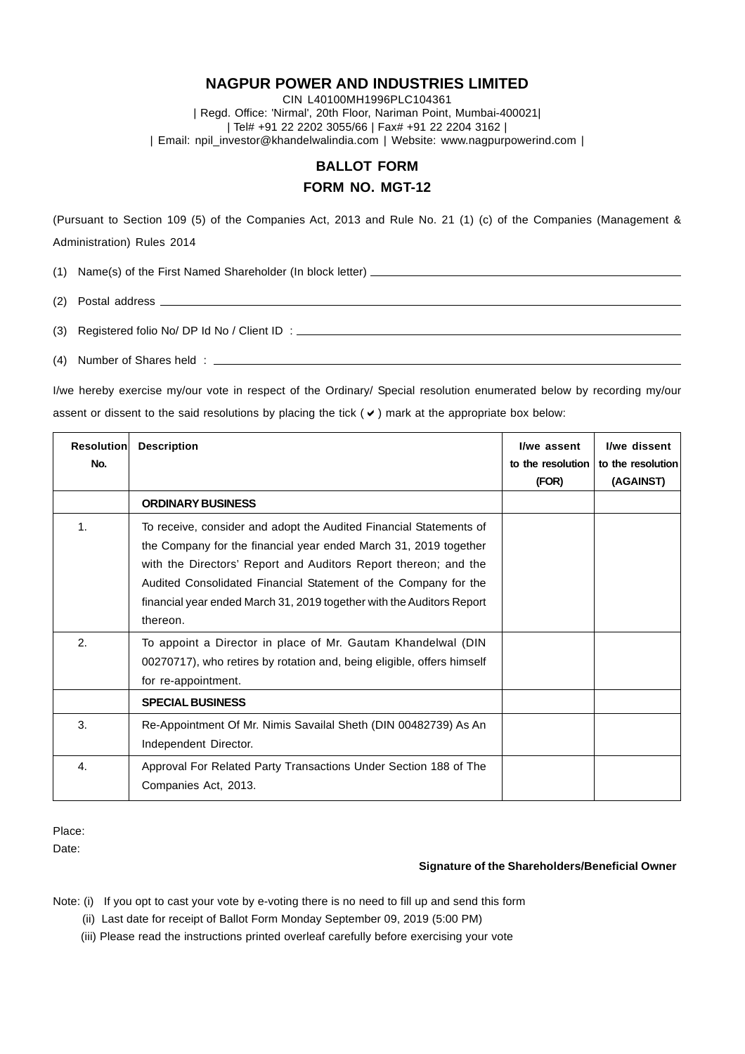# NAGPUR POWER AND INDUSTRIES LIMITED

CIN L40100MH1996PLC104361

| Regd. Office: 'Nirmal', 20th Floor, Nariman Point, Mumbai-400021|

| Tel# +91 22 2202 3055/66 | Fax# +91 22 2204 3162 |

| Email: npil_investor@khandelwalindia.com | Website: www.nagpurpowerind.com |

## BALLOT FORM

## FORM NO. MGT-12

(Pursuant to Section 109 (5) of the Companies Act, 2013 and Rule No. 21 (1) (c) of the Companies (Management & Administration) Rules 2014

(1) Name(s) of the First Named Shareholder (In block letter) \_\_\_\_\_\_\_\_\_\_\_\_\_\_\_\_\_\_\_\_\_\_\_\_\_\_\_\_\_\_\_\_

(2) Postal address \_\_\_\_\_\_\_\_\_\_\_\_\_\_\_\_\_\_\_\_\_\_\_\_\_\_\_\_\_\_\_\_\_\_\_\_\_\_\_\_\_\_\_\_\_\_\_\_\_\_\_\_\_\_\_\_

(3) Registered folio No/ DP Id No / Client ID : \_\_\_\_\_\_\_\_\_\_\_\_\_\_\_\_\_\_\_\_\_\_\_\_\_\_\_\_\_\_\_\_\_\_\_\_\_\_\_\_

(4) Number of Shares held : \_\_\_\_\_\_\_\_\_\_\_\_\_\_\_\_\_\_\_\_\_\_\_\_\_\_\_\_\_\_\_\_\_\_\_\_\_\_\_\_\_\_\_\_\_\_\_\_\_\_\_\_

I/we hereby exercise my/our vote in respect of the Ordinary/ Special resolution enumerated below by recording my/our assent or dissent to the said resolutions by placing the tick (✔) mark at the appropriate box below:

| Resolution No. | Description | I/we assent to the resolution (FOR) | I/we dissent to the resolution (AGAINST) |
|---|---|---|---|
| | **ORDINARY BUSINESS** | | |
| 1. | To receive, consider and adopt the Audited Financial Statements of the Company for the financial year ended March 31, 2019 together with the Directors' Report and Auditors Report thereon; and the Audited Consolidated Financial Statement of the Company for the financial year ended March 31, 2019 together with the Auditors Report thereon. | | |
| 2. | To appoint a Director in place of Mr. Gautam Khandelwal (DIN 00270717), who retires by rotation and, being eligible, offers himself for re-appointment. | | |
| | **SPECIAL BUSINESS** | | |
| 3. | Re-Appointment Of Mr. Nimis Savailal Sheth (DIN 00482739) As An Independent Director. | | |
| 4. | Approval For Related Party Transactions Under Section 188 of The Companies Act, 2013. | | |

Place:

Date:

**Signature of the Shareholders/Beneficial Owner**

Note: (i) If you opt to cast your vote by e-voting there is no need to fill up and send this form

(ii) Last date for receipt of Ballot Form Monday September 09, 2019 (5:00 PM)

(iii) Please read the instructions printed overleaf carefully before exercising your vote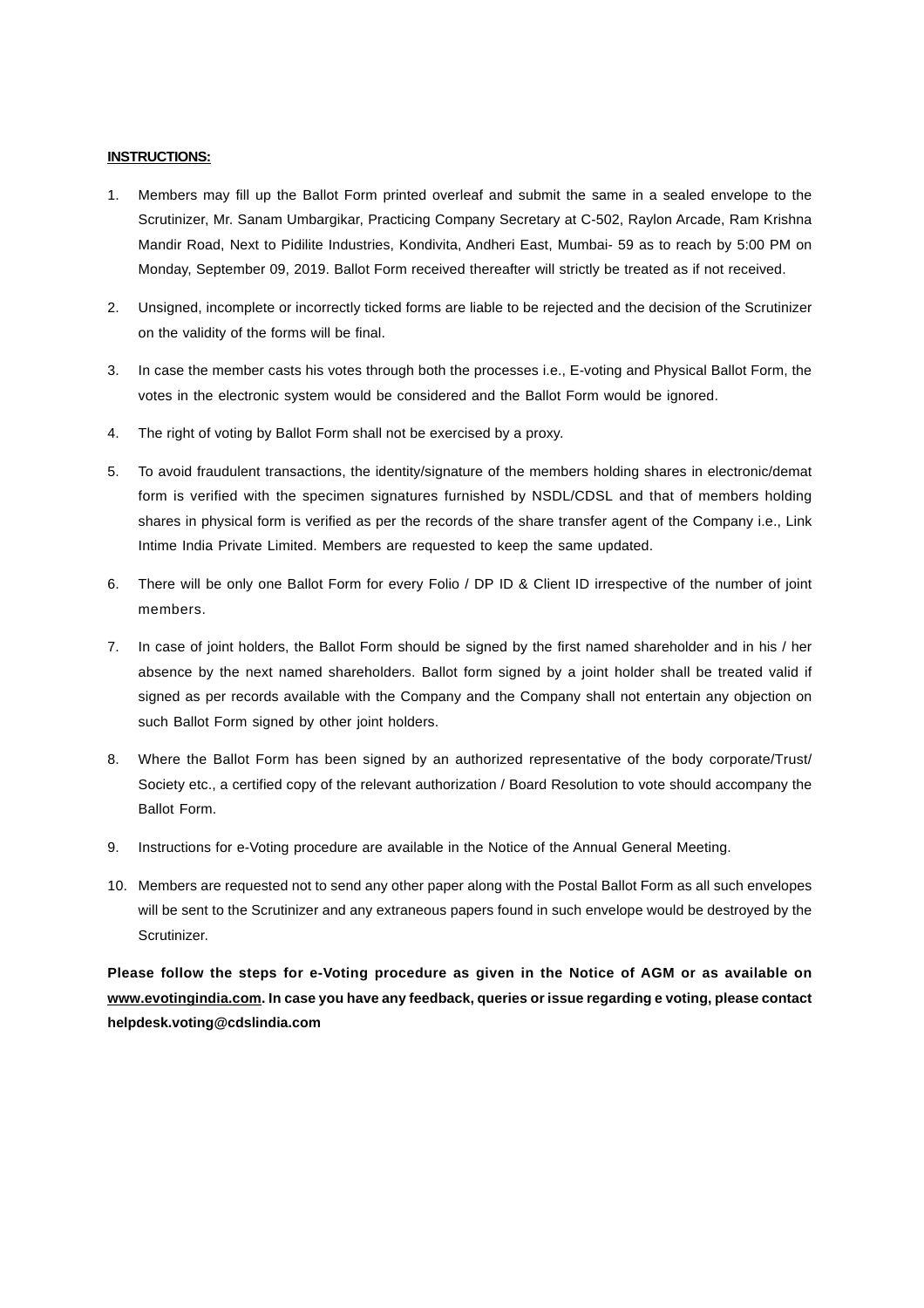**INSTRUCTIONS:**

1. Members may fill up the Ballot Form printed overleaf and submit the same in a sealed envelope to the Scrutinizer, Mr. Sanam Umbargikar, Practicing Company Secretary at C-502, Raylon Arcade, Ram Krishna Mandir Road, Next to Pidilite Industries, Kondivita, Andheri East, Mumbai- 59 as to reach by 5:00 PM on Monday, September 09, 2019. Ballot Form received thereafter will strictly be treated as if not received.

2. Unsigned, incomplete or incorrectly ticked forms are liable to be rejected and the decision of the Scrutinizer on the validity of the forms will be final.

3. In case the member casts his votes through both the processes i.e., E-voting and Physical Ballot Form, the votes in the electronic system would be considered and the Ballot Form would be ignored.

4. The right of voting by Ballot Form shall not be exercised by a proxy.

5. To avoid fraudulent transactions, the identity/signature of the members holding shares in electronic/demat form is verified with the specimen signatures furnished by NSDL/CDSL and that of members holding shares in physical form is verified as per the records of the share transfer agent of the Company i.e., Link Intime India Private Limited. Members are requested to keep the same updated.

6. There will be only one Ballot Form for every Folio / DP ID & Client ID irrespective of the number of joint members.

7. In case of joint holders, the Ballot Form should be signed by the first named shareholder and in his / her absence by the next named shareholders. Ballot form signed by a joint holder shall be treated valid if signed as per records available with the Company and the Company shall not entertain any objection on such Ballot Form signed by other joint holders.

8. Where the Ballot Form has been signed by an authorized representative of the body corporate/Trust/ Society etc., a certified copy of the relevant authorization / Board Resolution to vote should accompany the Ballot Form.

9. Instructions for e-Voting procedure are available in the Notice of the Annual General Meeting.

10. Members are requested not to send any other paper along with the Postal Ballot Form as all such envelopes will be sent to the Scrutinizer and any extraneous papers found in such envelope would be destroyed by the Scrutinizer.

**Please follow the steps for e-Voting procedure as given in the Notice of AGM or as available on www.evotingindia.com. In case you have any feedback, queries or issue regarding e voting, please contact helpdesk.voting@cdslindia.com**